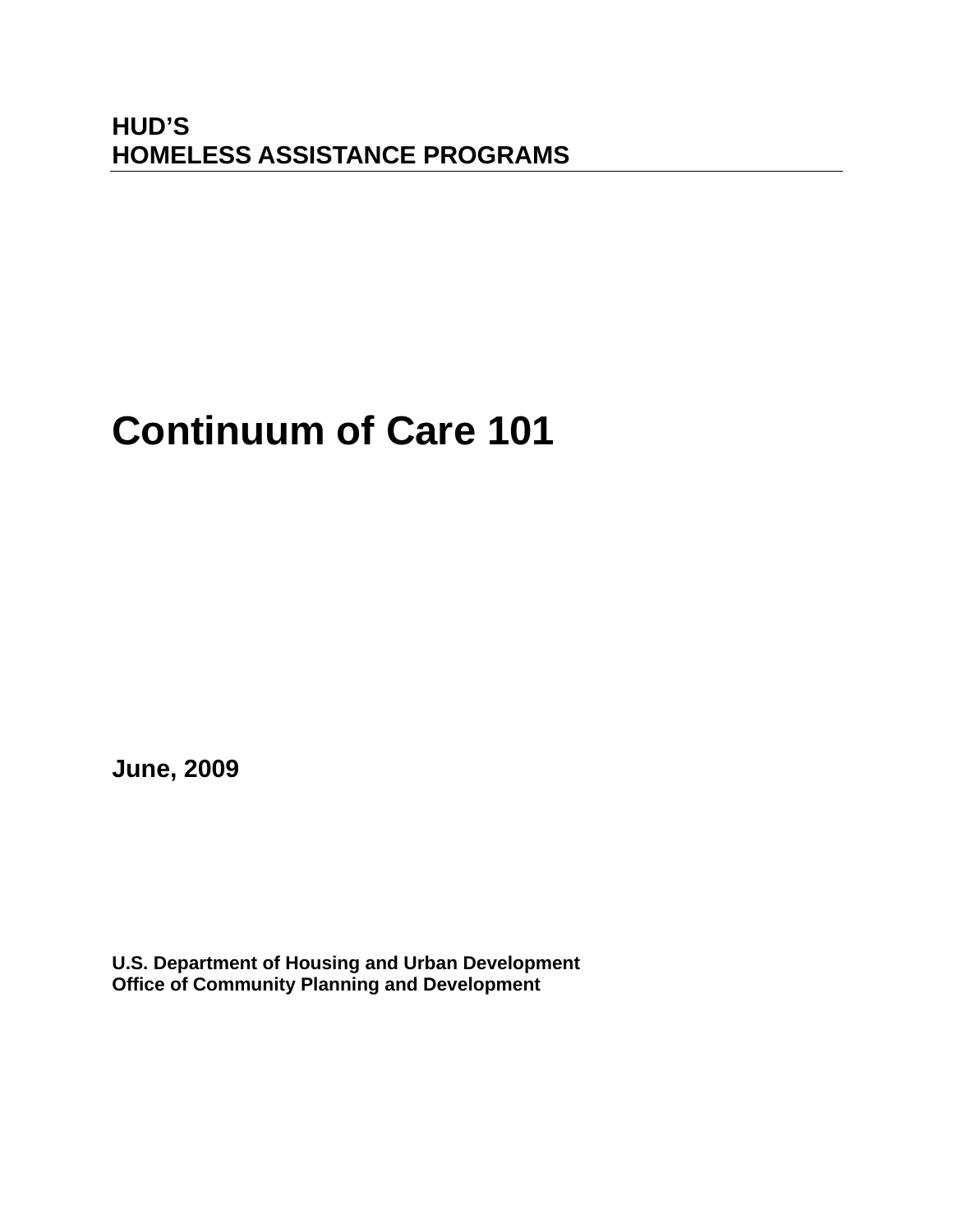**HUD'S**
**HOMELESS ASSISTANCE PROGRAMS**

---

# Continuum of Care 101

**June, 2009**

**U.S. Department of Housing and Urban Development**
**Office of Community Planning and Development**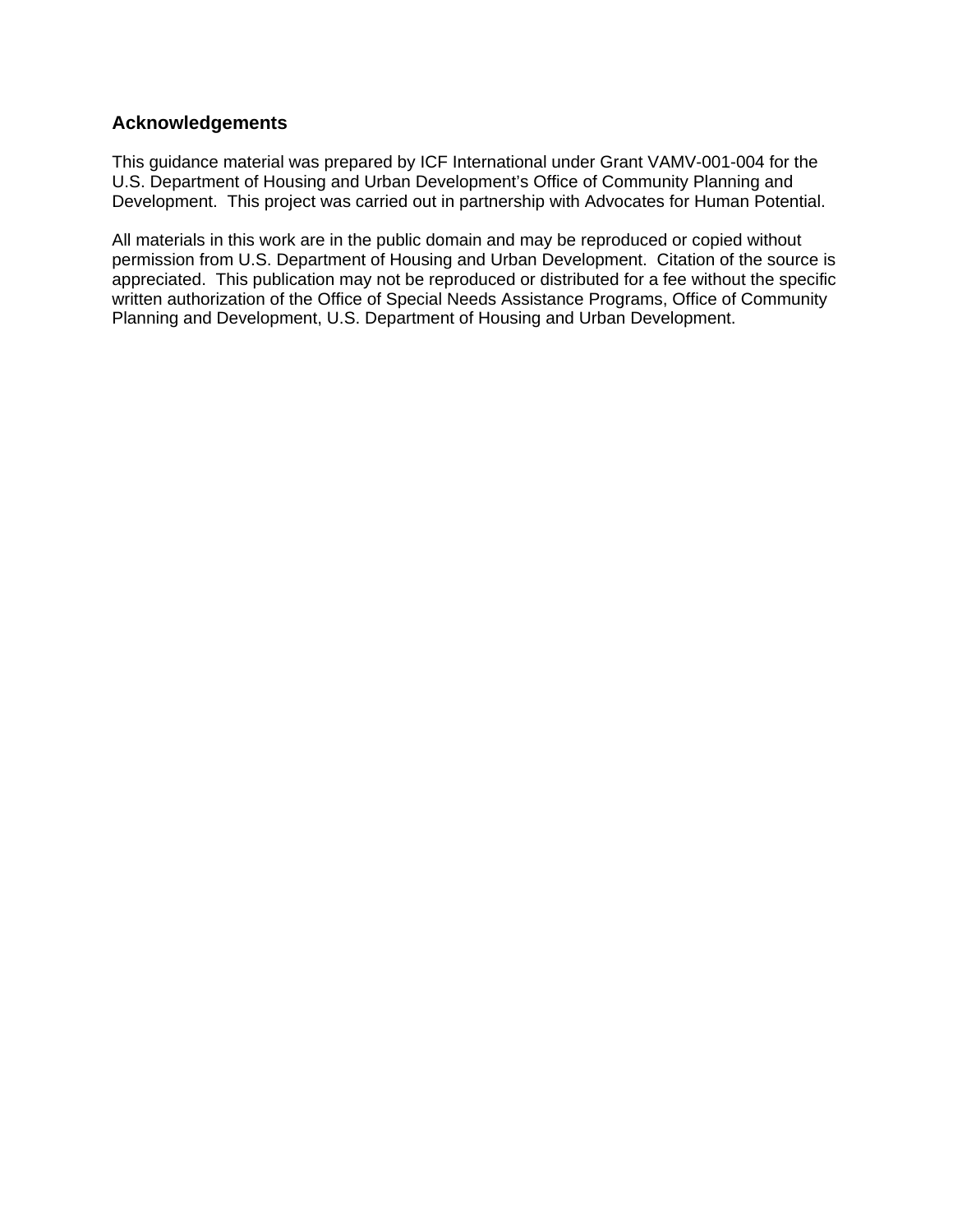## Acknowledgements

This guidance material was prepared by ICF International under Grant VAMV-001-004 for the U.S. Department of Housing and Urban Development's Office of Community Planning and Development. This project was carried out in partnership with Advocates for Human Potential.

All materials in this work are in the public domain and may be reproduced or copied without permission from U.S. Department of Housing and Urban Development. Citation of the source is appreciated. This publication may not be reproduced or distributed for a fee without the specific written authorization of the Office of Special Needs Assistance Programs, Office of Community Planning and Development, U.S. Department of Housing and Urban Development.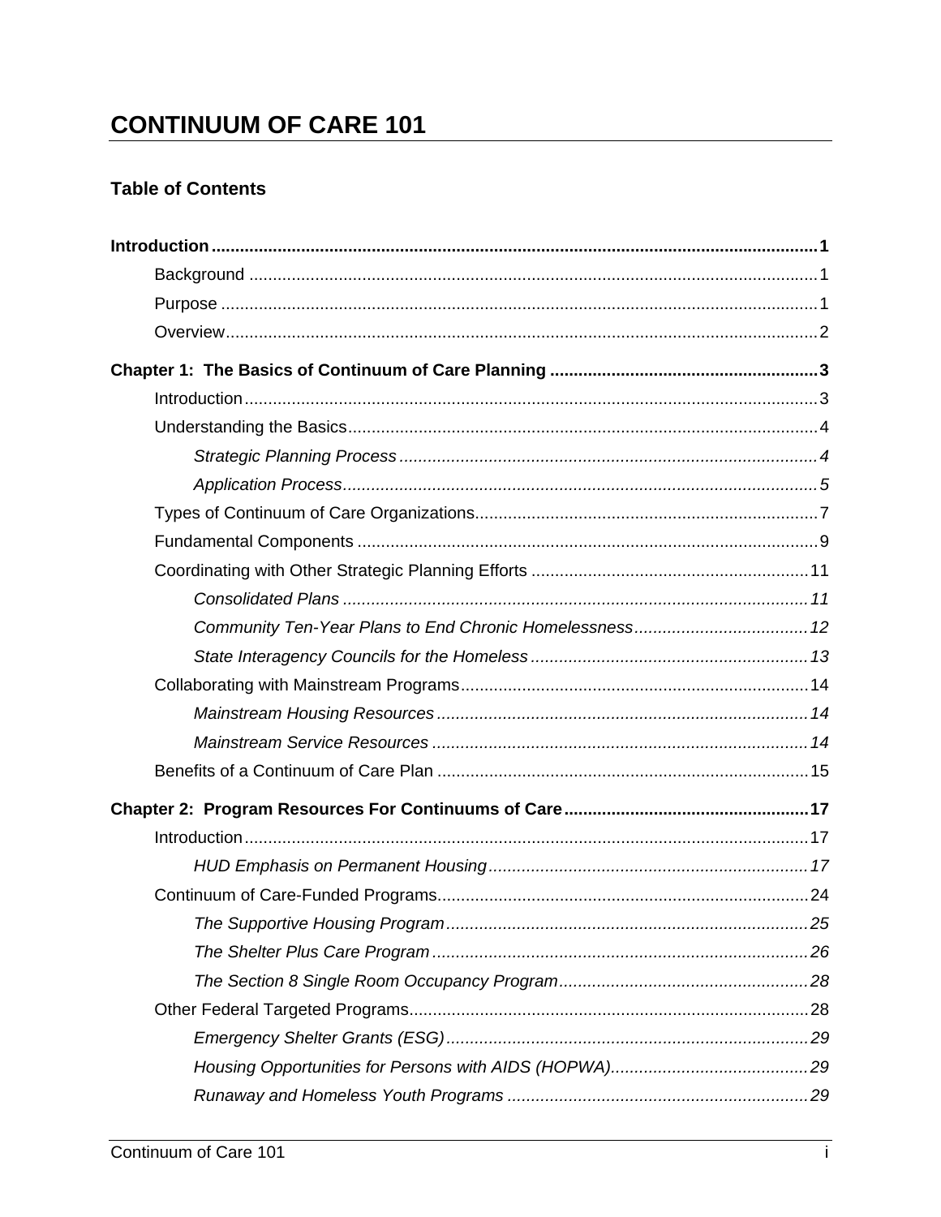# CONTINUUM OF CARE 101

## Table of Contents

**Introduction ........................................................................................................................ 1**

Background ........................................................................................................................ 1

Purpose .............................................................................................................................. 1

Overview............................................................................................................................. 2

**Chapter 1: The Basics of Continuum of Care Planning ........................................................ 3**

Introduction......................................................................................................................... 3

Understanding the Basics.................................................................................................... 4

*Strategic Planning Process ........................................................................................ 4*

*Application Process.................................................................................................... 5*

Types of Continuum of Care Organizations........................................................................ 7

Fundamental Components ................................................................................................. 9

Coordinating with Other Strategic Planning Efforts ........................................................... 11

*Consolidated Plans .................................................................................................. 11*

*Community Ten-Year Plans to End Chronic Homelessness..................................... 12*

*State Interagency Councils for the Homeless .......................................................... 13*

Collaborating with Mainstream Programs.......................................................................... 14

*Mainstream Housing Resources .............................................................................. 14*

*Mainstream Service Resources ............................................................................... 14*

Benefits of a Continuum of Care Plan .............................................................................. 15

**Chapter 2: Program Resources For Continuums of Care................................................... 17**

Introduction....................................................................................................................... 17

*HUD Emphasis on Permanent Housing.................................................................... 17*

Continuum of Care-Funded Programs.............................................................................. 24

*The Supportive Housing Program............................................................................ 25*

*The Shelter Plus Care Program ............................................................................... 26*

*The Section 8 Single Room Occupancy Program..................................................... 28*

Other Federal Targeted Programs.................................................................................... 28

*Emergency Shelter Grants (ESG)............................................................................ 29*

*Housing Opportunities for Persons with AIDS (HOPWA).......................................... 29*

*Runaway and Homeless Youth Programs ............................................................... 29*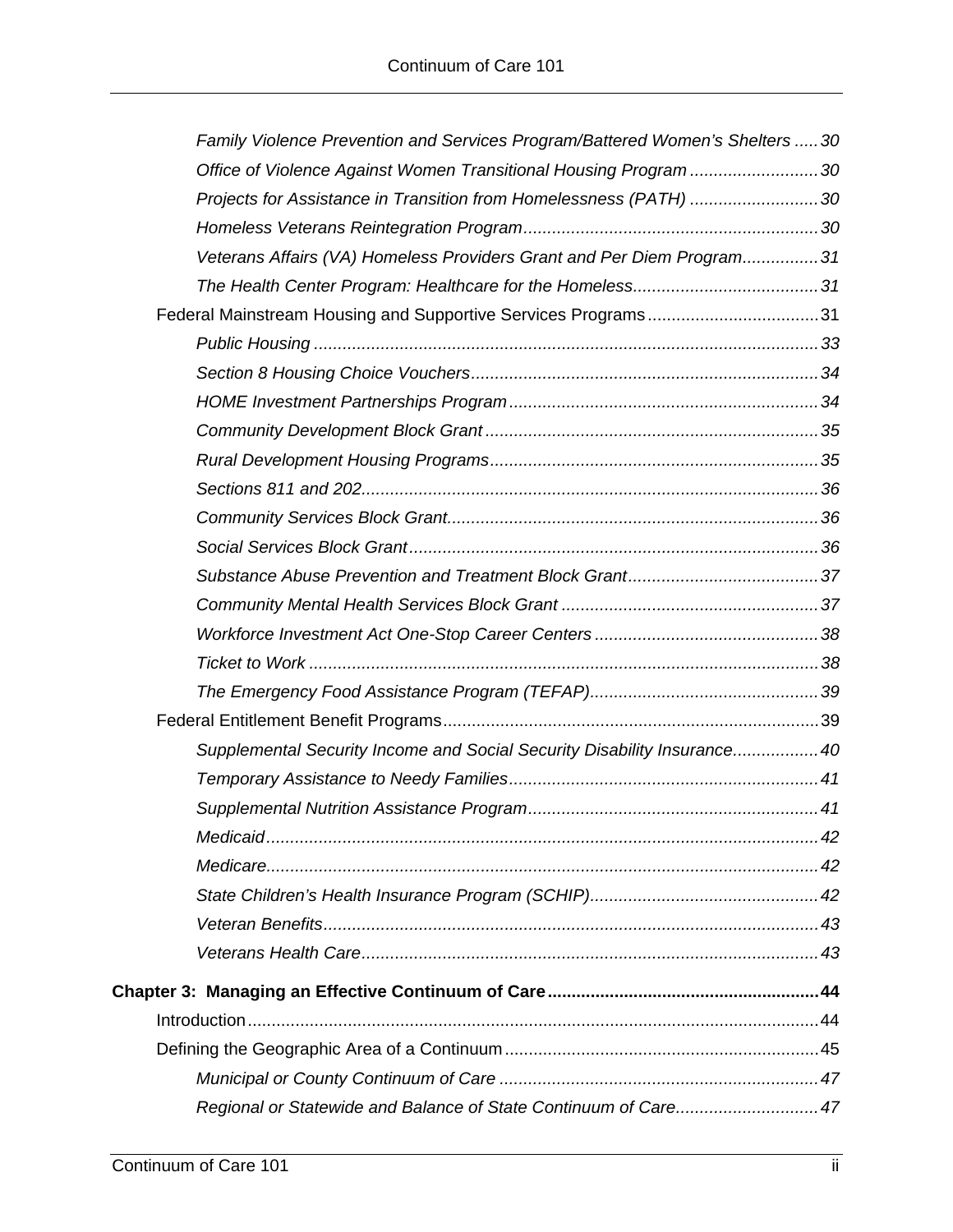*Family Violence Prevention and Services Program/Battered Women's Shelters* ..... 30
*Office of Violence Against Women Transitional Housing Program* ........................... 30
*Projects for Assistance in Transition from Homelessness (PATH)* ........................... 30
*Homeless Veterans Reintegration Program* ............................................................. 30
*Veterans Affairs (VA) Homeless Providers Grant and Per Diem Program* ................ 31
*The Health Center Program: Healthcare for the Homeless* ....................................... 31

Federal Mainstream Housing and Supportive Services Programs .................................... 31

*Public Housing* ......................................................................................................... 33
*Section 8 Housing Choice Vouchers* ......................................................................... 34
*HOME Investment Partnerships Program* ................................................................. 34
*Community Development Block Grant* ...................................................................... 35
*Rural Development Housing Programs* ..................................................................... 35
*Sections 811 and 202* ............................................................................................... 36
*Community Services Block Grant* ............................................................................. 36
*Social Services Block Grant* ...................................................................................... 36
*Substance Abuse Prevention and Treatment Block Grant* ........................................ 37
*Community Mental Health Services Block Grant* ...................................................... 37
*Workforce Investment Act One-Stop Career Centers* ............................................... 38
*Ticket to Work* .......................................................................................................... 38
*The Emergency Food Assistance Program (TEFAP)* ................................................ 39

Federal Entitlement Benefit Programs .............................................................................. 39

*Supplemental Security Income and Social Security Disability Insurance* .................. 40
*Temporary Assistance to Needy Families* ................................................................. 41
*Supplemental Nutrition Assistance Program* ............................................................. 41
*Medicaid* ................................................................................................................... 42
*Medicare* ................................................................................................................... 42
*State Children's Health Insurance Program (SCHIP)* ................................................ 42
*Veteran Benefits* ........................................................................................................ 43
*Veterans Health Care* ............................................................................................... 43

**Chapter 3: Managing an Effective Continuum of Care ........................................................ 44**

Introduction ....................................................................................................................... 44
Defining the Geographic Area of a Continuum ................................................................. 45

*Municipal or County Continuum of Care* .................................................................. 47
*Regional or Statewide and Balance of State Continuum of Care* .............................. 47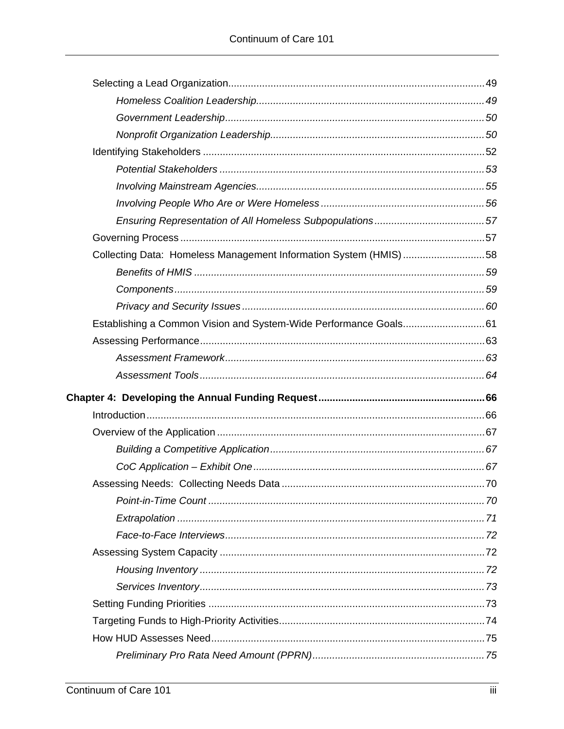Selecting a Lead Organization..........................................................................................49

*Homeless Coalition Leadership.................................................................................49*

*Government Leadership...........................................................................................50*

*Nonprofit Organization Leadership...........................................................................50*

Identifying Stakeholders ...................................................................................................52

*Potential Stakeholders .............................................................................................53*

*Involving Mainstream Agencies................................................................................55*

*Involving People Who Are or Were Homeless .........................................................56*

*Ensuring Representation of All Homeless Subpopulations.......................................57*

Governing Process ...........................................................................................................57

Collecting Data: Homeless Management Information System (HMIS) .............................58

*Benefits of HMIS ......................................................................................................59*

*Components.............................................................................................................59*

*Privacy and Security Issues .....................................................................................60*

Establishing a Common Vision and System-Wide Performance Goals.............................61

Assessing Performance....................................................................................................63

*Assessment Framework...........................................................................................63*

*Assessment Tools....................................................................................................64*

**Chapter 4: Developing the Annual Funding Request...........................................................66**

Introduction.......................................................................................................................66

Overview of the Application ..............................................................................................67

*Building a Competitive Application...........................................................................67*

*CoC Application – Exhibit One.................................................................................67*

Assessing Needs: Collecting Needs Data .......................................................................70

*Point-in-Time Count .................................................................................................70*

*Extrapolation ............................................................................................................71*

*Face-to-Face Interviews...........................................................................................72*

Assessing System Capacity .............................................................................................72

*Housing Inventory ....................................................................................................72*

*Services Inventory....................................................................................................73*

Setting Funding Priorities .................................................................................................73

Targeting Funds to High-Priority Activities.........................................................................74

How HUD Assesses Need................................................................................................75

*Preliminary Pro Rata Need Amount (PPRN)............................................................75*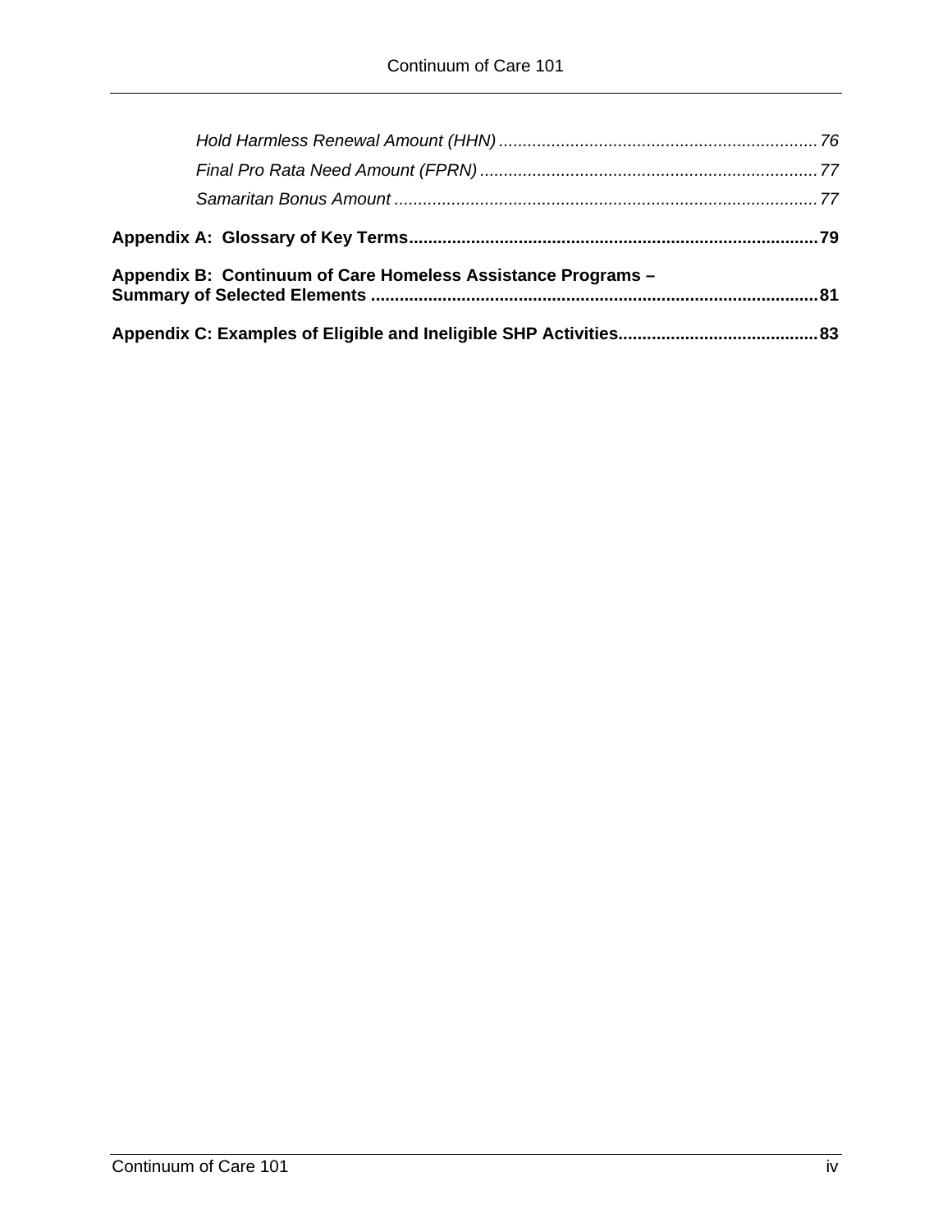*Hold Harmless Renewal Amount (HHN)* ........ 76

*Final Pro Rata Need Amount (FPRN)* ........ 77

*Samaritan Bonus Amount* ........ 77

**Appendix A: Glossary of Key Terms** ........ **79**

**Appendix B: Continuum of Care Homeless Assistance Programs – Summary of Selected Elements** ........ **81**

**Appendix C: Examples of Eligible and Ineligible SHP Activities** ........ **83**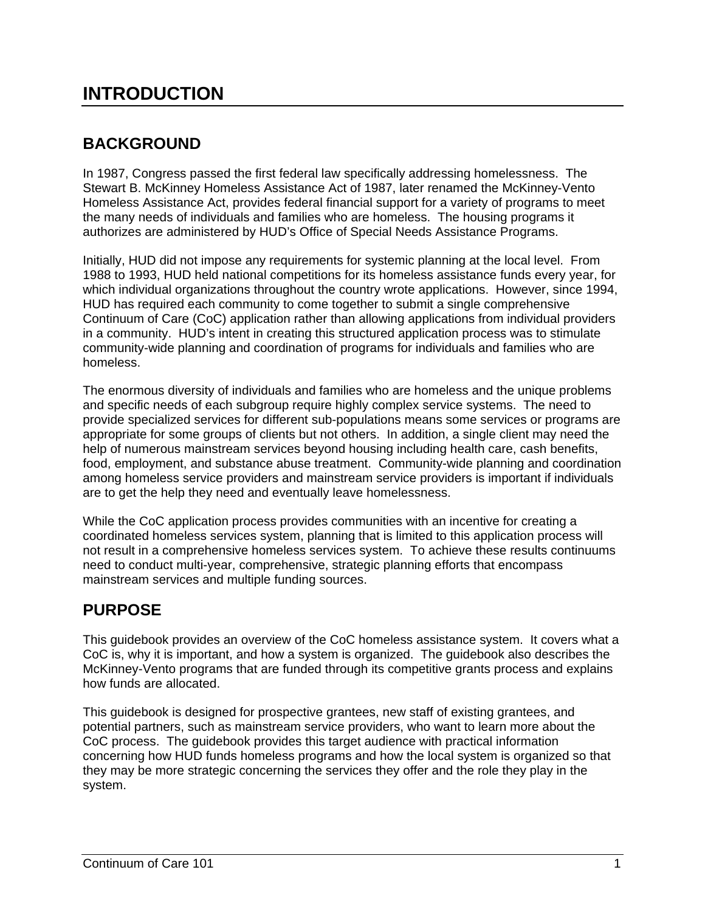# INTRODUCTION

## BACKGROUND

In 1987, Congress passed the first federal law specifically addressing homelessness. The Stewart B. McKinney Homeless Assistance Act of 1987, later renamed the McKinney-Vento Homeless Assistance Act, provides federal financial support for a variety of programs to meet the many needs of individuals and families who are homeless. The housing programs it authorizes are administered by HUD's Office of Special Needs Assistance Programs.

Initially, HUD did not impose any requirements for systemic planning at the local level. From 1988 to 1993, HUD held national competitions for its homeless assistance funds every year, for which individual organizations throughout the country wrote applications. However, since 1994, HUD has required each community to come together to submit a single comprehensive Continuum of Care (CoC) application rather than allowing applications from individual providers in a community. HUD's intent in creating this structured application process was to stimulate community-wide planning and coordination of programs for individuals and families who are homeless.

The enormous diversity of individuals and families who are homeless and the unique problems and specific needs of each subgroup require highly complex service systems. The need to provide specialized services for different sub-populations means some services or programs are appropriate for some groups of clients but not others. In addition, a single client may need the help of numerous mainstream services beyond housing including health care, cash benefits, food, employment, and substance abuse treatment. Community-wide planning and coordination among homeless service providers and mainstream service providers is important if individuals are to get the help they need and eventually leave homelessness.

While the CoC application process provides communities with an incentive for creating a coordinated homeless services system, planning that is limited to this application process will not result in a comprehensive homeless services system. To achieve these results continuums need to conduct multi-year, comprehensive, strategic planning efforts that encompass mainstream services and multiple funding sources.

## PURPOSE

This guidebook provides an overview of the CoC homeless assistance system. It covers what a CoC is, why it is important, and how a system is organized. The guidebook also describes the McKinney-Vento programs that are funded through its competitive grants process and explains how funds are allocated.

This guidebook is designed for prospective grantees, new staff of existing grantees, and potential partners, such as mainstream service providers, who want to learn more about the CoC process. The guidebook provides this target audience with practical information concerning how HUD funds homeless programs and how the local system is organized so that they may be more strategic concerning the services they offer and the role they play in the system.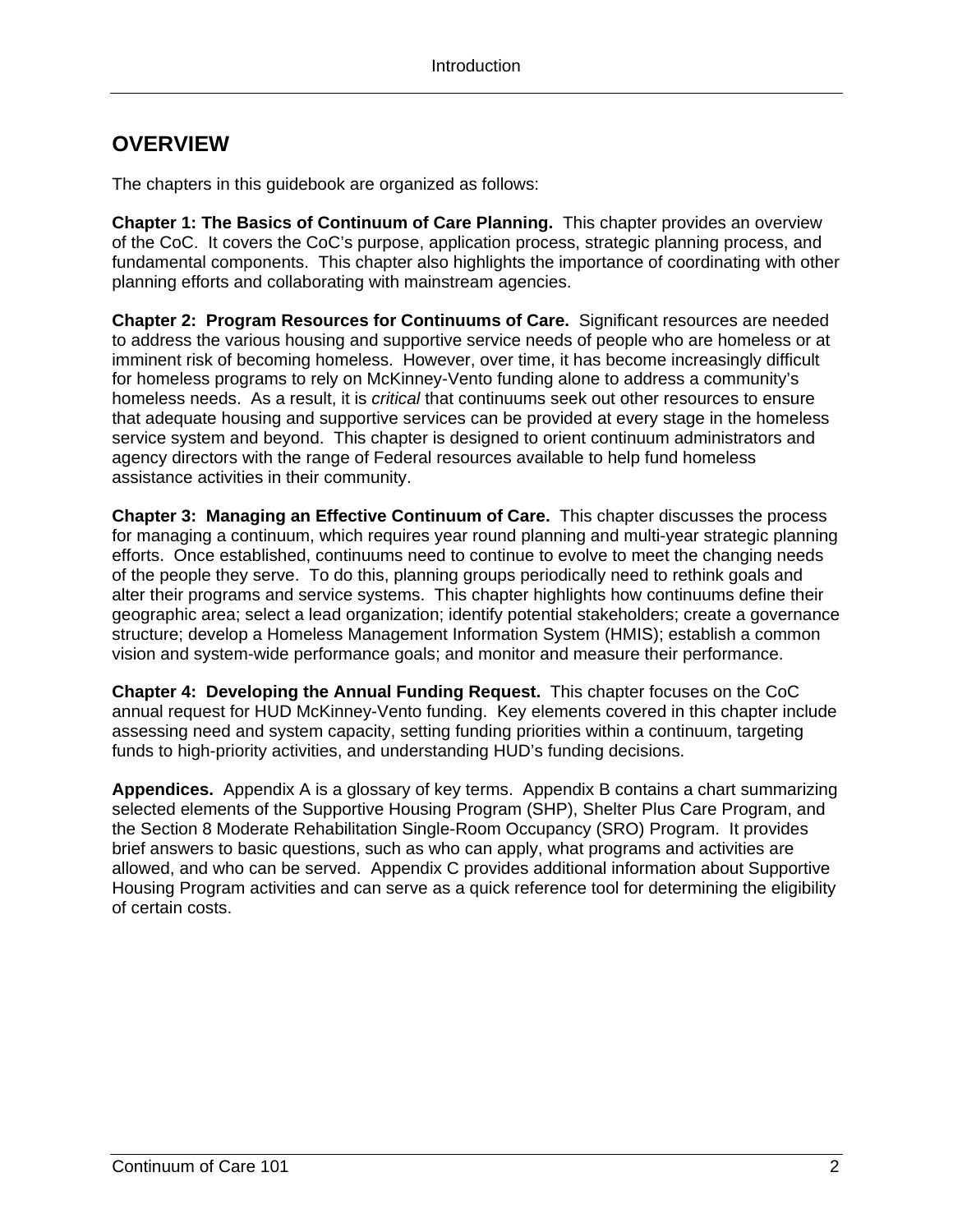## OVERVIEW

The chapters in this guidebook are organized as follows:

**Chapter 1: The Basics of Continuum of Care Planning.** This chapter provides an overview of the CoC. It covers the CoC's purpose, application process, strategic planning process, and fundamental components. This chapter also highlights the importance of coordinating with other planning efforts and collaborating with mainstream agencies.

**Chapter 2: Program Resources for Continuums of Care.** Significant resources are needed to address the various housing and supportive service needs of people who are homeless or at imminent risk of becoming homeless. However, over time, it has become increasingly difficult for homeless programs to rely on McKinney-Vento funding alone to address a community's homeless needs. As a result, it is *critical* that continuums seek out other resources to ensure that adequate housing and supportive services can be provided at every stage in the homeless service system and beyond. This chapter is designed to orient continuum administrators and agency directors with the range of Federal resources available to help fund homeless assistance activities in their community.

**Chapter 3: Managing an Effective Continuum of Care.** This chapter discusses the process for managing a continuum, which requires year round planning and multi-year strategic planning efforts. Once established, continuums need to continue to evolve to meet the changing needs of the people they serve. To do this, planning groups periodically need to rethink goals and alter their programs and service systems. This chapter highlights how continuums define their geographic area; select a lead organization; identify potential stakeholders; create a governance structure; develop a Homeless Management Information System (HMIS); establish a common vision and system-wide performance goals; and monitor and measure their performance.

**Chapter 4: Developing the Annual Funding Request.** This chapter focuses on the CoC annual request for HUD McKinney-Vento funding. Key elements covered in this chapter include assessing need and system capacity, setting funding priorities within a continuum, targeting funds to high-priority activities, and understanding HUD's funding decisions.

**Appendices.** Appendix A is a glossary of key terms. Appendix B contains a chart summarizing selected elements of the Supportive Housing Program (SHP), Shelter Plus Care Program, and the Section 8 Moderate Rehabilitation Single-Room Occupancy (SRO) Program. It provides brief answers to basic questions, such as who can apply, what programs and activities are allowed, and who can be served. Appendix C provides additional information about Supportive Housing Program activities and can serve as a quick reference tool for determining the eligibility of certain costs.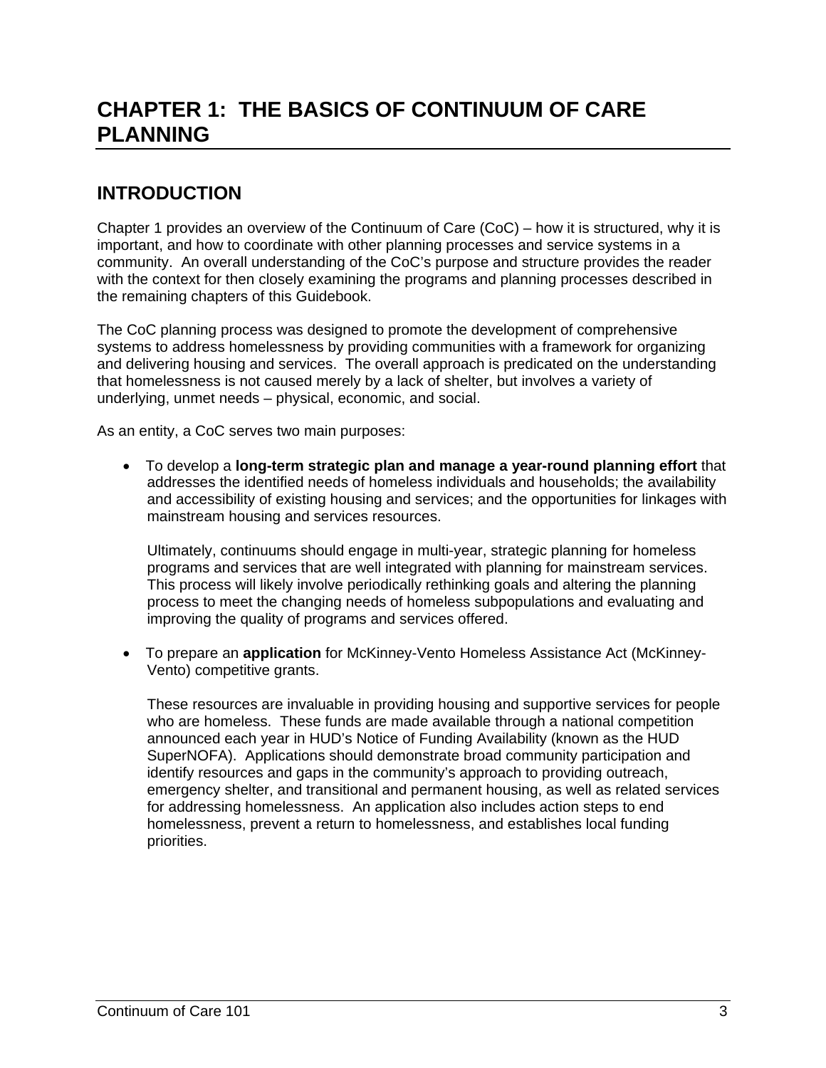# CHAPTER 1: THE BASICS OF CONTINUUM OF CARE PLANNING

## INTRODUCTION

Chapter 1 provides an overview of the Continuum of Care (CoC) – how it is structured, why it is important, and how to coordinate with other planning processes and service systems in a community. An overall understanding of the CoC's purpose and structure provides the reader with the context for then closely examining the programs and planning processes described in the remaining chapters of this Guidebook.

The CoC planning process was designed to promote the development of comprehensive systems to address homelessness by providing communities with a framework for organizing and delivering housing and services. The overall approach is predicated on the understanding that homelessness is not caused merely by a lack of shelter, but involves a variety of underlying, unmet needs – physical, economic, and social.

As an entity, a CoC serves two main purposes:

- To develop a **long-term strategic plan and manage a year-round planning effort** that addresses the identified needs of homeless individuals and households; the availability and accessibility of existing housing and services; and the opportunities for linkages with mainstream housing and services resources.

  Ultimately, continuums should engage in multi-year, strategic planning for homeless programs and services that are well integrated with planning for mainstream services. This process will likely involve periodically rethinking goals and altering the planning process to meet the changing needs of homeless subpopulations and evaluating and improving the quality of programs and services offered.

- To prepare an **application** for McKinney-Vento Homeless Assistance Act (McKinney-Vento) competitive grants.

  These resources are invaluable in providing housing and supportive services for people who are homeless. These funds are made available through a national competition announced each year in HUD's Notice of Funding Availability (known as the HUD SuperNOFA). Applications should demonstrate broad community participation and identify resources and gaps in the community's approach to providing outreach, emergency shelter, and transitional and permanent housing, as well as related services for addressing homelessness. An application also includes action steps to end homelessness, prevent a return to homelessness, and establishes local funding priorities.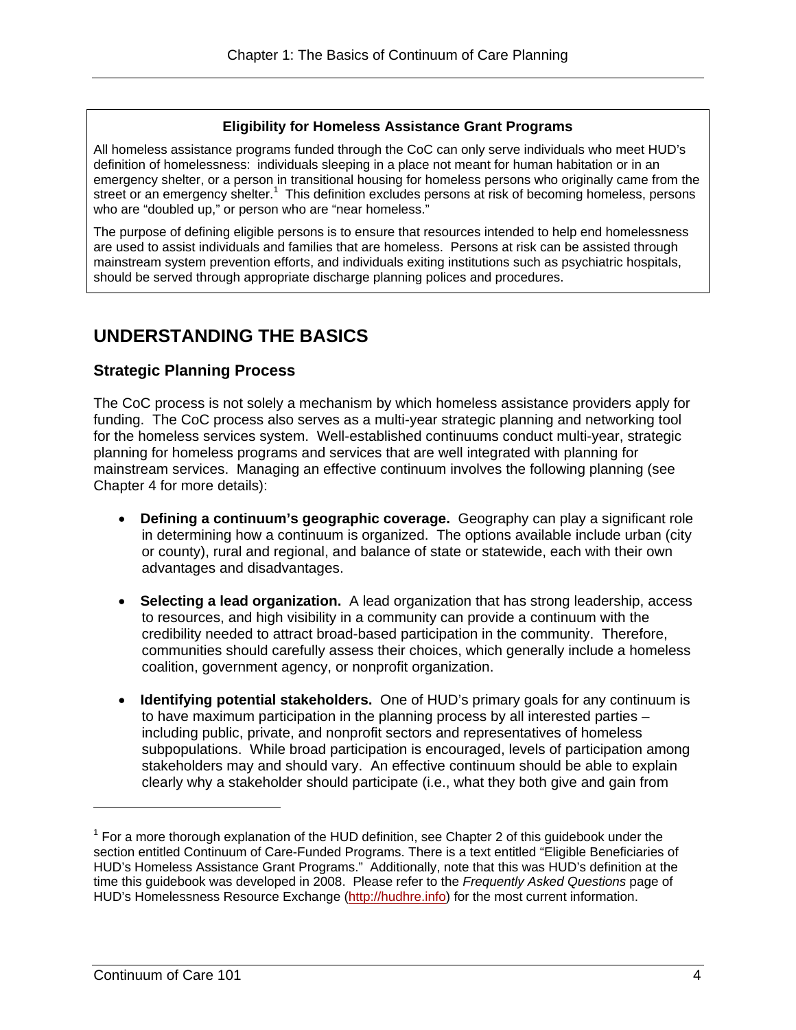**Eligibility for Homeless Assistance Grant Programs**

All homeless assistance programs funded through the CoC can only serve individuals who meet HUD's definition of homelessness: individuals sleeping in a place not meant for human habitation or in an emergency shelter, or a person in transitional housing for homeless persons who originally came from the street or an emergency shelter.[1] This definition excludes persons at risk of becoming homeless, persons who are "doubled up," or person who are "near homeless."

The purpose of defining eligible persons is to ensure that resources intended to help end homelessness are used to assist individuals and families that are homeless. Persons at risk can be assisted through mainstream system prevention efforts, and individuals exiting institutions such as psychiatric hospitals, should be served through appropriate discharge planning polices and procedures.

## UNDERSTANDING THE BASICS

### Strategic Planning Process

The CoC process is not solely a mechanism by which homeless assistance providers apply for funding. The CoC process also serves as a multi-year strategic planning and networking tool for the homeless services system. Well-established continuums conduct multi-year, strategic planning for homeless programs and services that are well integrated with planning for mainstream services. Managing an effective continuum involves the following planning (see Chapter 4 for more details):

- **Defining a continuum's geographic coverage.** Geography can play a significant role in determining how a continuum is organized. The options available include urban (city or county), rural and regional, and balance of state or statewide, each with their own advantages and disadvantages.

- **Selecting a lead organization.** A lead organization that has strong leadership, access to resources, and high visibility in a community can provide a continuum with the credibility needed to attract broad-based participation in the community. Therefore, communities should carefully assess their choices, which generally include a homeless coalition, government agency, or nonprofit organization.

- **Identifying potential stakeholders.** One of HUD's primary goals for any continuum is to have maximum participation in the planning process by all interested parties – including public, private, and nonprofit sectors and representatives of homeless subpopulations. While broad participation is encouraged, levels of participation among stakeholders may and should vary. An effective continuum should be able to explain clearly why a stakeholder should participate (i.e., what they both give and gain from

---

[1] For a more thorough explanation of the HUD definition, see Chapter 2 of this guidebook under the section entitled Continuum of Care-Funded Programs. There is a text entitled "Eligible Beneficiaries of HUD's Homeless Assistance Grant Programs." Additionally, note that this was HUD's definition at the time this guidebook was developed in 2008. Please refer to the *Frequently Asked Questions* page of HUD's Homelessness Resource Exchange (http://hudhre.info) for the most current information.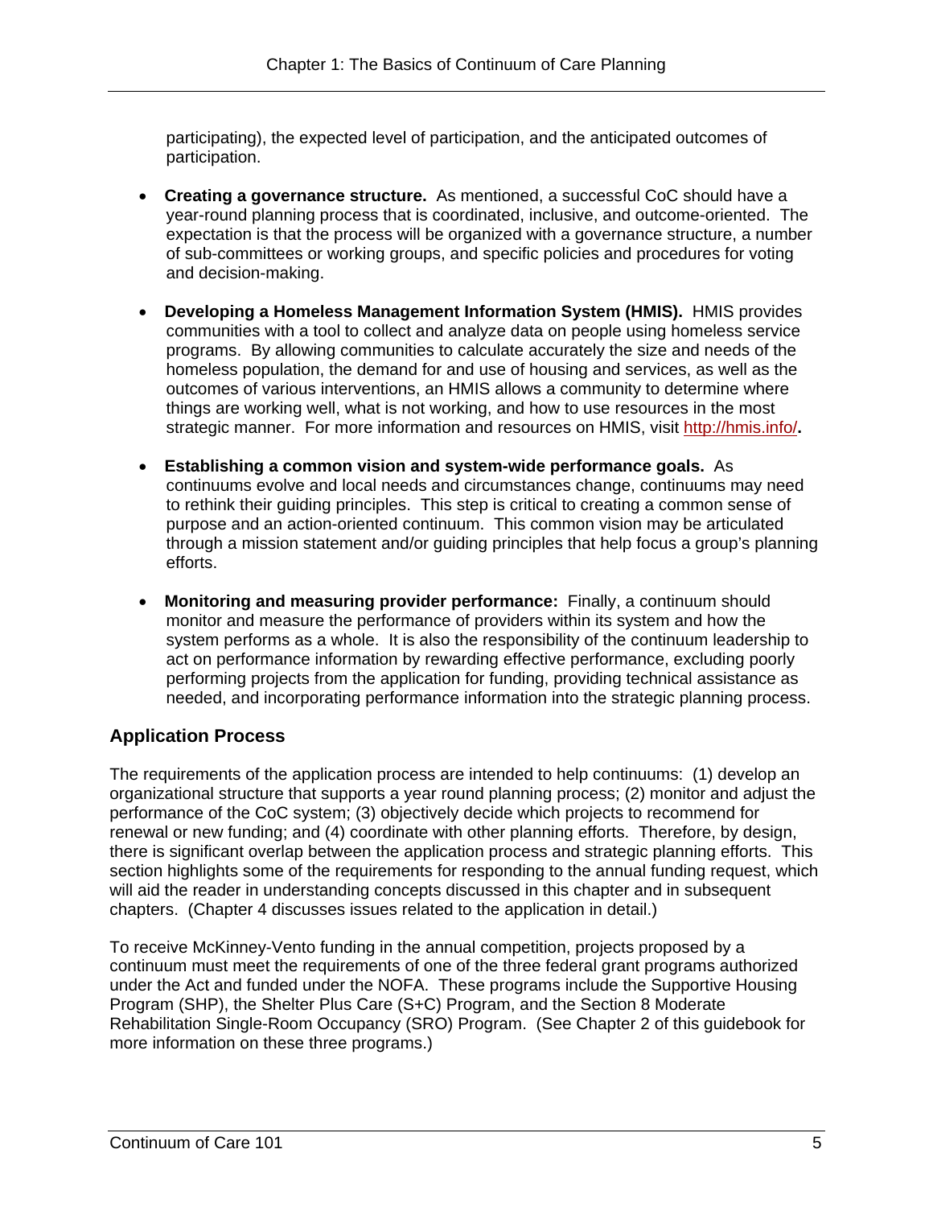participating), the expected level of participation, and the anticipated outcomes of participation.

- **Creating a governance structure.** As mentioned, a successful CoC should have a year-round planning process that is coordinated, inclusive, and outcome-oriented. The expectation is that the process will be organized with a governance structure, a number of sub-committees or working groups, and specific policies and procedures for voting and decision-making.

- **Developing a Homeless Management Information System (HMIS).** HMIS provides communities with a tool to collect and analyze data on people using homeless service programs. By allowing communities to calculate accurately the size and needs of the homeless population, the demand for and use of housing and services, as well as the outcomes of various interventions, an HMIS allows a community to determine where things are working well, what is not working, and how to use resources in the most strategic manner. For more information and resources on HMIS, visit http://hmis.info/**.**

- **Establishing a common vision and system-wide performance goals.** As continuums evolve and local needs and circumstances change, continuums may need to rethink their guiding principles. This step is critical to creating a common sense of purpose and an action-oriented continuum. This common vision may be articulated through a mission statement and/or guiding principles that help focus a group's planning efforts.

- **Monitoring and measuring provider performance:** Finally, a continuum should monitor and measure the performance of providers within its system and how the system performs as a whole. It is also the responsibility of the continuum leadership to act on performance information by rewarding effective performance, excluding poorly performing projects from the application for funding, providing technical assistance as needed, and incorporating performance information into the strategic planning process.

## Application Process

The requirements of the application process are intended to help continuums: (1) develop an organizational structure that supports a year round planning process; (2) monitor and adjust the performance of the CoC system; (3) objectively decide which projects to recommend for renewal or new funding; and (4) coordinate with other planning efforts. Therefore, by design, there is significant overlap between the application process and strategic planning efforts. This section highlights some of the requirements for responding to the annual funding request, which will aid the reader in understanding concepts discussed in this chapter and in subsequent chapters. (Chapter 4 discusses issues related to the application in detail.)

To receive McKinney-Vento funding in the annual competition, projects proposed by a continuum must meet the requirements of one of the three federal grant programs authorized under the Act and funded under the NOFA. These programs include the Supportive Housing Program (SHP), the Shelter Plus Care (S+C) Program, and the Section 8 Moderate Rehabilitation Single-Room Occupancy (SRO) Program. (See Chapter 2 of this guidebook for more information on these three programs.)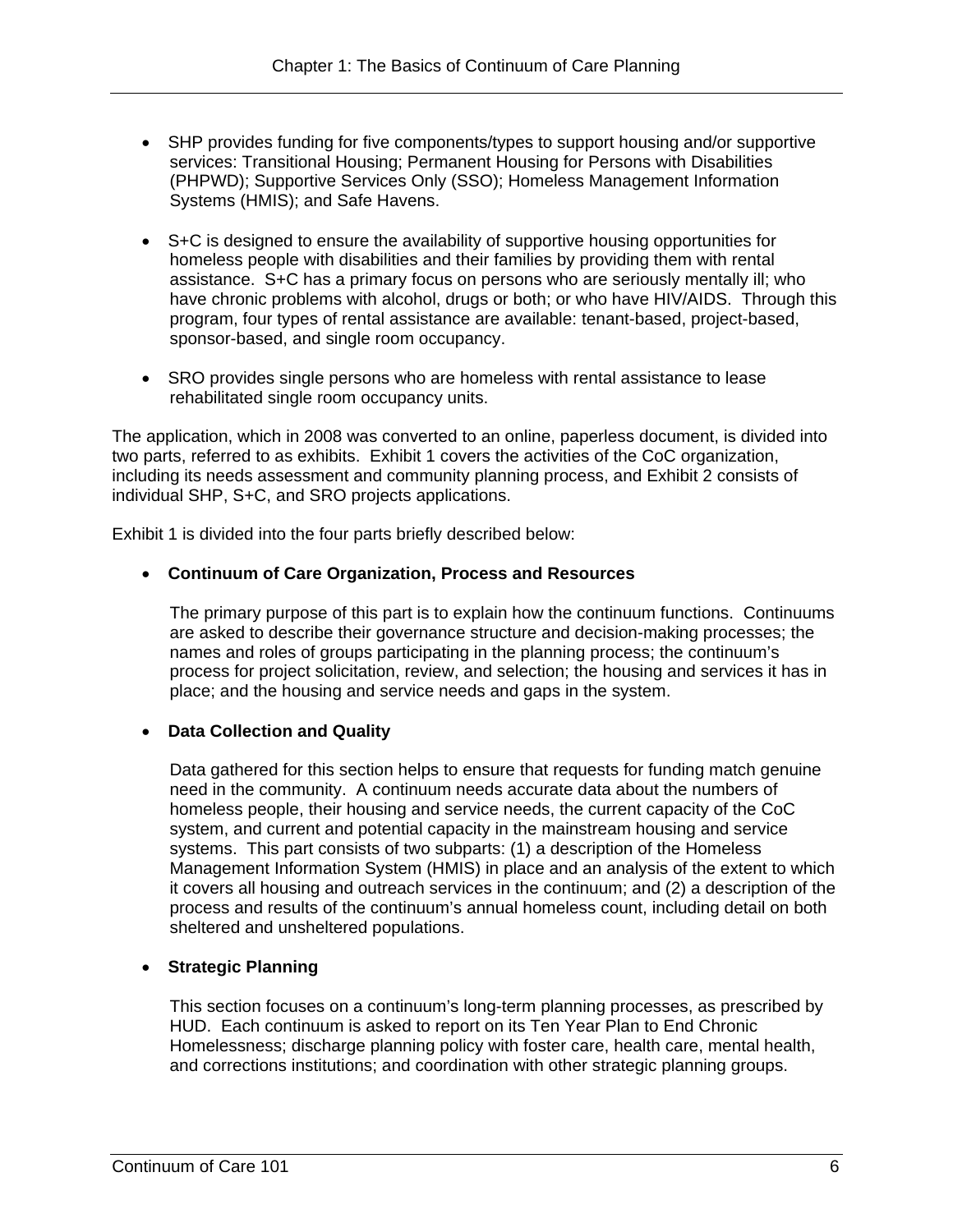- SHP provides funding for five components/types to support housing and/or supportive services: Transitional Housing; Permanent Housing for Persons with Disabilities (PHPWD); Supportive Services Only (SSO); Homeless Management Information Systems (HMIS); and Safe Havens.

- S+C is designed to ensure the availability of supportive housing opportunities for homeless people with disabilities and their families by providing them with rental assistance. S+C has a primary focus on persons who are seriously mentally ill; who have chronic problems with alcohol, drugs or both; or who have HIV/AIDS. Through this program, four types of rental assistance are available: tenant-based, project-based, sponsor-based, and single room occupancy.

- SRO provides single persons who are homeless with rental assistance to lease rehabilitated single room occupancy units.

The application, which in 2008 was converted to an online, paperless document, is divided into two parts, referred to as exhibits. Exhibit 1 covers the activities of the CoC organization, including its needs assessment and community planning process, and Exhibit 2 consists of individual SHP, S+C, and SRO projects applications.

Exhibit 1 is divided into the four parts briefly described below:

- **Continuum of Care Organization, Process and Resources**

  The primary purpose of this part is to explain how the continuum functions. Continuums are asked to describe their governance structure and decision-making processes; the names and roles of groups participating in the planning process; the continuum's process for project solicitation, review, and selection; the housing and services it has in place; and the housing and service needs and gaps in the system.

- **Data Collection and Quality**

  Data gathered for this section helps to ensure that requests for funding match genuine need in the community. A continuum needs accurate data about the numbers of homeless people, their housing and service needs, the current capacity of the CoC system, and current and potential capacity in the mainstream housing and service systems. This part consists of two subparts: (1) a description of the Homeless Management Information System (HMIS) in place and an analysis of the extent to which it covers all housing and outreach services in the continuum; and (2) a description of the process and results of the continuum's annual homeless count, including detail on both sheltered and unsheltered populations.

- **Strategic Planning**

  This section focuses on a continuum's long-term planning processes, as prescribed by HUD. Each continuum is asked to report on its Ten Year Plan to End Chronic Homelessness; discharge planning policy with foster care, health care, mental health, and corrections institutions; and coordination with other strategic planning groups.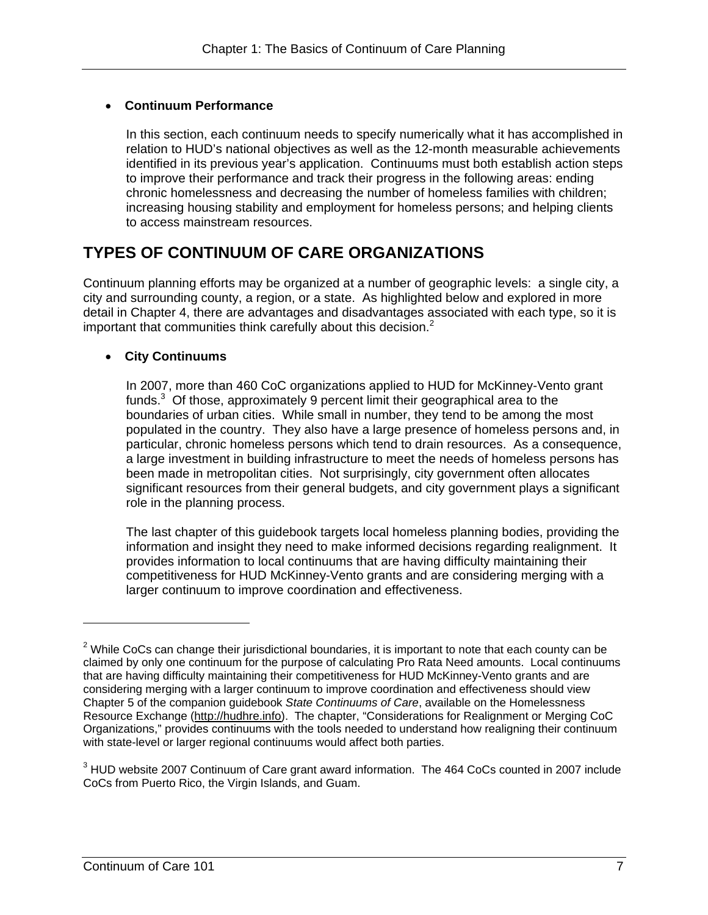- **Continuum Performance**

  In this section, each continuum needs to specify numerically what it has accomplished in relation to HUD's national objectives as well as the 12-month measurable achievements identified in its previous year's application. Continuums must both establish action steps to improve their performance and track their progress in the following areas: ending chronic homelessness and decreasing the number of homeless families with children; increasing housing stability and employment for homeless persons; and helping clients to access mainstream resources.

## TYPES OF CONTINUUM OF CARE ORGANIZATIONS

Continuum planning efforts may be organized at a number of geographic levels: a single city, a city and surrounding county, a region, or a state. As highlighted below and explored in more detail in Chapter 4, there are advantages and disadvantages associated with each type, so it is important that communities think carefully about this decision.[2]

- **City Continuums**

  In 2007, more than 460 CoC organizations applied to HUD for McKinney-Vento grant funds.[3] Of those, approximately 9 percent limit their geographical area to the boundaries of urban cities. While small in number, they tend to be among the most populated in the country. They also have a large presence of homeless persons and, in particular, chronic homeless persons which tend to drain resources. As a consequence, a large investment in building infrastructure to meet the needs of homeless persons has been made in metropolitan cities. Not surprisingly, city government often allocates significant resources from their general budgets, and city government plays a significant role in the planning process.

  The last chapter of this guidebook targets local homeless planning bodies, providing the information and insight they need to make informed decisions regarding realignment. It provides information to local continuums that are having difficulty maintaining their competitiveness for HUD McKinney-Vento grants and are considering merging with a larger continuum to improve coordination and effectiveness.

---

[2] While CoCs can change their jurisdictional boundaries, it is important to note that each county can be claimed by only one continuum for the purpose of calculating Pro Rata Need amounts. Local continuums that are having difficulty maintaining their competitiveness for HUD McKinney-Vento grants and are considering merging with a larger continuum to improve coordination and effectiveness should view Chapter 5 of the companion guidebook *State Continuums of Care*, available on the Homelessness Resource Exchange (http://hudhre.info). The chapter, "Considerations for Realignment or Merging CoC Organizations," provides continuums with the tools needed to understand how realigning their continuum with state-level or larger regional continuums would affect both parties.

[3] HUD website 2007 Continuum of Care grant award information. The 464 CoCs counted in 2007 include CoCs from Puerto Rico, the Virgin Islands, and Guam.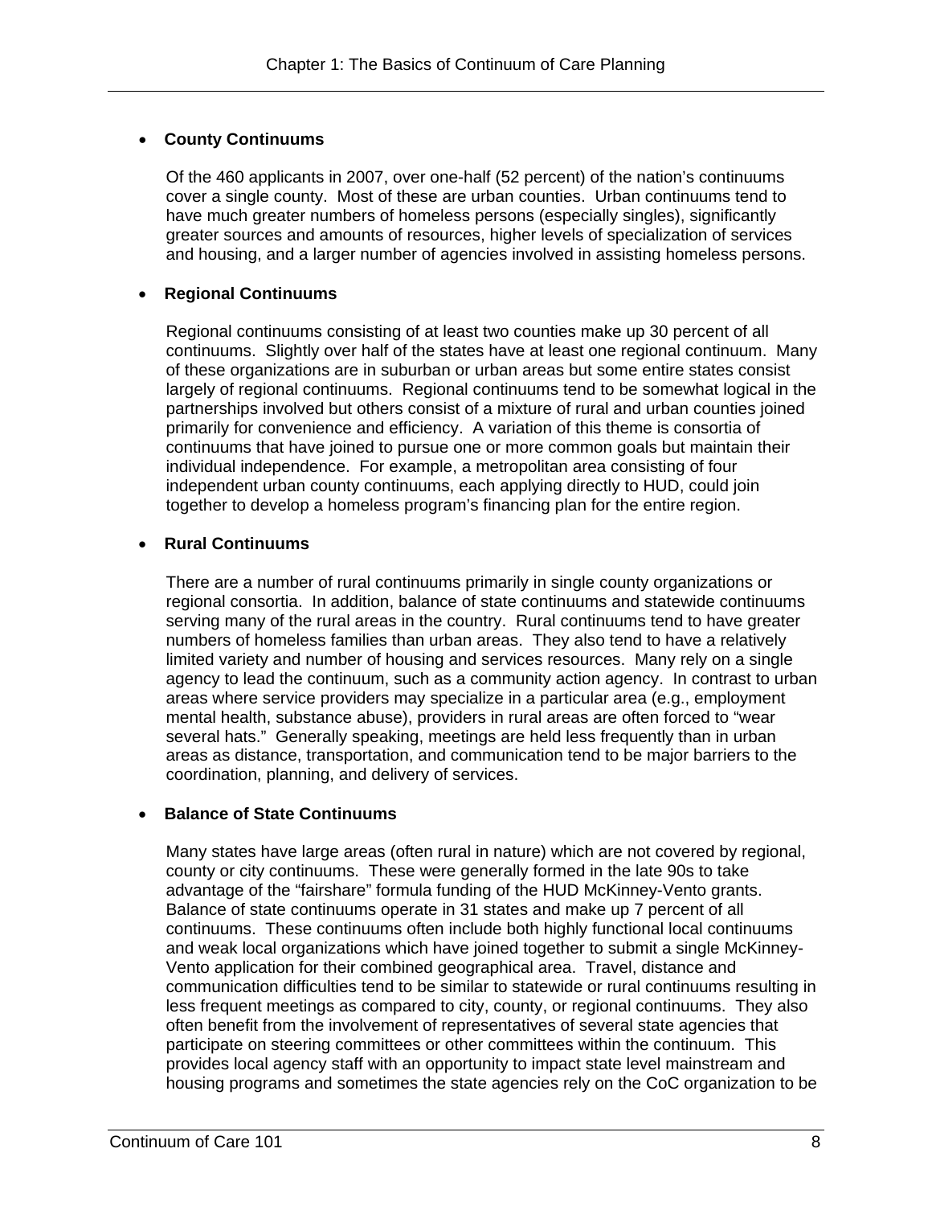- **County Continuums**

  Of the 460 applicants in 2007, over one-half (52 percent) of the nation's continuums cover a single county. Most of these are urban counties. Urban continuums tend to have much greater numbers of homeless persons (especially singles), significantly greater sources and amounts of resources, higher levels of specialization of services and housing, and a larger number of agencies involved in assisting homeless persons.

- **Regional Continuums**

  Regional continuums consisting of at least two counties make up 30 percent of all continuums. Slightly over half of the states have at least one regional continuum. Many of these organizations are in suburban or urban areas but some entire states consist largely of regional continuums. Regional continuums tend to be somewhat logical in the partnerships involved but others consist of a mixture of rural and urban counties joined primarily for convenience and efficiency. A variation of this theme is consortia of continuums that have joined to pursue one or more common goals but maintain their individual independence. For example, a metropolitan area consisting of four independent urban county continuums, each applying directly to HUD, could join together to develop a homeless program's financing plan for the entire region.

- **Rural Continuums**

  There are a number of rural continuums primarily in single county organizations or regional consortia. In addition, balance of state continuums and statewide continuums serving many of the rural areas in the country. Rural continuums tend to have greater numbers of homeless families than urban areas. They also tend to have a relatively limited variety and number of housing and services resources. Many rely on a single agency to lead the continuum, such as a community action agency. In contrast to urban areas where service providers may specialize in a particular area (e.g., employment mental health, substance abuse), providers in rural areas are often forced to "wear several hats." Generally speaking, meetings are held less frequently than in urban areas as distance, transportation, and communication tend to be major barriers to the coordination, planning, and delivery of services.

- **Balance of State Continuums**

  Many states have large areas (often rural in nature) which are not covered by regional, county or city continuums. These were generally formed in the late 90s to take advantage of the "fairshare" formula funding of the HUD McKinney-Vento grants. Balance of state continuums operate in 31 states and make up 7 percent of all continuums. These continuums often include both highly functional local continuums and weak local organizations which have joined together to submit a single McKinney-Vento application for their combined geographical area. Travel, distance and communication difficulties tend to be similar to statewide or rural continuums resulting in less frequent meetings as compared to city, county, or regional continuums. They also often benefit from the involvement of representatives of several state agencies that participate on steering committees or other committees within the continuum. This provides local agency staff with an opportunity to impact state level mainstream and housing programs and sometimes the state agencies rely on the CoC organization to be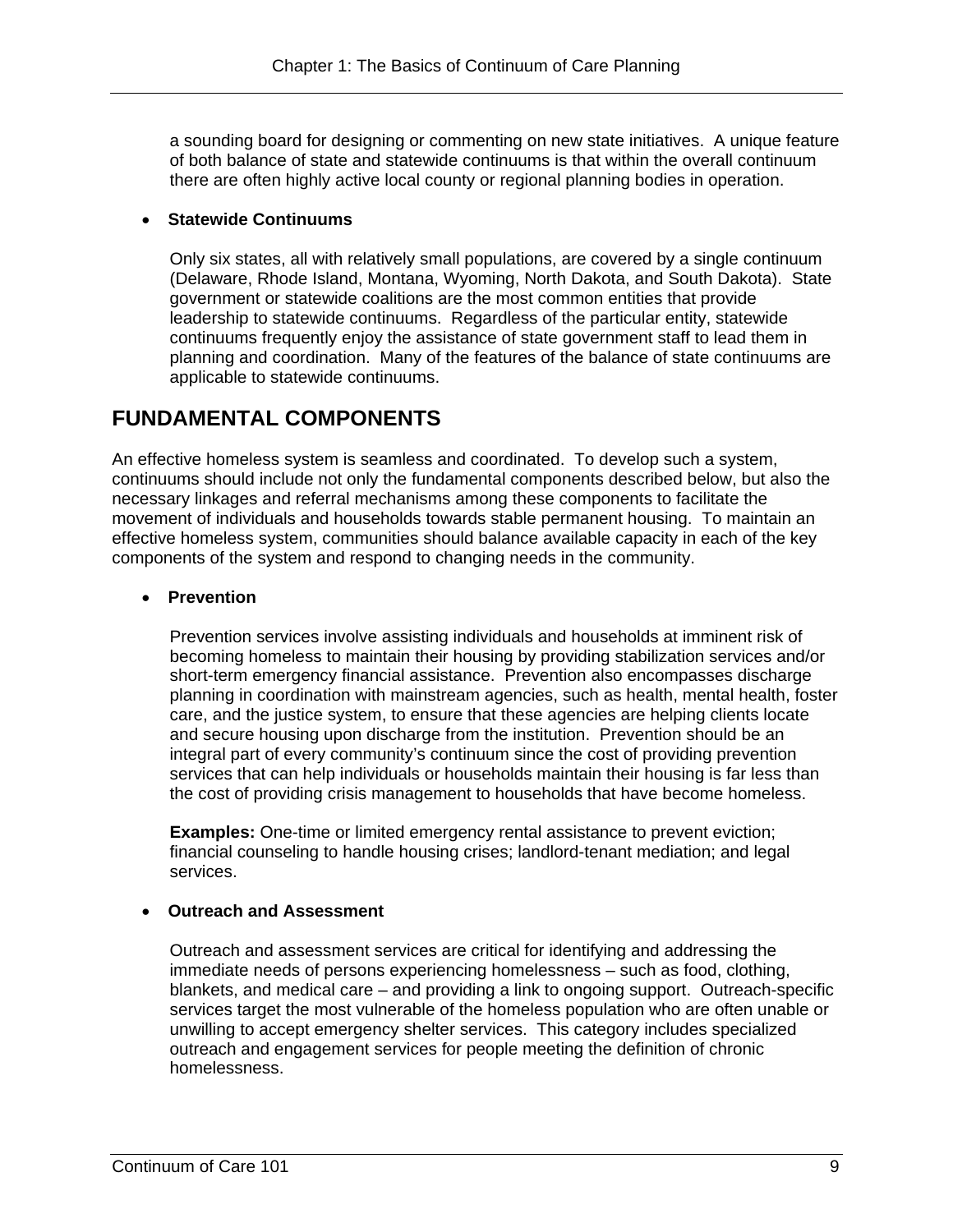a sounding board for designing or commenting on new state initiatives. A unique feature of both balance of state and statewide continuums is that within the overall continuum there are often highly active local county or regional planning bodies in operation.

- **Statewide Continuums**

  Only six states, all with relatively small populations, are covered by a single continuum (Delaware, Rhode Island, Montana, Wyoming, North Dakota, and South Dakota). State government or statewide coalitions are the most common entities that provide leadership to statewide continuums. Regardless of the particular entity, statewide continuums frequently enjoy the assistance of state government staff to lead them in planning and coordination. Many of the features of the balance of state continuums are applicable to statewide continuums.

## FUNDAMENTAL COMPONENTS

An effective homeless system is seamless and coordinated. To develop such a system, continuums should include not only the fundamental components described below, but also the necessary linkages and referral mechanisms among these components to facilitate the movement of individuals and households towards stable permanent housing. To maintain an effective homeless system, communities should balance available capacity in each of the key components of the system and respond to changing needs in the community.

- **Prevention**

  Prevention services involve assisting individuals and households at imminent risk of becoming homeless to maintain their housing by providing stabilization services and/or short-term emergency financial assistance. Prevention also encompasses discharge planning in coordination with mainstream agencies, such as health, mental health, foster care, and the justice system, to ensure that these agencies are helping clients locate and secure housing upon discharge from the institution. Prevention should be an integral part of every community's continuum since the cost of providing prevention services that can help individuals or households maintain their housing is far less than the cost of providing crisis management to households that have become homeless.

  **Examples:** One-time or limited emergency rental assistance to prevent eviction; financial counseling to handle housing crises; landlord-tenant mediation; and legal services.

- **Outreach and Assessment**

  Outreach and assessment services are critical for identifying and addressing the immediate needs of persons experiencing homelessness – such as food, clothing, blankets, and medical care – and providing a link to ongoing support. Outreach-specific services target the most vulnerable of the homeless population who are often unable or unwilling to accept emergency shelter services. This category includes specialized outreach and engagement services for people meeting the definition of chronic homelessness.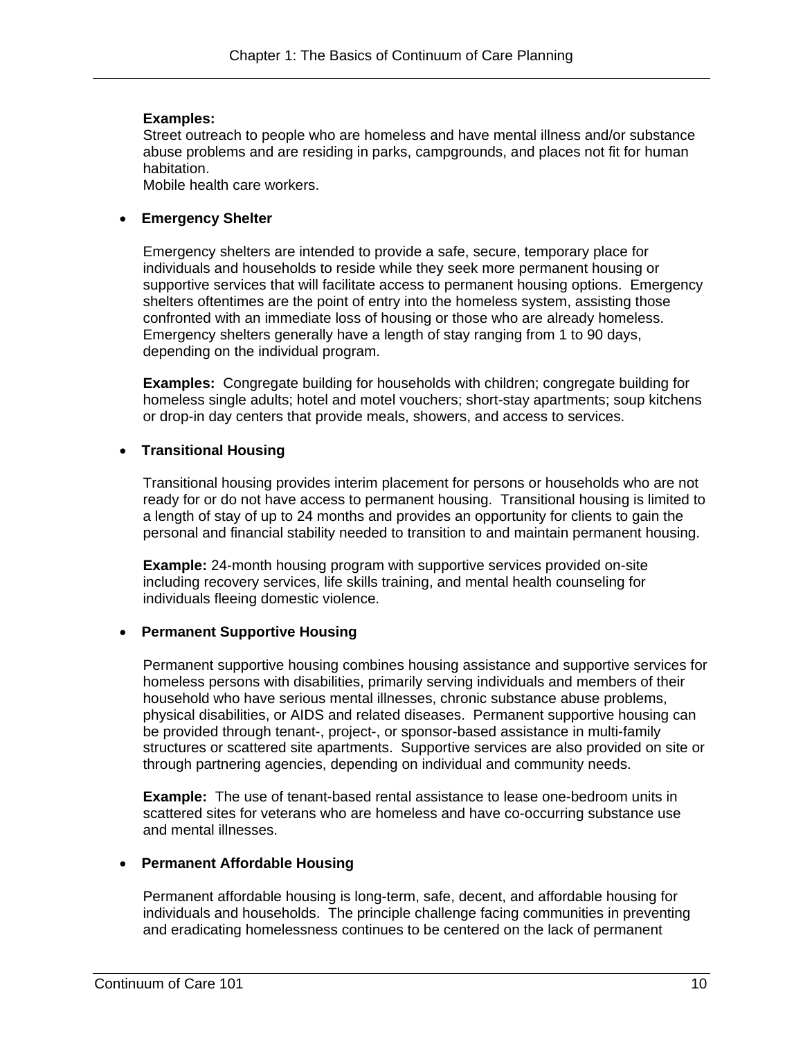**Examples:**
Street outreach to people who are homeless and have mental illness and/or substance abuse problems and are residing in parks, campgrounds, and places not fit for human habitation.
Mobile health care workers.

- **Emergency Shelter**

  Emergency shelters are intended to provide a safe, secure, temporary place for individuals and households to reside while they seek more permanent housing or supportive services that will facilitate access to permanent housing options. Emergency shelters oftentimes are the point of entry into the homeless system, assisting those confronted with an immediate loss of housing or those who are already homeless. Emergency shelters generally have a length of stay ranging from 1 to 90 days, depending on the individual program.

  **Examples:** Congregate building for households with children; congregate building for homeless single adults; hotel and motel vouchers; short-stay apartments; soup kitchens or drop-in day centers that provide meals, showers, and access to services.

- **Transitional Housing**

  Transitional housing provides interim placement for persons or households who are not ready for or do not have access to permanent housing. Transitional housing is limited to a length of stay of up to 24 months and provides an opportunity for clients to gain the personal and financial stability needed to transition to and maintain permanent housing.

  **Example:** 24-month housing program with supportive services provided on-site including recovery services, life skills training, and mental health counseling for individuals fleeing domestic violence.

- **Permanent Supportive Housing**

  Permanent supportive housing combines housing assistance and supportive services for homeless persons with disabilities, primarily serving individuals and members of their household who have serious mental illnesses, chronic substance abuse problems, physical disabilities, or AIDS and related diseases. Permanent supportive housing can be provided through tenant-, project-, or sponsor-based assistance in multi-family structures or scattered site apartments. Supportive services are also provided on site or through partnering agencies, depending on individual and community needs.

  **Example:** The use of tenant-based rental assistance to lease one-bedroom units in scattered sites for veterans who are homeless and have co-occurring substance use and mental illnesses.

- **Permanent Affordable Housing**

  Permanent affordable housing is long-term, safe, decent, and affordable housing for individuals and households. The principle challenge facing communities in preventing and eradicating homelessness continues to be centered on the lack of permanent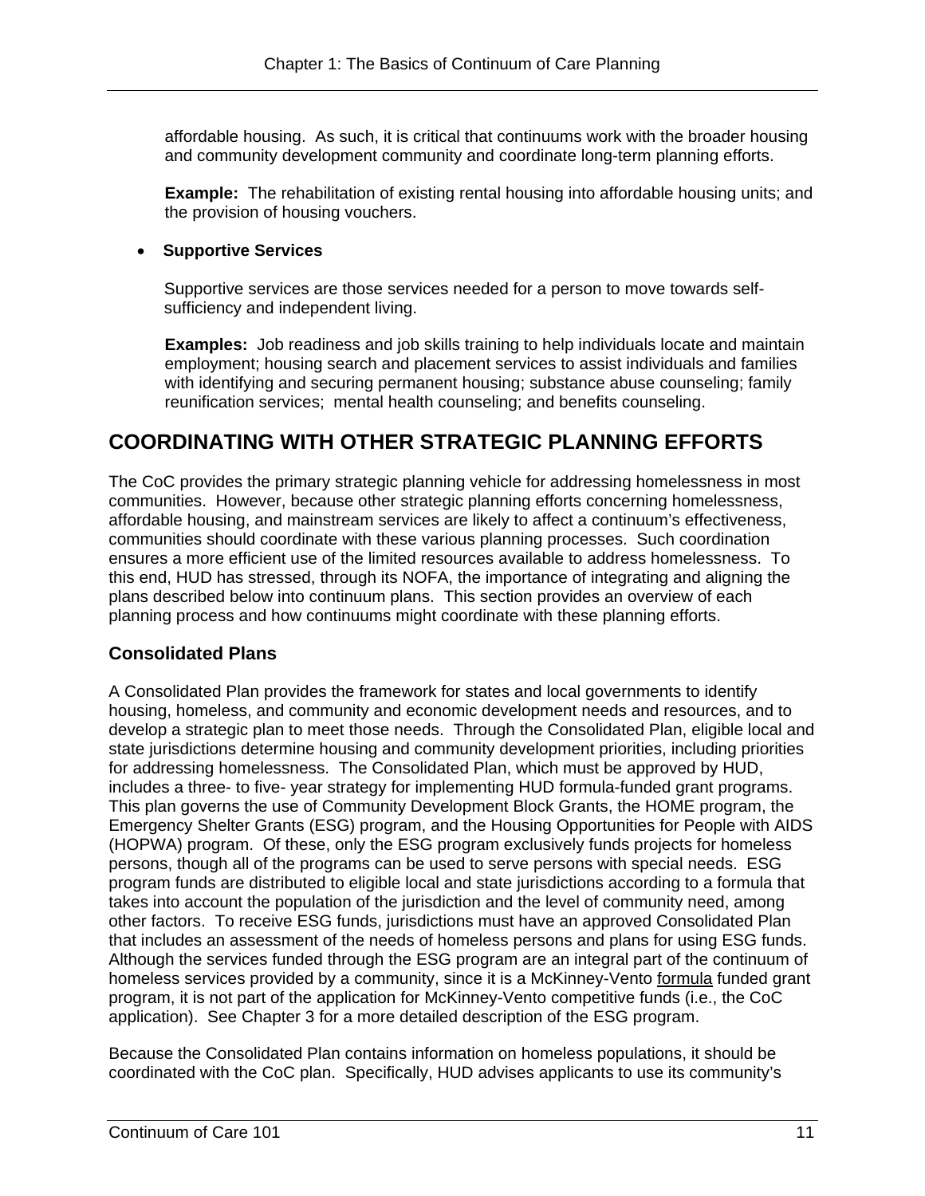affordable housing. As such, it is critical that continuums work with the broader housing and community development community and coordinate long-term planning efforts.

**Example:** The rehabilitation of existing rental housing into affordable housing units; and the provision of housing vouchers.

- **Supportive Services**

  Supportive services are those services needed for a person to move towards self-sufficiency and independent living.

  **Examples:** Job readiness and job skills training to help individuals locate and maintain employment; housing search and placement services to assist individuals and families with identifying and securing permanent housing; substance abuse counseling; family reunification services; mental health counseling; and benefits counseling.

## COORDINATING WITH OTHER STRATEGIC PLANNING EFFORTS

The CoC provides the primary strategic planning vehicle for addressing homelessness in most communities. However, because other strategic planning efforts concerning homelessness, affordable housing, and mainstream services are likely to affect a continuum's effectiveness, communities should coordinate with these various planning processes. Such coordination ensures a more efficient use of the limited resources available to address homelessness. To this end, HUD has stressed, through its NOFA, the importance of integrating and aligning the plans described below into continuum plans. This section provides an overview of each planning process and how continuums might coordinate with these planning efforts.

### Consolidated Plans

A Consolidated Plan provides the framework for states and local governments to identify housing, homeless, and community and economic development needs and resources, and to develop a strategic plan to meet those needs. Through the Consolidated Plan, eligible local and state jurisdictions determine housing and community development priorities, including priorities for addressing homelessness. The Consolidated Plan, which must be approved by HUD, includes a three- to five- year strategy for implementing HUD formula-funded grant programs. This plan governs the use of Community Development Block Grants, the HOME program, the Emergency Shelter Grants (ESG) program, and the Housing Opportunities for People with AIDS (HOPWA) program. Of these, only the ESG program exclusively funds projects for homeless persons, though all of the programs can be used to serve persons with special needs. ESG program funds are distributed to eligible local and state jurisdictions according to a formula that takes into account the population of the jurisdiction and the level of community need, among other factors. To receive ESG funds, jurisdictions must have an approved Consolidated Plan that includes an assessment of the needs of homeless persons and plans for using ESG funds. Although the services funded through the ESG program are an integral part of the continuum of homeless services provided by a community, since it is a McKinney-Vento formula funded grant program, it is not part of the application for McKinney-Vento competitive funds (i.e., the CoC application). See Chapter 3 for a more detailed description of the ESG program.

Because the Consolidated Plan contains information on homeless populations, it should be coordinated with the CoC plan. Specifically, HUD advises applicants to use its community's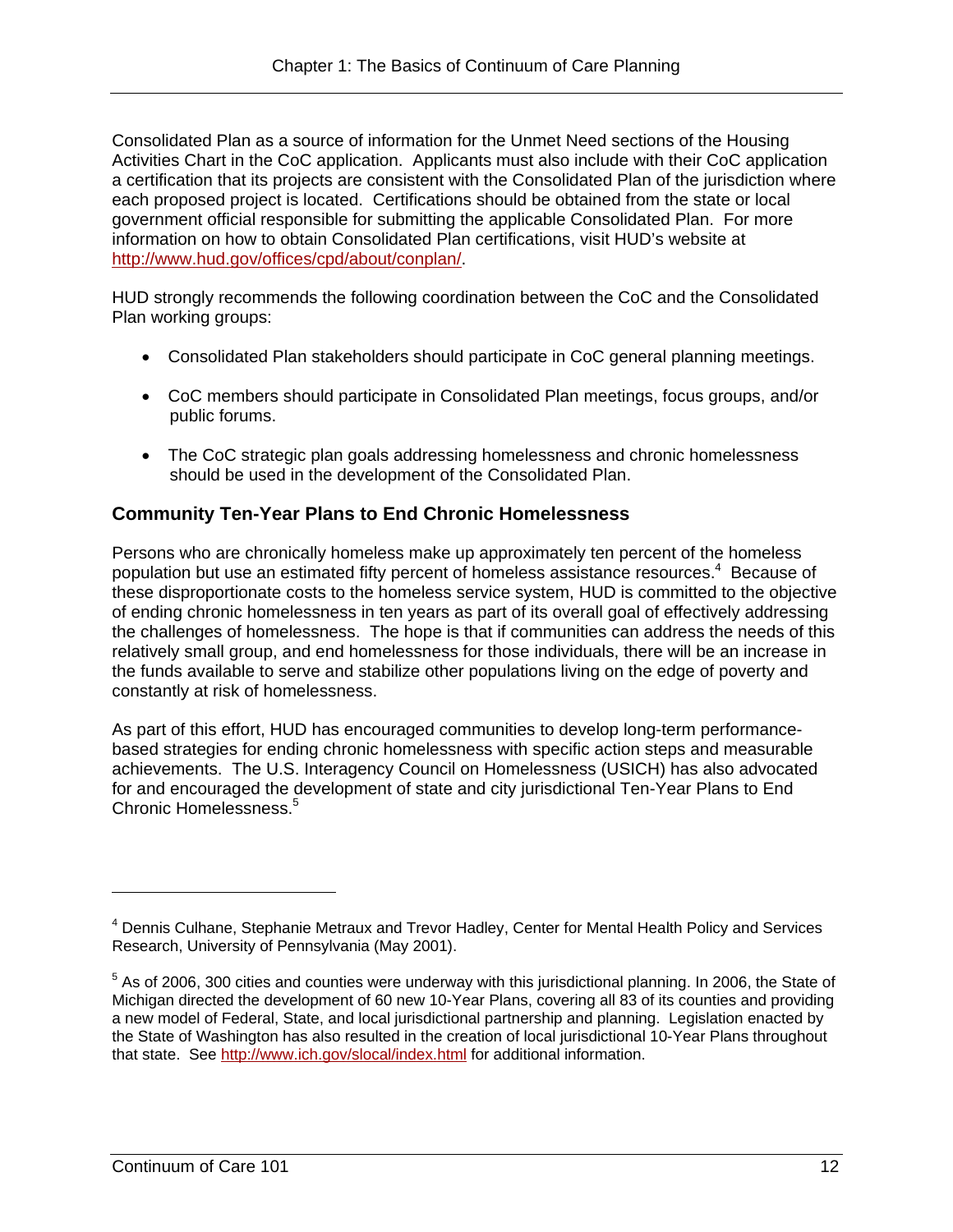Consolidated Plan as a source of information for the Unmet Need sections of the Housing Activities Chart in the CoC application. Applicants must also include with their CoC application a certification that its projects are consistent with the Consolidated Plan of the jurisdiction where each proposed project is located. Certifications should be obtained from the state or local government official responsible for submitting the applicable Consolidated Plan. For more information on how to obtain Consolidated Plan certifications, visit HUD's website at http://www.hud.gov/offices/cpd/about/conplan/.

HUD strongly recommends the following coordination between the CoC and the Consolidated Plan working groups:

- Consolidated Plan stakeholders should participate in CoC general planning meetings.
- CoC members should participate in Consolidated Plan meetings, focus groups, and/or public forums.
- The CoC strategic plan goals addressing homelessness and chronic homelessness should be used in the development of the Consolidated Plan.

### Community Ten-Year Plans to End Chronic Homelessness

Persons who are chronically homeless make up approximately ten percent of the homeless population but use an estimated fifty percent of homeless assistance resources.[4] Because of these disproportionate costs to the homeless service system, HUD is committed to the objective of ending chronic homelessness in ten years as part of its overall goal of effectively addressing the challenges of homelessness. The hope is that if communities can address the needs of this relatively small group, and end homelessness for those individuals, there will be an increase in the funds available to serve and stabilize other populations living on the edge of poverty and constantly at risk of homelessness.

As part of this effort, HUD has encouraged communities to develop long-term performance-based strategies for ending chronic homelessness with specific action steps and measurable achievements. The U.S. Interagency Council on Homelessness (USICH) has also advocated for and encouraged the development of state and city jurisdictional Ten-Year Plans to End Chronic Homelessness.[5]

---

[4] Dennis Culhane, Stephanie Metraux and Trevor Hadley, Center for Mental Health Policy and Services Research, University of Pennsylvania (May 2001).

[5] As of 2006, 300 cities and counties were underway with this jurisdictional planning. In 2006, the State of Michigan directed the development of 60 new 10-Year Plans, covering all 83 of its counties and providing a new model of Federal, State, and local jurisdictional partnership and planning. Legislation enacted by the State of Washington has also resulted in the creation of local jurisdictional 10-Year Plans throughout that state. See http://www.ich.gov/slocal/index.html for additional information.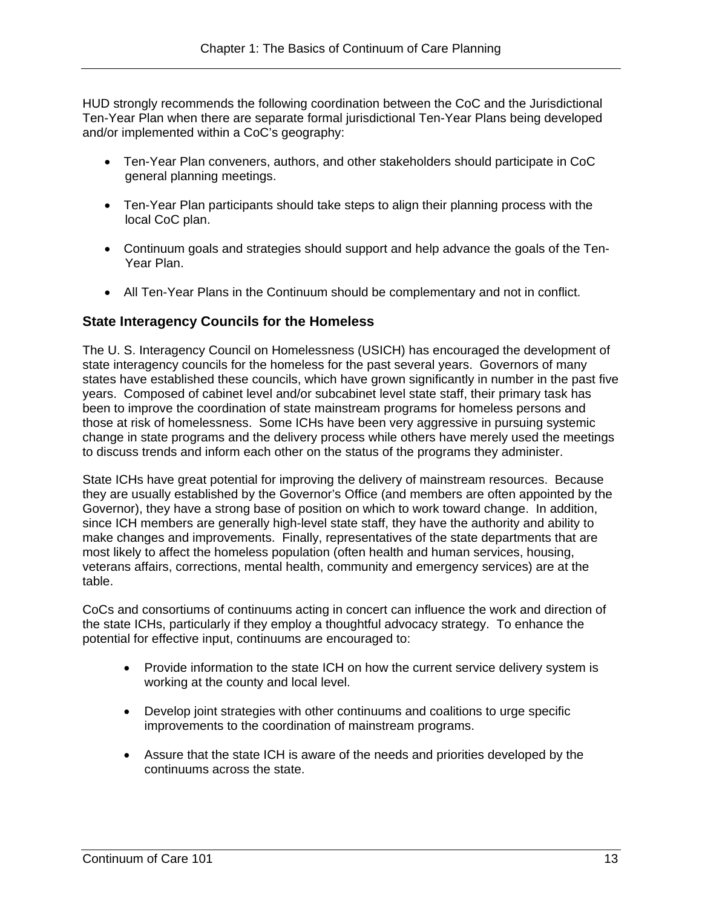HUD strongly recommends the following coordination between the CoC and the Jurisdictional Ten-Year Plan when there are separate formal jurisdictional Ten-Year Plans being developed and/or implemented within a CoC's geography:

- Ten-Year Plan conveners, authors, and other stakeholders should participate in CoC general planning meetings.
- Ten-Year Plan participants should take steps to align their planning process with the local CoC plan.
- Continuum goals and strategies should support and help advance the goals of the Ten-Year Plan.
- All Ten-Year Plans in the Continuum should be complementary and not in conflict.

### State Interagency Councils for the Homeless

The U. S. Interagency Council on Homelessness (USICH) has encouraged the development of state interagency councils for the homeless for the past several years. Governors of many states have established these councils, which have grown significantly in number in the past five years. Composed of cabinet level and/or subcabinet level state staff, their primary task has been to improve the coordination of state mainstream programs for homeless persons and those at risk of homelessness. Some ICHs have been very aggressive in pursuing systemic change in state programs and the delivery process while others have merely used the meetings to discuss trends and inform each other on the status of the programs they administer.

State ICHs have great potential for improving the delivery of mainstream resources. Because they are usually established by the Governor's Office (and members are often appointed by the Governor), they have a strong base of position on which to work toward change. In addition, since ICH members are generally high-level state staff, they have the authority and ability to make changes and improvements. Finally, representatives of the state departments that are most likely to affect the homeless population (often health and human services, housing, veterans affairs, corrections, mental health, community and emergency services) are at the table.

CoCs and consortiums of continuums acting in concert can influence the work and direction of the state ICHs, particularly if they employ a thoughtful advocacy strategy. To enhance the potential for effective input, continuums are encouraged to:

- Provide information to the state ICH on how the current service delivery system is working at the county and local level.
- Develop joint strategies with other continuums and coalitions to urge specific improvements to the coordination of mainstream programs.
- Assure that the state ICH is aware of the needs and priorities developed by the continuums across the state.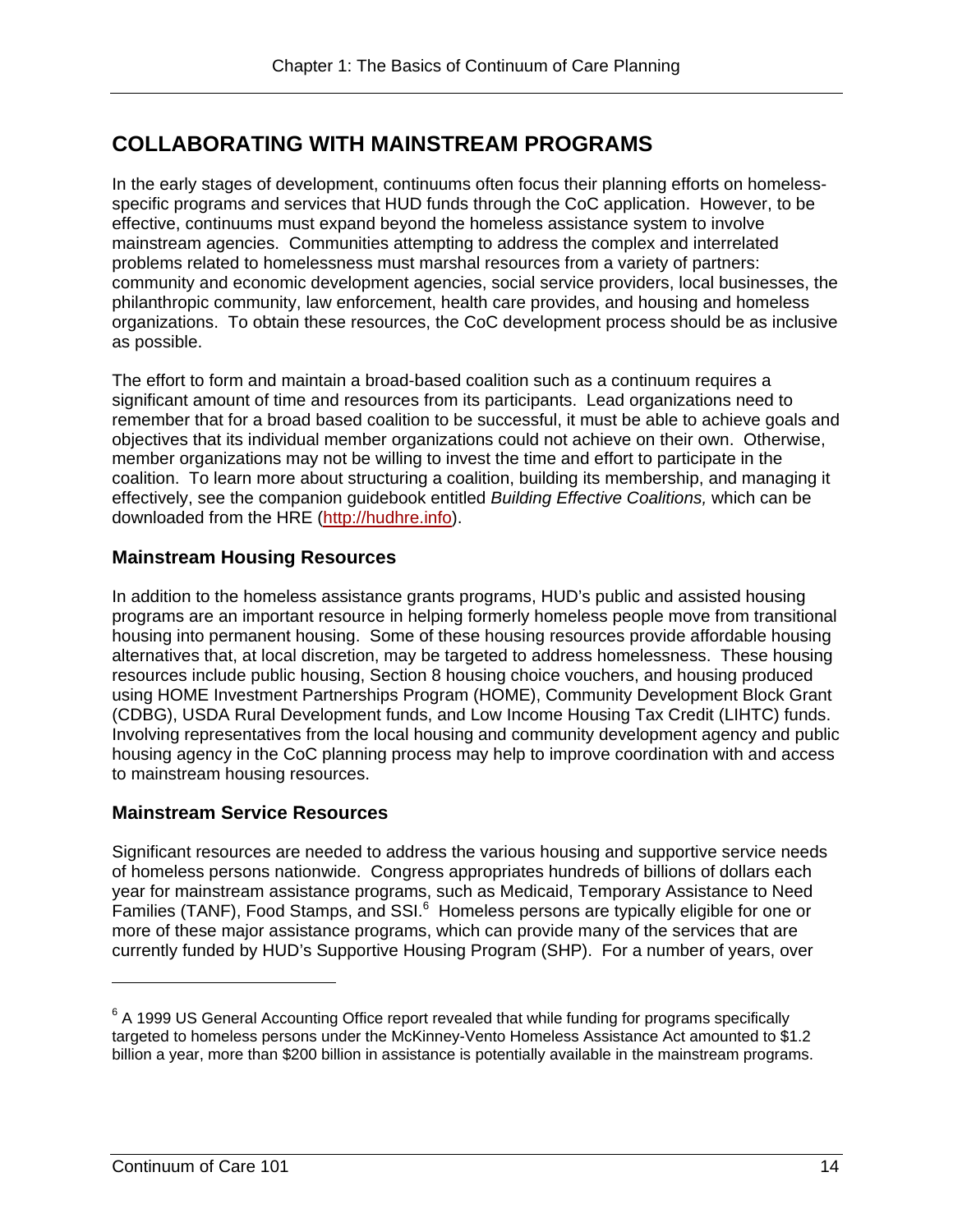## COLLABORATING WITH MAINSTREAM PROGRAMS

In the early stages of development, continuums often focus their planning efforts on homeless-specific programs and services that HUD funds through the CoC application. However, to be effective, continuums must expand beyond the homeless assistance system to involve mainstream agencies. Communities attempting to address the complex and interrelated problems related to homelessness must marshal resources from a variety of partners: community and economic development agencies, social service providers, local businesses, the philanthropic community, law enforcement, health care provides, and housing and homeless organizations. To obtain these resources, the CoC development process should be as inclusive as possible.

The effort to form and maintain a broad-based coalition such as a continuum requires a significant amount of time and resources from its participants. Lead organizations need to remember that for a broad based coalition to be successful, it must be able to achieve goals and objectives that its individual member organizations could not achieve on their own. Otherwise, member organizations may not be willing to invest the time and effort to participate in the coalition. To learn more about structuring a coalition, building its membership, and managing it effectively, see the companion guidebook entitled *Building Effective Coalitions,* which can be downloaded from the HRE (http://hudhre.info).

### Mainstream Housing Resources

In addition to the homeless assistance grants programs, HUD's public and assisted housing programs are an important resource in helping formerly homeless people move from transitional housing into permanent housing. Some of these housing resources provide affordable housing alternatives that, at local discretion, may be targeted to address homelessness. These housing resources include public housing, Section 8 housing choice vouchers, and housing produced using HOME Investment Partnerships Program (HOME), Community Development Block Grant (CDBG), USDA Rural Development funds, and Low Income Housing Tax Credit (LIHTC) funds. Involving representatives from the local housing and community development agency and public housing agency in the CoC planning process may help to improve coordination with and access to mainstream housing resources.

### Mainstream Service Resources

Significant resources are needed to address the various housing and supportive service needs of homeless persons nationwide. Congress appropriates hundreds of billions of dollars each year for mainstream assistance programs, such as Medicaid, Temporary Assistance to Need Families (TANF), Food Stamps, and SSI.[6] Homeless persons are typically eligible for one or more of these major assistance programs, which can provide many of the services that are currently funded by HUD's Supportive Housing Program (SHP). For a number of years, over

---

[6] A 1999 US General Accounting Office report revealed that while funding for programs specifically targeted to homeless persons under the McKinney-Vento Homeless Assistance Act amounted to $1.2 billion a year, more than $200 billion in assistance is potentially available in the mainstream programs.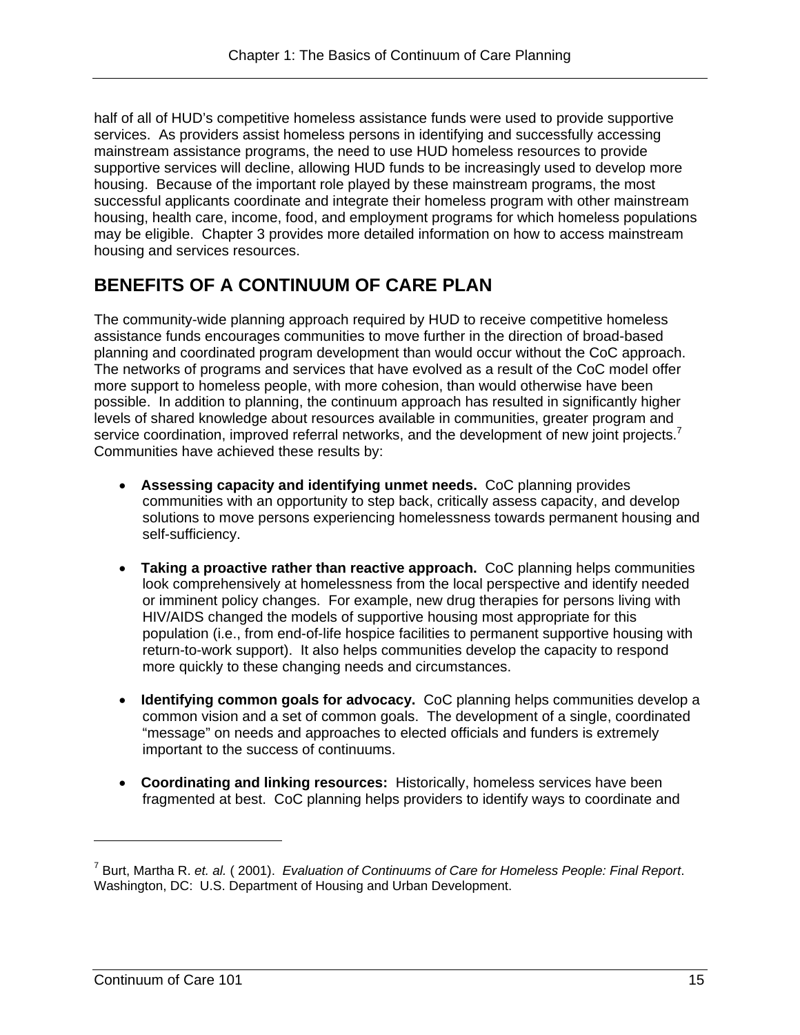half of all of HUD's competitive homeless assistance funds were used to provide supportive services. As providers assist homeless persons in identifying and successfully accessing mainstream assistance programs, the need to use HUD homeless resources to provide supportive services will decline, allowing HUD funds to be increasingly used to develop more housing. Because of the important role played by these mainstream programs, the most successful applicants coordinate and integrate their homeless program with other mainstream housing, health care, income, food, and employment programs for which homeless populations may be eligible. Chapter 3 provides more detailed information on how to access mainstream housing and services resources.

## BENEFITS OF A CONTINUUM OF CARE PLAN

The community-wide planning approach required by HUD to receive competitive homeless assistance funds encourages communities to move further in the direction of broad-based planning and coordinated program development than would occur without the CoC approach. The networks of programs and services that have evolved as a result of the CoC model offer more support to homeless people, with more cohesion, than would otherwise have been possible. In addition to planning, the continuum approach has resulted in significantly higher levels of shared knowledge about resources available in communities, greater program and service coordination, improved referral networks, and the development of new joint projects.[7] Communities have achieved these results by:

- **Assessing capacity and identifying unmet needs.** CoC planning provides communities with an opportunity to step back, critically assess capacity, and develop solutions to move persons experiencing homelessness towards permanent housing and self-sufficiency.

- **Taking a proactive rather than reactive approach.** CoC planning helps communities look comprehensively at homelessness from the local perspective and identify needed or imminent policy changes. For example, new drug therapies for persons living with HIV/AIDS changed the models of supportive housing most appropriate for this population (i.e., from end-of-life hospice facilities to permanent supportive housing with return-to-work support). It also helps communities develop the capacity to respond more quickly to these changing needs and circumstances.

- **Identifying common goals for advocacy.** CoC planning helps communities develop a common vision and a set of common goals. The development of a single, coordinated "message" on needs and approaches to elected officials and funders is extremely important to the success of continuums.

- **Coordinating and linking resources:** Historically, homeless services have been fragmented at best. CoC planning helps providers to identify ways to coordinate and

---

[7] Burt, Martha R. *et. al.* ( 2001). *Evaluation of Continuums of Care for Homeless People: Final Report*. Washington, DC: U.S. Department of Housing and Urban Development.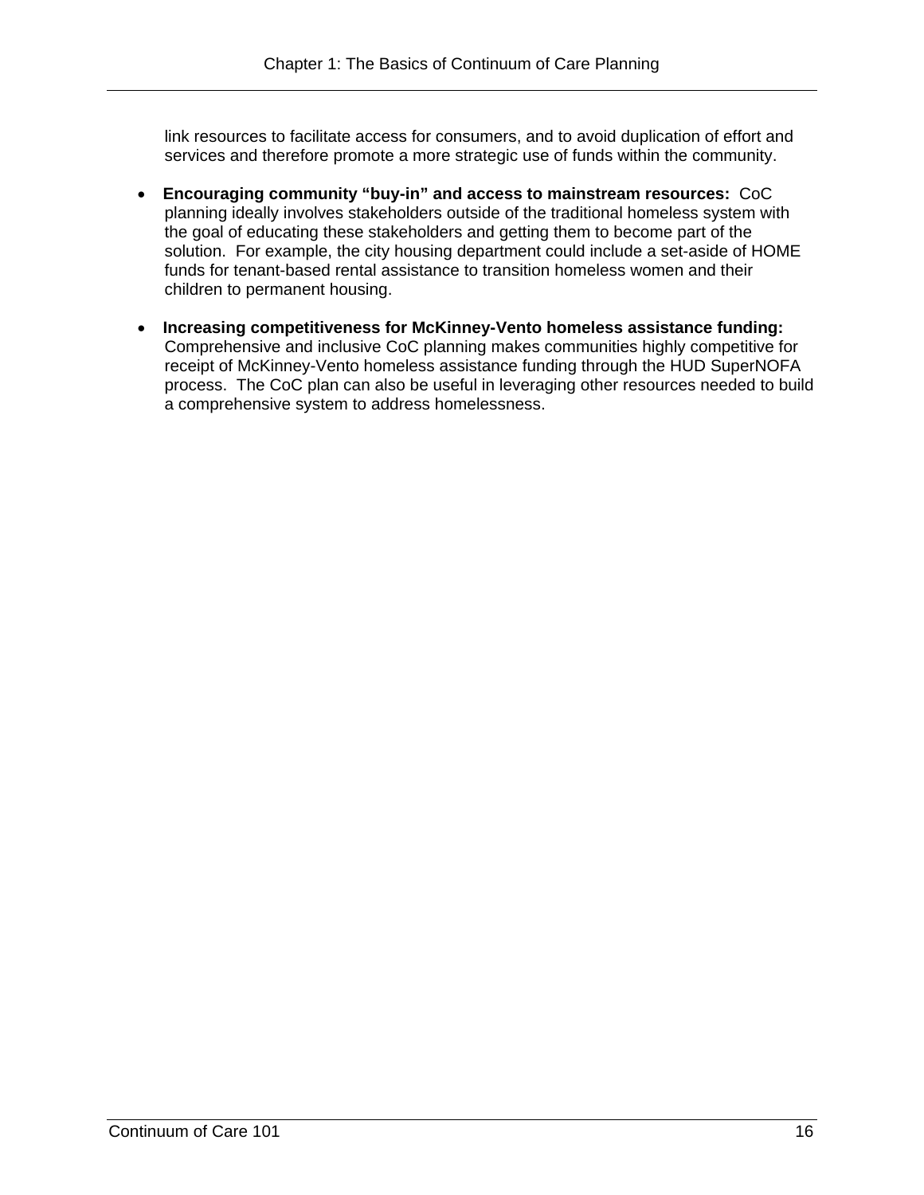link resources to facilitate access for consumers, and to avoid duplication of effort and services and therefore promote a more strategic use of funds within the community.

- **Encouraging community "buy-in" and access to mainstream resources:** CoC planning ideally involves stakeholders outside of the traditional homeless system with the goal of educating these stakeholders and getting them to become part of the solution. For example, the city housing department could include a set-aside of HOME funds for tenant-based rental assistance to transition homeless women and their children to permanent housing.

- **Increasing competitiveness for McKinney-Vento homeless assistance funding:** Comprehensive and inclusive CoC planning makes communities highly competitive for receipt of McKinney-Vento homeless assistance funding through the HUD SuperNOFA process. The CoC plan can also be useful in leveraging other resources needed to build a comprehensive system to address homelessness.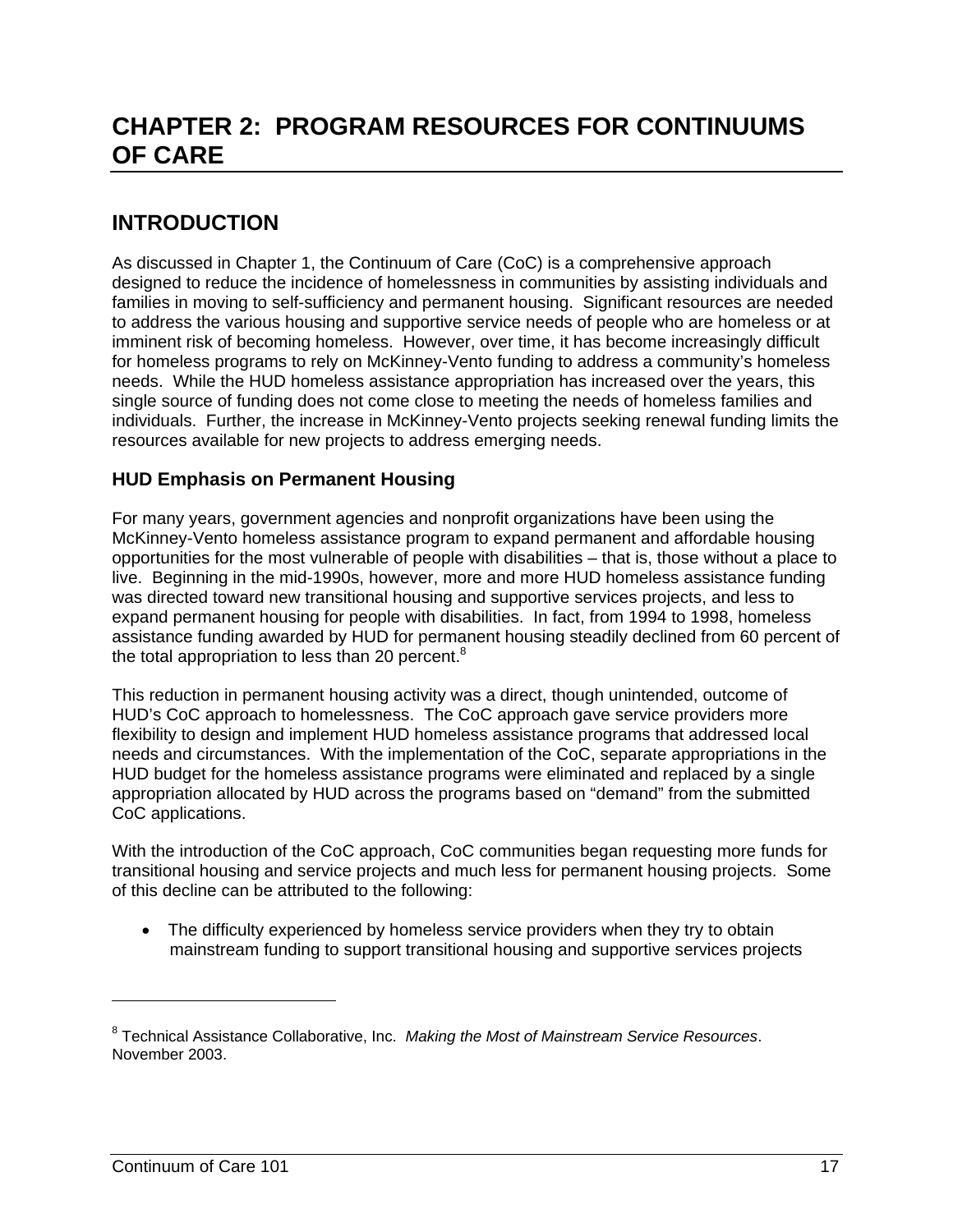# CHAPTER 2: PROGRAM RESOURCES FOR CONTINUUMS OF CARE

## INTRODUCTION

As discussed in Chapter 1, the Continuum of Care (CoC) is a comprehensive approach designed to reduce the incidence of homelessness in communities by assisting individuals and families in moving to self-sufficiency and permanent housing. Significant resources are needed to address the various housing and supportive service needs of people who are homeless or at imminent risk of becoming homeless. However, over time, it has become increasingly difficult for homeless programs to rely on McKinney-Vento funding to address a community's homeless needs. While the HUD homeless assistance appropriation has increased over the years, this single source of funding does not come close to meeting the needs of homeless families and individuals. Further, the increase in McKinney-Vento projects seeking renewal funding limits the resources available for new projects to address emerging needs.

### HUD Emphasis on Permanent Housing

For many years, government agencies and nonprofit organizations have been using the McKinney-Vento homeless assistance program to expand permanent and affordable housing opportunities for the most vulnerable of people with disabilities – that is, those without a place to live. Beginning in the mid-1990s, however, more and more HUD homeless assistance funding was directed toward new transitional housing and supportive services projects, and less to expand permanent housing for people with disabilities. In fact, from 1994 to 1998, homeless assistance funding awarded by HUD for permanent housing steadily declined from 60 percent of the total appropriation to less than 20 percent.[8]

This reduction in permanent housing activity was a direct, though unintended, outcome of HUD's CoC approach to homelessness. The CoC approach gave service providers more flexibility to design and implement HUD homeless assistance programs that addressed local needs and circumstances. With the implementation of the CoC, separate appropriations in the HUD budget for the homeless assistance programs were eliminated and replaced by a single appropriation allocated by HUD across the programs based on "demand" from the submitted CoC applications.

With the introduction of the CoC approach, CoC communities began requesting more funds for transitional housing and service projects and much less for permanent housing projects. Some of this decline can be attributed to the following:

- The difficulty experienced by homeless service providers when they try to obtain mainstream funding to support transitional housing and supportive services projects

---

[8] Technical Assistance Collaborative, Inc. *Making the Most of Mainstream Service Resources*. November 2003.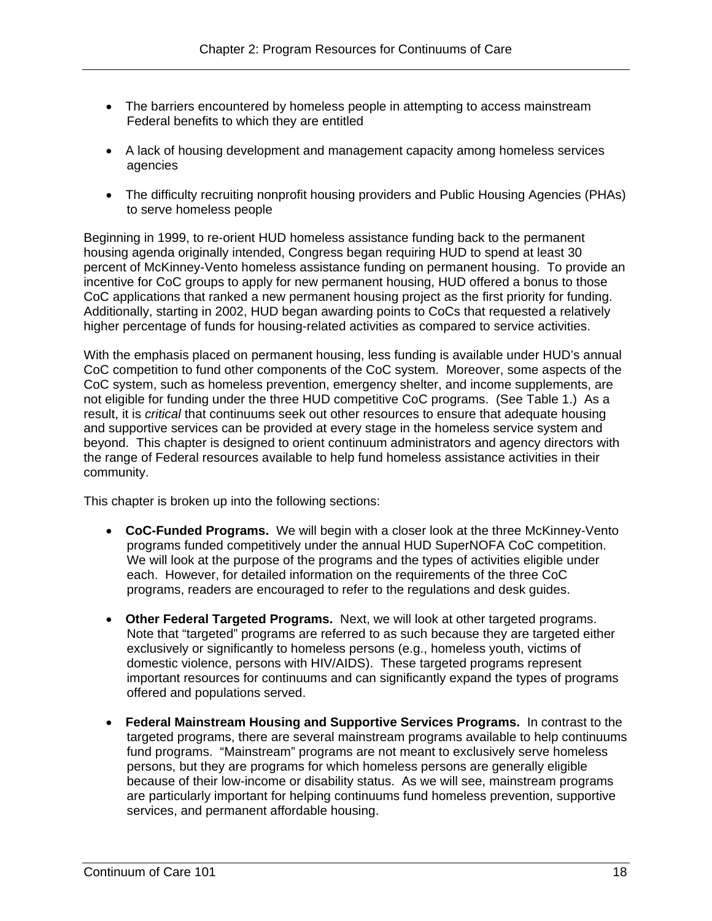- The barriers encountered by homeless people in attempting to access mainstream Federal benefits to which they are entitled

- A lack of housing development and management capacity among homeless services agencies

- The difficulty recruiting nonprofit housing providers and Public Housing Agencies (PHAs) to serve homeless people

Beginning in 1999, to re-orient HUD homeless assistance funding back to the permanent housing agenda originally intended, Congress began requiring HUD to spend at least 30 percent of McKinney-Vento homeless assistance funding on permanent housing. To provide an incentive for CoC groups to apply for new permanent housing, HUD offered a bonus to those CoC applications that ranked a new permanent housing project as the first priority for funding. Additionally, starting in 2002, HUD began awarding points to CoCs that requested a relatively higher percentage of funds for housing-related activities as compared to service activities.

With the emphasis placed on permanent housing, less funding is available under HUD's annual CoC competition to fund other components of the CoC system. Moreover, some aspects of the CoC system, such as homeless prevention, emergency shelter, and income supplements, are not eligible for funding under the three HUD competitive CoC programs. (See Table 1.) As a result, it is *critical* that continuums seek out other resources to ensure that adequate housing and supportive services can be provided at every stage in the homeless service system and beyond. This chapter is designed to orient continuum administrators and agency directors with the range of Federal resources available to help fund homeless assistance activities in their community.

This chapter is broken up into the following sections:

- **CoC-Funded Programs.** We will begin with a closer look at the three McKinney-Vento programs funded competitively under the annual HUD SuperNOFA CoC competition. We will look at the purpose of the programs and the types of activities eligible under each. However, for detailed information on the requirements of the three CoC programs, readers are encouraged to refer to the regulations and desk guides.

- **Other Federal Targeted Programs.** Next, we will look at other targeted programs. Note that "targeted" programs are referred to as such because they are targeted either exclusively or significantly to homeless persons (e.g., homeless youth, victims of domestic violence, persons with HIV/AIDS). These targeted programs represent important resources for continuums and can significantly expand the types of programs offered and populations served.

- **Federal Mainstream Housing and Supportive Services Programs.** In contrast to the targeted programs, there are several mainstream programs available to help continuums fund programs. "Mainstream" programs are not meant to exclusively serve homeless persons, but they are programs for which homeless persons are generally eligible because of their low-income or disability status. As we will see, mainstream programs are particularly important for helping continuums fund homeless prevention, supportive services, and permanent affordable housing.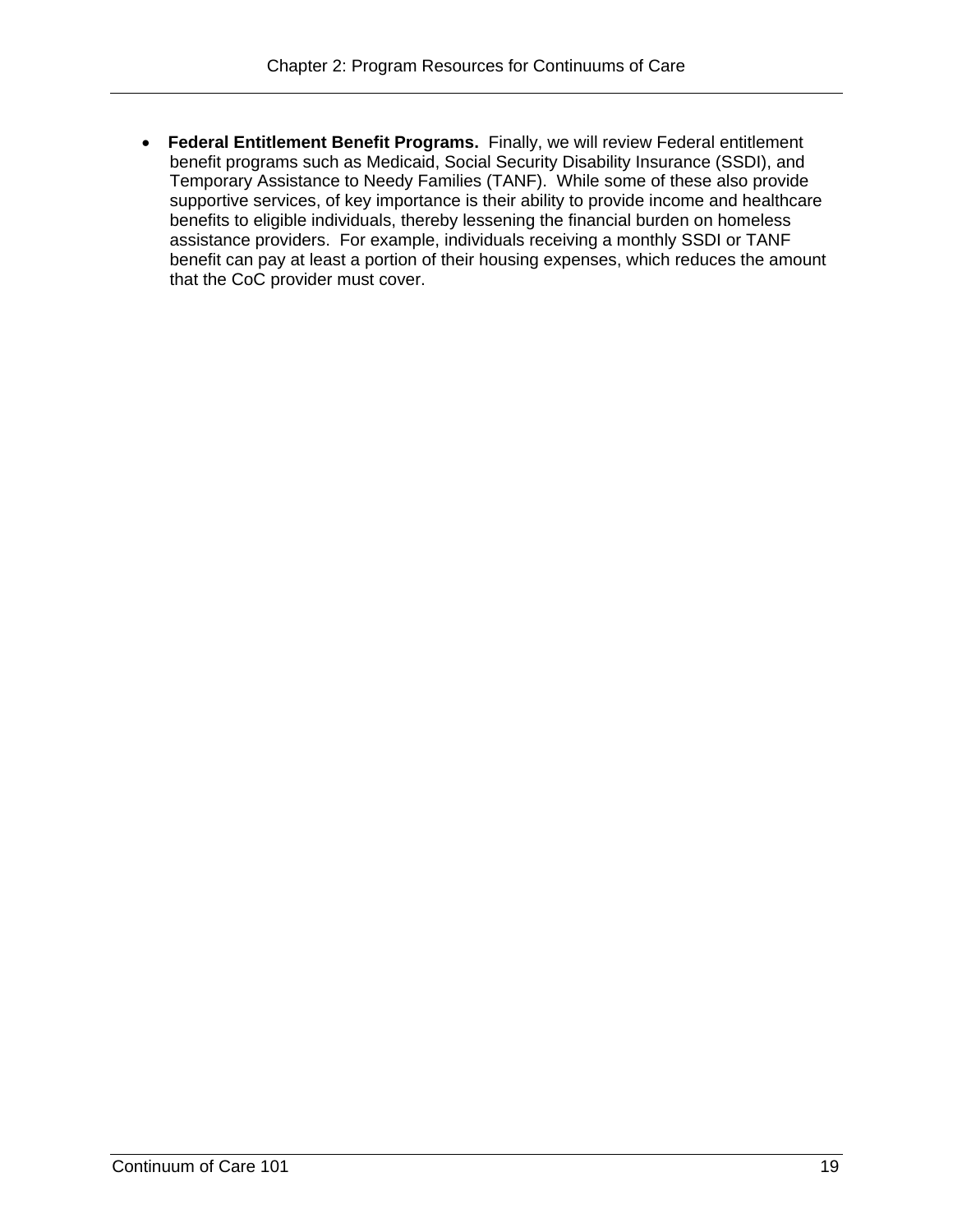- **Federal Entitlement Benefit Programs.** Finally, we will review Federal entitlement benefit programs such as Medicaid, Social Security Disability Insurance (SSDI), and Temporary Assistance to Needy Families (TANF). While some of these also provide supportive services, of key importance is their ability to provide income and healthcare benefits to eligible individuals, thereby lessening the financial burden on homeless assistance providers. For example, individuals receiving a monthly SSDI or TANF benefit can pay at least a portion of their housing expenses, which reduces the amount that the CoC provider must cover.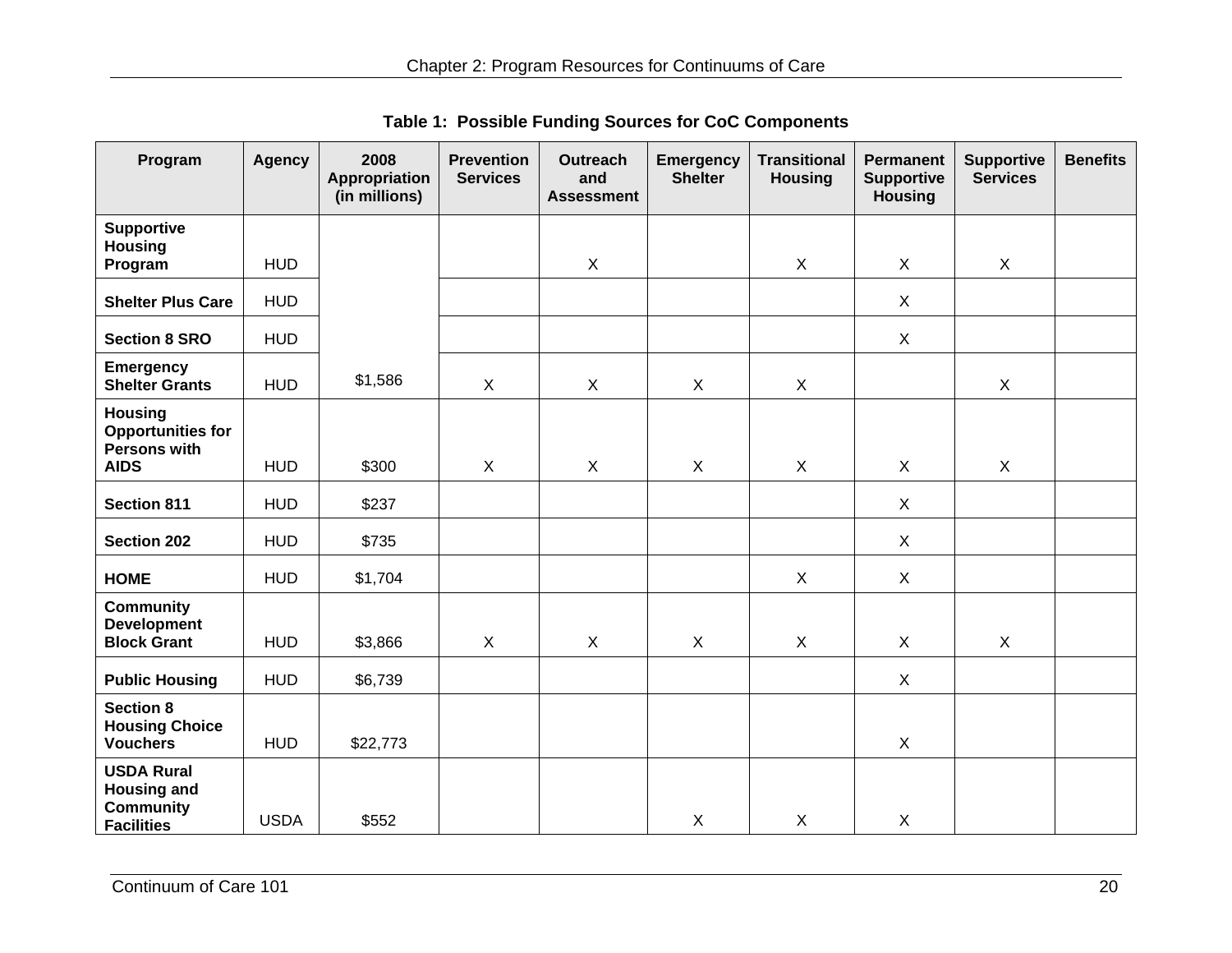**Table 1: Possible Funding Sources for CoC Components**

| Program | Agency | 2008 Appropriation (in millions) | Prevention Services | Outreach and Assessment | Emergency Shelter | Transitional Housing | Permanent Supportive Housing | Supportive Services | Benefits |
|---|---|---|---|---|---|---|---|---|---|
| **Supportive Housing Program** | HUD | $1,586 | | X | | X | X | X | |
| **Shelter Plus Care** | HUD | | | | | | X | | |
| **Section 8 SRO** | HUD | | | | | | X | | |
| **Emergency Shelter Grants** | HUD | | X | X | X | X | | X | |
| **Housing Opportunities for Persons with AIDS** | HUD | $300 | X | X | X | X | X | X | |
| **Section 811** | HUD | $237 | | | | | X | | |
| **Section 202** | HUD | $735 | | | | | X | | |
| **HOME** | HUD | $1,704 | | | | X | X | | |
| **Community Development Block Grant** | HUD | $3,866 | X | X | X | X | X | X | |
| **Public Housing** | HUD | $6,739 | | | | | X | | |
| **Section 8 Housing Choice Vouchers** | HUD | $22,773 | | | | | X | | |
| **USDA Rural Housing and Community Facilities** | USDA | $552 | | | X | X | X | | |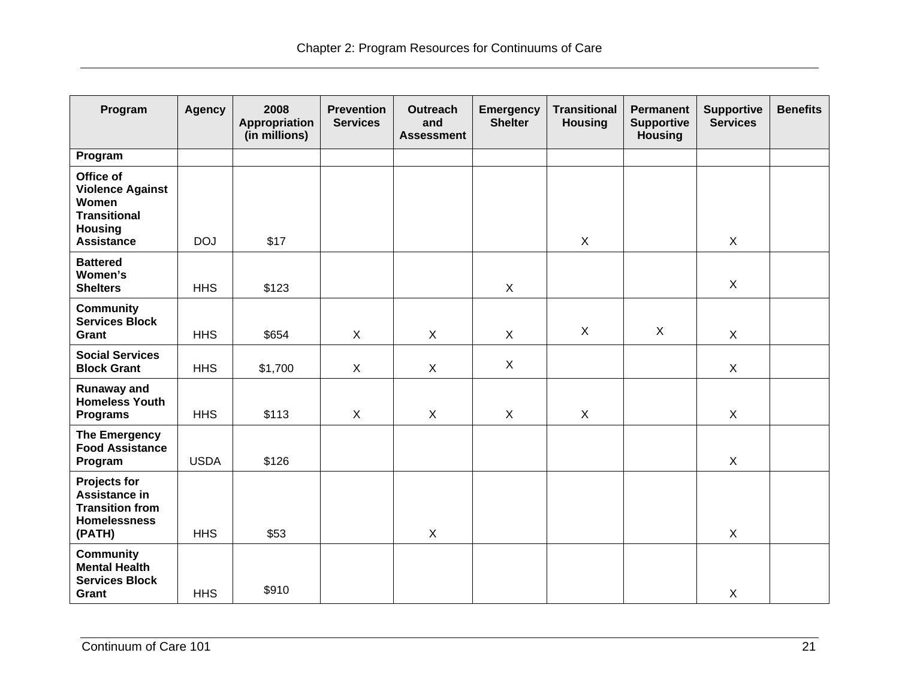| Program | Agency | 2008 Appropriation (in millions) | Prevention Services | Outreach and Assessment | Emergency Shelter | Transitional Housing | Permanent Supportive Housing | Supportive Services | Benefits |
|---|---|---|---|---|---|---|---|---|---|
| **Program** | | | | | | | | | |
| **Office of Violence Against Women Transitional Housing Assistance** | DOJ | $17 | | | | X | | X | |
| **Battered Women's Shelters** | HHS | $123 | | | X | | | X | |
| **Community Services Block Grant** | HHS | $654 | X | X | X | X | X | X | |
| **Social Services Block Grant** | HHS | $1,700 | X | X | X | | | X | |
| **Runaway and Homeless Youth Programs** | HHS | $113 | X | X | X | X | | X | |
| **The Emergency Food Assistance Program** | USDA | $126 | | | | | | X | |
| **Projects for Assistance in Transition from Homelessness (PATH)** | HHS | $53 | | X | | | | X | |
| **Community Mental Health Services Block Grant** | HHS | $910 | | | | | | X | |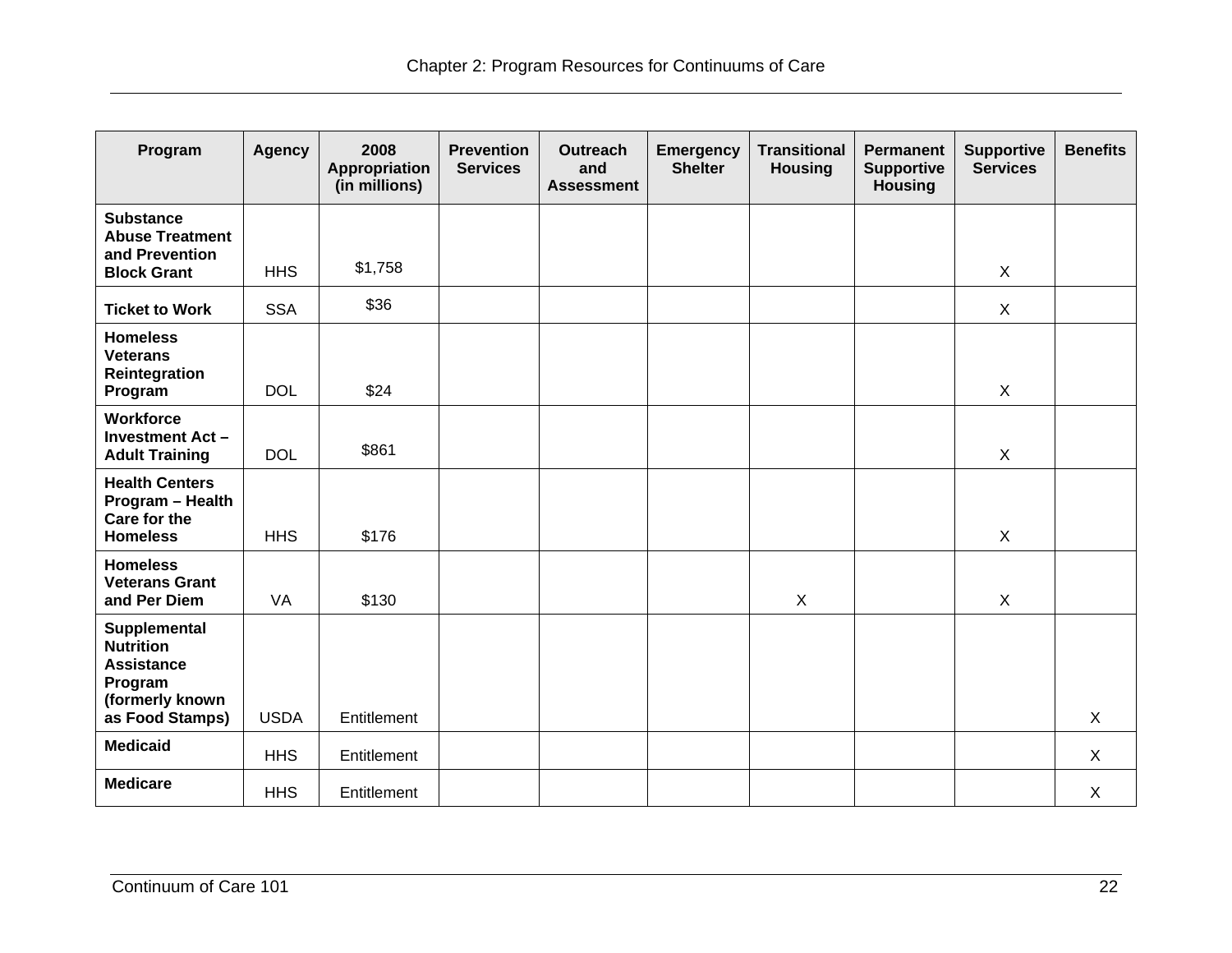| Program | Agency | 2008 Appropriation (in millions) | Prevention Services | Outreach and Assessment | Emergency Shelter | Transitional Housing | Permanent Supportive Housing | Supportive Services | Benefits |
|---|---|---|---|---|---|---|---|---|---|
| **Substance Abuse Treatment and Prevention Block Grant** | HHS | $1,758 | | | | | | X | |
| **Ticket to Work** | SSA | $36 | | | | | | X | |
| **Homeless Veterans Reintegration Program** | DOL | $24 | | | | | | X | |
| **Workforce Investment Act – Adult Training** | DOL | $861 | | | | | | X | |
| **Health Centers Program – Health Care for the Homeless** | HHS | $176 | | | | | | X | |
| **Homeless Veterans Grant and Per Diem** | VA | $130 | | | | X | | X | |
| **Supplemental Nutrition Assistance Program (formerly known as Food Stamps)** | USDA | Entitlement | | | | | | | X |
| **Medicaid** | HHS | Entitlement | | | | | | | X |
| **Medicare** | HHS | Entitlement | | | | | | | X |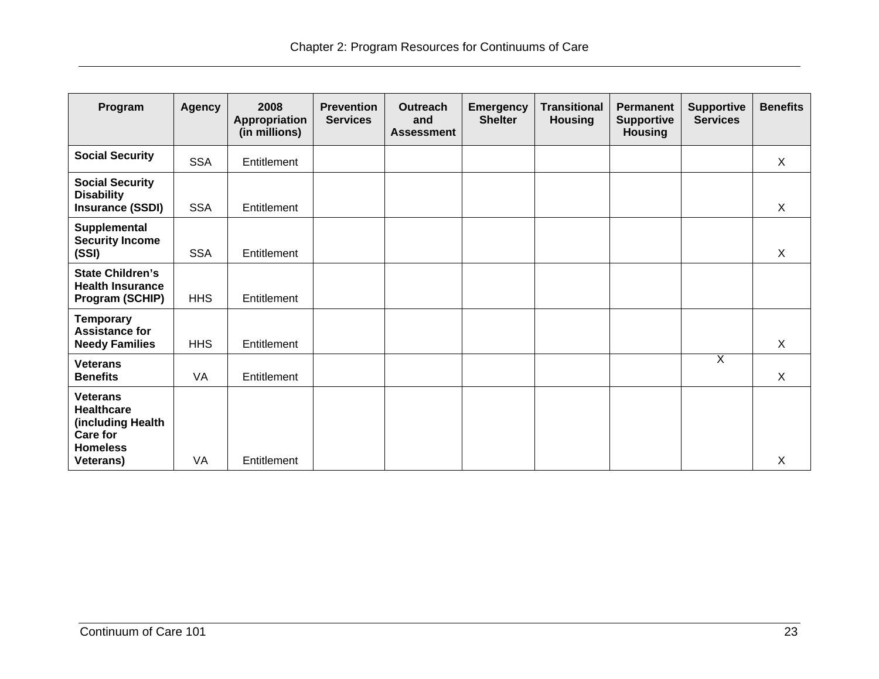| Program | Agency | 2008 Appropriation (in millions) | Prevention Services | Outreach and Assessment | Emergency Shelter | Transitional Housing | Permanent Supportive Housing | Supportive Services | Benefits |
|---|---|---|---|---|---|---|---|---|---|
| **Social Security** | SSA | Entitlement | | | | | | | X |
| **Social Security Disability Insurance (SSDI)** | SSA | Entitlement | | | | | | | X |
| **Supplemental Security Income (SSI)** | SSA | Entitlement | | | | | | | X |
| **State Children's Health Insurance Program (SCHIP)** | HHS | Entitlement | | | | | | | |
| **Temporary Assistance for Needy Families** | HHS | Entitlement | | | | | | | X |
| **Veterans Benefits** | VA | Entitlement | | | | | | X | X |
| **Veterans Healthcare (including Health Care for Homeless Veterans)** | VA | Entitlement | | | | | | | X |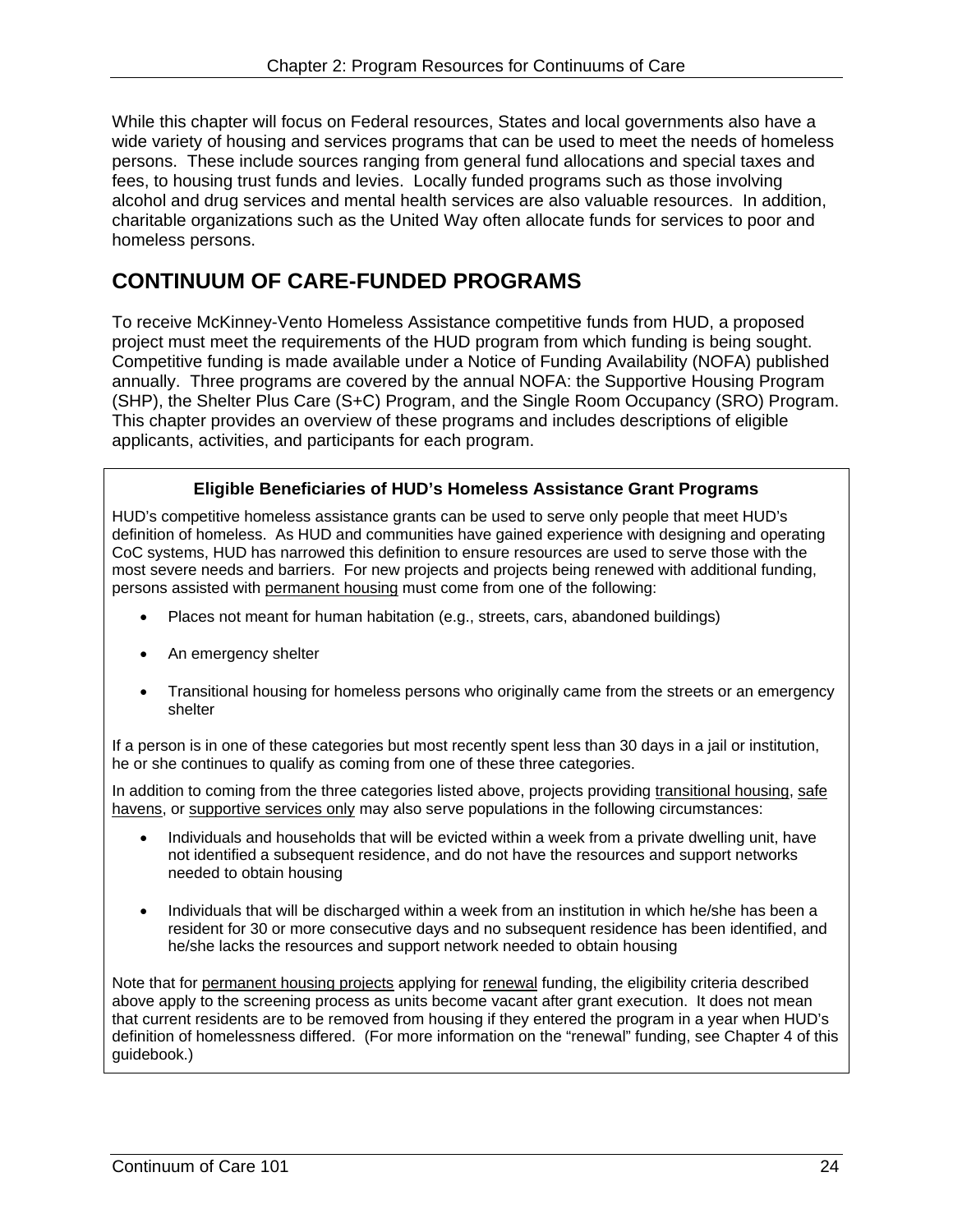While this chapter will focus on Federal resources, States and local governments also have a wide variety of housing and services programs that can be used to meet the needs of homeless persons. These include sources ranging from general fund allocations and special taxes and fees, to housing trust funds and levies. Locally funded programs such as those involving alcohol and drug services and mental health services are also valuable resources. In addition, charitable organizations such as the United Way often allocate funds for services to poor and homeless persons.

## CONTINUUM OF CARE-FUNDED PROGRAMS

To receive McKinney-Vento Homeless Assistance competitive funds from HUD, a proposed project must meet the requirements of the HUD program from which funding is being sought. Competitive funding is made available under a Notice of Funding Availability (NOFA) published annually. Three programs are covered by the annual NOFA: the Supportive Housing Program (SHP), the Shelter Plus Care (S+C) Program, and the Single Room Occupancy (SRO) Program. This chapter provides an overview of these programs and includes descriptions of eligible applicants, activities, and participants for each program.

### Eligible Beneficiaries of HUD's Homeless Assistance Grant Programs

HUD's competitive homeless assistance grants can be used to serve only people that meet HUD's definition of homeless. As HUD and communities have gained experience with designing and operating CoC systems, HUD has narrowed this definition to ensure resources are used to serve those with the most severe needs and barriers. For new projects and projects being renewed with additional funding, persons assisted with permanent housing must come from one of the following:

- Places not meant for human habitation (e.g., streets, cars, abandoned buildings)
- An emergency shelter
- Transitional housing for homeless persons who originally came from the streets or an emergency shelter

If a person is in one of these categories but most recently spent less than 30 days in a jail or institution, he or she continues to qualify as coming from one of these three categories.

In addition to coming from the three categories listed above, projects providing transitional housing, safe havens, or supportive services only may also serve populations in the following circumstances:

- Individuals and households that will be evicted within a week from a private dwelling unit, have not identified a subsequent residence, and do not have the resources and support networks needed to obtain housing
- Individuals that will be discharged within a week from an institution in which he/she has been a resident for 30 or more consecutive days and no subsequent residence has been identified, and he/she lacks the resources and support network needed to obtain housing

Note that for permanent housing projects applying for renewal funding, the eligibility criteria described above apply to the screening process as units become vacant after grant execution. It does not mean that current residents are to be removed from housing if they entered the program in a year when HUD's definition of homelessness differed. (For more information on the "renewal" funding, see Chapter 4 of this guidebook.)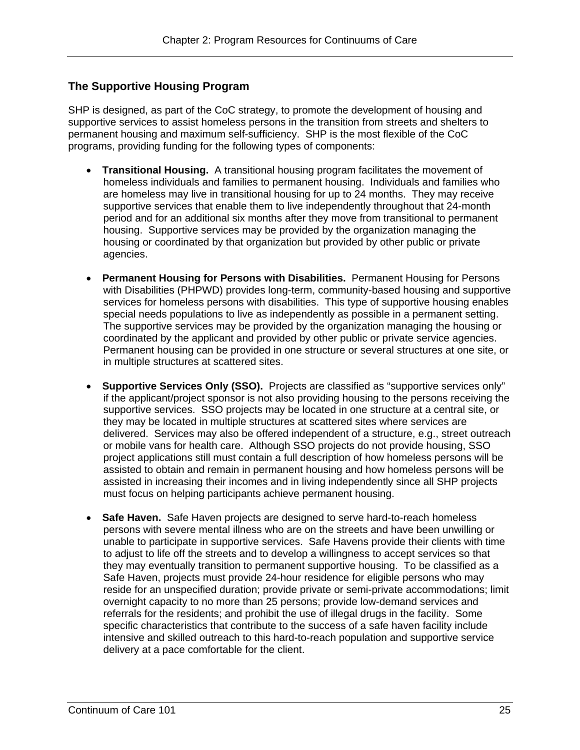## The Supportive Housing Program

SHP is designed, as part of the CoC strategy, to promote the development of housing and supportive services to assist homeless persons in the transition from streets and shelters to permanent housing and maximum self-sufficiency. SHP is the most flexible of the CoC programs, providing funding for the following types of components:

- **Transitional Housing.** A transitional housing program facilitates the movement of homeless individuals and families to permanent housing. Individuals and families who are homeless may live in transitional housing for up to 24 months. They may receive supportive services that enable them to live independently throughout that 24-month period and for an additional six months after they move from transitional to permanent housing. Supportive services may be provided by the organization managing the housing or coordinated by that organization but provided by other public or private agencies.

- **Permanent Housing for Persons with Disabilities.** Permanent Housing for Persons with Disabilities (PHPWD) provides long-term, community-based housing and supportive services for homeless persons with disabilities. This type of supportive housing enables special needs populations to live as independently as possible in a permanent setting. The supportive services may be provided by the organization managing the housing or coordinated by the applicant and provided by other public or private service agencies. Permanent housing can be provided in one structure or several structures at one site, or in multiple structures at scattered sites.

- **Supportive Services Only (SSO).** Projects are classified as "supportive services only" if the applicant/project sponsor is not also providing housing to the persons receiving the supportive services. SSO projects may be located in one structure at a central site, or they may be located in multiple structures at scattered sites where services are delivered. Services may also be offered independent of a structure, e.g., street outreach or mobile vans for health care. Although SSO projects do not provide housing, SSO project applications still must contain a full description of how homeless persons will be assisted to obtain and remain in permanent housing and how homeless persons will be assisted in increasing their incomes and in living independently since all SHP projects must focus on helping participants achieve permanent housing.

- **Safe Haven.** Safe Haven projects are designed to serve hard-to-reach homeless persons with severe mental illness who are on the streets and have been unwilling or unable to participate in supportive services. Safe Havens provide their clients with time to adjust to life off the streets and to develop a willingness to accept services so that they may eventually transition to permanent supportive housing. To be classified as a Safe Haven, projects must provide 24-hour residence for eligible persons who may reside for an unspecified duration; provide private or semi-private accommodations; limit overnight capacity to no more than 25 persons; provide low-demand services and referrals for the residents; and prohibit the use of illegal drugs in the facility. Some specific characteristics that contribute to the success of a safe haven facility include intensive and skilled outreach to this hard-to-reach population and supportive service delivery at a pace comfortable for the client.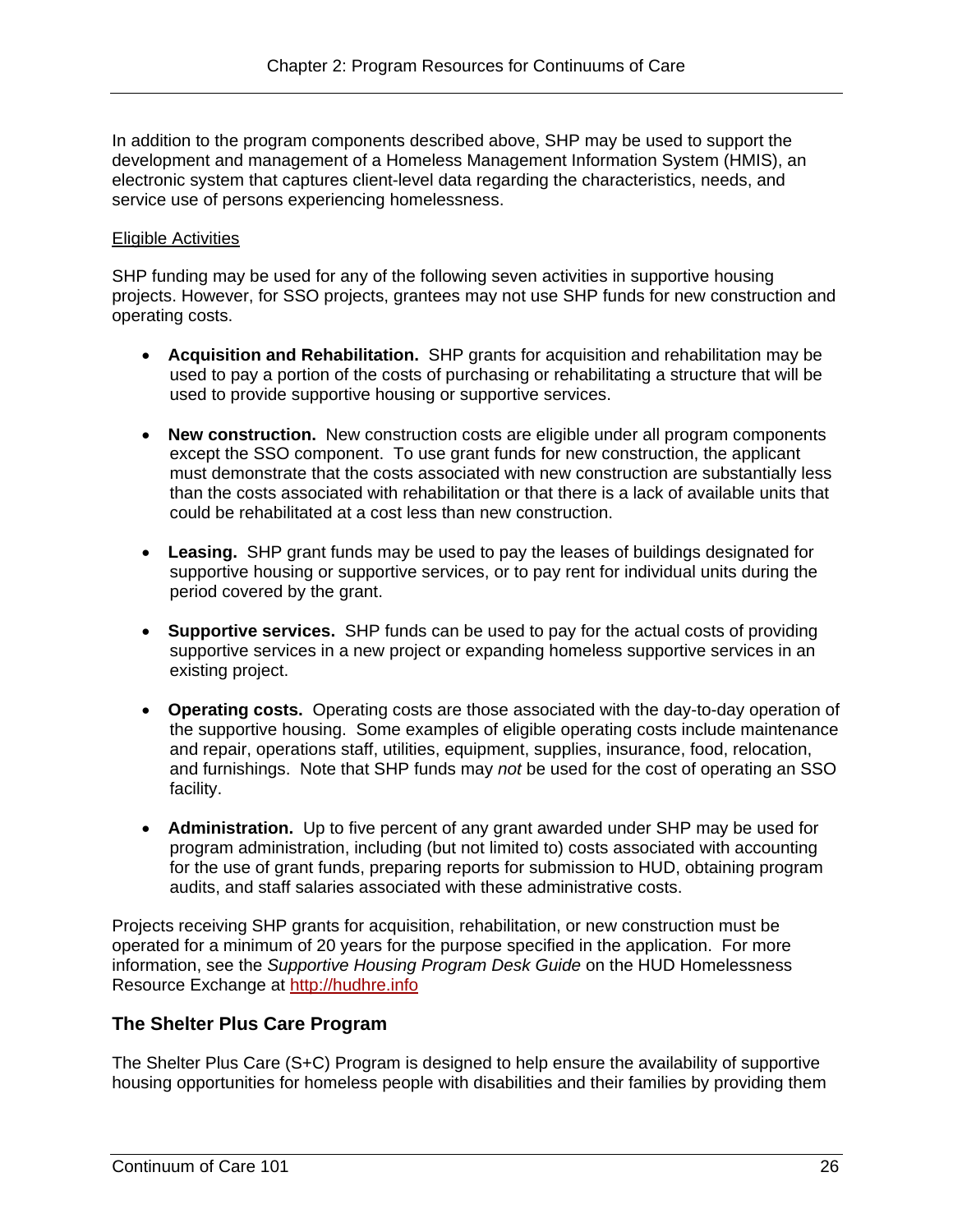In addition to the program components described above, SHP may be used to support the development and management of a Homeless Management Information System (HMIS), an electronic system that captures client-level data regarding the characteristics, needs, and service use of persons experiencing homelessness.

Eligible Activities

SHP funding may be used for any of the following seven activities in supportive housing projects. However, for SSO projects, grantees may not use SHP funds for new construction and operating costs.

- **Acquisition and Rehabilitation.** SHP grants for acquisition and rehabilitation may be used to pay a portion of the costs of purchasing or rehabilitating a structure that will be used to provide supportive housing or supportive services.
- **New construction.** New construction costs are eligible under all program components except the SSO component. To use grant funds for new construction, the applicant must demonstrate that the costs associated with new construction are substantially less than the costs associated with rehabilitation or that there is a lack of available units that could be rehabilitated at a cost less than new construction.
- **Leasing.** SHP grant funds may be used to pay the leases of buildings designated for supportive housing or supportive services, or to pay rent for individual units during the period covered by the grant.
- **Supportive services.** SHP funds can be used to pay for the actual costs of providing supportive services in a new project or expanding homeless supportive services in an existing project.
- **Operating costs.** Operating costs are those associated with the day-to-day operation of the supportive housing. Some examples of eligible operating costs include maintenance and repair, operations staff, utilities, equipment, supplies, insurance, food, relocation, and furnishings. Note that SHP funds may *not* be used for the cost of operating an SSO facility.
- **Administration.** Up to five percent of any grant awarded under SHP may be used for program administration, including (but not limited to) costs associated with accounting for the use of grant funds, preparing reports for submission to HUD, obtaining program audits, and staff salaries associated with these administrative costs.

Projects receiving SHP grants for acquisition, rehabilitation, or new construction must be operated for a minimum of 20 years for the purpose specified in the application. For more information, see the *Supportive Housing Program Desk Guide* on the HUD Homelessness Resource Exchange at http://hudhre.info

### The Shelter Plus Care Program

The Shelter Plus Care (S+C) Program is designed to help ensure the availability of supportive housing opportunities for homeless people with disabilities and their families by providing them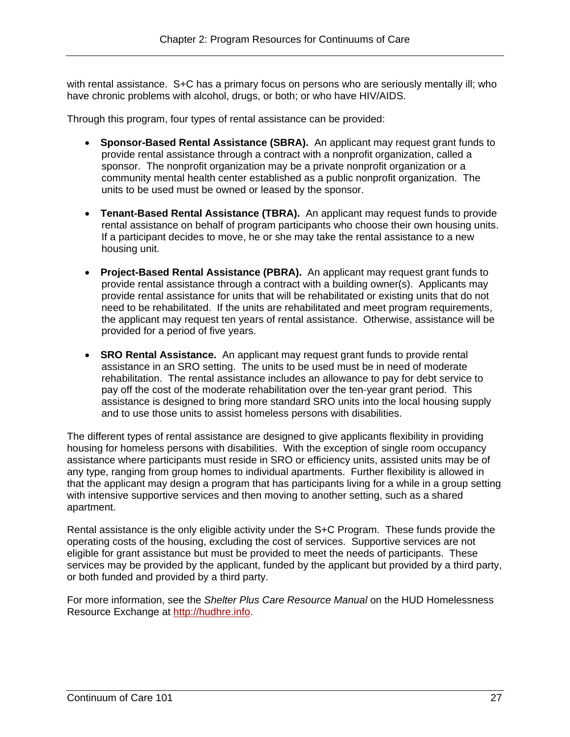with rental assistance. S+C has a primary focus on persons who are seriously mentally ill; who have chronic problems with alcohol, drugs, or both; or who have HIV/AIDS.

Through this program, four types of rental assistance can be provided:

- **Sponsor-Based Rental Assistance (SBRA).** An applicant may request grant funds to provide rental assistance through a contract with a nonprofit organization, called a sponsor. The nonprofit organization may be a private nonprofit organization or a community mental health center established as a public nonprofit organization. The units to be used must be owned or leased by the sponsor.

- **Tenant-Based Rental Assistance (TBRA).** An applicant may request funds to provide rental assistance on behalf of program participants who choose their own housing units. If a participant decides to move, he or she may take the rental assistance to a new housing unit.

- **Project-Based Rental Assistance (PBRA).** An applicant may request grant funds to provide rental assistance through a contract with a building owner(s). Applicants may provide rental assistance for units that will be rehabilitated or existing units that do not need to be rehabilitated. If the units are rehabilitated and meet program requirements, the applicant may request ten years of rental assistance. Otherwise, assistance will be provided for a period of five years.

- **SRO Rental Assistance.** An applicant may request grant funds to provide rental assistance in an SRO setting. The units to be used must be in need of moderate rehabilitation. The rental assistance includes an allowance to pay for debt service to pay off the cost of the moderate rehabilitation over the ten-year grant period. This assistance is designed to bring more standard SRO units into the local housing supply and to use those units to assist homeless persons with disabilities.

The different types of rental assistance are designed to give applicants flexibility in providing housing for homeless persons with disabilities. With the exception of single room occupancy assistance where participants must reside in SRO or efficiency units, assisted units may be of any type, ranging from group homes to individual apartments. Further flexibility is allowed in that the applicant may design a program that has participants living for a while in a group setting with intensive supportive services and then moving to another setting, such as a shared apartment.

Rental assistance is the only eligible activity under the S+C Program. These funds provide the operating costs of the housing, excluding the cost of services. Supportive services are not eligible for grant assistance but must be provided to meet the needs of participants. These services may be provided by the applicant, funded by the applicant but provided by a third party, or both funded and provided by a third party.

For more information, see the *Shelter Plus Care Resource Manual* on the HUD Homelessness Resource Exchange at http://hudhre.info.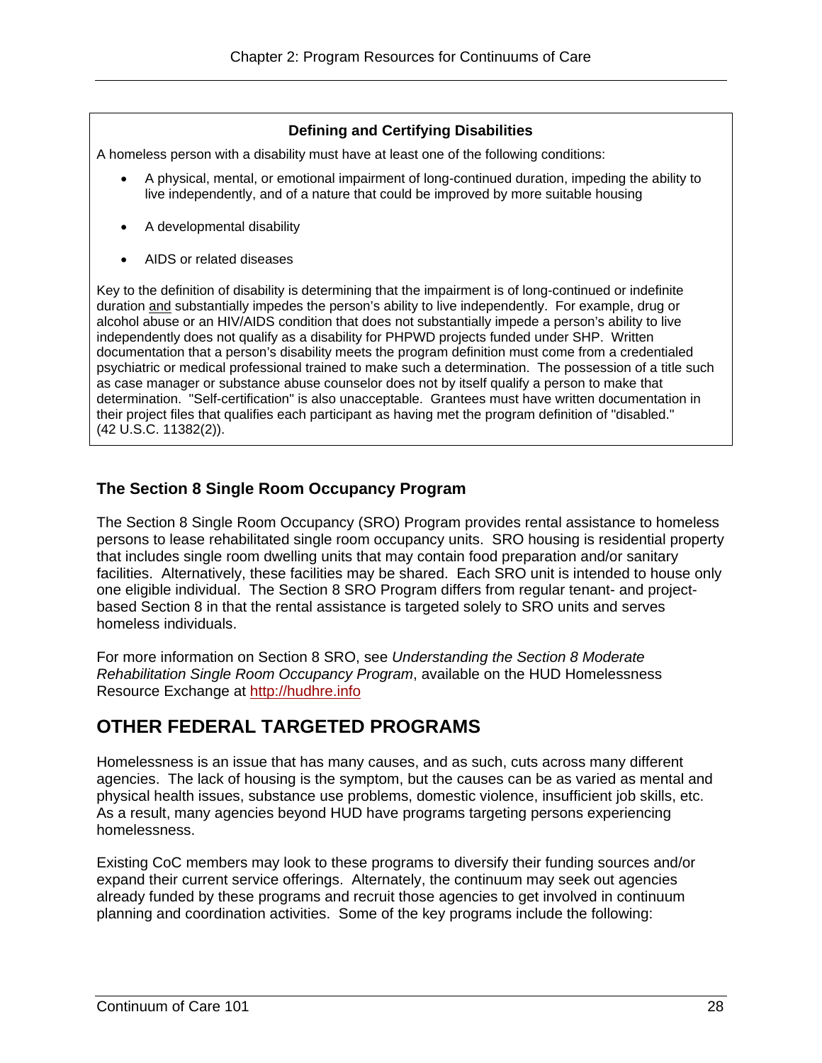### Defining and Certifying Disabilities

A homeless person with a disability must have at least one of the following conditions:

- A physical, mental, or emotional impairment of long-continued duration, impeding the ability to live independently, and of a nature that could be improved by more suitable housing
- A developmental disability
- AIDS or related diseases

Key to the definition of disability is determining that the impairment is of long-continued or indefinite duration and substantially impedes the person's ability to live independently. For example, drug or alcohol abuse or an HIV/AIDS condition that does not substantially impede a person's ability to live independently does not qualify as a disability for PHPWD projects funded under SHP. Written documentation that a person's disability meets the program definition must come from a credentialed psychiatric or medical professional trained to make such a determination. The possession of a title such as case manager or substance abuse counselor does not by itself qualify a person to make that determination. "Self-certification" is also unacceptable. Grantees must have written documentation in their project files that qualifies each participant as having met the program definition of "disabled." (42 U.S.C. 11382(2)).

### The Section 8 Single Room Occupancy Program

The Section 8 Single Room Occupancy (SRO) Program provides rental assistance to homeless persons to lease rehabilitated single room occupancy units. SRO housing is residential property that includes single room dwelling units that may contain food preparation and/or sanitary facilities. Alternatively, these facilities may be shared. Each SRO unit is intended to house only one eligible individual. The Section 8 SRO Program differs from regular tenant- and project-based Section 8 in that the rental assistance is targeted solely to SRO units and serves homeless individuals.

For more information on Section 8 SRO, see *Understanding the Section 8 Moderate Rehabilitation Single Room Occupancy Program*, available on the HUD Homelessness Resource Exchange at http://hudhre.info

## OTHER FEDERAL TARGETED PROGRAMS

Homelessness is an issue that has many causes, and as such, cuts across many different agencies. The lack of housing is the symptom, but the causes can be as varied as mental and physical health issues, substance use problems, domestic violence, insufficient job skills, etc. As a result, many agencies beyond HUD have programs targeting persons experiencing homelessness.

Existing CoC members may look to these programs to diversify their funding sources and/or expand their current service offerings. Alternately, the continuum may seek out agencies already funded by these programs and recruit those agencies to get involved in continuum planning and coordination activities. Some of the key programs include the following: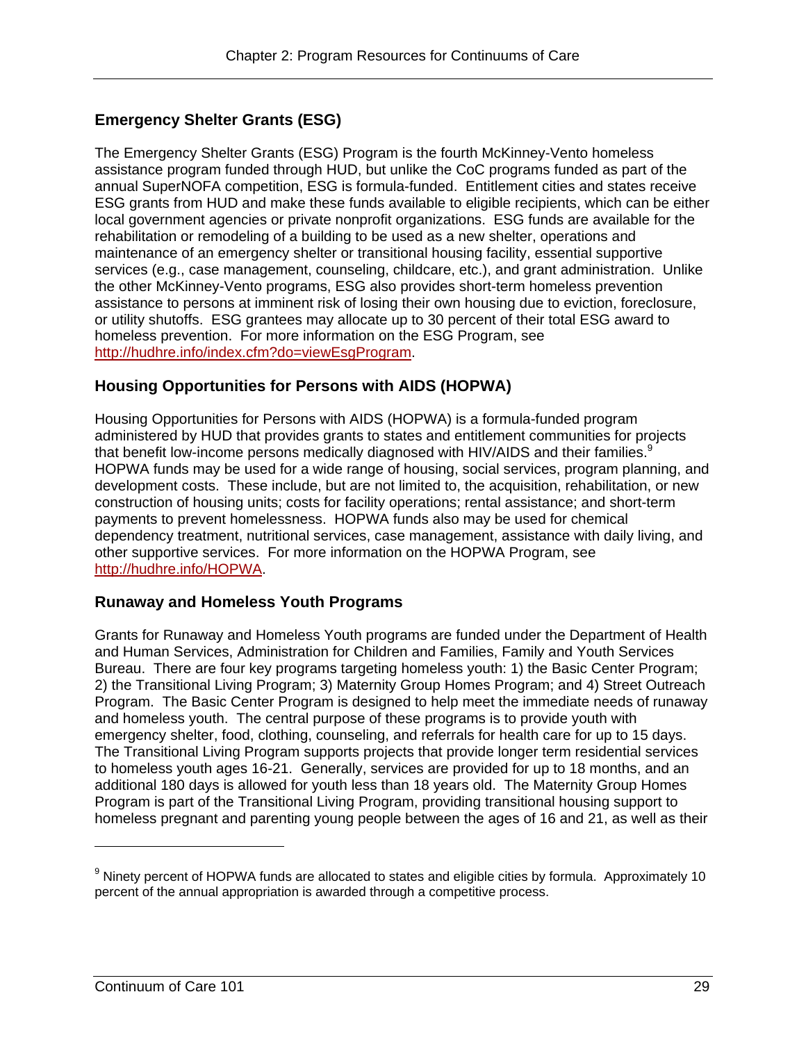## Emergency Shelter Grants (ESG)

The Emergency Shelter Grants (ESG) Program is the fourth McKinney-Vento homeless assistance program funded through HUD, but unlike the CoC programs funded as part of the annual SuperNOFA competition, ESG is formula-funded. Entitlement cities and states receive ESG grants from HUD and make these funds available to eligible recipients, which can be either local government agencies or private nonprofit organizations. ESG funds are available for the rehabilitation or remodeling of a building to be used as a new shelter, operations and maintenance of an emergency shelter or transitional housing facility, essential supportive services (e.g., case management, counseling, childcare, etc.), and grant administration. Unlike the other McKinney-Vento programs, ESG also provides short-term homeless prevention assistance to persons at imminent risk of losing their own housing due to eviction, foreclosure, or utility shutoffs. ESG grantees may allocate up to 30 percent of their total ESG award to homeless prevention. For more information on the ESG Program, see http://hudhre.info/index.cfm?do=viewEsgProgram.

## Housing Opportunities for Persons with AIDS (HOPWA)

Housing Opportunities for Persons with AIDS (HOPWA) is a formula-funded program administered by HUD that provides grants to states and entitlement communities for projects that benefit low-income persons medically diagnosed with HIV/AIDS and their families.[9] HOPWA funds may be used for a wide range of housing, social services, program planning, and development costs. These include, but are not limited to, the acquisition, rehabilitation, or new construction of housing units; costs for facility operations; rental assistance; and short-term payments to prevent homelessness. HOPWA funds also may be used for chemical dependency treatment, nutritional services, case management, assistance with daily living, and other supportive services. For more information on the HOPWA Program, see http://hudhre.info/HOPWA.

## Runaway and Homeless Youth Programs

Grants for Runaway and Homeless Youth programs are funded under the Department of Health and Human Services, Administration for Children and Families, Family and Youth Services Bureau. There are four key programs targeting homeless youth: 1) the Basic Center Program; 2) the Transitional Living Program; 3) Maternity Group Homes Program; and 4) Street Outreach Program. The Basic Center Program is designed to help meet the immediate needs of runaway and homeless youth. The central purpose of these programs is to provide youth with emergency shelter, food, clothing, counseling, and referrals for health care for up to 15 days. The Transitional Living Program supports projects that provide longer term residential services to homeless youth ages 16-21. Generally, services are provided for up to 18 months, and an additional 180 days is allowed for youth less than 18 years old. The Maternity Group Homes Program is part of the Transitional Living Program, providing transitional housing support to homeless pregnant and parenting young people between the ages of 16 and 21, as well as their

---

[9] Ninety percent of HOPWA funds are allocated to states and eligible cities by formula. Approximately 10 percent of the annual appropriation is awarded through a competitive process.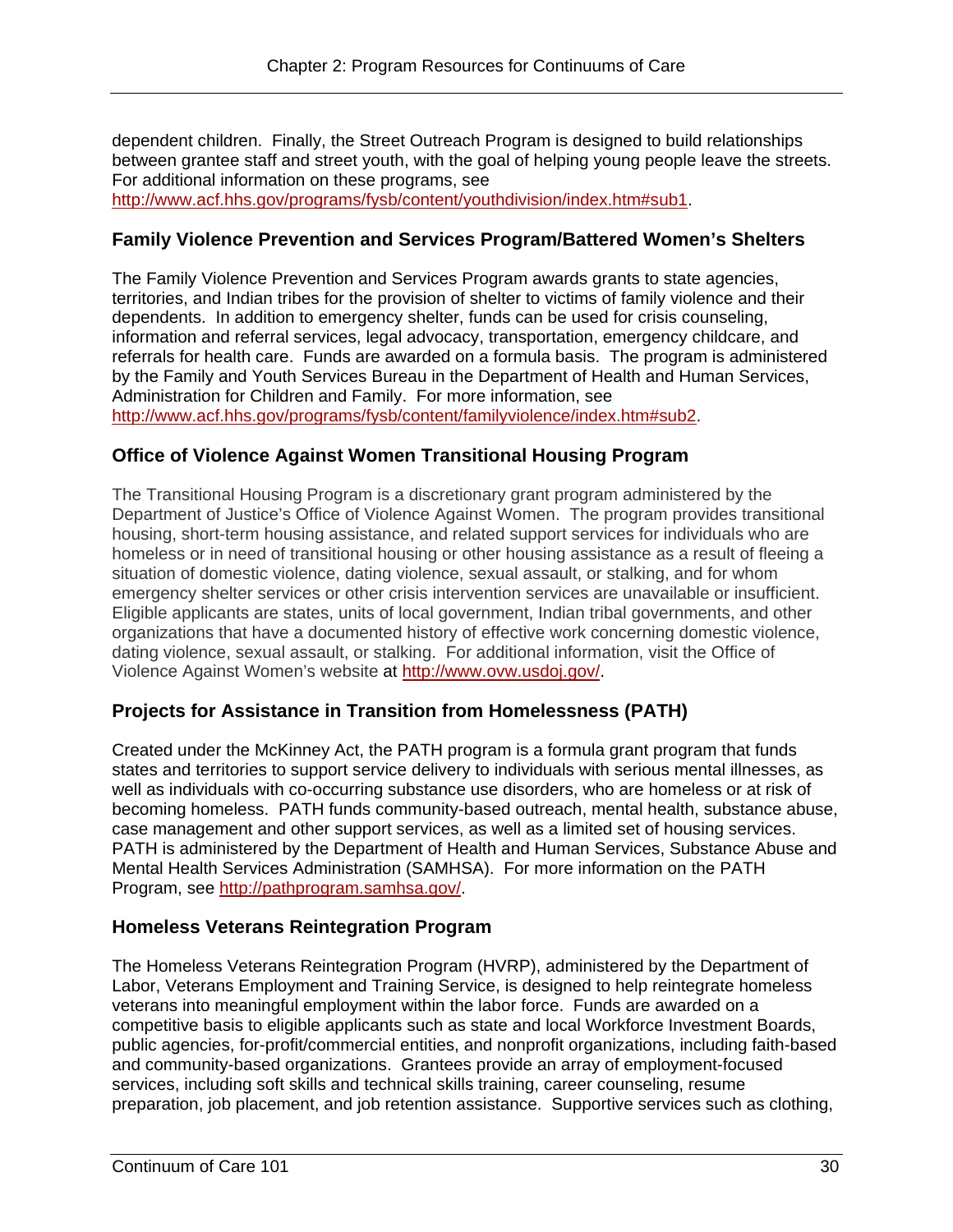dependent children. Finally, the Street Outreach Program is designed to build relationships between grantee staff and street youth, with the goal of helping young people leave the streets. For additional information on these programs, see http://www.acf.hhs.gov/programs/fysb/content/youthdivision/index.htm#sub1.

### Family Violence Prevention and Services Program/Battered Women's Shelters

The Family Violence Prevention and Services Program awards grants to state agencies, territories, and Indian tribes for the provision of shelter to victims of family violence and their dependents. In addition to emergency shelter, funds can be used for crisis counseling, information and referral services, legal advocacy, transportation, emergency childcare, and referrals for health care. Funds are awarded on a formula basis. The program is administered by the Family and Youth Services Bureau in the Department of Health and Human Services, Administration for Children and Family. For more information, see http://www.acf.hhs.gov/programs/fysb/content/familyviolence/index.htm#sub2.

### Office of Violence Against Women Transitional Housing Program

The Transitional Housing Program is a discretionary grant program administered by the Department of Justice's Office of Violence Against Women. The program provides transitional housing, short-term housing assistance, and related support services for individuals who are homeless or in need of transitional housing or other housing assistance as a result of fleeing a situation of domestic violence, dating violence, sexual assault, or stalking, and for whom emergency shelter services or other crisis intervention services are unavailable or insufficient. Eligible applicants are states, units of local government, Indian tribal governments, and other organizations that have a documented history of effective work concerning domestic violence, dating violence, sexual assault, or stalking. For additional information, visit the Office of Violence Against Women's website at http://www.ovw.usdoj.gov/.

### Projects for Assistance in Transition from Homelessness (PATH)

Created under the McKinney Act, the PATH program is a formula grant program that funds states and territories to support service delivery to individuals with serious mental illnesses, as well as individuals with co-occurring substance use disorders, who are homeless or at risk of becoming homeless. PATH funds community-based outreach, mental health, substance abuse, case management and other support services, as well as a limited set of housing services. PATH is administered by the Department of Health and Human Services, Substance Abuse and Mental Health Services Administration (SAMHSA). For more information on the PATH Program, see http://pathprogram.samhsa.gov/.

### Homeless Veterans Reintegration Program

The Homeless Veterans Reintegration Program (HVRP), administered by the Department of Labor, Veterans Employment and Training Service, is designed to help reintegrate homeless veterans into meaningful employment within the labor force. Funds are awarded on a competitive basis to eligible applicants such as state and local Workforce Investment Boards, public agencies, for-profit/commercial entities, and nonprofit organizations, including faith-based and community-based organizations. Grantees provide an array of employment-focused services, including soft skills and technical skills training, career counseling, resume preparation, job placement, and job retention assistance. Supportive services such as clothing,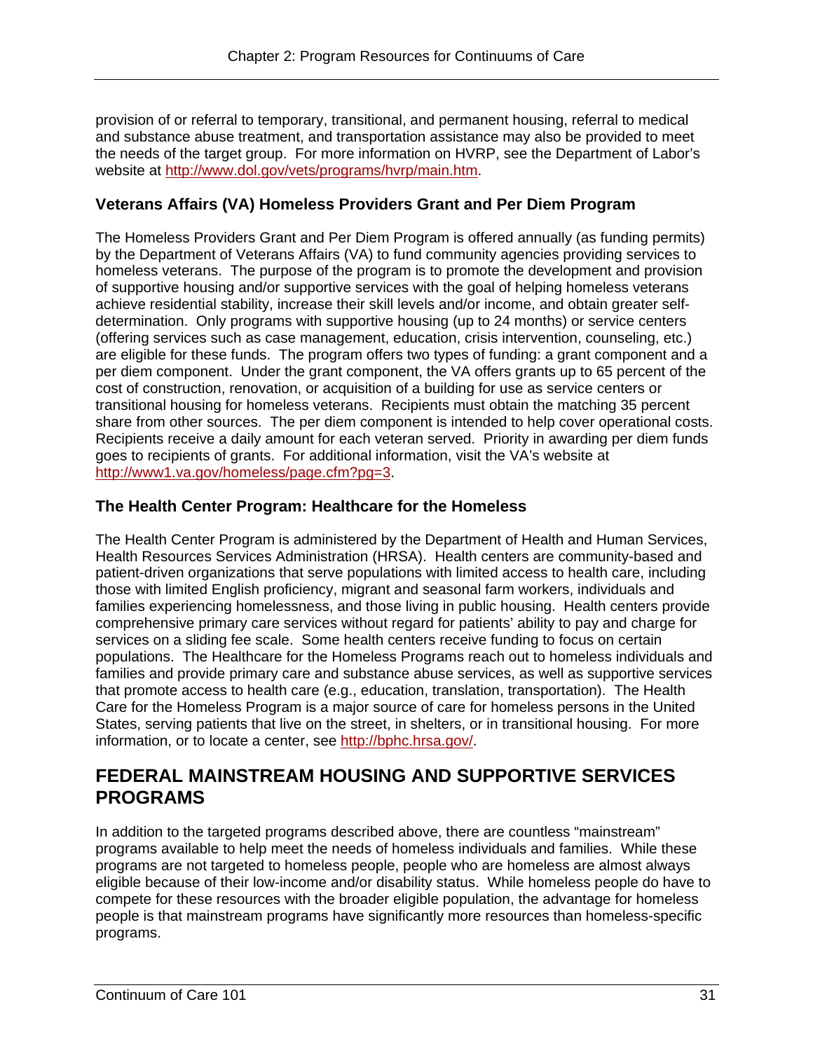provision of or referral to temporary, transitional, and permanent housing, referral to medical and substance abuse treatment, and transportation assistance may also be provided to meet the needs of the target group. For more information on HVRP, see the Department of Labor's website at http://www.dol.gov/vets/programs/hvrp/main.htm.

### Veterans Affairs (VA) Homeless Providers Grant and Per Diem Program

The Homeless Providers Grant and Per Diem Program is offered annually (as funding permits) by the Department of Veterans Affairs (VA) to fund community agencies providing services to homeless veterans. The purpose of the program is to promote the development and provision of supportive housing and/or supportive services with the goal of helping homeless veterans achieve residential stability, increase their skill levels and/or income, and obtain greater self-determination. Only programs with supportive housing (up to 24 months) or service centers (offering services such as case management, education, crisis intervention, counseling, etc.) are eligible for these funds. The program offers two types of funding: a grant component and a per diem component. Under the grant component, the VA offers grants up to 65 percent of the cost of construction, renovation, or acquisition of a building for use as service centers or transitional housing for homeless veterans. Recipients must obtain the matching 35 percent share from other sources. The per diem component is intended to help cover operational costs. Recipients receive a daily amount for each veteran served. Priority in awarding per diem funds goes to recipients of grants. For additional information, visit the VA's website at http://www1.va.gov/homeless/page.cfm?pg=3.

### The Health Center Program: Healthcare for the Homeless

The Health Center Program is administered by the Department of Health and Human Services, Health Resources Services Administration (HRSA). Health centers are community-based and patient-driven organizations that serve populations with limited access to health care, including those with limited English proficiency, migrant and seasonal farm workers, individuals and families experiencing homelessness, and those living in public housing. Health centers provide comprehensive primary care services without regard for patients' ability to pay and charge for services on a sliding fee scale. Some health centers receive funding to focus on certain populations. The Healthcare for the Homeless Programs reach out to homeless individuals and families and provide primary care and substance abuse services, as well as supportive services that promote access to health care (e.g., education, translation, transportation). The Health Care for the Homeless Program is a major source of care for homeless persons in the United States, serving patients that live on the street, in shelters, or in transitional housing. For more information, or to locate a center, see http://bphc.hrsa.gov/.

## FEDERAL MAINSTREAM HOUSING AND SUPPORTIVE SERVICES PROGRAMS

In addition to the targeted programs described above, there are countless "mainstream" programs available to help meet the needs of homeless individuals and families. While these programs are not targeted to homeless people, people who are homeless are almost always eligible because of their low-income and/or disability status. While homeless people do have to compete for these resources with the broader eligible population, the advantage for homeless people is that mainstream programs have significantly more resources than homeless-specific programs.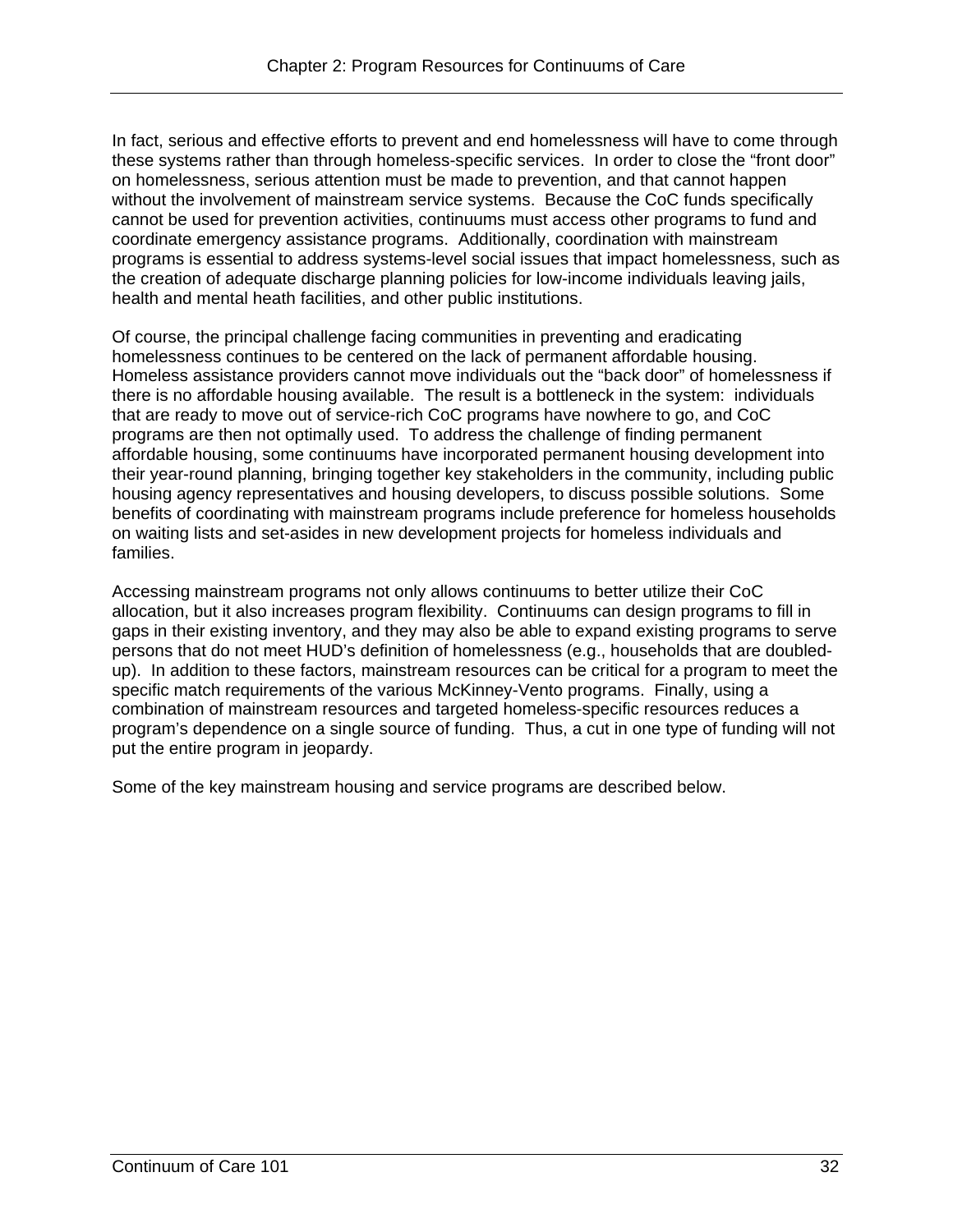In fact, serious and effective efforts to prevent and end homelessness will have to come through these systems rather than through homeless-specific services. In order to close the "front door" on homelessness, serious attention must be made to prevention, and that cannot happen without the involvement of mainstream service systems. Because the CoC funds specifically cannot be used for prevention activities, continuums must access other programs to fund and coordinate emergency assistance programs. Additionally, coordination with mainstream programs is essential to address systems-level social issues that impact homelessness, such as the creation of adequate discharge planning policies for low-income individuals leaving jails, health and mental heath facilities, and other public institutions.

Of course, the principal challenge facing communities in preventing and eradicating homelessness continues to be centered on the lack of permanent affordable housing. Homeless assistance providers cannot move individuals out the "back door" of homelessness if there is no affordable housing available. The result is a bottleneck in the system: individuals that are ready to move out of service-rich CoC programs have nowhere to go, and CoC programs are then not optimally used. To address the challenge of finding permanent affordable housing, some continuums have incorporated permanent housing development into their year-round planning, bringing together key stakeholders in the community, including public housing agency representatives and housing developers, to discuss possible solutions. Some benefits of coordinating with mainstream programs include preference for homeless households on waiting lists and set-asides in new development projects for homeless individuals and families.

Accessing mainstream programs not only allows continuums to better utilize their CoC allocation, but it also increases program flexibility. Continuums can design programs to fill in gaps in their existing inventory, and they may also be able to expand existing programs to serve persons that do not meet HUD's definition of homelessness (e.g., households that are doubled-up). In addition to these factors, mainstream resources can be critical for a program to meet the specific match requirements of the various McKinney-Vento programs. Finally, using a combination of mainstream resources and targeted homeless-specific resources reduces a program's dependence on a single source of funding. Thus, a cut in one type of funding will not put the entire program in jeopardy.

Some of the key mainstream housing and service programs are described below.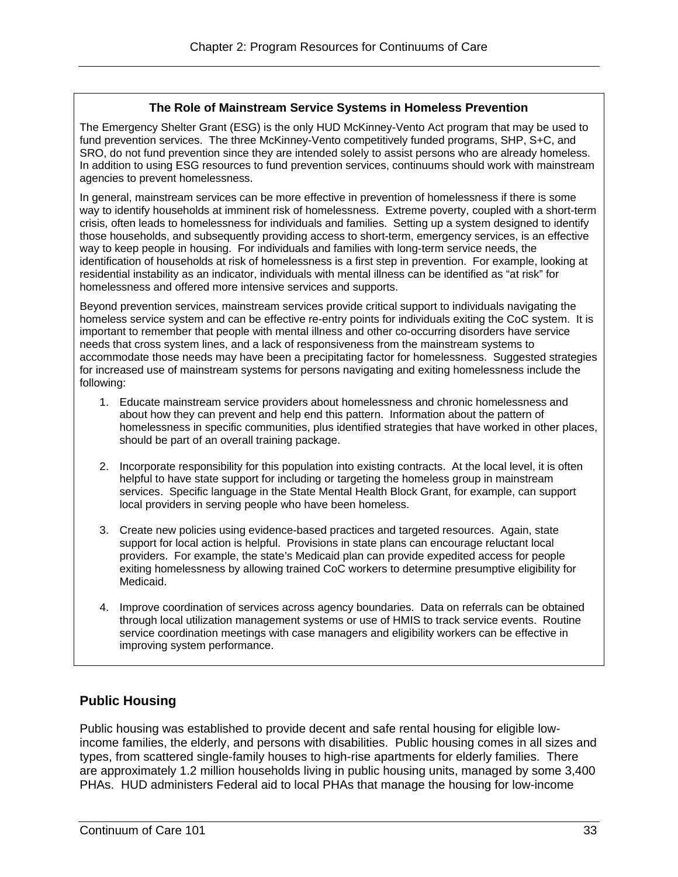### The Role of Mainstream Service Systems in Homeless Prevention

The Emergency Shelter Grant (ESG) is the only HUD McKinney-Vento Act program that may be used to fund prevention services. The three McKinney-Vento competitively funded programs, SHP, S+C, and SRO, do not fund prevention since they are intended solely to assist persons who are already homeless. In addition to using ESG resources to fund prevention services, continuums should work with mainstream agencies to prevent homelessness.

In general, mainstream services can be more effective in prevention of homelessness if there is some way to identify households at imminent risk of homelessness. Extreme poverty, coupled with a short-term crisis, often leads to homelessness for individuals and families. Setting up a system designed to identify those households, and subsequently providing access to short-term, emergency services, is an effective way to keep people in housing. For individuals and families with long-term service needs, the identification of households at risk of homelessness is a first step in prevention. For example, looking at residential instability as an indicator, individuals with mental illness can be identified as "at risk" for homelessness and offered more intensive services and supports.

Beyond prevention services, mainstream services provide critical support to individuals navigating the homeless service system and can be effective re-entry points for individuals exiting the CoC system. It is important to remember that people with mental illness and other co-occurring disorders have service needs that cross system lines, and a lack of responsiveness from the mainstream systems to accommodate those needs may have been a precipitating factor for homelessness. Suggested strategies for increased use of mainstream systems for persons navigating and exiting homelessness include the following:

1. Educate mainstream service providers about homelessness and chronic homelessness and about how they can prevent and help end this pattern. Information about the pattern of homelessness in specific communities, plus identified strategies that have worked in other places, should be part of an overall training package.

2. Incorporate responsibility for this population into existing contracts. At the local level, it is often helpful to have state support for including or targeting the homeless group in mainstream services. Specific language in the State Mental Health Block Grant, for example, can support local providers in serving people who have been homeless.

3. Create new policies using evidence-based practices and targeted resources. Again, state support for local action is helpful. Provisions in state plans can encourage reluctant local providers. For example, the state's Medicaid plan can provide expedited access for people exiting homelessness by allowing trained CoC workers to determine presumptive eligibility for Medicaid.

4. Improve coordination of services across agency boundaries. Data on referrals can be obtained through local utilization management systems or use of HMIS to track service events. Routine service coordination meetings with case managers and eligibility workers can be effective in improving system performance.

## Public Housing

Public housing was established to provide decent and safe rental housing for eligible low-income families, the elderly, and persons with disabilities. Public housing comes in all sizes and types, from scattered single-family houses to high-rise apartments for elderly families. There are approximately 1.2 million households living in public housing units, managed by some 3,400 PHAs. HUD administers Federal aid to local PHAs that manage the housing for low-income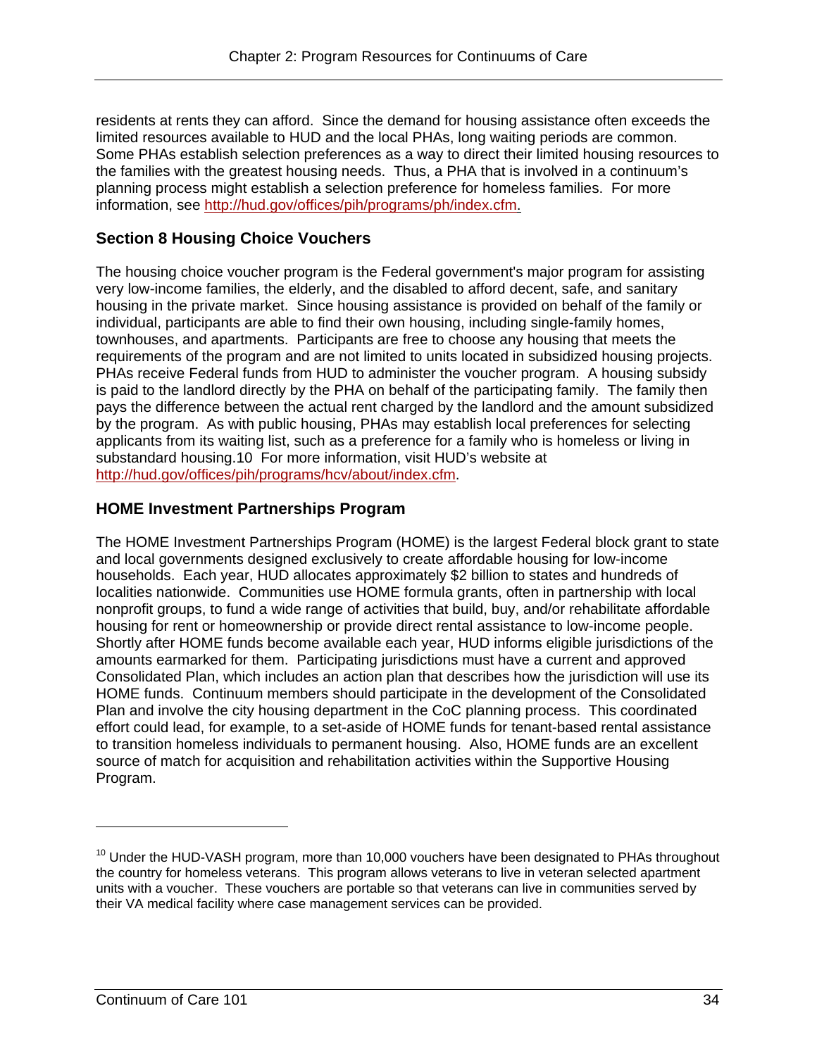residents at rents they can afford. Since the demand for housing assistance often exceeds the limited resources available to HUD and the local PHAs, long waiting periods are common. Some PHAs establish selection preferences as a way to direct their limited housing resources to the families with the greatest housing needs. Thus, a PHA that is involved in a continuum's planning process might establish a selection preference for homeless families. For more information, see http://hud.gov/offices/pih/programs/ph/index.cfm.

## Section 8 Housing Choice Vouchers

The housing choice voucher program is the Federal government's major program for assisting very low-income families, the elderly, and the disabled to afford decent, safe, and sanitary housing in the private market. Since housing assistance is provided on behalf of the family or individual, participants are able to find their own housing, including single-family homes, townhouses, and apartments. Participants are free to choose any housing that meets the requirements of the program and are not limited to units located in subsidized housing projects. PHAs receive Federal funds from HUD to administer the voucher program. A housing subsidy is paid to the landlord directly by the PHA on behalf of the participating family. The family then pays the difference between the actual rent charged by the landlord and the amount subsidized by the program. As with public housing, PHAs may establish local preferences for selecting applicants from its waiting list, such as a preference for a family who is homeless or living in substandard housing.[10] For more information, visit HUD's website at http://hud.gov/offices/pih/programs/hcv/about/index.cfm.

## HOME Investment Partnerships Program

The HOME Investment Partnerships Program (HOME) is the largest Federal block grant to state and local governments designed exclusively to create affordable housing for low-income households. Each year, HUD allocates approximately $2 billion to states and hundreds of localities nationwide. Communities use HOME formula grants, often in partnership with local nonprofit groups, to fund a wide range of activities that build, buy, and/or rehabilitate affordable housing for rent or homeownership or provide direct rental assistance to low-income people. Shortly after HOME funds become available each year, HUD informs eligible jurisdictions of the amounts earmarked for them. Participating jurisdictions must have a current and approved Consolidated Plan, which includes an action plan that describes how the jurisdiction will use its HOME funds. Continuum members should participate in the development of the Consolidated Plan and involve the city housing department in the CoC planning process. This coordinated effort could lead, for example, to a set-aside of HOME funds for tenant-based rental assistance to transition homeless individuals to permanent housing. Also, HOME funds are an excellent source of match for acquisition and rehabilitation activities within the Supportive Housing Program.

---

[10] Under the HUD-VASH program, more than 10,000 vouchers have been designated to PHAs throughout the country for homeless veterans. This program allows veterans to live in veteran selected apartment units with a voucher. These vouchers are portable so that veterans can live in communities served by their VA medical facility where case management services can be provided.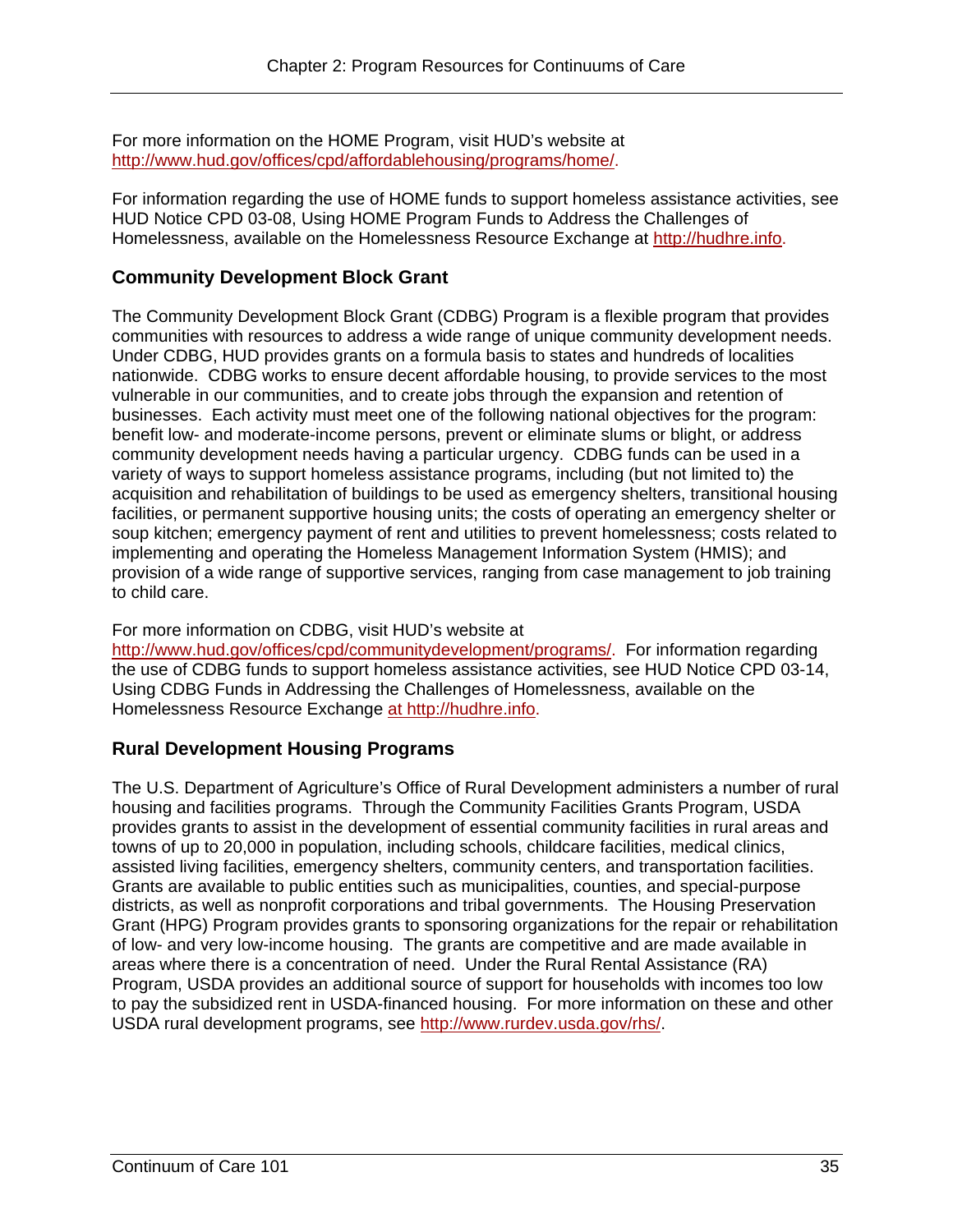For more information on the HOME Program, visit HUD's website at http://www.hud.gov/offices/cpd/affordablehousing/programs/home/.

For information regarding the use of HOME funds to support homeless assistance activities, see HUD Notice CPD 03-08, Using HOME Program Funds to Address the Challenges of Homelessness, available on the Homelessness Resource Exchange at http://hudhre.info.

### Community Development Block Grant

The Community Development Block Grant (CDBG) Program is a flexible program that provides communities with resources to address a wide range of unique community development needs. Under CDBG, HUD provides grants on a formula basis to states and hundreds of localities nationwide. CDBG works to ensure decent affordable housing, to provide services to the most vulnerable in our communities, and to create jobs through the expansion and retention of businesses. Each activity must meet one of the following national objectives for the program: benefit low- and moderate-income persons, prevent or eliminate slums or blight, or address community development needs having a particular urgency. CDBG funds can be used in a variety of ways to support homeless assistance programs, including (but not limited to) the acquisition and rehabilitation of buildings to be used as emergency shelters, transitional housing facilities, or permanent supportive housing units; the costs of operating an emergency shelter or soup kitchen; emergency payment of rent and utilities to prevent homelessness; costs related to implementing and operating the Homeless Management Information System (HMIS); and provision of a wide range of supportive services, ranging from case management to job training to child care.

For more information on CDBG, visit HUD's website at http://www.hud.gov/offices/cpd/communitydevelopment/programs/. For information regarding the use of CDBG funds to support homeless assistance activities, see HUD Notice CPD 03-14, Using CDBG Funds in Addressing the Challenges of Homelessness, available on the Homelessness Resource Exchange at http://hudhre.info.

### Rural Development Housing Programs

The U.S. Department of Agriculture's Office of Rural Development administers a number of rural housing and facilities programs. Through the Community Facilities Grants Program, USDA provides grants to assist in the development of essential community facilities in rural areas and towns of up to 20,000 in population, including schools, childcare facilities, medical clinics, assisted living facilities, emergency shelters, community centers, and transportation facilities. Grants are available to public entities such as municipalities, counties, and special-purpose districts, as well as nonprofit corporations and tribal governments. The Housing Preservation Grant (HPG) Program provides grants to sponsoring organizations for the repair or rehabilitation of low- and very low-income housing. The grants are competitive and are made available in areas where there is a concentration of need. Under the Rural Rental Assistance (RA) Program, USDA provides an additional source of support for households with incomes too low to pay the subsidized rent in USDA-financed housing. For more information on these and other USDA rural development programs, see http://www.rurdev.usda.gov/rhs/.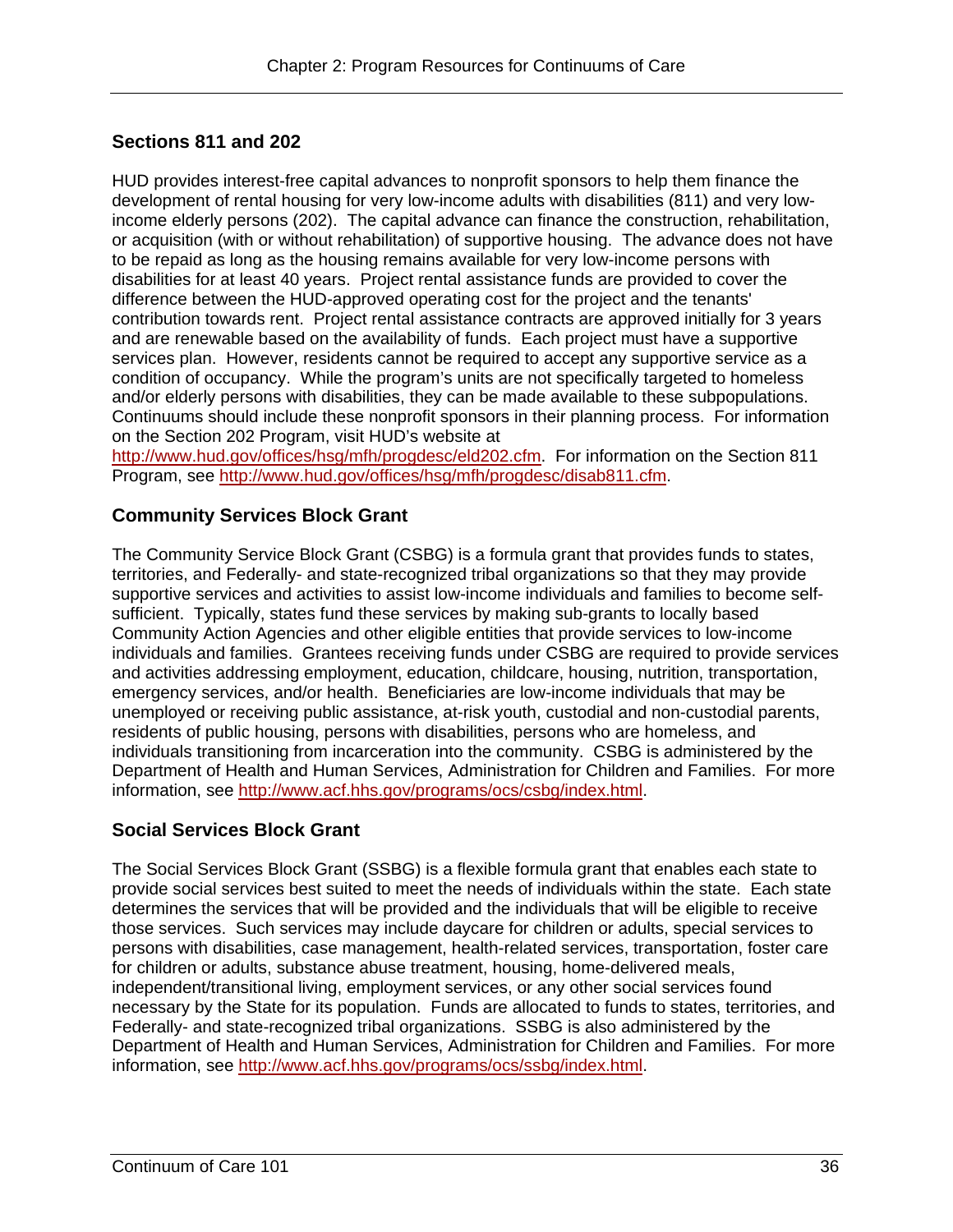## Sections 811 and 202

HUD provides interest-free capital advances to nonprofit sponsors to help them finance the development of rental housing for very low-income adults with disabilities (811) and very low-income elderly persons (202). The capital advance can finance the construction, rehabilitation, or acquisition (with or without rehabilitation) of supportive housing. The advance does not have to be repaid as long as the housing remains available for very low-income persons with disabilities for at least 40 years. Project rental assistance funds are provided to cover the difference between the HUD-approved operating cost for the project and the tenants' contribution towards rent. Project rental assistance contracts are approved initially for 3 years and are renewable based on the availability of funds. Each project must have a supportive services plan. However, residents cannot be required to accept any supportive service as a condition of occupancy. While the program's units are not specifically targeted to homeless and/or elderly persons with disabilities, they can be made available to these subpopulations. Continuums should include these nonprofit sponsors in their planning process. For information on the Section 202 Program, visit HUD's website at http://www.hud.gov/offices/hsg/mfh/progdesc/eld202.cfm. For information on the Section 811 Program, see http://www.hud.gov/offices/hsg/mfh/progdesc/disab811.cfm.

## Community Services Block Grant

The Community Service Block Grant (CSBG) is a formula grant that provides funds to states, territories, and Federally- and state-recognized tribal organizations so that they may provide supportive services and activities to assist low-income individuals and families to become self-sufficient. Typically, states fund these services by making sub-grants to locally based Community Action Agencies and other eligible entities that provide services to low-income individuals and families. Grantees receiving funds under CSBG are required to provide services and activities addressing employment, education, childcare, housing, nutrition, transportation, emergency services, and/or health. Beneficiaries are low-income individuals that may be unemployed or receiving public assistance, at-risk youth, custodial and non-custodial parents, residents of public housing, persons with disabilities, persons who are homeless, and individuals transitioning from incarceration into the community. CSBG is administered by the Department of Health and Human Services, Administration for Children and Families. For more information, see http://www.acf.hhs.gov/programs/ocs/csbg/index.html.

## Social Services Block Grant

The Social Services Block Grant (SSBG) is a flexible formula grant that enables each state to provide social services best suited to meet the needs of individuals within the state. Each state determines the services that will be provided and the individuals that will be eligible to receive those services. Such services may include daycare for children or adults, special services to persons with disabilities, case management, health-related services, transportation, foster care for children or adults, substance abuse treatment, housing, home-delivered meals, independent/transitional living, employment services, or any other social services found necessary by the State for its population. Funds are allocated to funds to states, territories, and Federally- and state-recognized tribal organizations. SSBG is also administered by the Department of Health and Human Services, Administration for Children and Families. For more information, see http://www.acf.hhs.gov/programs/ocs/ssbg/index.html.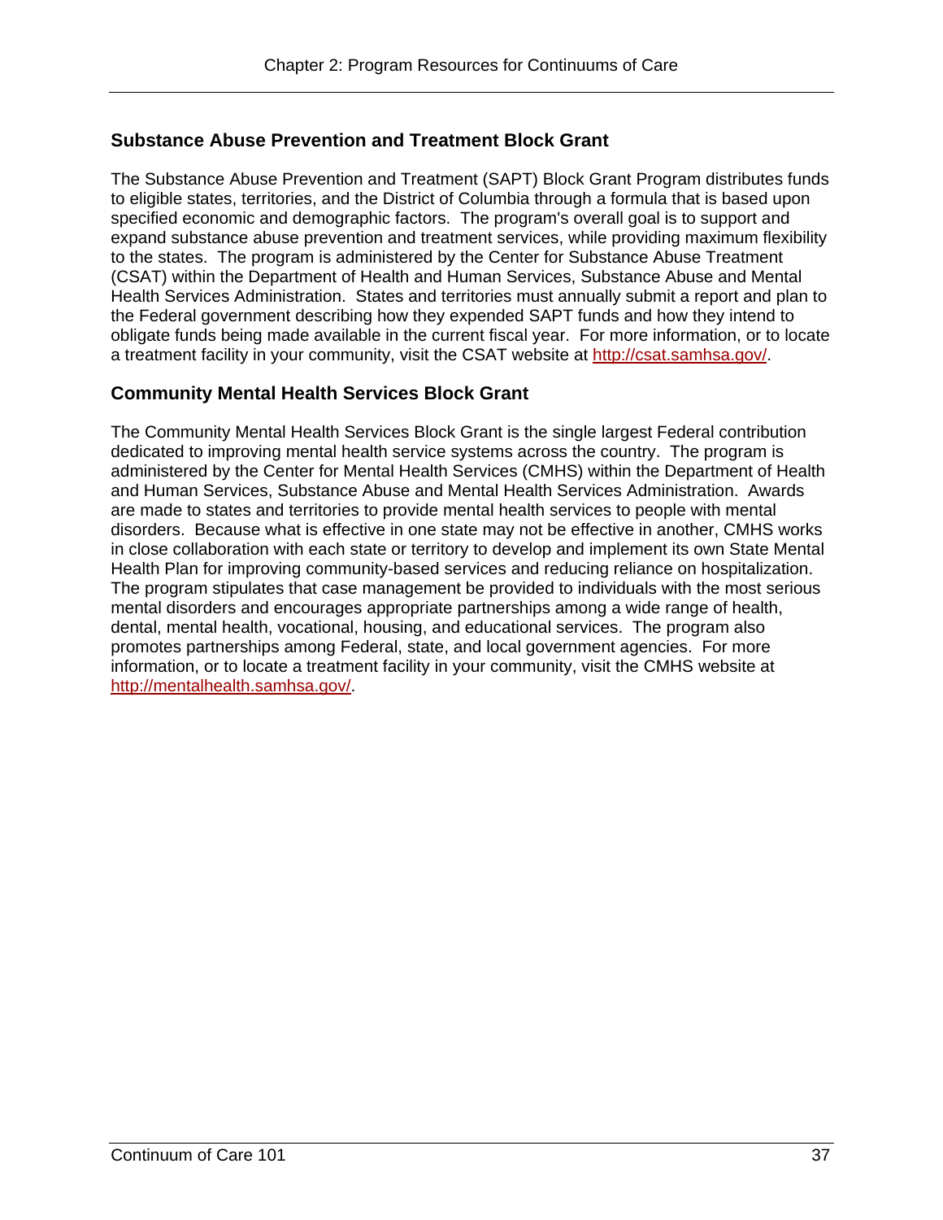## Substance Abuse Prevention and Treatment Block Grant

The Substance Abuse Prevention and Treatment (SAPT) Block Grant Program distributes funds to eligible states, territories, and the District of Columbia through a formula that is based upon specified economic and demographic factors. The program's overall goal is to support and expand substance abuse prevention and treatment services, while providing maximum flexibility to the states. The program is administered by the Center for Substance Abuse Treatment (CSAT) within the Department of Health and Human Services, Substance Abuse and Mental Health Services Administration. States and territories must annually submit a report and plan to the Federal government describing how they expended SAPT funds and how they intend to obligate funds being made available in the current fiscal year. For more information, or to locate a treatment facility in your community, visit the CSAT website at http://csat.samhsa.gov/.

## Community Mental Health Services Block Grant

The Community Mental Health Services Block Grant is the single largest Federal contribution dedicated to improving mental health service systems across the country. The program is administered by the Center for Mental Health Services (CMHS) within the Department of Health and Human Services, Substance Abuse and Mental Health Services Administration. Awards are made to states and territories to provide mental health services to people with mental disorders. Because what is effective in one state may not be effective in another, CMHS works in close collaboration with each state or territory to develop and implement its own State Mental Health Plan for improving community-based services and reducing reliance on hospitalization. The program stipulates that case management be provided to individuals with the most serious mental disorders and encourages appropriate partnerships among a wide range of health, dental, mental health, vocational, housing, and educational services. The program also promotes partnerships among Federal, state, and local government agencies. For more information, or to locate a treatment facility in your community, visit the CMHS website at http://mentalhealth.samhsa.gov/.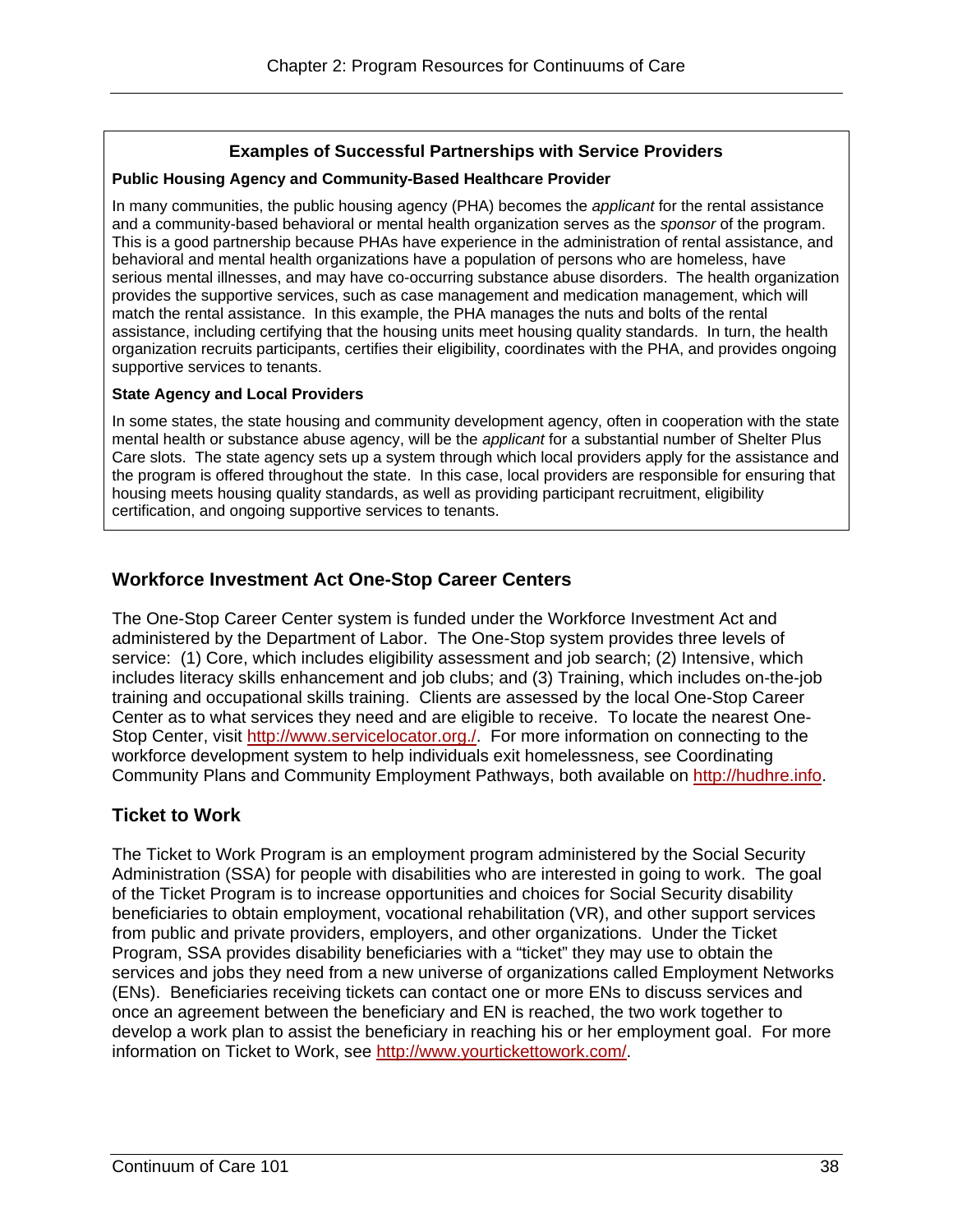**Examples of Successful Partnerships with Service Providers**

**Public Housing Agency and Community-Based Healthcare Provider**

In many communities, the public housing agency (PHA) becomes the *applicant* for the rental assistance and a community-based behavioral or mental health organization serves as the *sponsor* of the program. This is a good partnership because PHAs have experience in the administration of rental assistance, and behavioral and mental health organizations have a population of persons who are homeless, have serious mental illnesses, and may have co-occurring substance abuse disorders. The health organization provides the supportive services, such as case management and medication management, which will match the rental assistance. In this example, the PHA manages the nuts and bolts of the rental assistance, including certifying that the housing units meet housing quality standards. In turn, the health organization recruits participants, certifies their eligibility, coordinates with the PHA, and provides ongoing supportive services to tenants.

**State Agency and Local Providers**

In some states, the state housing and community development agency, often in cooperation with the state mental health or substance abuse agency, will be the *applicant* for a substantial number of Shelter Plus Care slots. The state agency sets up a system through which local providers apply for the assistance and the program is offered throughout the state. In this case, local providers are responsible for ensuring that housing meets housing quality standards, as well as providing participant recruitment, eligibility certification, and ongoing supportive services to tenants.

## Workforce Investment Act One-Stop Career Centers

The One-Stop Career Center system is funded under the Workforce Investment Act and administered by the Department of Labor. The One-Stop system provides three levels of service: (1) Core, which includes eligibility assessment and job search; (2) Intensive, which includes literacy skills enhancement and job clubs; and (3) Training, which includes on-the-job training and occupational skills training. Clients are assessed by the local One-Stop Career Center as to what services they need and are eligible to receive. To locate the nearest One-Stop Center, visit http://www.servicelocator.org./. For more information on connecting to the workforce development system to help individuals exit homelessness, see Coordinating Community Plans and Community Employment Pathways, both available on http://hudhre.info.

## Ticket to Work

The Ticket to Work Program is an employment program administered by the Social Security Administration (SSA) for people with disabilities who are interested in going to work. The goal of the Ticket Program is to increase opportunities and choices for Social Security disability beneficiaries to obtain employment, vocational rehabilitation (VR), and other support services from public and private providers, employers, and other organizations. Under the Ticket Program, SSA provides disability beneficiaries with a "ticket" they may use to obtain the services and jobs they need from a new universe of organizations called Employment Networks (ENs). Beneficiaries receiving tickets can contact one or more ENs to discuss services and once an agreement between the beneficiary and EN is reached, the two work together to develop a work plan to assist the beneficiary in reaching his or her employment goal. For more information on Ticket to Work, see http://www.yourtickettowork.com/.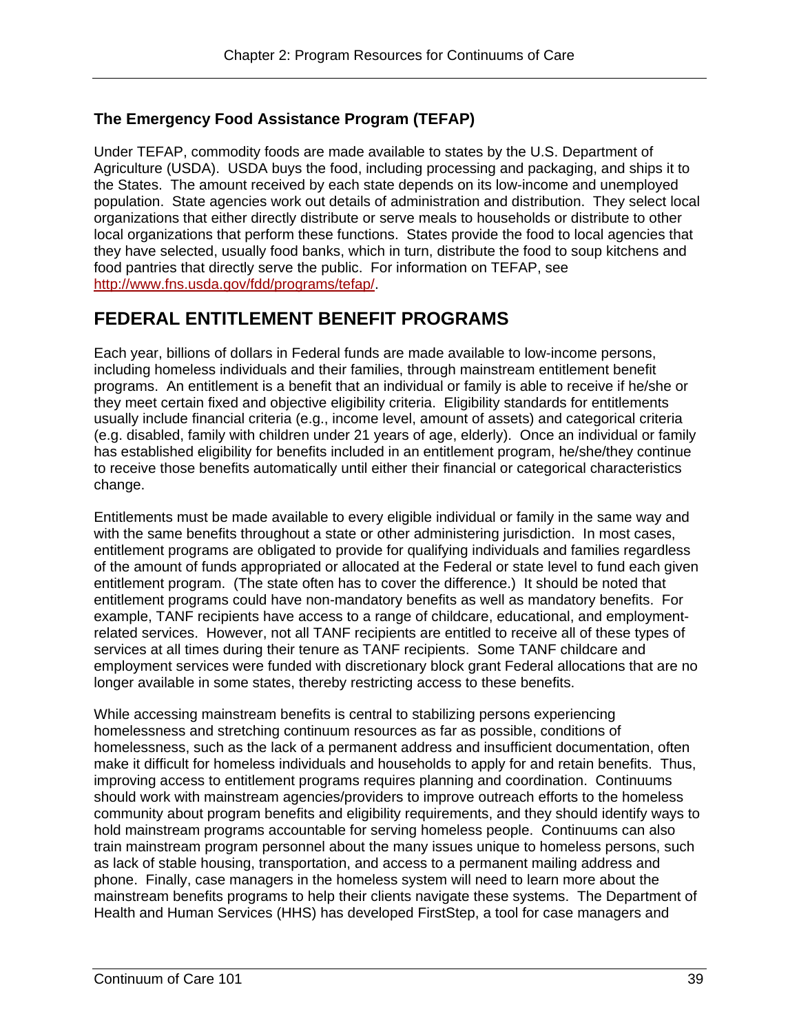### The Emergency Food Assistance Program (TEFAP)

Under TEFAP, commodity foods are made available to states by the U.S. Department of Agriculture (USDA). USDA buys the food, including processing and packaging, and ships it to the States. The amount received by each state depends on its low-income and unemployed population. State agencies work out details of administration and distribution. They select local organizations that either directly distribute or serve meals to households or distribute to other local organizations that perform these functions. States provide the food to local agencies that they have selected, usually food banks, which in turn, distribute the food to soup kitchens and food pantries that directly serve the public. For information on TEFAP, see http://www.fns.usda.gov/fdd/programs/tefap/.

## FEDERAL ENTITLEMENT BENEFIT PROGRAMS

Each year, billions of dollars in Federal funds are made available to low-income persons, including homeless individuals and their families, through mainstream entitlement benefit programs. An entitlement is a benefit that an individual or family is able to receive if he/she or they meet certain fixed and objective eligibility criteria. Eligibility standards for entitlements usually include financial criteria (e.g., income level, amount of assets) and categorical criteria (e.g. disabled, family with children under 21 years of age, elderly). Once an individual or family has established eligibility for benefits included in an entitlement program, he/she/they continue to receive those benefits automatically until either their financial or categorical characteristics change.

Entitlements must be made available to every eligible individual or family in the same way and with the same benefits throughout a state or other administering jurisdiction. In most cases, entitlement programs are obligated to provide for qualifying individuals and families regardless of the amount of funds appropriated or allocated at the Federal or state level to fund each given entitlement program. (The state often has to cover the difference.) It should be noted that entitlement programs could have non-mandatory benefits as well as mandatory benefits. For example, TANF recipients have access to a range of childcare, educational, and employment-related services. However, not all TANF recipients are entitled to receive all of these types of services at all times during their tenure as TANF recipients. Some TANF childcare and employment services were funded with discretionary block grant Federal allocations that are no longer available in some states, thereby restricting access to these benefits.

While accessing mainstream benefits is central to stabilizing persons experiencing homelessness and stretching continuum resources as far as possible, conditions of homelessness, such as the lack of a permanent address and insufficient documentation, often make it difficult for homeless individuals and households to apply for and retain benefits. Thus, improving access to entitlement programs requires planning and coordination. Continuums should work with mainstream agencies/providers to improve outreach efforts to the homeless community about program benefits and eligibility requirements, and they should identify ways to hold mainstream programs accountable for serving homeless people. Continuums can also train mainstream program personnel about the many issues unique to homeless persons, such as lack of stable housing, transportation, and access to a permanent mailing address and phone. Finally, case managers in the homeless system will need to learn more about the mainstream benefits programs to help their clients navigate these systems. The Department of Health and Human Services (HHS) has developed FirstStep, a tool for case managers and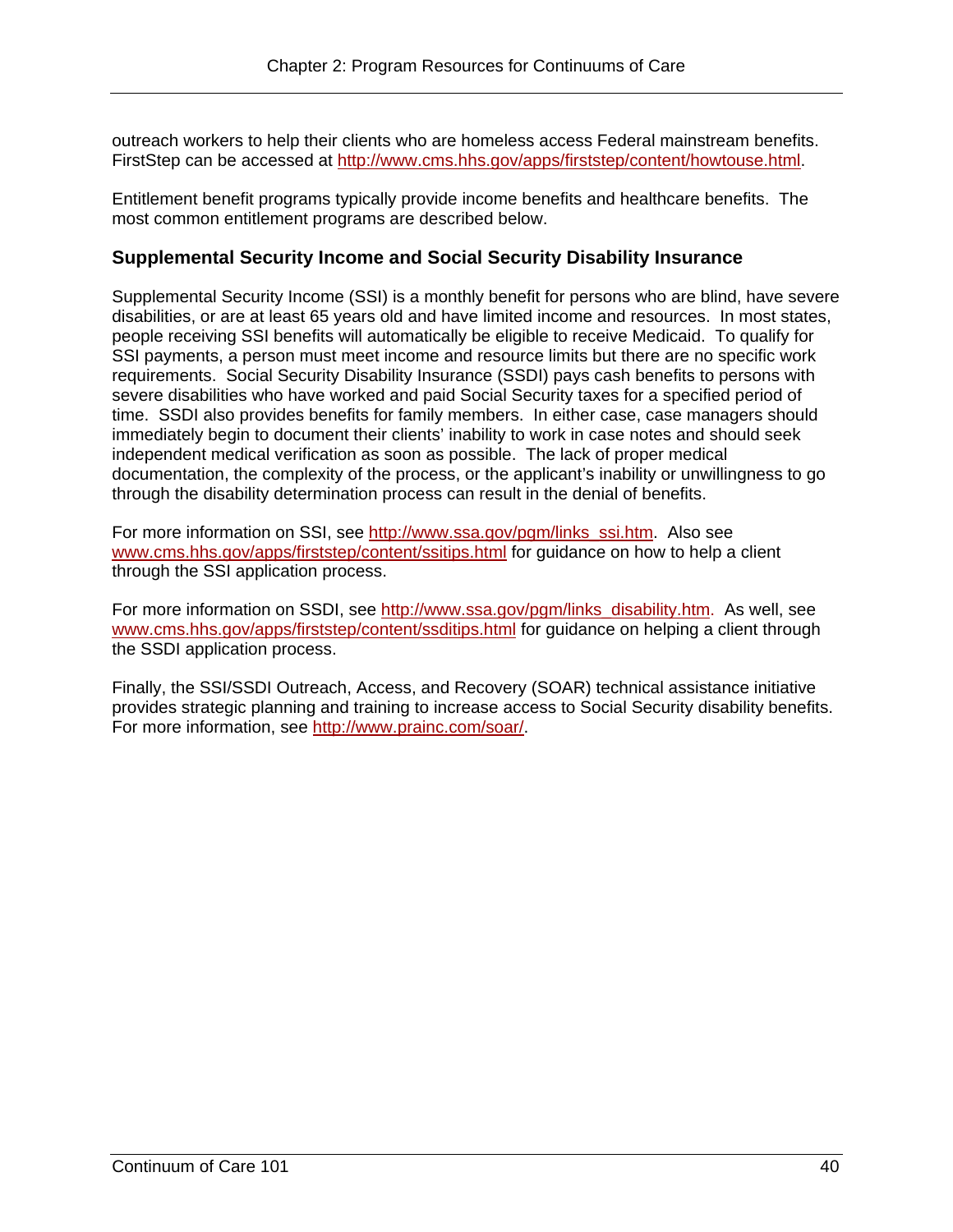outreach workers to help their clients who are homeless access Federal mainstream benefits. FirstStep can be accessed at http://www.cms.hhs.gov/apps/firststep/content/howtouse.html.

Entitlement benefit programs typically provide income benefits and healthcare benefits. The most common entitlement programs are described below.

### Supplemental Security Income and Social Security Disability Insurance

Supplemental Security Income (SSI) is a monthly benefit for persons who are blind, have severe disabilities, or are at least 65 years old and have limited income and resources. In most states, people receiving SSI benefits will automatically be eligible to receive Medicaid. To qualify for SSI payments, a person must meet income and resource limits but there are no specific work requirements. Social Security Disability Insurance (SSDI) pays cash benefits to persons with severe disabilities who have worked and paid Social Security taxes for a specified period of time. SSDI also provides benefits for family members. In either case, case managers should immediately begin to document their clients' inability to work in case notes and should seek independent medical verification as soon as possible. The lack of proper medical documentation, the complexity of the process, or the applicant's inability or unwillingness to go through the disability determination process can result in the denial of benefits.

For more information on SSI, see http://www.ssa.gov/pgm/links_ssi.htm. Also see www.cms.hhs.gov/apps/firststep/content/ssitips.html for guidance on how to help a client through the SSI application process.

For more information on SSDI, see http://www.ssa.gov/pgm/links_disability.htm. As well, see www.cms.hhs.gov/apps/firststep/content/ssditips.html for guidance on helping a client through the SSDI application process.

Finally, the SSI/SSDI Outreach, Access, and Recovery (SOAR) technical assistance initiative provides strategic planning and training to increase access to Social Security disability benefits. For more information, see http://www.prainc.com/soar/.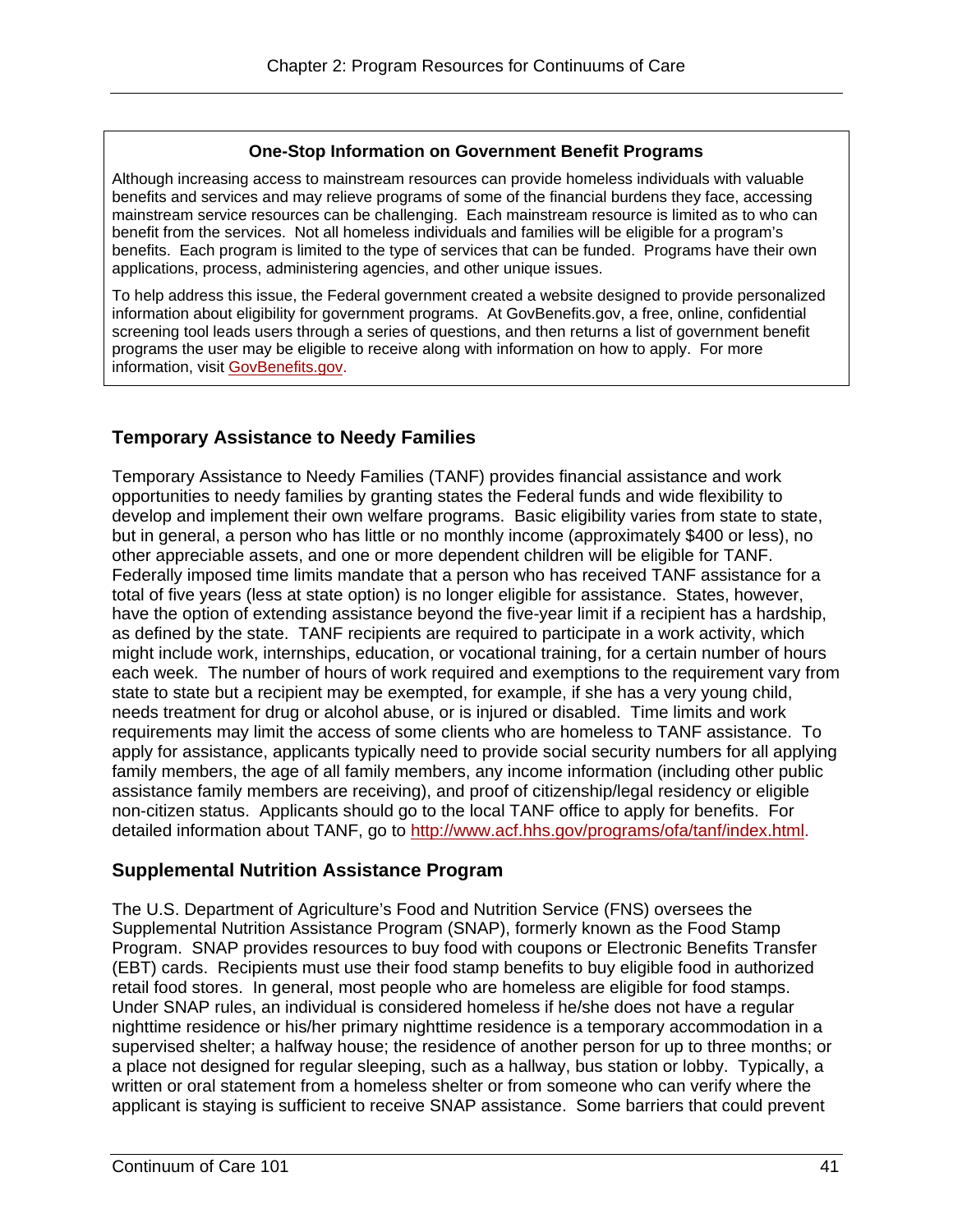**One-Stop Information on Government Benefit Programs**

Although increasing access to mainstream resources can provide homeless individuals with valuable benefits and services and may relieve programs of some of the financial burdens they face, accessing mainstream service resources can be challenging. Each mainstream resource is limited as to who can benefit from the services. Not all homeless individuals and families will be eligible for a program's benefits. Each program is limited to the type of services that can be funded. Programs have their own applications, process, administering agencies, and other unique issues.

To help address this issue, the Federal government created a website designed to provide personalized information about eligibility for government programs. At GovBenefits.gov, a free, online, confidential screening tool leads users through a series of questions, and then returns a list of government benefit programs the user may be eligible to receive along with information on how to apply. For more information, visit GovBenefits.gov.

## Temporary Assistance to Needy Families

Temporary Assistance to Needy Families (TANF) provides financial assistance and work opportunities to needy families by granting states the Federal funds and wide flexibility to develop and implement their own welfare programs. Basic eligibility varies from state to state, but in general, a person who has little or no monthly income (approximately $400 or less), no other appreciable assets, and one or more dependent children will be eligible for TANF. Federally imposed time limits mandate that a person who has received TANF assistance for a total of five years (less at state option) is no longer eligible for assistance. States, however, have the option of extending assistance beyond the five-year limit if a recipient has a hardship, as defined by the state. TANF recipients are required to participate in a work activity, which might include work, internships, education, or vocational training, for a certain number of hours each week. The number of hours of work required and exemptions to the requirement vary from state to state but a recipient may be exempted, for example, if she has a very young child, needs treatment for drug or alcohol abuse, or is injured or disabled. Time limits and work requirements may limit the access of some clients who are homeless to TANF assistance. To apply for assistance, applicants typically need to provide social security numbers for all applying family members, the age of all family members, any income information (including other public assistance family members are receiving), and proof of citizenship/legal residency or eligible non-citizen status. Applicants should go to the local TANF office to apply for benefits. For detailed information about TANF, go to http://www.acf.hhs.gov/programs/ofa/tanf/index.html.

## Supplemental Nutrition Assistance Program

The U.S. Department of Agriculture's Food and Nutrition Service (FNS) oversees the Supplemental Nutrition Assistance Program (SNAP), formerly known as the Food Stamp Program. SNAP provides resources to buy food with coupons or Electronic Benefits Transfer (EBT) cards. Recipients must use their food stamp benefits to buy eligible food in authorized retail food stores. In general, most people who are homeless are eligible for food stamps. Under SNAP rules, an individual is considered homeless if he/she does not have a regular nighttime residence or his/her primary nighttime residence is a temporary accommodation in a supervised shelter; a halfway house; the residence of another person for up to three months; or a place not designed for regular sleeping, such as a hallway, bus station or lobby. Typically, a written or oral statement from a homeless shelter or from someone who can verify where the applicant is staying is sufficient to receive SNAP assistance. Some barriers that could prevent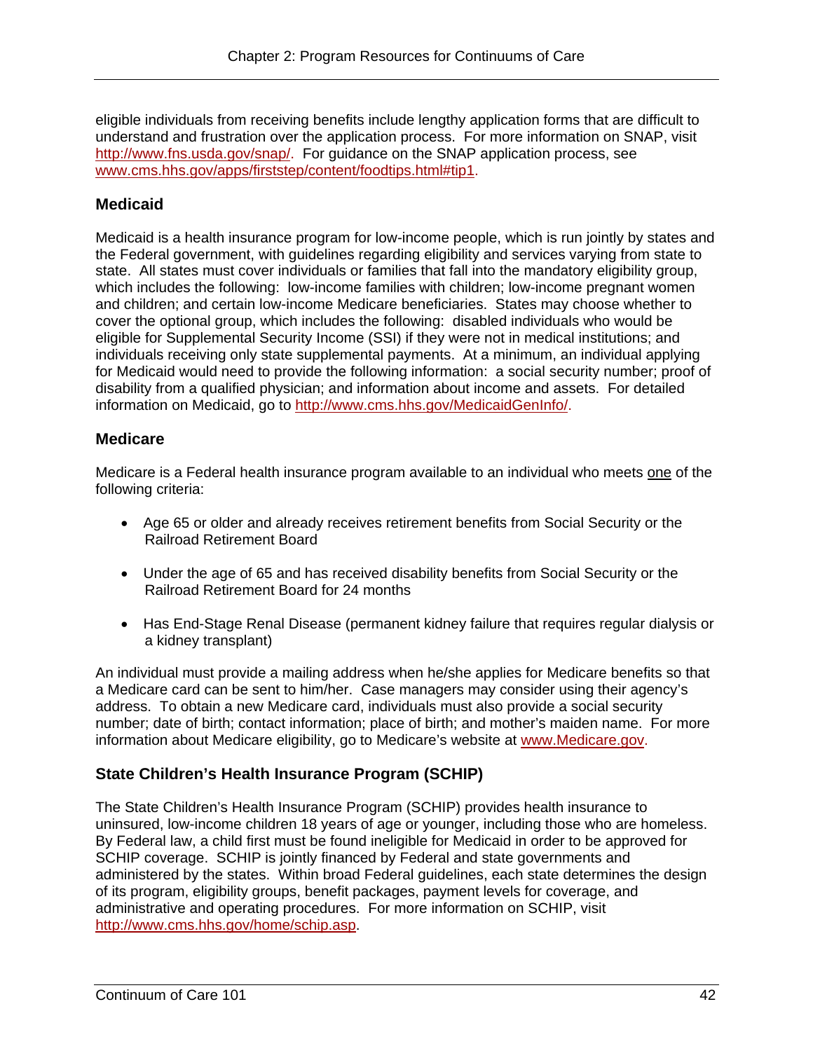eligible individuals from receiving benefits include lengthy application forms that are difficult to understand and frustration over the application process. For more information on SNAP, visit http://www.fns.usda.gov/snap/. For guidance on the SNAP application process, see www.cms.hhs.gov/apps/firststep/content/foodtips.html#tip1.

### Medicaid

Medicaid is a health insurance program for low-income people, which is run jointly by states and the Federal government, with guidelines regarding eligibility and services varying from state to state. All states must cover individuals or families that fall into the mandatory eligibility group, which includes the following: low-income families with children; low-income pregnant women and children; and certain low-income Medicare beneficiaries. States may choose whether to cover the optional group, which includes the following: disabled individuals who would be eligible for Supplemental Security Income (SSI) if they were not in medical institutions; and individuals receiving only state supplemental payments. At a minimum, an individual applying for Medicaid would need to provide the following information: a social security number; proof of disability from a qualified physician; and information about income and assets. For detailed information on Medicaid, go to http://www.cms.hhs.gov/MedicaidGenInfo/.

### Medicare

Medicare is a Federal health insurance program available to an individual who meets one of the following criteria:

- Age 65 or older and already receives retirement benefits from Social Security or the Railroad Retirement Board
- Under the age of 65 and has received disability benefits from Social Security or the Railroad Retirement Board for 24 months
- Has End-Stage Renal Disease (permanent kidney failure that requires regular dialysis or a kidney transplant)

An individual must provide a mailing address when he/she applies for Medicare benefits so that a Medicare card can be sent to him/her. Case managers may consider using their agency's address. To obtain a new Medicare card, individuals must also provide a social security number; date of birth; contact information; place of birth; and mother's maiden name. For more information about Medicare eligibility, go to Medicare's website at www.Medicare.gov.

### State Children's Health Insurance Program (SCHIP)

The State Children's Health Insurance Program (SCHIP) provides health insurance to uninsured, low-income children 18 years of age or younger, including those who are homeless. By Federal law, a child first must be found ineligible for Medicaid in order to be approved for SCHIP coverage. SCHIP is jointly financed by Federal and state governments and administered by the states. Within broad Federal guidelines, each state determines the design of its program, eligibility groups, benefit packages, payment levels for coverage, and administrative and operating procedures. For more information on SCHIP, visit http://www.cms.hhs.gov/home/schip.asp.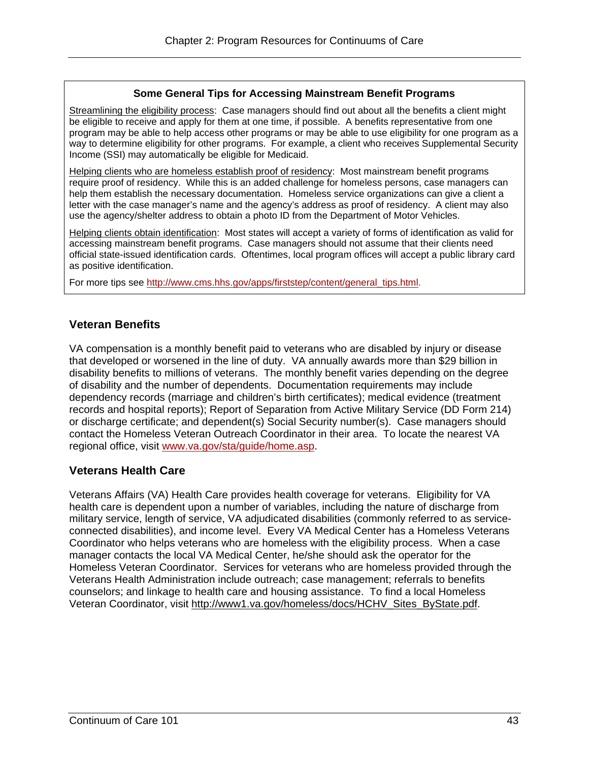**Some General Tips for Accessing Mainstream Benefit Programs**

Streamlining the eligibility process: Case managers should find out about all the benefits a client might be eligible to receive and apply for them at one time, if possible. A benefits representative from one program may be able to help access other programs or may be able to use eligibility for one program as a way to determine eligibility for other programs. For example, a client who receives Supplemental Security Income (SSI) may automatically be eligible for Medicaid.

Helping clients who are homeless establish proof of residency: Most mainstream benefit programs require proof of residency. While this is an added challenge for homeless persons, case managers can help them establish the necessary documentation. Homeless service organizations can give a client a letter with the case manager's name and the agency's address as proof of residency. A client may also use the agency/shelter address to obtain a photo ID from the Department of Motor Vehicles.

Helping clients obtain identification: Most states will accept a variety of forms of identification as valid for accessing mainstream benefit programs. Case managers should not assume that their clients need official state-issued identification cards. Oftentimes, local program offices will accept a public library card as positive identification.

For more tips see http://www.cms.hhs.gov/apps/firststep/content/general_tips.html.

## Veteran Benefits

VA compensation is a monthly benefit paid to veterans who are disabled by injury or disease that developed or worsened in the line of duty. VA annually awards more than $29 billion in disability benefits to millions of veterans. The monthly benefit varies depending on the degree of disability and the number of dependents. Documentation requirements may include dependency records (marriage and children's birth certificates); medical evidence (treatment records and hospital reports); Report of Separation from Active Military Service (DD Form 214) or discharge certificate; and dependent(s) Social Security number(s). Case managers should contact the Homeless Veteran Outreach Coordinator in their area. To locate the nearest VA regional office, visit www.va.gov/sta/guide/home.asp.

## Veterans Health Care

Veterans Affairs (VA) Health Care provides health coverage for veterans. Eligibility for VA health care is dependent upon a number of variables, including the nature of discharge from military service, length of service, VA adjudicated disabilities (commonly referred to as service-connected disabilities), and income level. Every VA Medical Center has a Homeless Veterans Coordinator who helps veterans who are homeless with the eligibility process. When a case manager contacts the local VA Medical Center, he/she should ask the operator for the Homeless Veteran Coordinator. Services for veterans who are homeless provided through the Veterans Health Administration include outreach; case management; referrals to benefits counselors; and linkage to health care and housing assistance. To find a local Homeless Veteran Coordinator, visit http://www1.va.gov/homeless/docs/HCHV_Sites_ByState.pdf.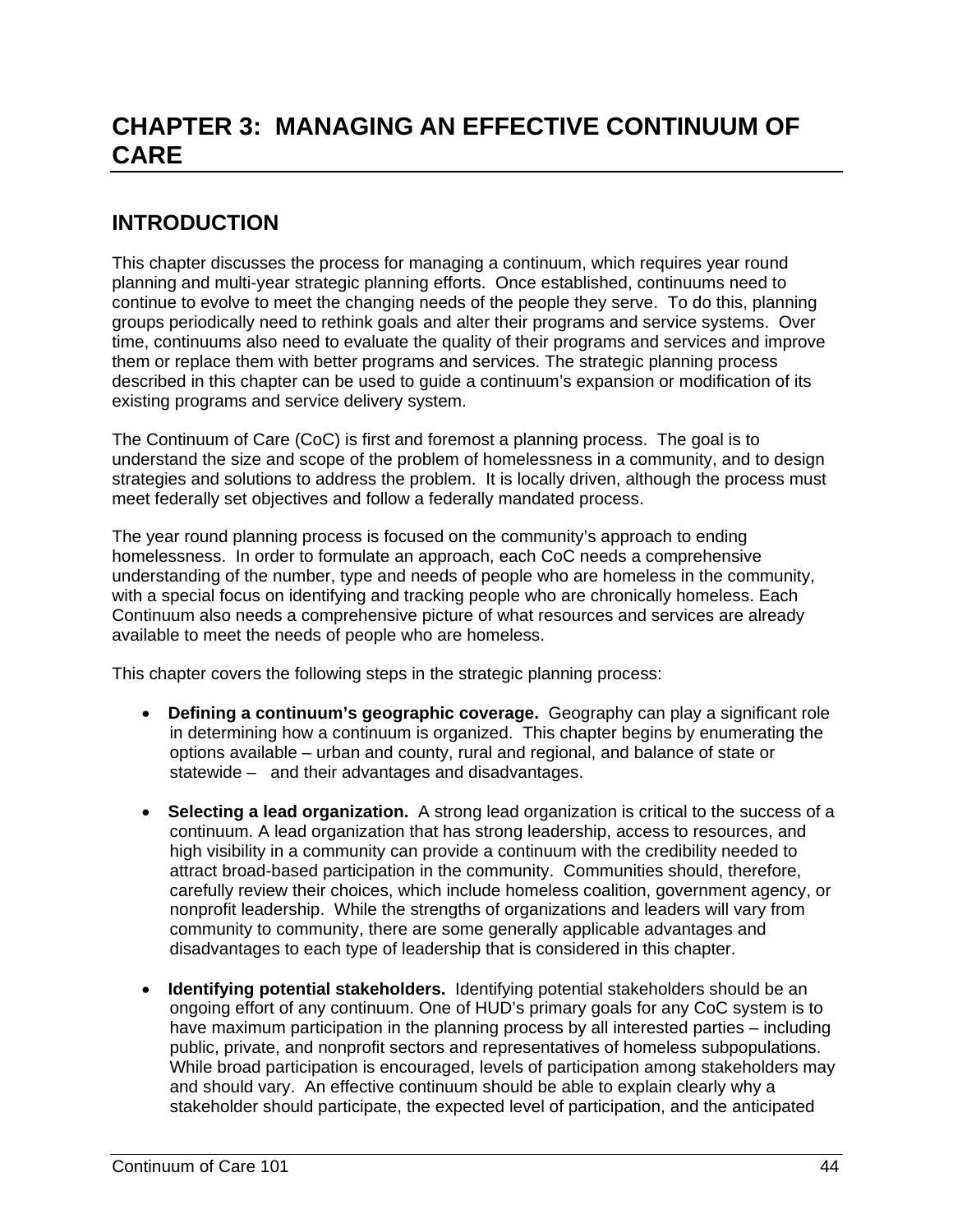# CHAPTER 3: MANAGING AN EFFECTIVE CONTINUUM OF CARE

## INTRODUCTION

This chapter discusses the process for managing a continuum, which requires year round planning and multi-year strategic planning efforts. Once established, continuums need to continue to evolve to meet the changing needs of the people they serve. To do this, planning groups periodically need to rethink goals and alter their programs and service systems. Over time, continuums also need to evaluate the quality of their programs and services and improve them or replace them with better programs and services. The strategic planning process described in this chapter can be used to guide a continuum's expansion or modification of its existing programs and service delivery system.

The Continuum of Care (CoC) is first and foremost a planning process. The goal is to understand the size and scope of the problem of homelessness in a community, and to design strategies and solutions to address the problem. It is locally driven, although the process must meet federally set objectives and follow a federally mandated process.

The year round planning process is focused on the community's approach to ending homelessness. In order to formulate an approach, each CoC needs a comprehensive understanding of the number, type and needs of people who are homeless in the community, with a special focus on identifying and tracking people who are chronically homeless. Each Continuum also needs a comprehensive picture of what resources and services are already available to meet the needs of people who are homeless.

This chapter covers the following steps in the strategic planning process:

- **Defining a continuum's geographic coverage.** Geography can play a significant role in determining how a continuum is organized. This chapter begins by enumerating the options available – urban and county, rural and regional, and balance of state or statewide – and their advantages and disadvantages.

- **Selecting a lead organization.** A strong lead organization is critical to the success of a continuum. A lead organization that has strong leadership, access to resources, and high visibility in a community can provide a continuum with the credibility needed to attract broad-based participation in the community. Communities should, therefore, carefully review their choices, which include homeless coalition, government agency, or nonprofit leadership. While the strengths of organizations and leaders will vary from community to community, there are some generally applicable advantages and disadvantages to each type of leadership that is considered in this chapter.

- **Identifying potential stakeholders.** Identifying potential stakeholders should be an ongoing effort of any continuum. One of HUD's primary goals for any CoC system is to have maximum participation in the planning process by all interested parties – including public, private, and nonprofit sectors and representatives of homeless subpopulations. While broad participation is encouraged, levels of participation among stakeholders may and should vary. An effective continuum should be able to explain clearly why a stakeholder should participate, the expected level of participation, and the anticipated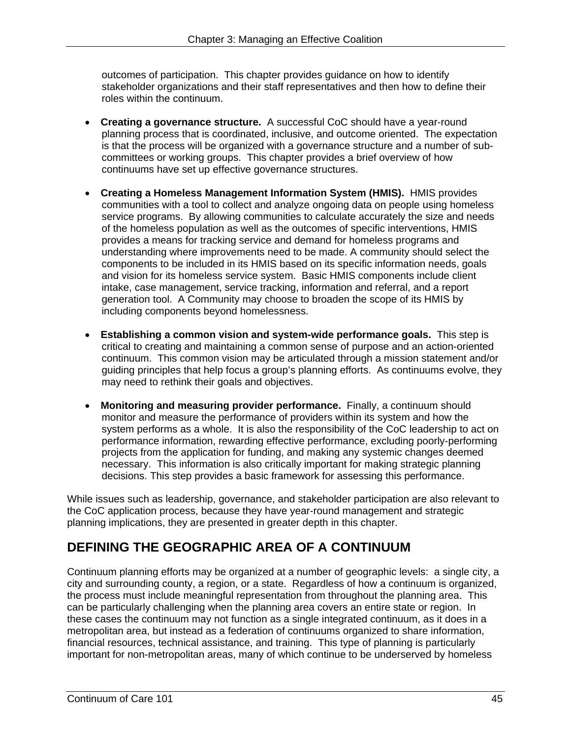outcomes of participation. This chapter provides guidance on how to identify stakeholder organizations and their staff representatives and then how to define their roles within the continuum.

- **Creating a governance structure.** A successful CoC should have a year-round planning process that is coordinated, inclusive, and outcome oriented. The expectation is that the process will be organized with a governance structure and a number of sub-committees or working groups. This chapter provides a brief overview of how continuums have set up effective governance structures.

- **Creating a Homeless Management Information System (HMIS).** HMIS provides communities with a tool to collect and analyze ongoing data on people using homeless service programs. By allowing communities to calculate accurately the size and needs of the homeless population as well as the outcomes of specific interventions, HMIS provides a means for tracking service and demand for homeless programs and understanding where improvements need to be made. A community should select the components to be included in its HMIS based on its specific information needs, goals and vision for its homeless service system. Basic HMIS components include client intake, case management, service tracking, information and referral, and a report generation tool. A Community may choose to broaden the scope of its HMIS by including components beyond homelessness.

- **Establishing a common vision and system-wide performance goals.** This step is critical to creating and maintaining a common sense of purpose and an action-oriented continuum. This common vision may be articulated through a mission statement and/or guiding principles that help focus a group's planning efforts. As continuums evolve, they may need to rethink their goals and objectives.

- **Monitoring and measuring provider performance.** Finally, a continuum should monitor and measure the performance of providers within its system and how the system performs as a whole. It is also the responsibility of the CoC leadership to act on performance information, rewarding effective performance, excluding poorly-performing projects from the application for funding, and making any systemic changes deemed necessary. This information is also critically important for making strategic planning decisions. This step provides a basic framework for assessing this performance.

While issues such as leadership, governance, and stakeholder participation are also relevant to the CoC application process, because they have year-round management and strategic planning implications, they are presented in greater depth in this chapter.

## DEFINING THE GEOGRAPHIC AREA OF A CONTINUUM

Continuum planning efforts may be organized at a number of geographic levels: a single city, a city and surrounding county, a region, or a state. Regardless of how a continuum is organized, the process must include meaningful representation from throughout the planning area. This can be particularly challenging when the planning area covers an entire state or region. In these cases the continuum may not function as a single integrated continuum, as it does in a metropolitan area, but instead as a federation of continuums organized to share information, financial resources, technical assistance, and training. This type of planning is particularly important for non-metropolitan areas, many of which continue to be underserved by homeless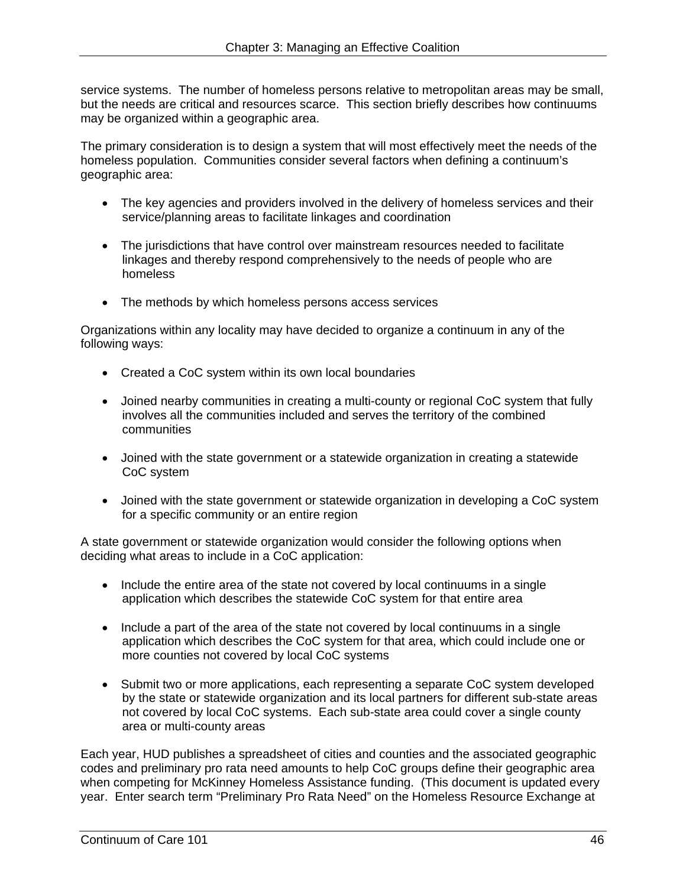service systems.  The number of homeless persons relative to metropolitan areas may be small, but the needs are critical and resources scarce.  This section briefly describes how continuums may be organized within a geographic area.

The primary consideration is to design a system that will most effectively meet the needs of the homeless population.  Communities consider several factors when defining a continuum's geographic area:

- The key agencies and providers involved in the delivery of homeless services and their service/planning areas to facilitate linkages and coordination

- The jurisdictions that have control over mainstream resources needed to facilitate linkages and thereby respond comprehensively to the needs of people who are homeless

- The methods by which homeless persons access services

Organizations within any locality may have decided to organize a continuum in any of the following ways:

- Created a CoC system within its own local boundaries

- Joined nearby communities in creating a multi-county or regional CoC system that fully involves all the communities included and serves the territory of the combined communities

- Joined with the state government or a statewide organization in creating a statewide CoC system

- Joined with the state government or statewide organization in developing a CoC system for a specific community or an entire region

A state government or statewide organization would consider the following options when deciding what areas to include in a CoC application:

- Include the entire area of the state not covered by local continuums in a single application which describes the statewide CoC system for that entire area

- Include a part of the area of the state not covered by local continuums in a single application which describes the CoC system for that area, which could include one or more counties not covered by local CoC systems

- Submit two or more applications, each representing a separate CoC system developed by the state or statewide organization and its local partners for different sub-state areas not covered by local CoC systems.  Each sub-state area could cover a single county area or multi-county areas

Each year, HUD publishes a spreadsheet of cities and counties and the associated geographic codes and preliminary pro rata need amounts to help CoC groups define their geographic area when competing for McKinney Homeless Assistance funding.  (This document is updated every year.  Enter search term "Preliminary Pro Rata Need" on the Homeless Resource Exchange at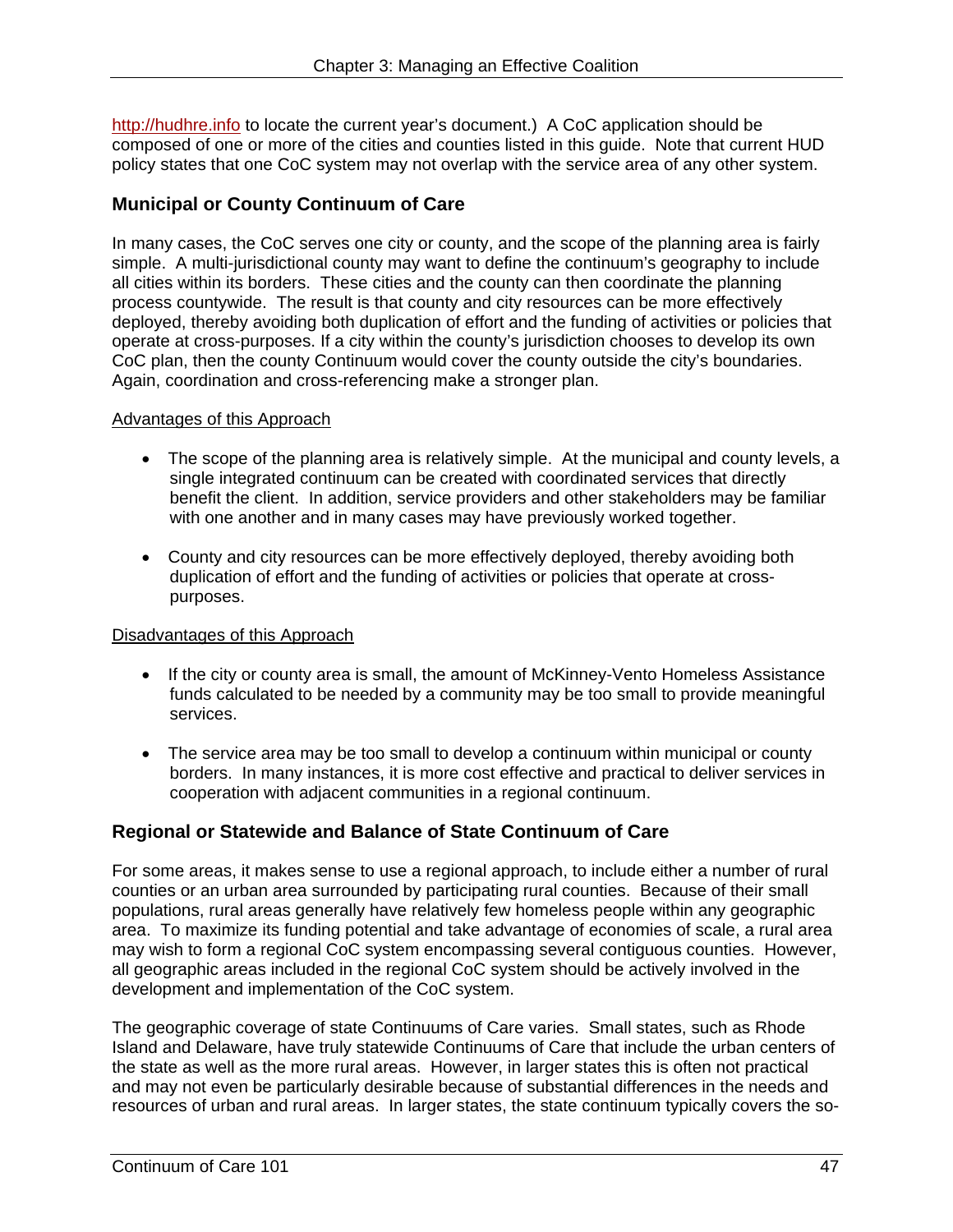http://hudhre.info to locate the current year's document.) A CoC application should be composed of one or more of the cities and counties listed in this guide. Note that current HUD policy states that one CoC system may not overlap with the service area of any other system.

### Municipal or County Continuum of Care

In many cases, the CoC serves one city or county, and the scope of the planning area is fairly simple. A multi-jurisdictional county may want to define the continuum's geography to include all cities within its borders. These cities and the county can then coordinate the planning process countywide. The result is that county and city resources can be more effectively deployed, thereby avoiding both duplication of effort and the funding of activities or policies that operate at cross-purposes. If a city within the county's jurisdiction chooses to develop its own CoC plan, then the county Continuum would cover the county outside the city's boundaries. Again, coordination and cross-referencing make a stronger plan.

Advantages of this Approach

- The scope of the planning area is relatively simple. At the municipal and county levels, a single integrated continuum can be created with coordinated services that directly benefit the client. In addition, service providers and other stakeholders may be familiar with one another and in many cases may have previously worked together.

- County and city resources can be more effectively deployed, thereby avoiding both duplication of effort and the funding of activities or policies that operate at cross-purposes.

Disadvantages of this Approach

- If the city or county area is small, the amount of McKinney-Vento Homeless Assistance funds calculated to be needed by a community may be too small to provide meaningful services.

- The service area may be too small to develop a continuum within municipal or county borders. In many instances, it is more cost effective and practical to deliver services in cooperation with adjacent communities in a regional continuum.

### Regional or Statewide and Balance of State Continuum of Care

For some areas, it makes sense to use a regional approach, to include either a number of rural counties or an urban area surrounded by participating rural counties. Because of their small populations, rural areas generally have relatively few homeless people within any geographic area. To maximize its funding potential and take advantage of economies of scale, a rural area may wish to form a regional CoC system encompassing several contiguous counties. However, all geographic areas included in the regional CoC system should be actively involved in the development and implementation of the CoC system.

The geographic coverage of state Continuums of Care varies. Small states, such as Rhode Island and Delaware, have truly statewide Continuums of Care that include the urban centers of the state as well as the more rural areas. However, in larger states this is often not practical and may not even be particularly desirable because of substantial differences in the needs and resources of urban and rural areas. In larger states, the state continuum typically covers the so-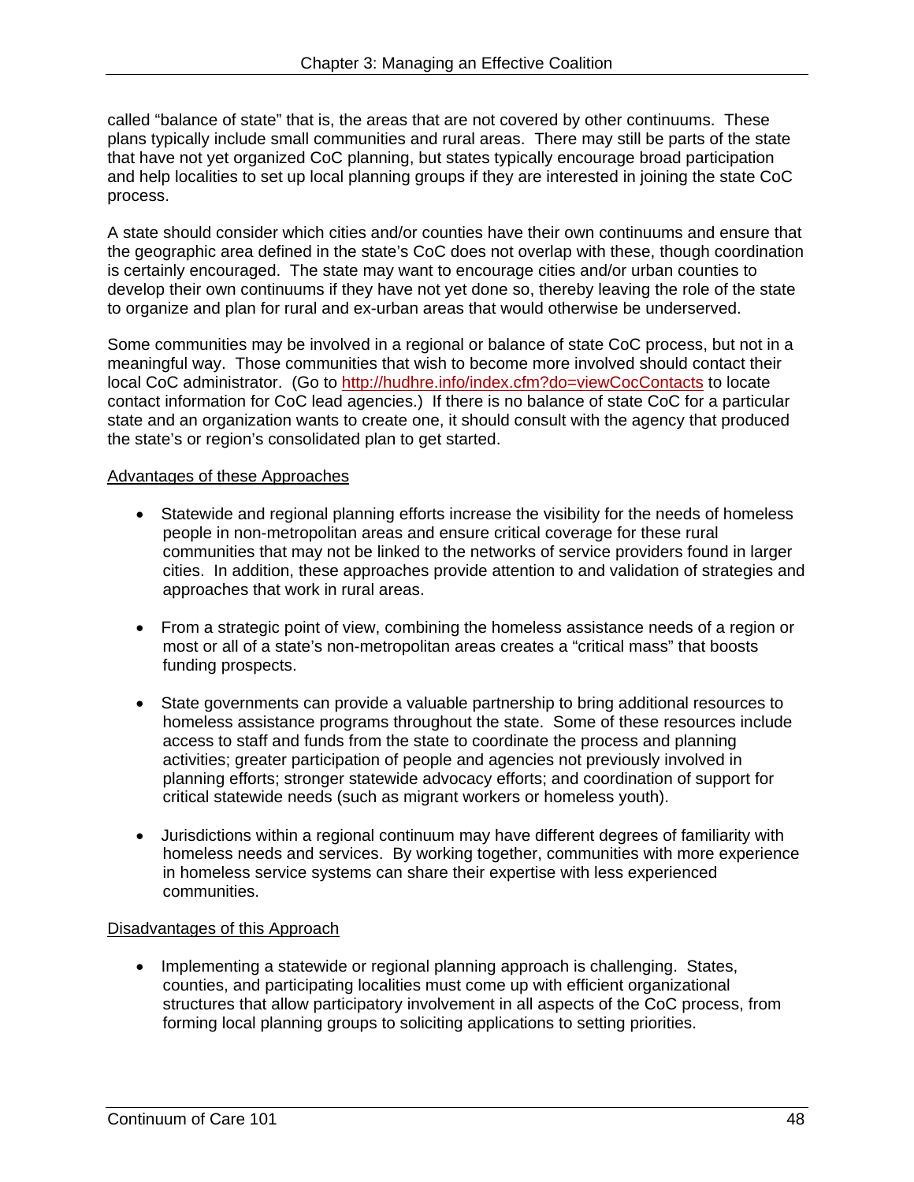called "balance of state" that is, the areas that are not covered by other continuums. These plans typically include small communities and rural areas. There may still be parts of the state that have not yet organized CoC planning, but states typically encourage broad participation and help localities to set up local planning groups if they are interested in joining the state CoC process.

A state should consider which cities and/or counties have their own continuums and ensure that the geographic area defined in the state's CoC does not overlap with these, though coordination is certainly encouraged. The state may want to encourage cities and/or urban counties to develop their own continuums if they have not yet done so, thereby leaving the role of the state to organize and plan for rural and ex-urban areas that would otherwise be underserved.

Some communities may be involved in a regional or balance of state CoC process, but not in a meaningful way. Those communities that wish to become more involved should contact their local CoC administrator. (Go to http://hudhre.info/index.cfm?do=viewCocContacts to locate contact information for CoC lead agencies.) If there is no balance of state CoC for a particular state and an organization wants to create one, it should consult with the agency that produced the state's or region's consolidated plan to get started.

Advantages of these Approaches

- Statewide and regional planning efforts increase the visibility for the needs of homeless people in non-metropolitan areas and ensure critical coverage for these rural communities that may not be linked to the networks of service providers found in larger cities. In addition, these approaches provide attention to and validation of strategies and approaches that work in rural areas.

- From a strategic point of view, combining the homeless assistance needs of a region or most or all of a state's non-metropolitan areas creates a "critical mass" that boosts funding prospects.

- State governments can provide a valuable partnership to bring additional resources to homeless assistance programs throughout the state. Some of these resources include access to staff and funds from the state to coordinate the process and planning activities; greater participation of people and agencies not previously involved in planning efforts; stronger statewide advocacy efforts; and coordination of support for critical statewide needs (such as migrant workers or homeless youth).

- Jurisdictions within a regional continuum may have different degrees of familiarity with homeless needs and services. By working together, communities with more experience in homeless service systems can share their expertise with less experienced communities.

Disadvantages of this Approach

- Implementing a statewide or regional planning approach is challenging. States, counties, and participating localities must come up with efficient organizational structures that allow participatory involvement in all aspects of the CoC process, from forming local planning groups to soliciting applications to setting priorities.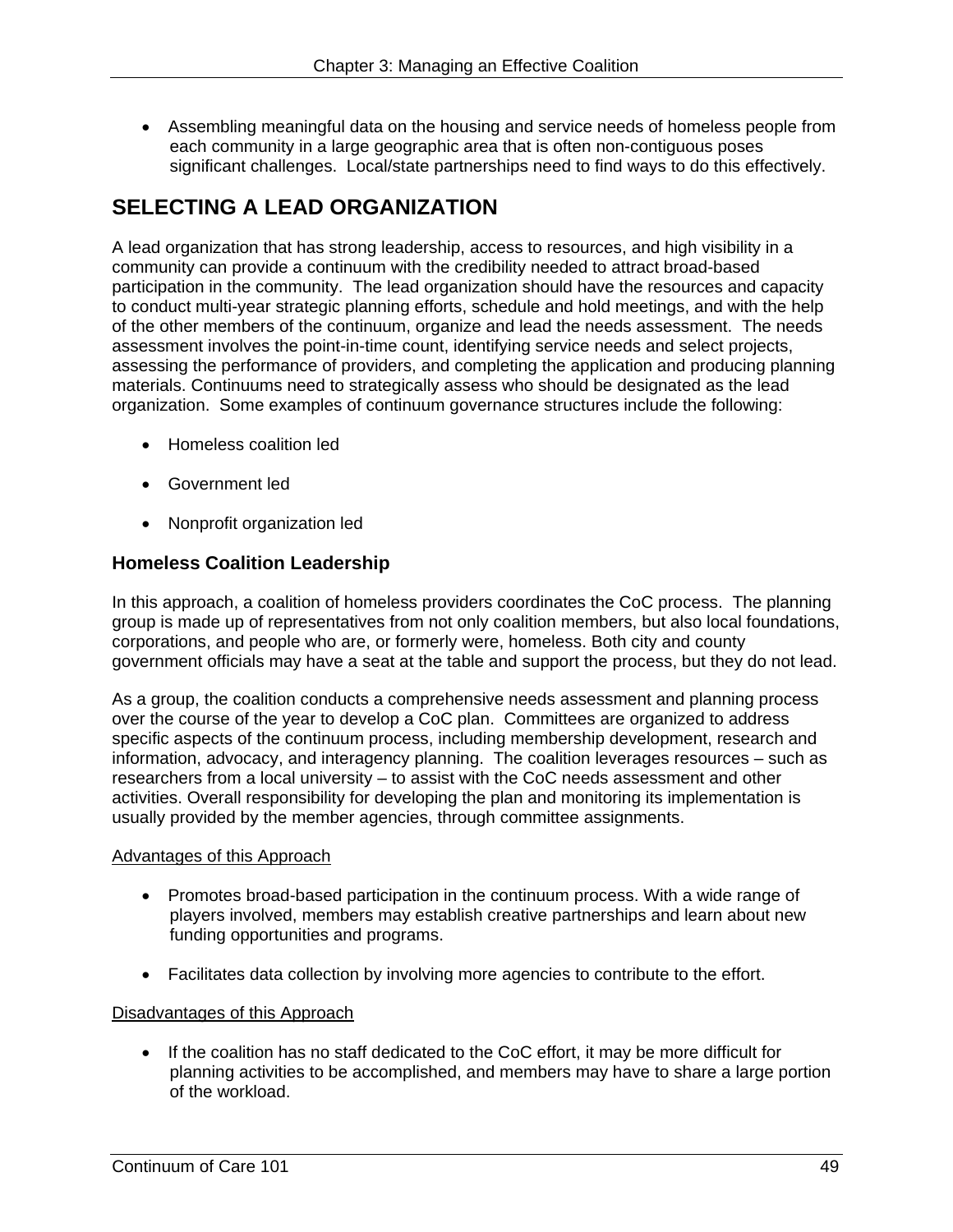- Assembling meaningful data on the housing and service needs of homeless people from each community in a large geographic area that is often non-contiguous poses significant challenges. Local/state partnerships need to find ways to do this effectively.

## SELECTING A LEAD ORGANIZATION

A lead organization that has strong leadership, access to resources, and high visibility in a community can provide a continuum with the credibility needed to attract broad-based participation in the community. The lead organization should have the resources and capacity to conduct multi-year strategic planning efforts, schedule and hold meetings, and with the help of the other members of the continuum, organize and lead the needs assessment. The needs assessment involves the point-in-time count, identifying service needs and select projects, assessing the performance of providers, and completing the application and producing planning materials. Continuums need to strategically assess who should be designated as the lead organization. Some examples of continuum governance structures include the following:

- Homeless coalition led
- Government led
- Nonprofit organization led

### Homeless Coalition Leadership

In this approach, a coalition of homeless providers coordinates the CoC process. The planning group is made up of representatives from not only coalition members, but also local foundations, corporations, and people who are, or formerly were, homeless. Both city and county government officials may have a seat at the table and support the process, but they do not lead.

As a group, the coalition conducts a comprehensive needs assessment and planning process over the course of the year to develop a CoC plan. Committees are organized to address specific aspects of the continuum process, including membership development, research and information, advocacy, and interagency planning. The coalition leverages resources – such as researchers from a local university – to assist with the CoC needs assessment and other activities. Overall responsibility for developing the plan and monitoring its implementation is usually provided by the member agencies, through committee assignments.

<u>Advantages of this Approach</u>

- Promotes broad-based participation in the continuum process. With a wide range of players involved, members may establish creative partnerships and learn about new funding opportunities and programs.
- Facilitates data collection by involving more agencies to contribute to the effort.

<u>Disadvantages of this Approach</u>

- If the coalition has no staff dedicated to the CoC effort, it may be more difficult for planning activities to be accomplished, and members may have to share a large portion of the workload.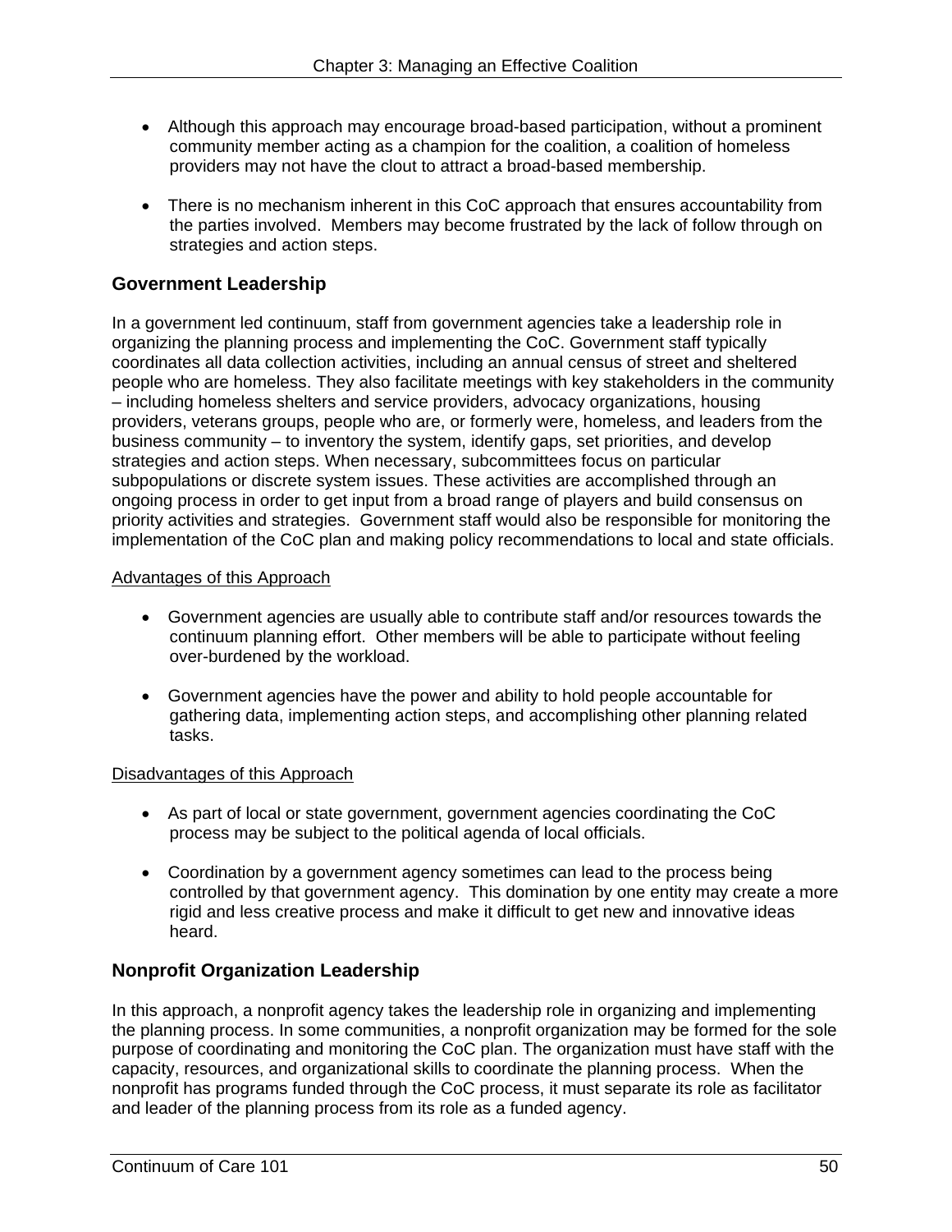- Although this approach may encourage broad-based participation, without a prominent community member acting as a champion for the coalition, a coalition of homeless providers may not have the clout to attract a broad-based membership.

- There is no mechanism inherent in this CoC approach that ensures accountability from the parties involved. Members may become frustrated by the lack of follow through on strategies and action steps.

### Government Leadership

In a government led continuum, staff from government agencies take a leadership role in organizing the planning process and implementing the CoC. Government staff typically coordinates all data collection activities, including an annual census of street and sheltered people who are homeless. They also facilitate meetings with key stakeholders in the community – including homeless shelters and service providers, advocacy organizations, housing providers, veterans groups, people who are, or formerly were, homeless, and leaders from the business community – to inventory the system, identify gaps, set priorities, and develop strategies and action steps. When necessary, subcommittees focus on particular subpopulations or discrete system issues. These activities are accomplished through an ongoing process in order to get input from a broad range of players and build consensus on priority activities and strategies. Government staff would also be responsible for monitoring the implementation of the CoC plan and making policy recommendations to local and state officials.

<u>Advantages of this Approach</u>

- Government agencies are usually able to contribute staff and/or resources towards the continuum planning effort. Other members will be able to participate without feeling over-burdened by the workload.

- Government agencies have the power and ability to hold people accountable for gathering data, implementing action steps, and accomplishing other planning related tasks.

<u>Disadvantages of this Approach</u>

- As part of local or state government, government agencies coordinating the CoC process may be subject to the political agenda of local officials.

- Coordination by a government agency sometimes can lead to the process being controlled by that government agency. This domination by one entity may create a more rigid and less creative process and make it difficult to get new and innovative ideas heard.

### Nonprofit Organization Leadership

In this approach, a nonprofit agency takes the leadership role in organizing and implementing the planning process. In some communities, a nonprofit organization may be formed for the sole purpose of coordinating and monitoring the CoC plan. The organization must have staff with the capacity, resources, and organizational skills to coordinate the planning process. When the nonprofit has programs funded through the CoC process, it must separate its role as facilitator and leader of the planning process from its role as a funded agency.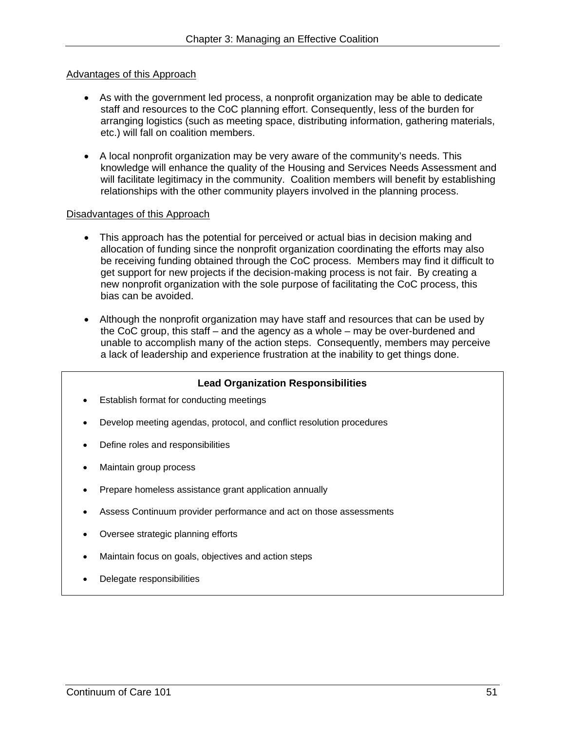<u>Advantages of this Approach</u>

- As with the government led process, a nonprofit organization may be able to dedicate staff and resources to the CoC planning effort. Consequently, less of the burden for arranging logistics (such as meeting space, distributing information, gathering materials, etc.) will fall on coalition members.

- A local nonprofit organization may be very aware of the community's needs. This knowledge will enhance the quality of the Housing and Services Needs Assessment and will facilitate legitimacy in the community. Coalition members will benefit by establishing relationships with the other community players involved in the planning process.

<u>Disadvantages of this Approach</u>

- This approach has the potential for perceived or actual bias in decision making and allocation of funding since the nonprofit organization coordinating the efforts may also be receiving funding obtained through the CoC process. Members may find it difficult to get support for new projects if the decision-making process is not fair. By creating a new nonprofit organization with the sole purpose of facilitating the CoC process, this bias can be avoided.

- Although the nonprofit organization may have staff and resources that can be used by the CoC group, this staff – and the agency as a whole – may be over-burdened and unable to accomplish many of the action steps. Consequently, members may perceive a lack of leadership and experience frustration at the inability to get things done.

**Lead Organization Responsibilities**

- Establish format for conducting meetings
- Develop meeting agendas, protocol, and conflict resolution procedures
- Define roles and responsibilities
- Maintain group process
- Prepare homeless assistance grant application annually
- Assess Continuum provider performance and act on those assessments
- Oversee strategic planning efforts
- Maintain focus on goals, objectives and action steps
- Delegate responsibilities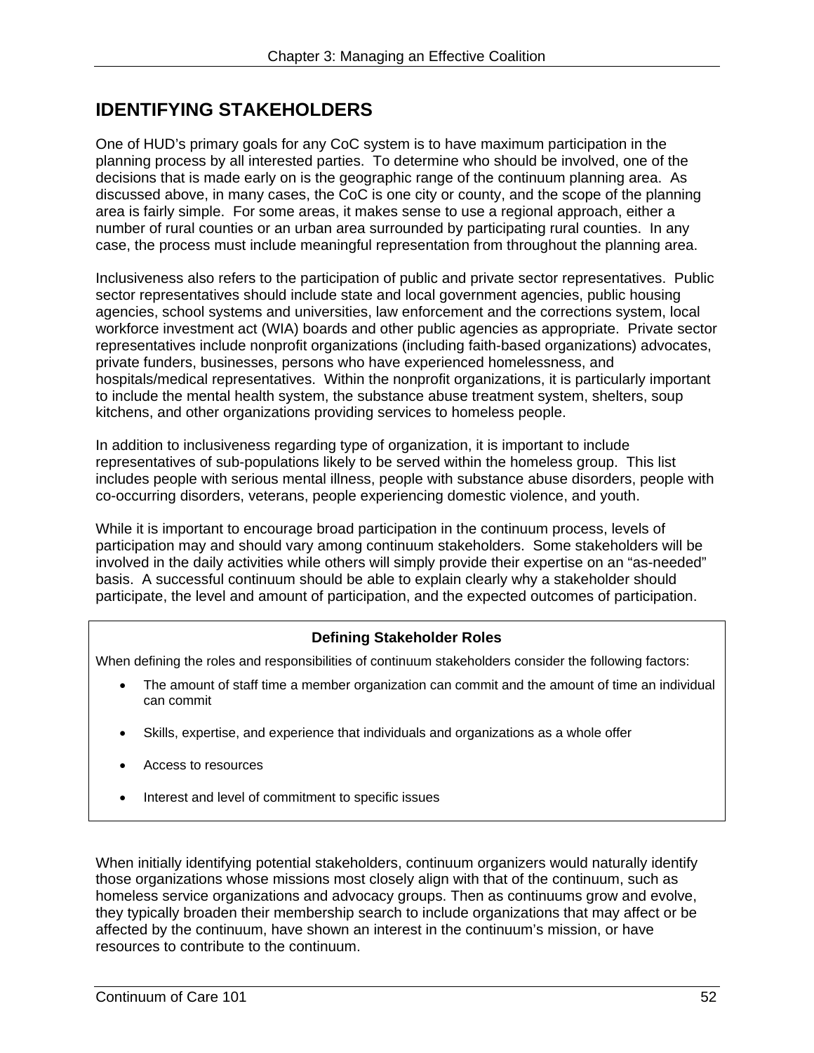## IDENTIFYING STAKEHOLDERS

One of HUD's primary goals for any CoC system is to have maximum participation in the planning process by all interested parties. To determine who should be involved, one of the decisions that is made early on is the geographic range of the continuum planning area. As discussed above, in many cases, the CoC is one city or county, and the scope of the planning area is fairly simple. For some areas, it makes sense to use a regional approach, either a number of rural counties or an urban area surrounded by participating rural counties. In any case, the process must include meaningful representation from throughout the planning area.

Inclusiveness also refers to the participation of public and private sector representatives. Public sector representatives should include state and local government agencies, public housing agencies, school systems and universities, law enforcement and the corrections system, local workforce investment act (WIA) boards and other public agencies as appropriate. Private sector representatives include nonprofit organizations (including faith-based organizations) advocates, private funders, businesses, persons who have experienced homelessness, and hospitals/medical representatives. Within the nonprofit organizations, it is particularly important to include the mental health system, the substance abuse treatment system, shelters, soup kitchens, and other organizations providing services to homeless people.

In addition to inclusiveness regarding type of organization, it is important to include representatives of sub-populations likely to be served within the homeless group. This list includes people with serious mental illness, people with substance abuse disorders, people with co-occurring disorders, veterans, people experiencing domestic violence, and youth.

While it is important to encourage broad participation in the continuum process, levels of participation may and should vary among continuum stakeholders. Some stakeholders will be involved in the daily activities while others will simply provide their expertise on an "as-needed" basis. A successful continuum should be able to explain clearly why a stakeholder should participate, the level and amount of participation, and the expected outcomes of participation.

**Defining Stakeholder Roles**

When defining the roles and responsibilities of continuum stakeholders consider the following factors:

- The amount of staff time a member organization can commit and the amount of time an individual can commit
- Skills, expertise, and experience that individuals and organizations as a whole offer
- Access to resources
- Interest and level of commitment to specific issues

When initially identifying potential stakeholders, continuum organizers would naturally identify those organizations whose missions most closely align with that of the continuum, such as homeless service organizations and advocacy groups. Then as continuums grow and evolve, they typically broaden their membership search to include organizations that may affect or be affected by the continuum, have shown an interest in the continuum's mission, or have resources to contribute to the continuum.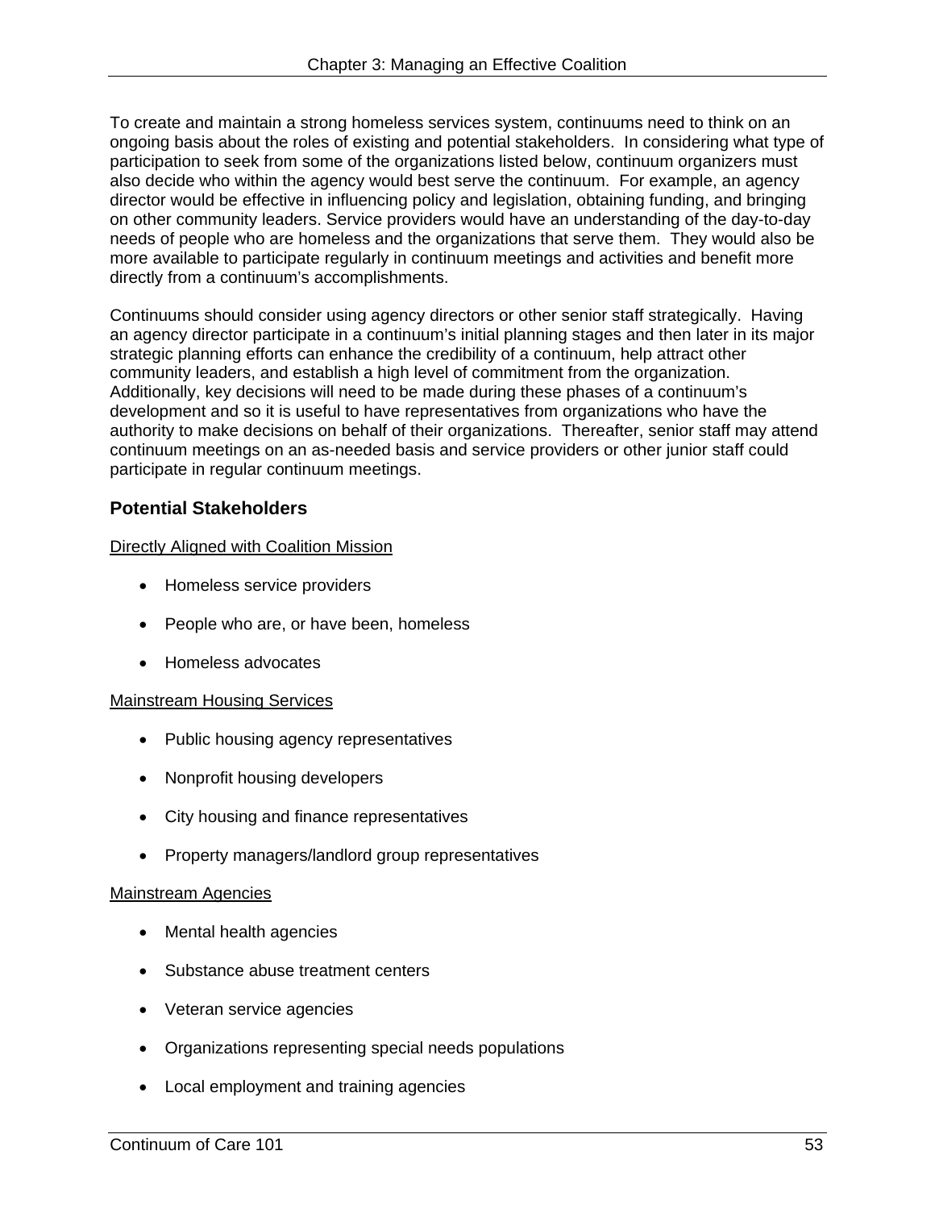To create and maintain a strong homeless services system, continuums need to think on an ongoing basis about the roles of existing and potential stakeholders. In considering what type of participation to seek from some of the organizations listed below, continuum organizers must also decide who within the agency would best serve the continuum. For example, an agency director would be effective in influencing policy and legislation, obtaining funding, and bringing on other community leaders. Service providers would have an understanding of the day-to-day needs of people who are homeless and the organizations that serve them. They would also be more available to participate regularly in continuum meetings and activities and benefit more directly from a continuum's accomplishments.

Continuums should consider using agency directors or other senior staff strategically. Having an agency director participate in a continuum's initial planning stages and then later in its major strategic planning efforts can enhance the credibility of a continuum, help attract other community leaders, and establish a high level of commitment from the organization. Additionally, key decisions will need to be made during these phases of a continuum's development and so it is useful to have representatives from organizations who have the authority to make decisions on behalf of their organizations. Thereafter, senior staff may attend continuum meetings on an as-needed basis and service providers or other junior staff could participate in regular continuum meetings.

### Potential Stakeholders

<u>Directly Aligned with Coalition Mission</u>

- Homeless service providers
- People who are, or have been, homeless
- Homeless advocates

<u>Mainstream Housing Services</u>

- Public housing agency representatives
- Nonprofit housing developers
- City housing and finance representatives
- Property managers/landlord group representatives

<u>Mainstream Agencies</u>

- Mental health agencies
- Substance abuse treatment centers
- Veteran service agencies
- Organizations representing special needs populations
- Local employment and training agencies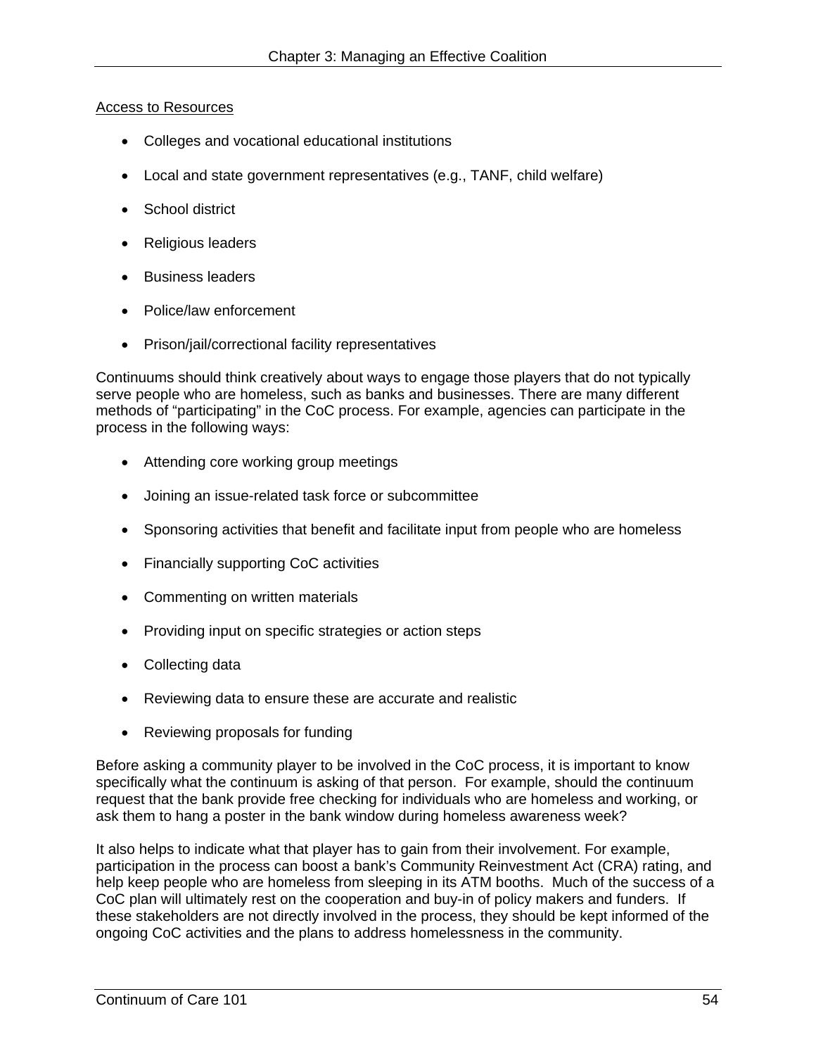<u>Access to Resources</u>

- Colleges and vocational educational institutions
- Local and state government representatives (e.g., TANF, child welfare)
- School district
- Religious leaders
- Business leaders
- Police/law enforcement
- Prison/jail/correctional facility representatives

Continuums should think creatively about ways to engage those players that do not typically serve people who are homeless, such as banks and businesses. There are many different methods of "participating" in the CoC process. For example, agencies can participate in the process in the following ways:

- Attending core working group meetings
- Joining an issue-related task force or subcommittee
- Sponsoring activities that benefit and facilitate input from people who are homeless
- Financially supporting CoC activities
- Commenting on written materials
- Providing input on specific strategies or action steps
- Collecting data
- Reviewing data to ensure these are accurate and realistic
- Reviewing proposals for funding

Before asking a community player to be involved in the CoC process, it is important to know specifically what the continuum is asking of that person. For example, should the continuum request that the bank provide free checking for individuals who are homeless and working, or ask them to hang a poster in the bank window during homeless awareness week?

It also helps to indicate what that player has to gain from their involvement. For example, participation in the process can boost a bank's Community Reinvestment Act (CRA) rating, and help keep people who are homeless from sleeping in its ATM booths. Much of the success of a CoC plan will ultimately rest on the cooperation and buy-in of policy makers and funders. If these stakeholders are not directly involved in the process, they should be kept informed of the ongoing CoC activities and the plans to address homelessness in the community.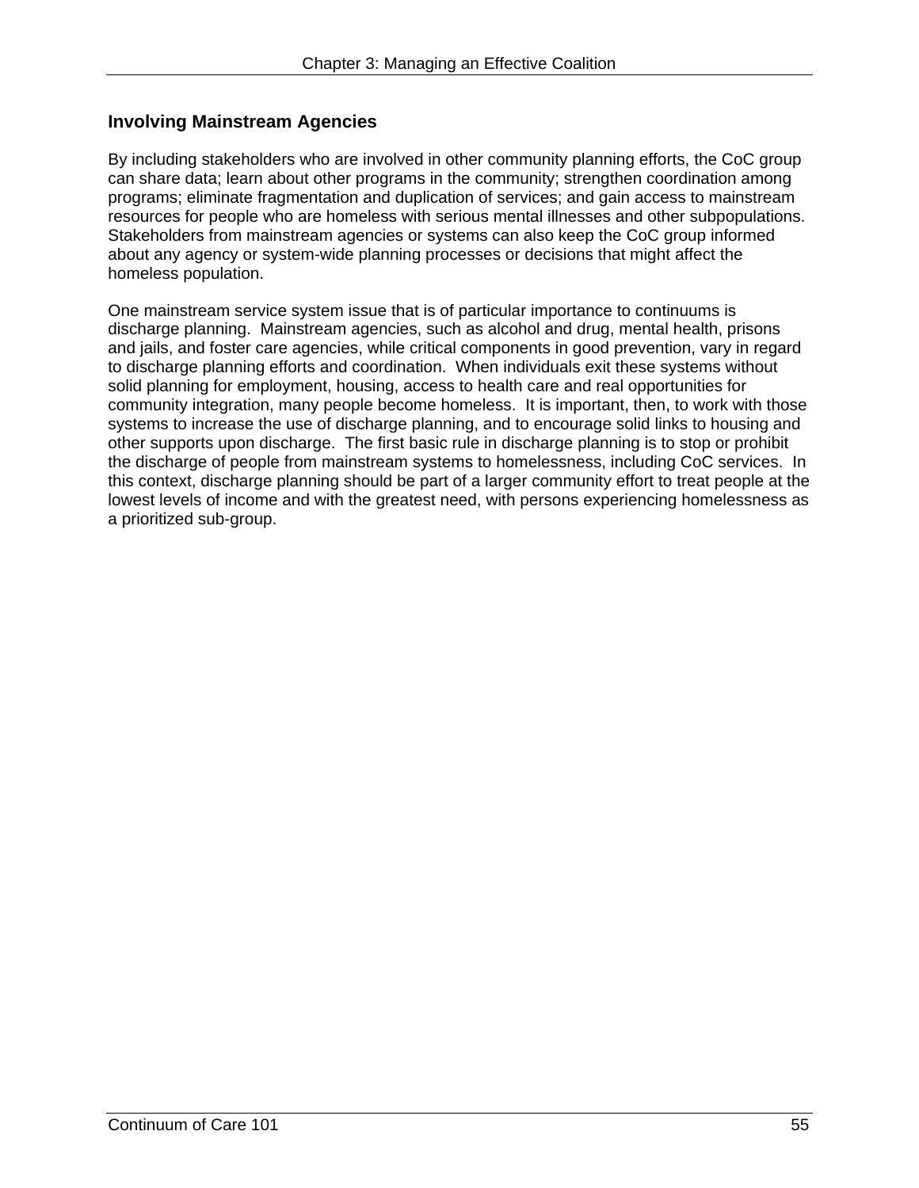### Involving Mainstream Agencies

By including stakeholders who are involved in other community planning efforts, the CoC group can share data; learn about other programs in the community; strengthen coordination among programs; eliminate fragmentation and duplication of services; and gain access to mainstream resources for people who are homeless with serious mental illnesses and other subpopulations. Stakeholders from mainstream agencies or systems can also keep the CoC group informed about any agency or system-wide planning processes or decisions that might affect the homeless population.

One mainstream service system issue that is of particular importance to continuums is discharge planning. Mainstream agencies, such as alcohol and drug, mental health, prisons and jails, and foster care agencies, while critical components in good prevention, vary in regard to discharge planning efforts and coordination. When individuals exit these systems without solid planning for employment, housing, access to health care and real opportunities for community integration, many people become homeless. It is important, then, to work with those systems to increase the use of discharge planning, and to encourage solid links to housing and other supports upon discharge. The first basic rule in discharge planning is to stop or prohibit the discharge of people from mainstream systems to homelessness, including CoC services. In this context, discharge planning should be part of a larger community effort to treat people at the lowest levels of income and with the greatest need, with persons experiencing homelessness as a prioritized sub-group.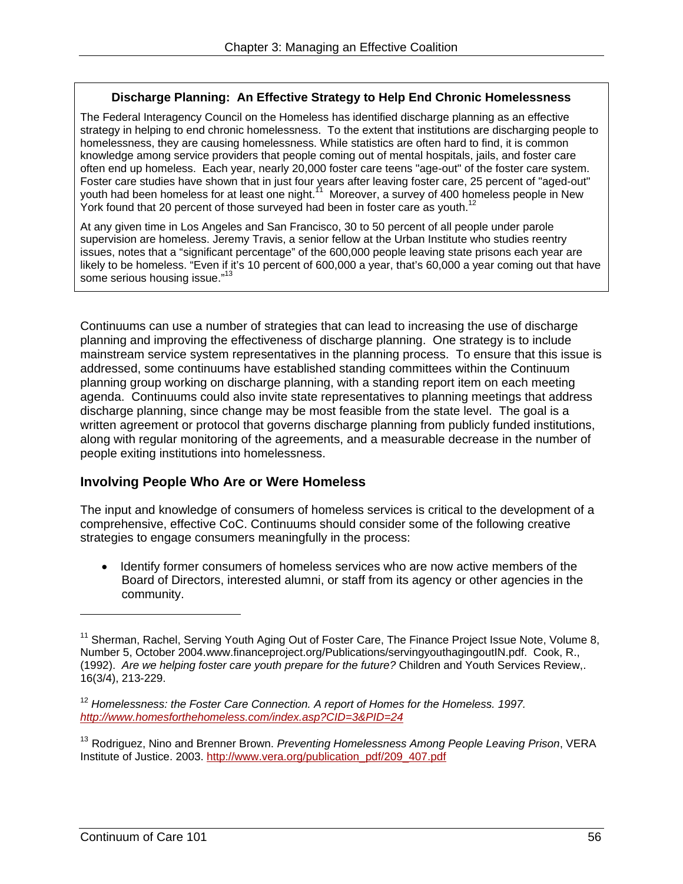### Discharge Planning: An Effective Strategy to Help End Chronic Homelessness

The Federal Interagency Council on the Homeless has identified discharge planning as an effective strategy in helping to end chronic homelessness. To the extent that institutions are discharging people to homelessness, they are causing homelessness. While statistics are often hard to find, it is common knowledge among service providers that people coming out of mental hospitals, jails, and foster care often end up homeless. Each year, nearly 20,000 foster care teens "age-out" of the foster care system. Foster care studies have shown that in just four years after leaving foster care, 25 percent of "aged-out" youth had been homeless for at least one night.[11] Moreover, a survey of 400 homeless people in New York found that 20 percent of those surveyed had been in foster care as youth.[12]

At any given time in Los Angeles and San Francisco, 30 to 50 percent of all people under parole supervision are homeless. Jeremy Travis, a senior fellow at the Urban Institute who studies reentry issues, notes that a "significant percentage" of the 600,000 people leaving state prisons each year are likely to be homeless. "Even if it's 10 percent of 600,000 a year, that's 60,000 a year coming out that have some serious housing issue."[13]

Continuums can use a number of strategies that can lead to increasing the use of discharge planning and improving the effectiveness of discharge planning. One strategy is to include mainstream service system representatives in the planning process. To ensure that this issue is addressed, some continuums have established standing committees within the Continuum planning group working on discharge planning, with a standing report item on each meeting agenda. Continuums could also invite state representatives to planning meetings that address discharge planning, since change may be most feasible from the state level. The goal is a written agreement or protocol that governs discharge planning from publicly funded institutions, along with regular monitoring of the agreements, and a measurable decrease in the number of people exiting institutions into homelessness.

## Involving People Who Are or Were Homeless

The input and knowledge of consumers of homeless services is critical to the development of a comprehensive, effective CoC. Continuums should consider some of the following creative strategies to engage consumers meaningfully in the process:

- Identify former consumers of homeless services who are now active members of the Board of Directors, interested alumni, or staff from its agency or other agencies in the community.

---

[11] Sherman, Rachel, Serving Youth Aging Out of Foster Care, The Finance Project Issue Note, Volume 8, Number 5, October 2004.www.financeproject.org/Publications/servingyouthagingoutIN.pdf. Cook, R., (1992). *Are we helping foster care youth prepare for the future?* Children and Youth Services Review,. 16(3/4), 213-229.

[12] *Homelessness: the Foster Care Connection. A report of Homes for the Homeless. 1997. http://www.homesforthehomeless.com/index.asp?CID=3&PID=24*

[13] Rodriguez, Nino and Brenner Brown. *Preventing Homelessness Among People Leaving Prison*, VERA Institute of Justice. 2003. http://www.vera.org/publication_pdf/209_407.pdf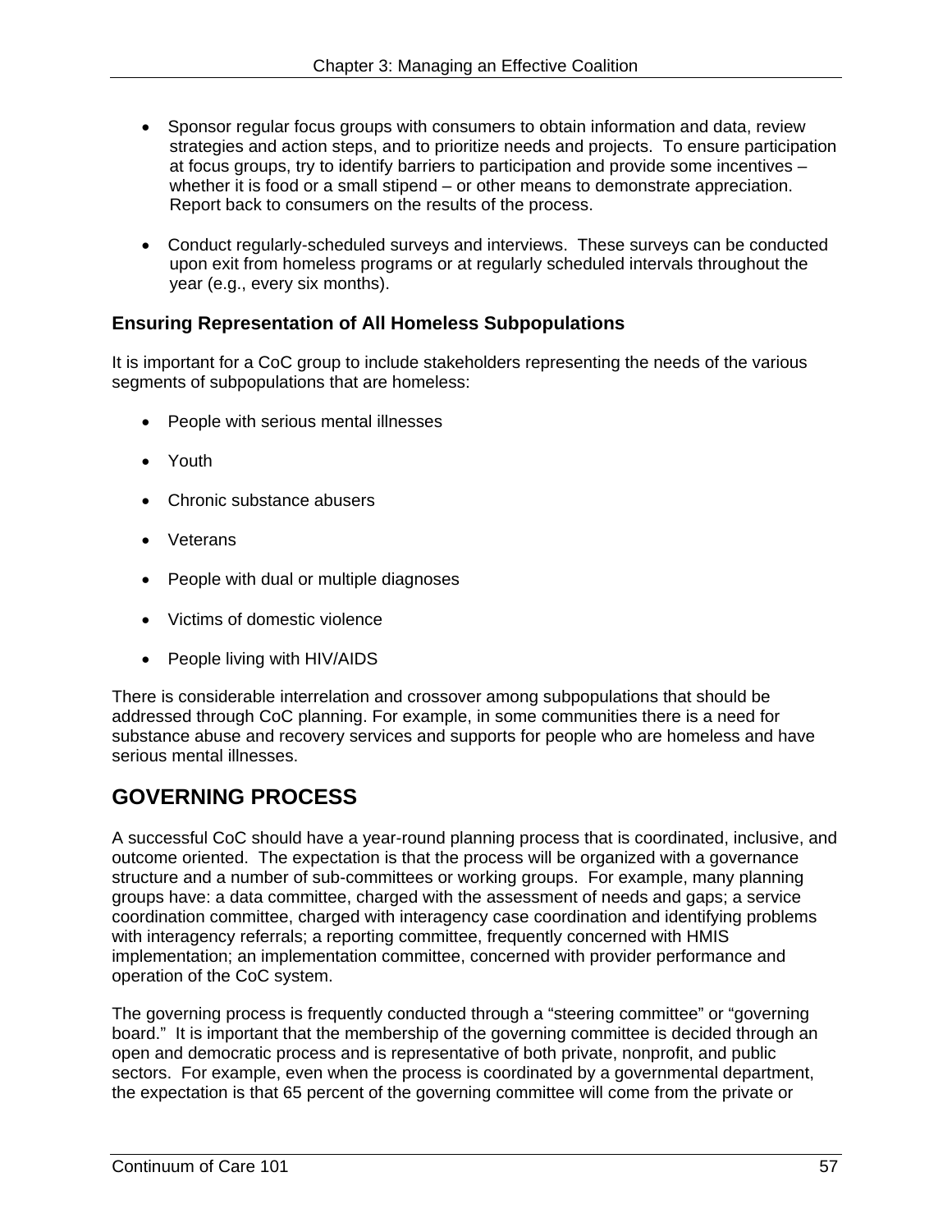- Sponsor regular focus groups with consumers to obtain information and data, review strategies and action steps, and to prioritize needs and projects. To ensure participation at focus groups, try to identify barriers to participation and provide some incentives – whether it is food or a small stipend – or other means to demonstrate appreciation. Report back to consumers on the results of the process.

- Conduct regularly-scheduled surveys and interviews. These surveys can be conducted upon exit from homeless programs or at regularly scheduled intervals throughout the year (e.g., every six months).

### Ensuring Representation of All Homeless Subpopulations

It is important for a CoC group to include stakeholders representing the needs of the various segments of subpopulations that are homeless:

- People with serious mental illnesses
- Youth
- Chronic substance abusers
- Veterans
- People with dual or multiple diagnoses
- Victims of domestic violence
- People living with HIV/AIDS

There is considerable interrelation and crossover among subpopulations that should be addressed through CoC planning. For example, in some communities there is a need for substance abuse and recovery services and supports for people who are homeless and have serious mental illnesses.

## GOVERNING PROCESS

A successful CoC should have a year-round planning process that is coordinated, inclusive, and outcome oriented. The expectation is that the process will be organized with a governance structure and a number of sub-committees or working groups. For example, many planning groups have: a data committee, charged with the assessment of needs and gaps; a service coordination committee, charged with interagency case coordination and identifying problems with interagency referrals; a reporting committee, frequently concerned with HMIS implementation; an implementation committee, concerned with provider performance and operation of the CoC system.

The governing process is frequently conducted through a "steering committee" or "governing board." It is important that the membership of the governing committee is decided through an open and democratic process and is representative of both private, nonprofit, and public sectors. For example, even when the process is coordinated by a governmental department, the expectation is that 65 percent of the governing committee will come from the private or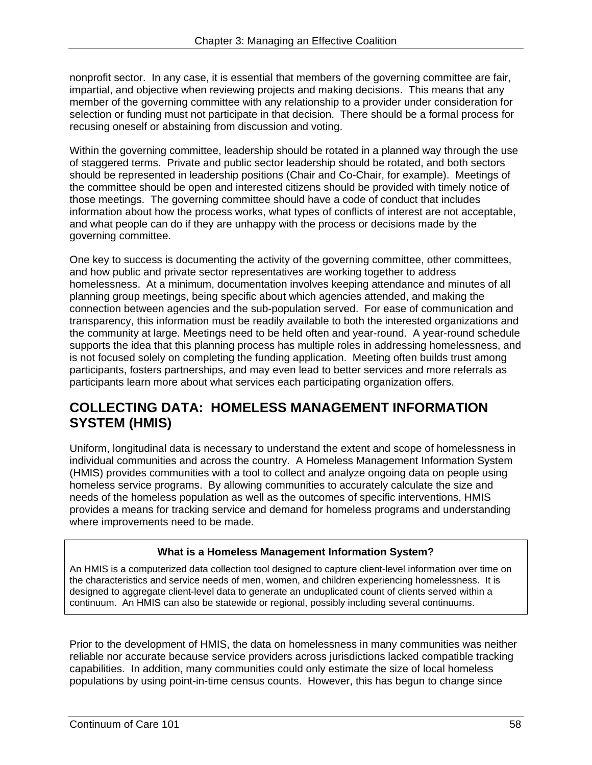nonprofit sector. In any case, it is essential that members of the governing committee are fair, impartial, and objective when reviewing projects and making decisions. This means that any member of the governing committee with any relationship to a provider under consideration for selection or funding must not participate in that decision. There should be a formal process for recusing oneself or abstaining from discussion and voting.

Within the governing committee, leadership should be rotated in a planned way through the use of staggered terms. Private and public sector leadership should be rotated, and both sectors should be represented in leadership positions (Chair and Co-Chair, for example). Meetings of the committee should be open and interested citizens should be provided with timely notice of those meetings. The governing committee should have a code of conduct that includes information about how the process works, what types of conflicts of interest are not acceptable, and what people can do if they are unhappy with the process or decisions made by the governing committee.

One key to success is documenting the activity of the governing committee, other committees, and how public and private sector representatives are working together to address homelessness. At a minimum, documentation involves keeping attendance and minutes of all planning group meetings, being specific about which agencies attended, and making the connection between agencies and the sub-population served. For ease of communication and transparency, this information must be readily available to both the interested organizations and the community at large. Meetings need to be held often and year-round. A year-round schedule supports the idea that this planning process has multiple roles in addressing homelessness, and is not focused solely on completing the funding application. Meeting often builds trust among participants, fosters partnerships, and may even lead to better services and more referrals as participants learn more about what services each participating organization offers.

## COLLECTING DATA: HOMELESS MANAGEMENT INFORMATION SYSTEM (HMIS)

Uniform, longitudinal data is necessary to understand the extent and scope of homelessness in individual communities and across the country. A Homeless Management Information System (HMIS) provides communities with a tool to collect and analyze ongoing data on people using homeless service programs. By allowing communities to accurately calculate the size and needs of the homeless population as well as the outcomes of specific interventions, HMIS provides a means for tracking service and demand for homeless programs and understanding where improvements need to be made.

**What is a Homeless Management Information System?**

An HMIS is a computerized data collection tool designed to capture client-level information over time on the characteristics and service needs of men, women, and children experiencing homelessness. It is designed to aggregate client-level data to generate an unduplicated count of clients served within a continuum. An HMIS can also be statewide or regional, possibly including several continuums.

Prior to the development of HMIS, the data on homelessness in many communities was neither reliable nor accurate because service providers across jurisdictions lacked compatible tracking capabilities. In addition, many communities could only estimate the size of local homeless populations by using point-in-time census counts. However, this has begun to change since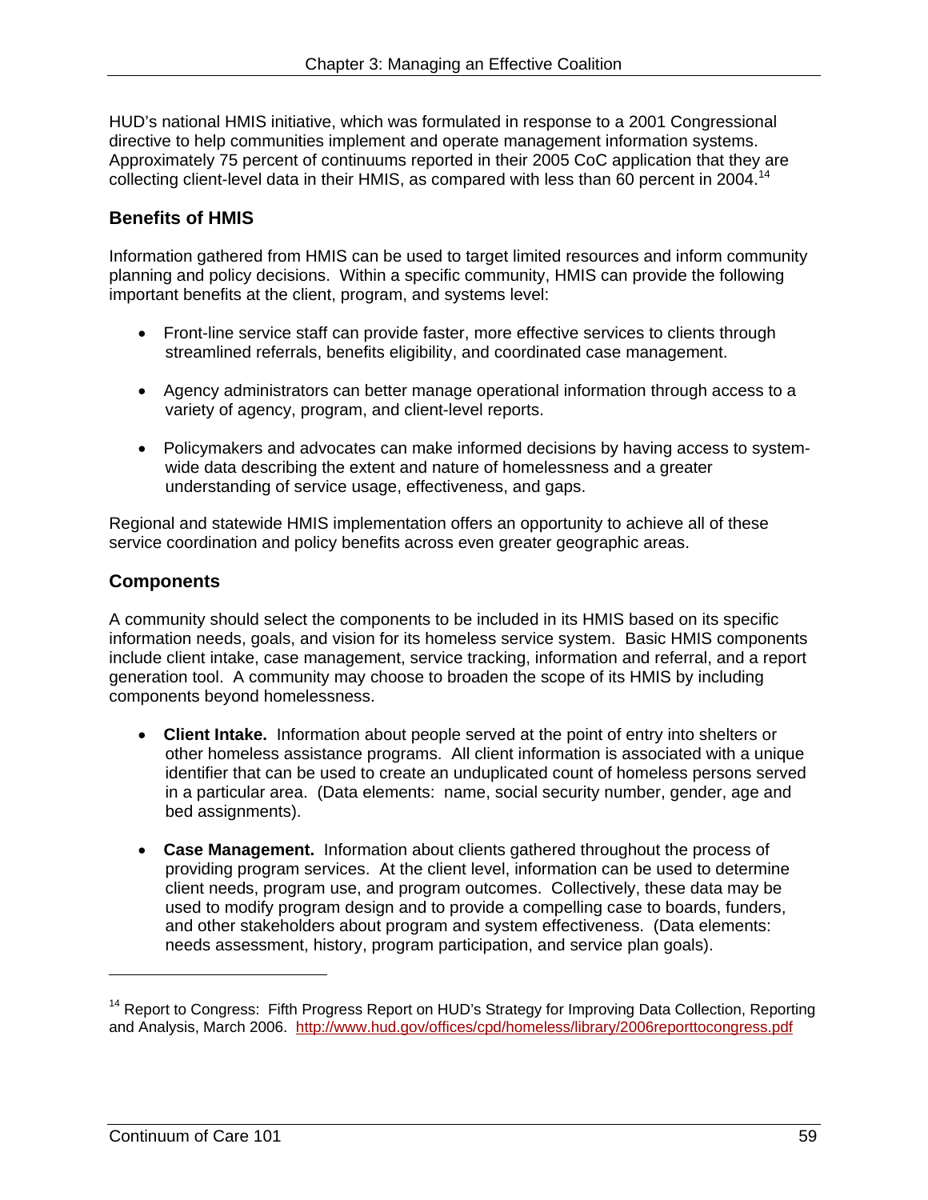HUD's national HMIS initiative, which was formulated in response to a 2001 Congressional directive to help communities implement and operate management information systems. Approximately 75 percent of continuums reported in their 2005 CoC application that they are collecting client-level data in their HMIS, as compared with less than 60 percent in 2004.[14]

### Benefits of HMIS

Information gathered from HMIS can be used to target limited resources and inform community planning and policy decisions. Within a specific community, HMIS can provide the following important benefits at the client, program, and systems level:

- Front-line service staff can provide faster, more effective services to clients through streamlined referrals, benefits eligibility, and coordinated case management.
- Agency administrators can better manage operational information through access to a variety of agency, program, and client-level reports.
- Policymakers and advocates can make informed decisions by having access to system-wide data describing the extent and nature of homelessness and a greater understanding of service usage, effectiveness, and gaps.

Regional and statewide HMIS implementation offers an opportunity to achieve all of these service coordination and policy benefits across even greater geographic areas.

### Components

A community should select the components to be included in its HMIS based on its specific information needs, goals, and vision for its homeless service system. Basic HMIS components include client intake, case management, service tracking, information and referral, and a report generation tool. A community may choose to broaden the scope of its HMIS by including components beyond homelessness.

- **Client Intake.** Information about people served at the point of entry into shelters or other homeless assistance programs. All client information is associated with a unique identifier that can be used to create an unduplicated count of homeless persons served in a particular area. (Data elements: name, social security number, gender, age and bed assignments).
- **Case Management.** Information about clients gathered throughout the process of providing program services. At the client level, information can be used to determine client needs, program use, and program outcomes. Collectively, these data may be used to modify program design and to provide a compelling case to boards, funders, and other stakeholders about program and system effectiveness. (Data elements: needs assessment, history, program participation, and service plan goals).

---

[14] Report to Congress: Fifth Progress Report on HUD's Strategy for Improving Data Collection, Reporting and Analysis, March 2006. http://www.hud.gov/offices/cpd/homeless/library/2006reporttocongress.pdf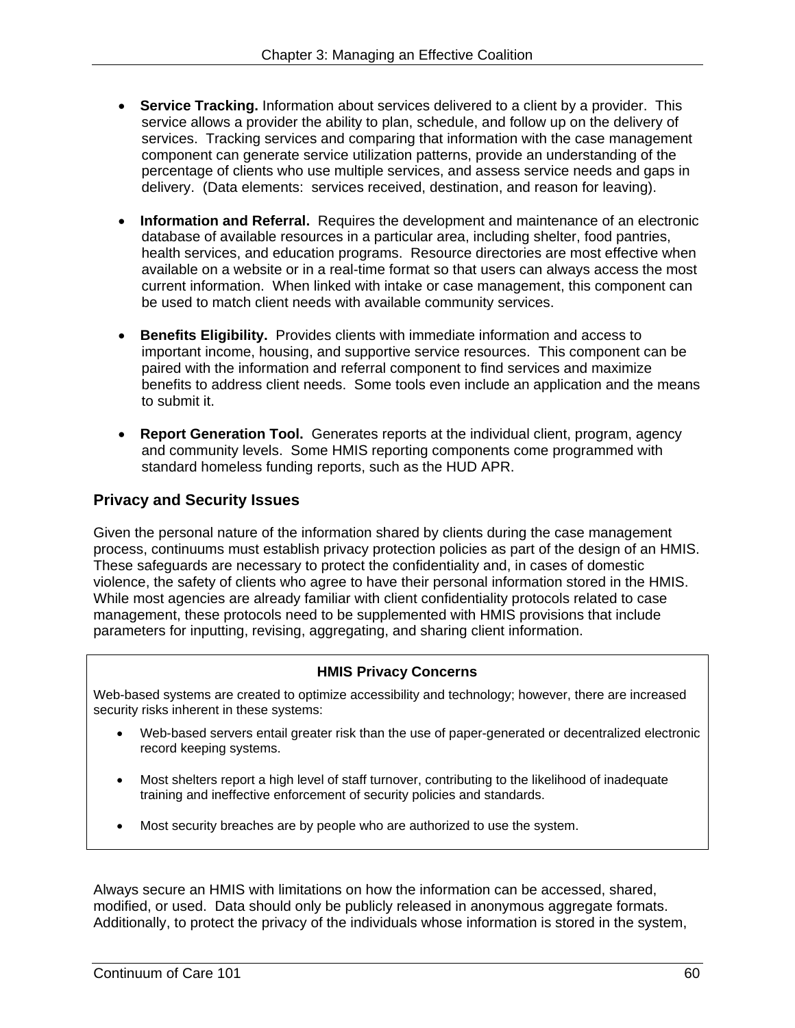- **Service Tracking.** Information about services delivered to a client by a provider. This service allows a provider the ability to plan, schedule, and follow up on the delivery of services. Tracking services and comparing that information with the case management component can generate service utilization patterns, provide an understanding of the percentage of clients who use multiple services, and assess service needs and gaps in delivery. (Data elements: services received, destination, and reason for leaving).

- **Information and Referral.** Requires the development and maintenance of an electronic database of available resources in a particular area, including shelter, food pantries, health services, and education programs. Resource directories are most effective when available on a website or in a real-time format so that users can always access the most current information. When linked with intake or case management, this component can be used to match client needs with available community services.

- **Benefits Eligibility.** Provides clients with immediate information and access to important income, housing, and supportive service resources. This component can be paired with the information and referral component to find services and maximize benefits to address client needs. Some tools even include an application and the means to submit it.

- **Report Generation Tool.** Generates reports at the individual client, program, agency and community levels. Some HMIS reporting components come programmed with standard homeless funding reports, such as the HUD APR.

## Privacy and Security Issues

Given the personal nature of the information shared by clients during the case management process, continuums must establish privacy protection policies as part of the design of an HMIS. These safeguards are necessary to protect the confidentiality and, in cases of domestic violence, the safety of clients who agree to have their personal information stored in the HMIS. While most agencies are already familiar with client confidentiality protocols related to case management, these protocols need to be supplemented with HMIS provisions that include parameters for inputting, revising, aggregating, and sharing client information.

**HMIS Privacy Concerns**

Web-based systems are created to optimize accessibility and technology; however, there are increased security risks inherent in these systems:

- Web-based servers entail greater risk than the use of paper-generated or decentralized electronic record keeping systems.
- Most shelters report a high level of staff turnover, contributing to the likelihood of inadequate training and ineffective enforcement of security policies and standards.
- Most security breaches are by people who are authorized to use the system.

Always secure an HMIS with limitations on how the information can be accessed, shared, modified, or used. Data should only be publicly released in anonymous aggregate formats. Additionally, to protect the privacy of the individuals whose information is stored in the system,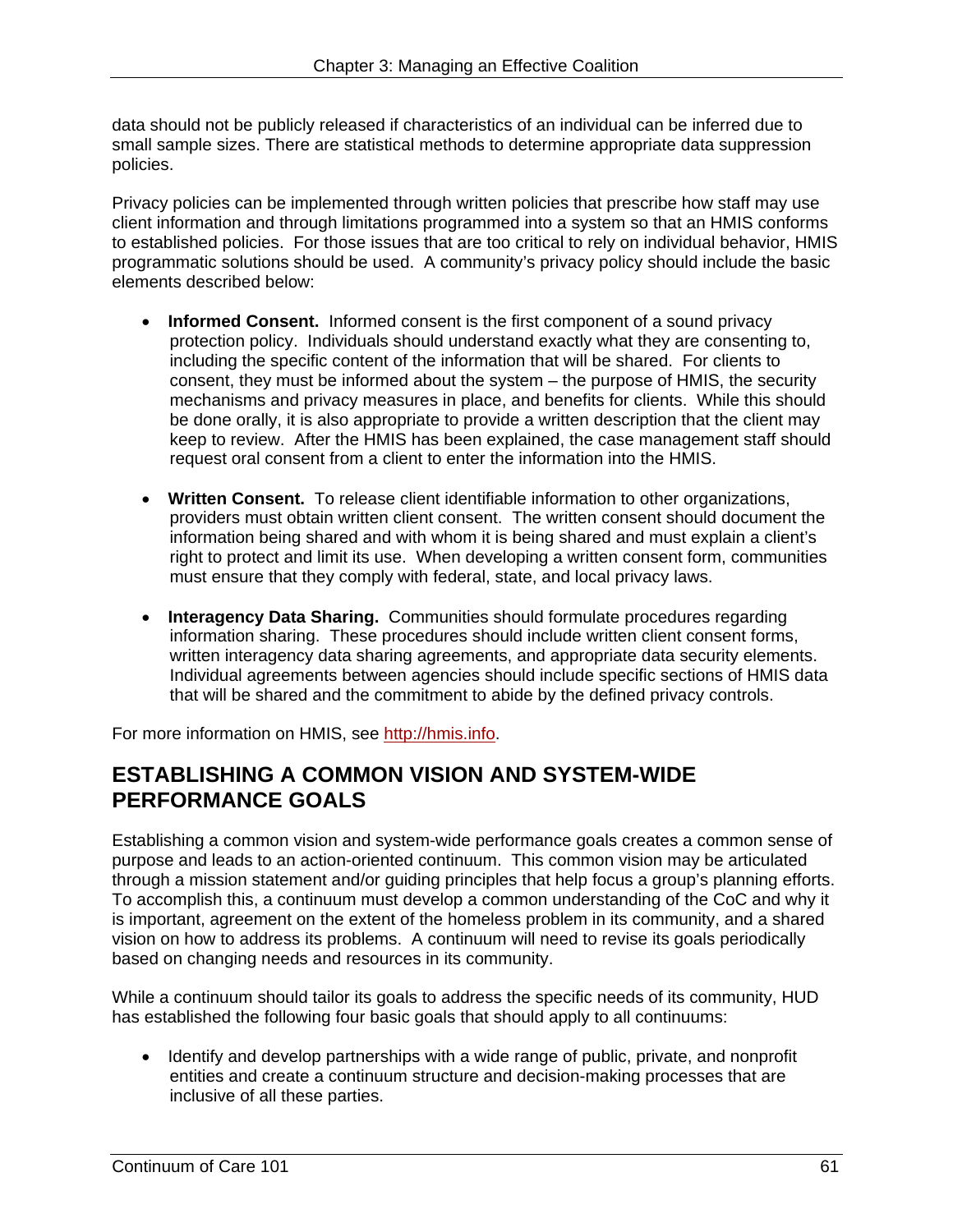data should not be publicly released if characteristics of an individual can be inferred due to small sample sizes. There are statistical methods to determine appropriate data suppression policies.

Privacy policies can be implemented through written policies that prescribe how staff may use client information and through limitations programmed into a system so that an HMIS conforms to established policies. For those issues that are too critical to rely on individual behavior, HMIS programmatic solutions should be used. A community's privacy policy should include the basic elements described below:

- **Informed Consent.** Informed consent is the first component of a sound privacy protection policy. Individuals should understand exactly what they are consenting to, including the specific content of the information that will be shared. For clients to consent, they must be informed about the system – the purpose of HMIS, the security mechanisms and privacy measures in place, and benefits for clients. While this should be done orally, it is also appropriate to provide a written description that the client may keep to review. After the HMIS has been explained, the case management staff should request oral consent from a client to enter the information into the HMIS.

- **Written Consent.** To release client identifiable information to other organizations, providers must obtain written client consent. The written consent should document the information being shared and with whom it is being shared and must explain a client's right to protect and limit its use. When developing a written consent form, communities must ensure that they comply with federal, state, and local privacy laws.

- **Interagency Data Sharing.** Communities should formulate procedures regarding information sharing. These procedures should include written client consent forms, written interagency data sharing agreements, and appropriate data security elements. Individual agreements between agencies should include specific sections of HMIS data that will be shared and the commitment to abide by the defined privacy controls.

For more information on HMIS, see http://hmis.info.

## ESTABLISHING A COMMON VISION AND SYSTEM-WIDE PERFORMANCE GOALS

Establishing a common vision and system-wide performance goals creates a common sense of purpose and leads to an action-oriented continuum. This common vision may be articulated through a mission statement and/or guiding principles that help focus a group's planning efforts. To accomplish this, a continuum must develop a common understanding of the CoC and why it is important, agreement on the extent of the homeless problem in its community, and a shared vision on how to address its problems. A continuum will need to revise its goals periodically based on changing needs and resources in its community.

While a continuum should tailor its goals to address the specific needs of its community, HUD has established the following four basic goals that should apply to all continuums:

- Identify and develop partnerships with a wide range of public, private, and nonprofit entities and create a continuum structure and decision-making processes that are inclusive of all these parties.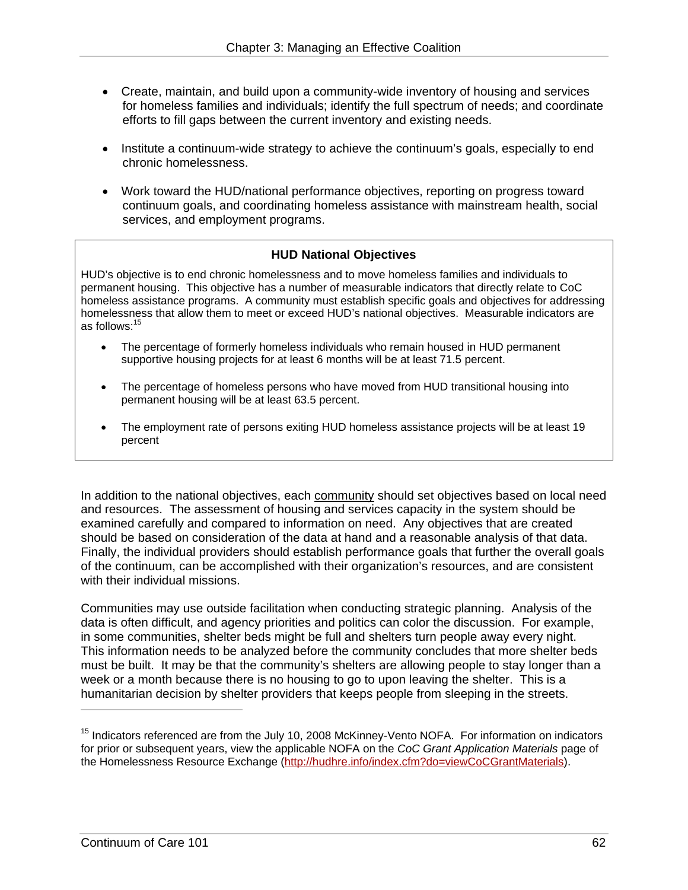- Create, maintain, and build upon a community-wide inventory of housing and services for homeless families and individuals; identify the full spectrum of needs; and coordinate efforts to fill gaps between the current inventory and existing needs.

- Institute a continuum-wide strategy to achieve the continuum's goals, especially to end chronic homelessness.

- Work toward the HUD/national performance objectives, reporting on progress toward continuum goals, and coordinating homeless assistance with mainstream health, social services, and employment programs.

**HUD National Objectives**

HUD's objective is to end chronic homelessness and to move homeless families and individuals to permanent housing. This objective has a number of measurable indicators that directly relate to CoC homeless assistance programs. A community must establish specific goals and objectives for addressing homelessness that allow them to meet or exceed HUD's national objectives. Measurable indicators are as follows:[15]

- The percentage of formerly homeless individuals who remain housed in HUD permanent supportive housing projects for at least 6 months will be at least 71.5 percent.

- The percentage of homeless persons who have moved from HUD transitional housing into permanent housing will be at least 63.5 percent.

- The employment rate of persons exiting HUD homeless assistance projects will be at least 19 percent

In addition to the national objectives, each community should set objectives based on local need and resources. The assessment of housing and services capacity in the system should be examined carefully and compared to information on need. Any objectives that are created should be based on consideration of the data at hand and a reasonable analysis of that data. Finally, the individual providers should establish performance goals that further the overall goals of the continuum, can be accomplished with their organization's resources, and are consistent with their individual missions.

Communities may use outside facilitation when conducting strategic planning. Analysis of the data is often difficult, and agency priorities and politics can color the discussion. For example, in some communities, shelter beds might be full and shelters turn people away every night. This information needs to be analyzed before the community concludes that more shelter beds must be built. It may be that the community's shelters are allowing people to stay longer than a week or a month because there is no housing to go to upon leaving the shelter. This is a humanitarian decision by shelter providers that keeps people from sleeping in the streets.

---

[15] Indicators referenced are from the July 10, 2008 McKinney-Vento NOFA. For information on indicators for prior or subsequent years, view the applicable NOFA on the *CoC Grant Application Materials* page of the Homelessness Resource Exchange (http://hudhre.info/index.cfm?do=viewCoCGrantMaterials).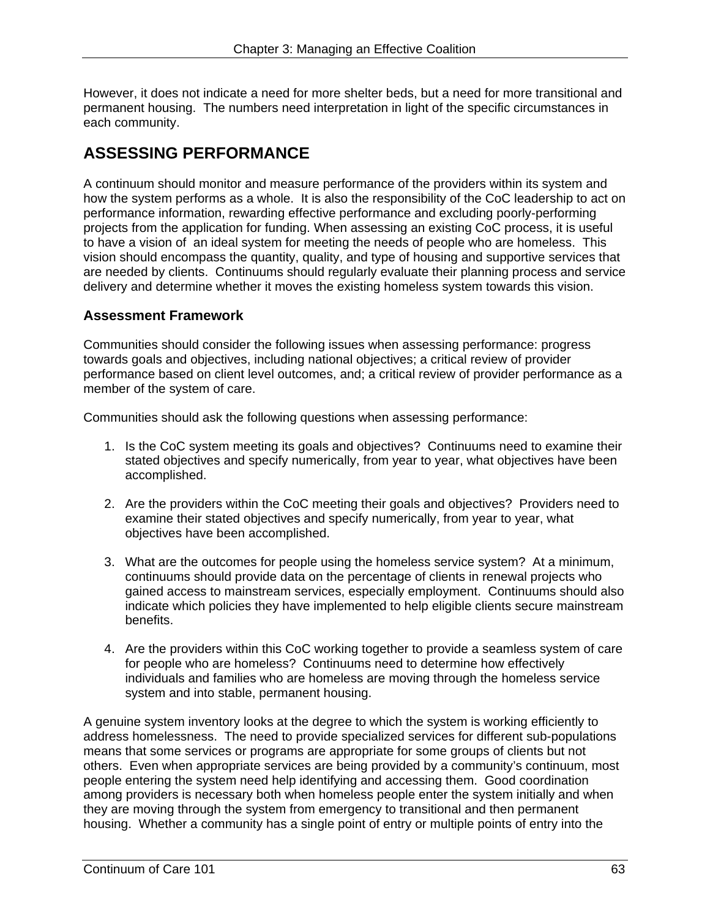However, it does not indicate a need for more shelter beds, but a need for more transitional and permanent housing. The numbers need interpretation in light of the specific circumstances in each community.

## ASSESSING PERFORMANCE

A continuum should monitor and measure performance of the providers within its system and how the system performs as a whole. It is also the responsibility of the CoC leadership to act on performance information, rewarding effective performance and excluding poorly-performing projects from the application for funding. When assessing an existing CoC process, it is useful to have a vision of an ideal system for meeting the needs of people who are homeless. This vision should encompass the quantity, quality, and type of housing and supportive services that are needed by clients. Continuums should regularly evaluate their planning process and service delivery and determine whether it moves the existing homeless system towards this vision.

### Assessment Framework

Communities should consider the following issues when assessing performance: progress towards goals and objectives, including national objectives; a critical review of provider performance based on client level outcomes, and; a critical review of provider performance as a member of the system of care.

Communities should ask the following questions when assessing performance:

1. Is the CoC system meeting its goals and objectives? Continuums need to examine their stated objectives and specify numerically, from year to year, what objectives have been accomplished.

2. Are the providers within the CoC meeting their goals and objectives? Providers need to examine their stated objectives and specify numerically, from year to year, what objectives have been accomplished.

3. What are the outcomes for people using the homeless service system? At a minimum, continuums should provide data on the percentage of clients in renewal projects who gained access to mainstream services, especially employment. Continuums should also indicate which policies they have implemented to help eligible clients secure mainstream benefits.

4. Are the providers within this CoC working together to provide a seamless system of care for people who are homeless? Continuums need to determine how effectively individuals and families who are homeless are moving through the homeless service system and into stable, permanent housing.

A genuine system inventory looks at the degree to which the system is working efficiently to address homelessness. The need to provide specialized services for different sub-populations means that some services or programs are appropriate for some groups of clients but not others. Even when appropriate services are being provided by a community's continuum, most people entering the system need help identifying and accessing them. Good coordination among providers is necessary both when homeless people enter the system initially and when they are moving through the system from emergency to transitional and then permanent housing. Whether a community has a single point of entry or multiple points of entry into the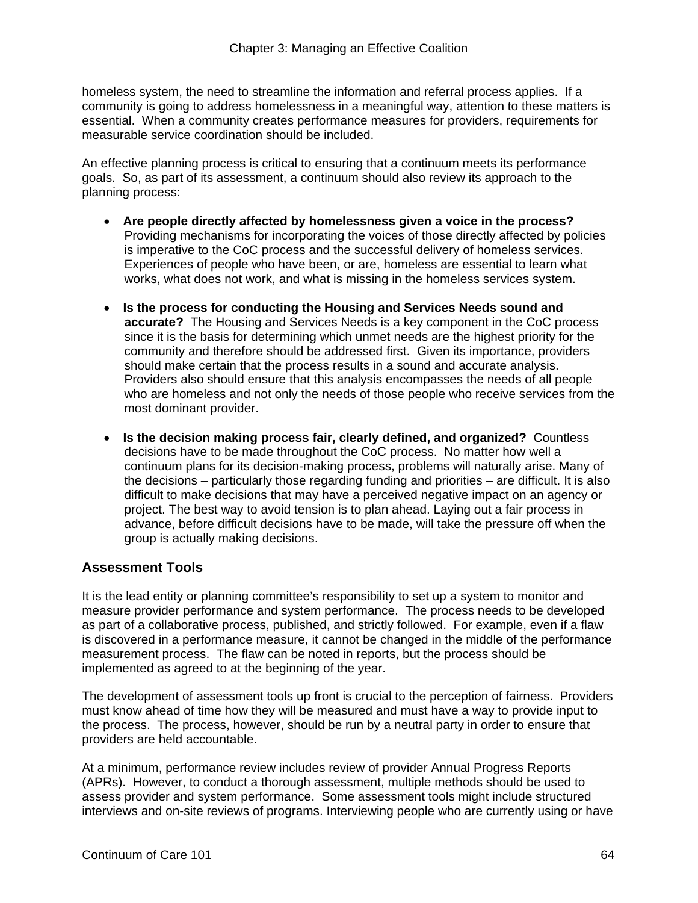homeless system, the need to streamline the information and referral process applies. If a community is going to address homelessness in a meaningful way, attention to these matters is essential. When a community creates performance measures for providers, requirements for measurable service coordination should be included.

An effective planning process is critical to ensuring that a continuum meets its performance goals. So, as part of its assessment, a continuum should also review its approach to the planning process:

- **Are people directly affected by homelessness given a voice in the process?** Providing mechanisms for incorporating the voices of those directly affected by policies is imperative to the CoC process and the successful delivery of homeless services. Experiences of people who have been, or are, homeless are essential to learn what works, what does not work, and what is missing in the homeless services system.

- **Is the process for conducting the Housing and Services Needs sound and accurate?** The Housing and Services Needs is a key component in the CoC process since it is the basis for determining which unmet needs are the highest priority for the community and therefore should be addressed first. Given its importance, providers should make certain that the process results in a sound and accurate analysis. Providers also should ensure that this analysis encompasses the needs of all people who are homeless and not only the needs of those people who receive services from the most dominant provider.

- **Is the decision making process fair, clearly defined, and organized?** Countless decisions have to be made throughout the CoC process. No matter how well a continuum plans for its decision-making process, problems will naturally arise. Many of the decisions – particularly those regarding funding and priorities – are difficult. It is also difficult to make decisions that may have a perceived negative impact on an agency or project. The best way to avoid tension is to plan ahead. Laying out a fair process in advance, before difficult decisions have to be made, will take the pressure off when the group is actually making decisions.

## Assessment Tools

It is the lead entity or planning committee's responsibility to set up a system to monitor and measure provider performance and system performance. The process needs to be developed as part of a collaborative process, published, and strictly followed. For example, even if a flaw is discovered in a performance measure, it cannot be changed in the middle of the performance measurement process. The flaw can be noted in reports, but the process should be implemented as agreed to at the beginning of the year.

The development of assessment tools up front is crucial to the perception of fairness. Providers must know ahead of time how they will be measured and must have a way to provide input to the process. The process, however, should be run by a neutral party in order to ensure that providers are held accountable.

At a minimum, performance review includes review of provider Annual Progress Reports (APRs). However, to conduct a thorough assessment, multiple methods should be used to assess provider and system performance. Some assessment tools might include structured interviews and on-site reviews of programs. Interviewing people who are currently using or have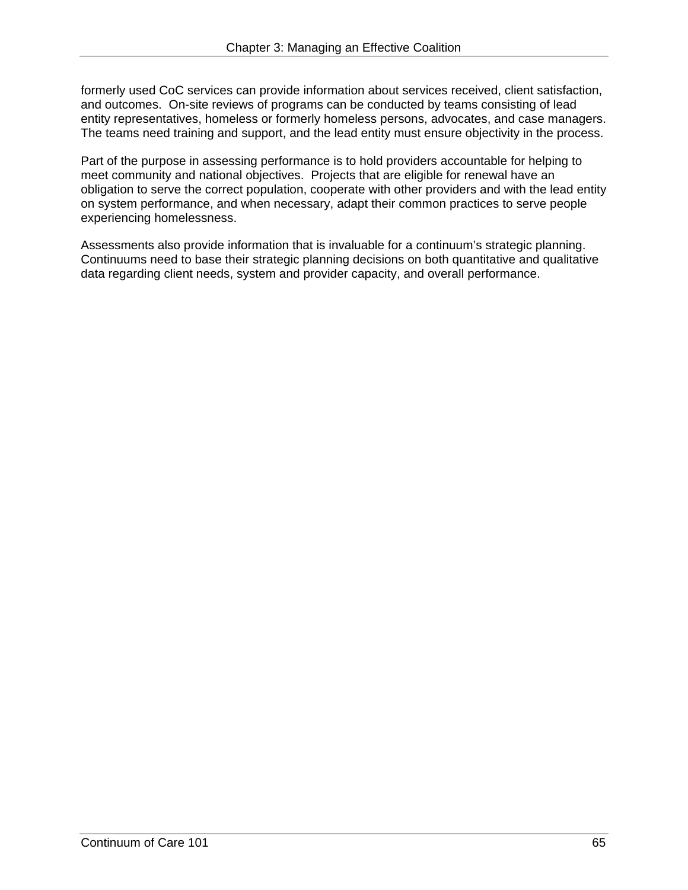formerly used CoC services can provide information about services received, client satisfaction, and outcomes. On-site reviews of programs can be conducted by teams consisting of lead entity representatives, homeless or formerly homeless persons, advocates, and case managers. The teams need training and support, and the lead entity must ensure objectivity in the process.

Part of the purpose in assessing performance is to hold providers accountable for helping to meet community and national objectives. Projects that are eligible for renewal have an obligation to serve the correct population, cooperate with other providers and with the lead entity on system performance, and when necessary, adapt their common practices to serve people experiencing homelessness.

Assessments also provide information that is invaluable for a continuum's strategic planning. Continuums need to base their strategic planning decisions on both quantitative and qualitative data regarding client needs, system and provider capacity, and overall performance.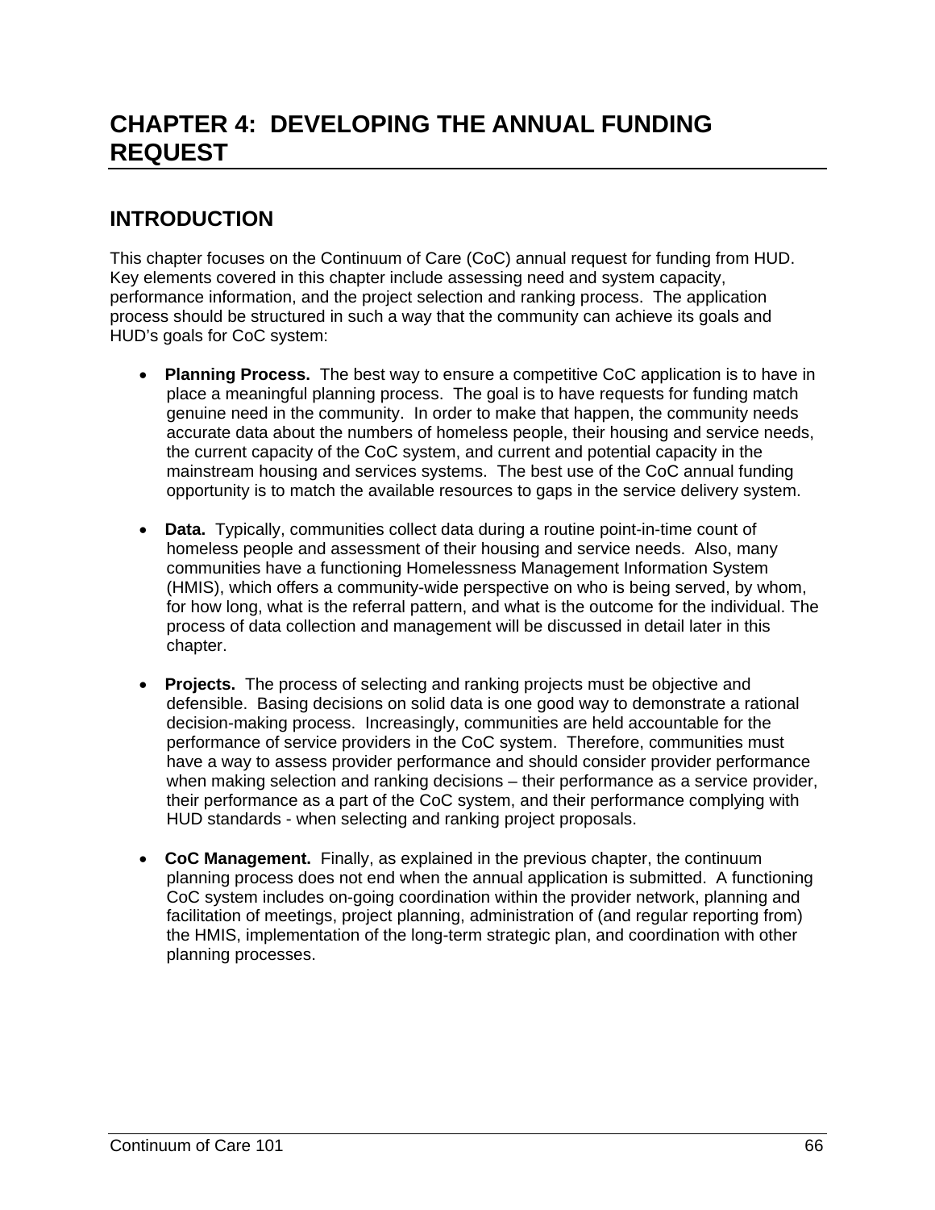# CHAPTER 4: DEVELOPING THE ANNUAL FUNDING REQUEST

## INTRODUCTION

This chapter focuses on the Continuum of Care (CoC) annual request for funding from HUD. Key elements covered in this chapter include assessing need and system capacity, performance information, and the project selection and ranking process. The application process should be structured in such a way that the community can achieve its goals and HUD's goals for CoC system:

- **Planning Process.** The best way to ensure a competitive CoC application is to have in place a meaningful planning process. The goal is to have requests for funding match genuine need in the community. In order to make that happen, the community needs accurate data about the numbers of homeless people, their housing and service needs, the current capacity of the CoC system, and current and potential capacity in the mainstream housing and services systems. The best use of the CoC annual funding opportunity is to match the available resources to gaps in the service delivery system.

- **Data.** Typically, communities collect data during a routine point-in-time count of homeless people and assessment of their housing and service needs. Also, many communities have a functioning Homelessness Management Information System (HMIS), which offers a community-wide perspective on who is being served, by whom, for how long, what is the referral pattern, and what is the outcome for the individual. The process of data collection and management will be discussed in detail later in this chapter.

- **Projects.** The process of selecting and ranking projects must be objective and defensible. Basing decisions on solid data is one good way to demonstrate a rational decision-making process. Increasingly, communities are held accountable for the performance of service providers in the CoC system. Therefore, communities must have a way to assess provider performance and should consider provider performance when making selection and ranking decisions – their performance as a service provider, their performance as a part of the CoC system, and their performance complying with HUD standards - when selecting and ranking project proposals.

- **CoC Management.** Finally, as explained in the previous chapter, the continuum planning process does not end when the annual application is submitted. A functioning CoC system includes on-going coordination within the provider network, planning and facilitation of meetings, project planning, administration of (and regular reporting from) the HMIS, implementation of the long-term strategic plan, and coordination with other planning processes.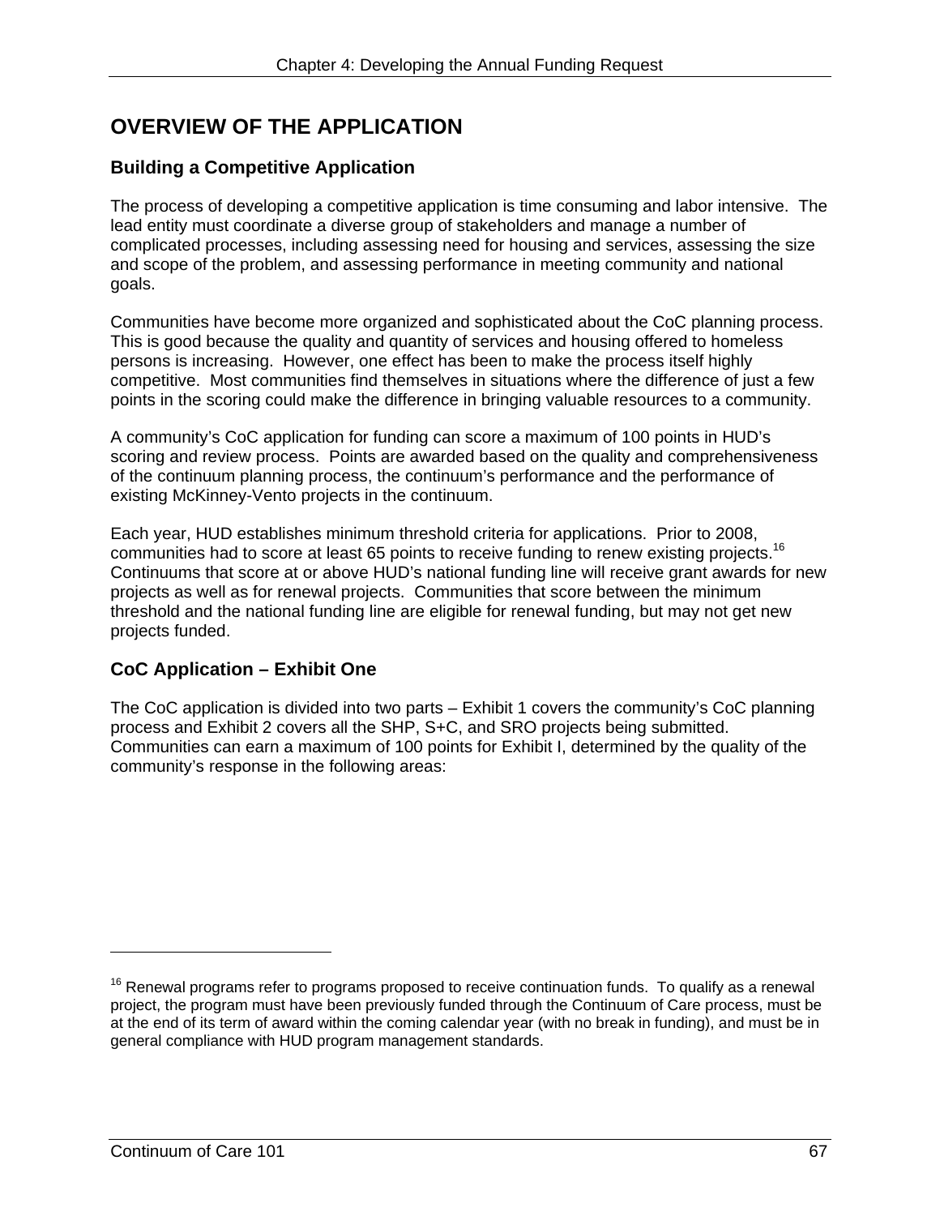# OVERVIEW OF THE APPLICATION

## Building a Competitive Application

The process of developing a competitive application is time consuming and labor intensive. The lead entity must coordinate a diverse group of stakeholders and manage a number of complicated processes, including assessing need for housing and services, assessing the size and scope of the problem, and assessing performance in meeting community and national goals.

Communities have become more organized and sophisticated about the CoC planning process. This is good because the quality and quantity of services and housing offered to homeless persons is increasing. However, one effect has been to make the process itself highly competitive. Most communities find themselves in situations where the difference of just a few points in the scoring could make the difference in bringing valuable resources to a community.

A community's CoC application for funding can score a maximum of 100 points in HUD's scoring and review process. Points are awarded based on the quality and comprehensiveness of the continuum planning process, the continuum's performance and the performance of existing McKinney-Vento projects in the continuum.

Each year, HUD establishes minimum threshold criteria for applications. Prior to 2008, communities had to score at least 65 points to receive funding to renew existing projects.[16] Continuums that score at or above HUD's national funding line will receive grant awards for new projects as well as for renewal projects. Communities that score between the minimum threshold and the national funding line are eligible for renewal funding, but may not get new projects funded.

## CoC Application – Exhibit One

The CoC application is divided into two parts – Exhibit 1 covers the community's CoC planning process and Exhibit 2 covers all the SHP, S+C, and SRO projects being submitted. Communities can earn a maximum of 100 points for Exhibit I, determined by the quality of the community's response in the following areas:

---

[16] Renewal programs refer to programs proposed to receive continuation funds. To qualify as a renewal project, the program must have been previously funded through the Continuum of Care process, must be at the end of its term of award within the coming calendar year (with no break in funding), and must be in general compliance with HUD program management standards.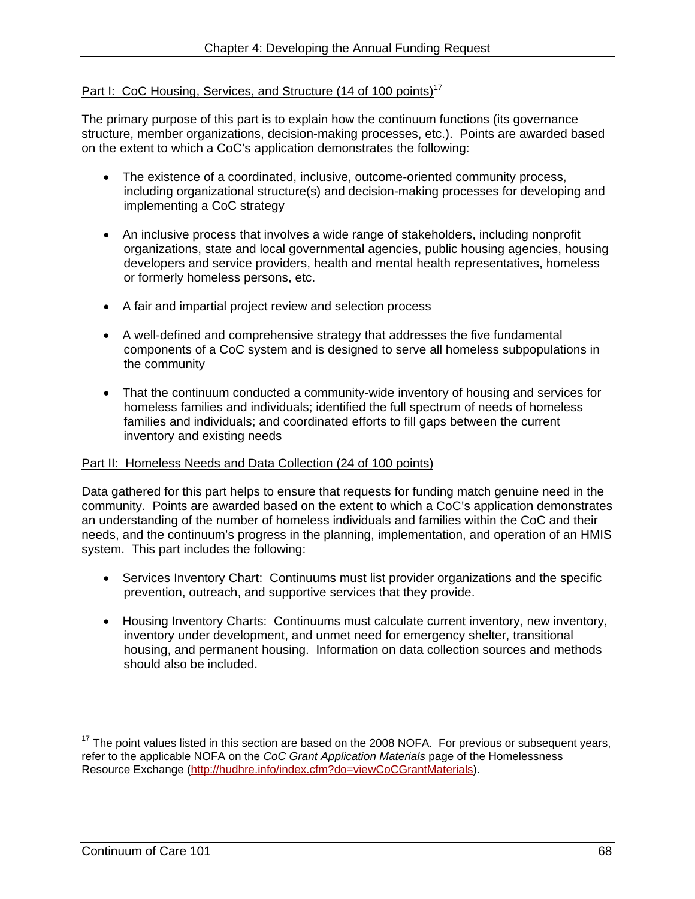Part I: CoC Housing, Services, and Structure (14 of 100 points)[17]

The primary purpose of this part is to explain how the continuum functions (its governance structure, member organizations, decision-making processes, etc.). Points are awarded based on the extent to which a CoC's application demonstrates the following:

- The existence of a coordinated, inclusive, outcome-oriented community process, including organizational structure(s) and decision-making processes for developing and implementing a CoC strategy
- An inclusive process that involves a wide range of stakeholders, including nonprofit organizations, state and local governmental agencies, public housing agencies, housing developers and service providers, health and mental health representatives, homeless or formerly homeless persons, etc.
- A fair and impartial project review and selection process
- A well-defined and comprehensive strategy that addresses the five fundamental components of a CoC system and is designed to serve all homeless subpopulations in the community
- That the continuum conducted a community-wide inventory of housing and services for homeless families and individuals; identified the full spectrum of needs of homeless families and individuals; and coordinated efforts to fill gaps between the current inventory and existing needs

Part II: Homeless Needs and Data Collection (24 of 100 points)

Data gathered for this part helps to ensure that requests for funding match genuine need in the community. Points are awarded based on the extent to which a CoC's application demonstrates an understanding of the number of homeless individuals and families within the CoC and their needs, and the continuum's progress in the planning, implementation, and operation of an HMIS system. This part includes the following:

- Services Inventory Chart: Continuums must list provider organizations and the specific prevention, outreach, and supportive services that they provide.
- Housing Inventory Charts: Continuums must calculate current inventory, new inventory, inventory under development, and unmet need for emergency shelter, transitional housing, and permanent housing. Information on data collection sources and methods should also be included.

---

[17] The point values listed in this section are based on the 2008 NOFA. For previous or subsequent years, refer to the applicable NOFA on the *CoC Grant Application Materials* page of the Homelessness Resource Exchange (http://hudhre.info/index.cfm?do=viewCoCGrantMaterials).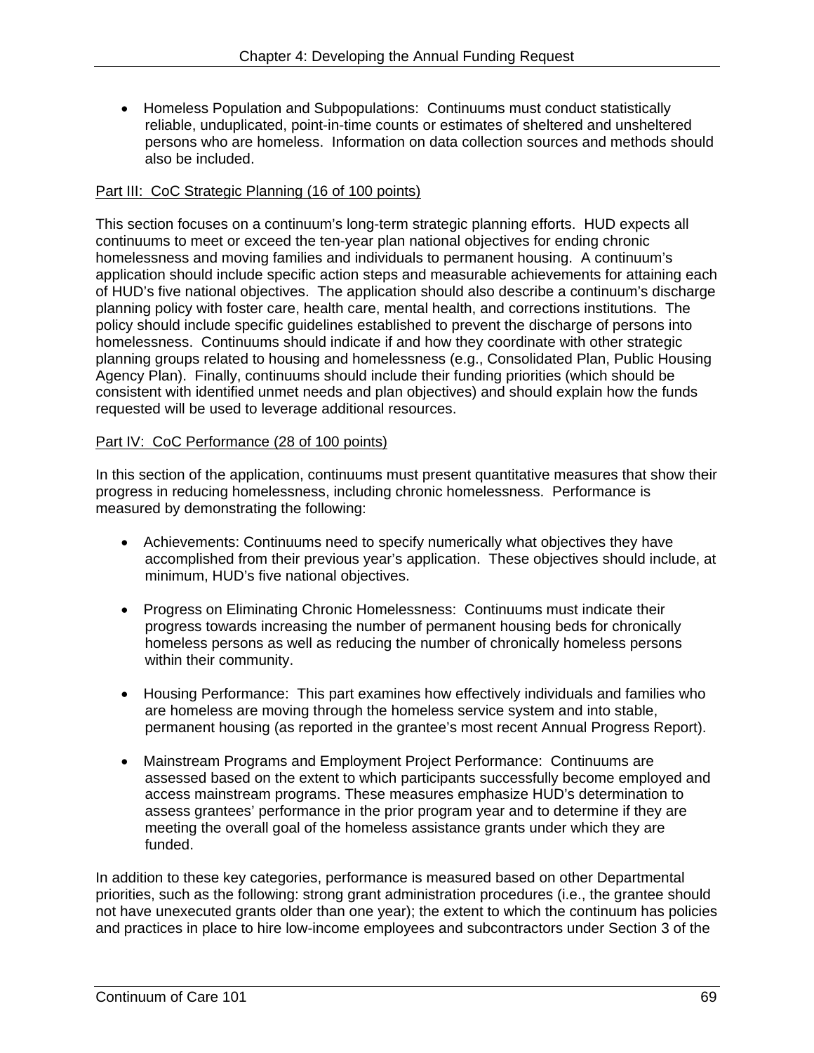- Homeless Population and Subpopulations: Continuums must conduct statistically reliable, unduplicated, point-in-time counts or estimates of sheltered and unsheltered persons who are homeless. Information on data collection sources and methods should also be included.

Part III: CoC Strategic Planning (16 of 100 points)

This section focuses on a continuum's long-term strategic planning efforts. HUD expects all continuums to meet or exceed the ten-year plan national objectives for ending chronic homelessness and moving families and individuals to permanent housing. A continuum's application should include specific action steps and measurable achievements for attaining each of HUD's five national objectives. The application should also describe a continuum's discharge planning policy with foster care, health care, mental health, and corrections institutions. The policy should include specific guidelines established to prevent the discharge of persons into homelessness. Continuums should indicate if and how they coordinate with other strategic planning groups related to housing and homelessness (e.g., Consolidated Plan, Public Housing Agency Plan). Finally, continuums should include their funding priorities (which should be consistent with identified unmet needs and plan objectives) and should explain how the funds requested will be used to leverage additional resources.

Part IV: CoC Performance (28 of 100 points)

In this section of the application, continuums must present quantitative measures that show their progress in reducing homelessness, including chronic homelessness. Performance is measured by demonstrating the following:

- Achievements: Continuums need to specify numerically what objectives they have accomplished from their previous year's application. These objectives should include, at minimum, HUD's five national objectives.

- Progress on Eliminating Chronic Homelessness: Continuums must indicate their progress towards increasing the number of permanent housing beds for chronically homeless persons as well as reducing the number of chronically homeless persons within their community.

- Housing Performance: This part examines how effectively individuals and families who are homeless are moving through the homeless service system and into stable, permanent housing (as reported in the grantee's most recent Annual Progress Report).

- Mainstream Programs and Employment Project Performance: Continuums are assessed based on the extent to which participants successfully become employed and access mainstream programs. These measures emphasize HUD's determination to assess grantees' performance in the prior program year and to determine if they are meeting the overall goal of the homeless assistance grants under which they are funded.

In addition to these key categories, performance is measured based on other Departmental priorities, such as the following: strong grant administration procedures (i.e., the grantee should not have unexecuted grants older than one year); the extent to which the continuum has policies and practices in place to hire low-income employees and subcontractors under Section 3 of the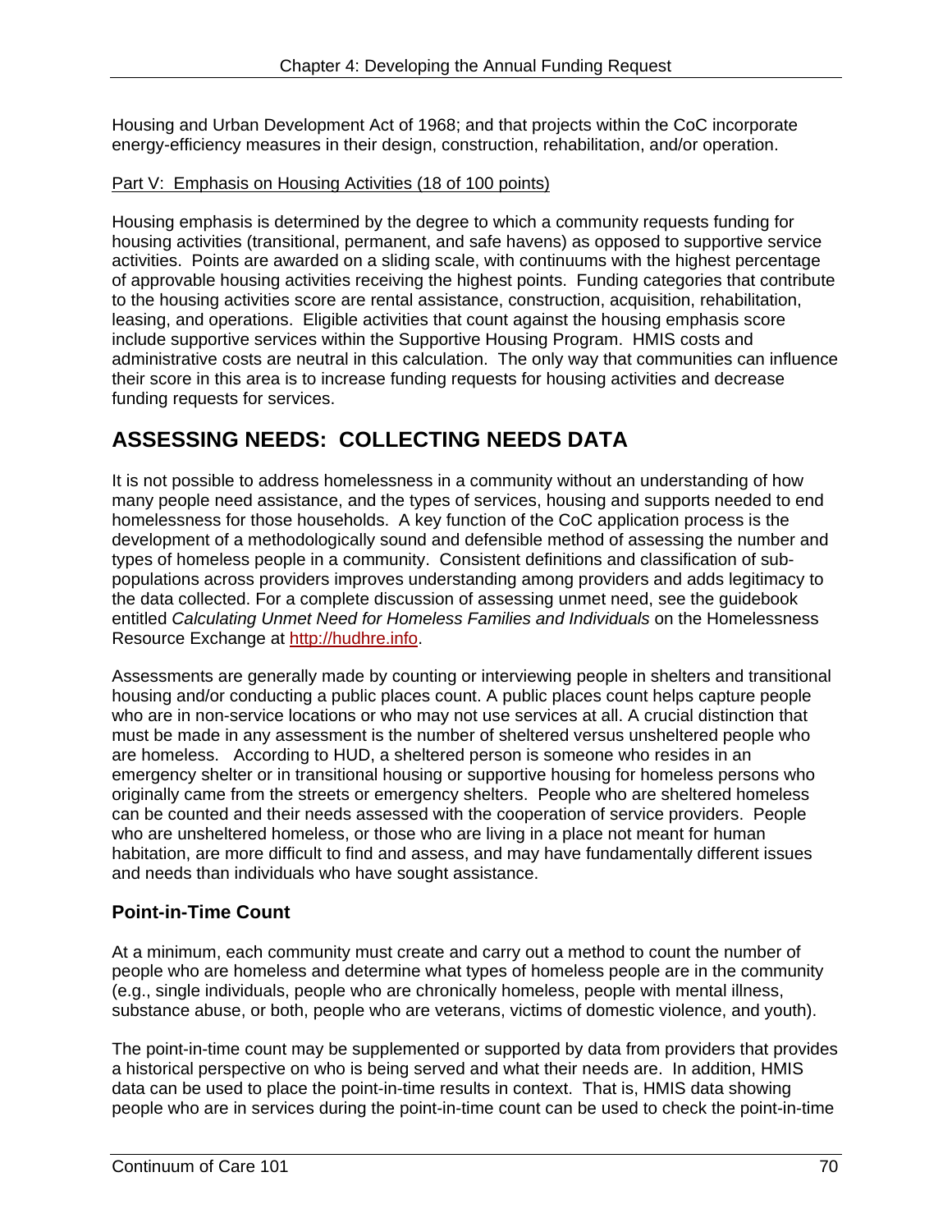Housing and Urban Development Act of 1968; and that projects within the CoC incorporate energy-efficiency measures in their design, construction, rehabilitation, and/or operation.

Part V: Emphasis on Housing Activities (18 of 100 points)

Housing emphasis is determined by the degree to which a community requests funding for housing activities (transitional, permanent, and safe havens) as opposed to supportive service activities. Points are awarded on a sliding scale, with continuums with the highest percentage of approvable housing activities receiving the highest points. Funding categories that contribute to the housing activities score are rental assistance, construction, acquisition, rehabilitation, leasing, and operations. Eligible activities that count against the housing emphasis score include supportive services within the Supportive Housing Program. HMIS costs and administrative costs are neutral in this calculation. The only way that communities can influence their score in this area is to increase funding requests for housing activities and decrease funding requests for services.

## ASSESSING NEEDS: COLLECTING NEEDS DATA

It is not possible to address homelessness in a community without an understanding of how many people need assistance, and the types of services, housing and supports needed to end homelessness for those households. A key function of the CoC application process is the development of a methodologically sound and defensible method of assessing the number and types of homeless people in a community. Consistent definitions and classification of sub-populations across providers improves understanding among providers and adds legitimacy to the data collected. For a complete discussion of assessing unmet need, see the guidebook entitled *Calculating Unmet Need for Homeless Families and Individuals* on the Homelessness Resource Exchange at http://hudhre.info.

Assessments are generally made by counting or interviewing people in shelters and transitional housing and/or conducting a public places count. A public places count helps capture people who are in non-service locations or who may not use services at all. A crucial distinction that must be made in any assessment is the number of sheltered versus unsheltered people who are homeless. According to HUD, a sheltered person is someone who resides in an emergency shelter or in transitional housing or supportive housing for homeless persons who originally came from the streets or emergency shelters. People who are sheltered homeless can be counted and their needs assessed with the cooperation of service providers. People who are unsheltered homeless, or those who are living in a place not meant for human habitation, are more difficult to find and assess, and may have fundamentally different issues and needs than individuals who have sought assistance.

### Point-in-Time Count

At a minimum, each community must create and carry out a method to count the number of people who are homeless and determine what types of homeless people are in the community (e.g., single individuals, people who are chronically homeless, people with mental illness, substance abuse, or both, people who are veterans, victims of domestic violence, and youth).

The point-in-time count may be supplemented or supported by data from providers that provides a historical perspective on who is being served and what their needs are. In addition, HMIS data can be used to place the point-in-time results in context. That is, HMIS data showing people who are in services during the point-in-time count can be used to check the point-in-time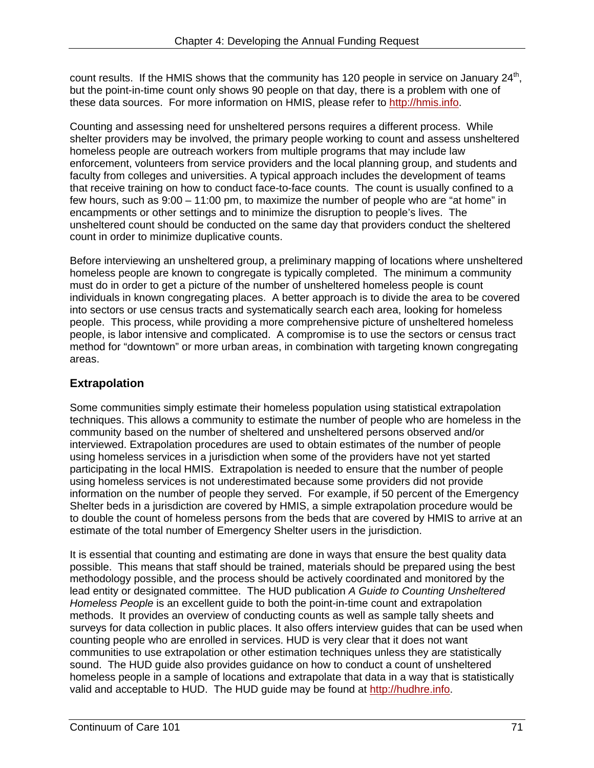count results. If the HMIS shows that the community has 120 people in service on January 24th, but the point-in-time count only shows 90 people on that day, there is a problem with one of these data sources. For more information on HMIS, please refer to http://hmis.info.

Counting and assessing need for unsheltered persons requires a different process. While shelter providers may be involved, the primary people working to count and assess unsheltered homeless people are outreach workers from multiple programs that may include law enforcement, volunteers from service providers and the local planning group, and students and faculty from colleges and universities. A typical approach includes the development of teams that receive training on how to conduct face-to-face counts. The count is usually confined to a few hours, such as 9:00 – 11:00 pm, to maximize the number of people who are "at home" in encampments or other settings and to minimize the disruption to people's lives. The unsheltered count should be conducted on the same day that providers conduct the sheltered count in order to minimize duplicative counts.

Before interviewing an unsheltered group, a preliminary mapping of locations where unsheltered homeless people are known to congregate is typically completed. The minimum a community must do in order to get a picture of the number of unsheltered homeless people is count individuals in known congregating places. A better approach is to divide the area to be covered into sectors or use census tracts and systematically search each area, looking for homeless people. This process, while providing a more comprehensive picture of unsheltered homeless people, is labor intensive and complicated. A compromise is to use the sectors or census tract method for "downtown" or more urban areas, in combination with targeting known congregating areas.

## Extrapolation

Some communities simply estimate their homeless population using statistical extrapolation techniques. This allows a community to estimate the number of people who are homeless in the community based on the number of sheltered and unsheltered persons observed and/or interviewed. Extrapolation procedures are used to obtain estimates of the number of people using homeless services in a jurisdiction when some of the providers have not yet started participating in the local HMIS. Extrapolation is needed to ensure that the number of people using homeless services is not underestimated because some providers did not provide information on the number of people they served. For example, if 50 percent of the Emergency Shelter beds in a jurisdiction are covered by HMIS, a simple extrapolation procedure would be to double the count of homeless persons from the beds that are covered by HMIS to arrive at an estimate of the total number of Emergency Shelter users in the jurisdiction.

It is essential that counting and estimating are done in ways that ensure the best quality data possible. This means that staff should be trained, materials should be prepared using the best methodology possible, and the process should be actively coordinated and monitored by the lead entity or designated committee. The HUD publication *A Guide to Counting Unsheltered Homeless People* is an excellent guide to both the point-in-time count and extrapolation methods. It provides an overview of conducting counts as well as sample tally sheets and surveys for data collection in public places. It also offers interview guides that can be used when counting people who are enrolled in services. HUD is very clear that it does not want communities to use extrapolation or other estimation techniques unless they are statistically sound. The HUD guide also provides guidance on how to conduct a count of unsheltered homeless people in a sample of locations and extrapolate that data in a way that is statistically valid and acceptable to HUD. The HUD guide may be found at http://hudhre.info.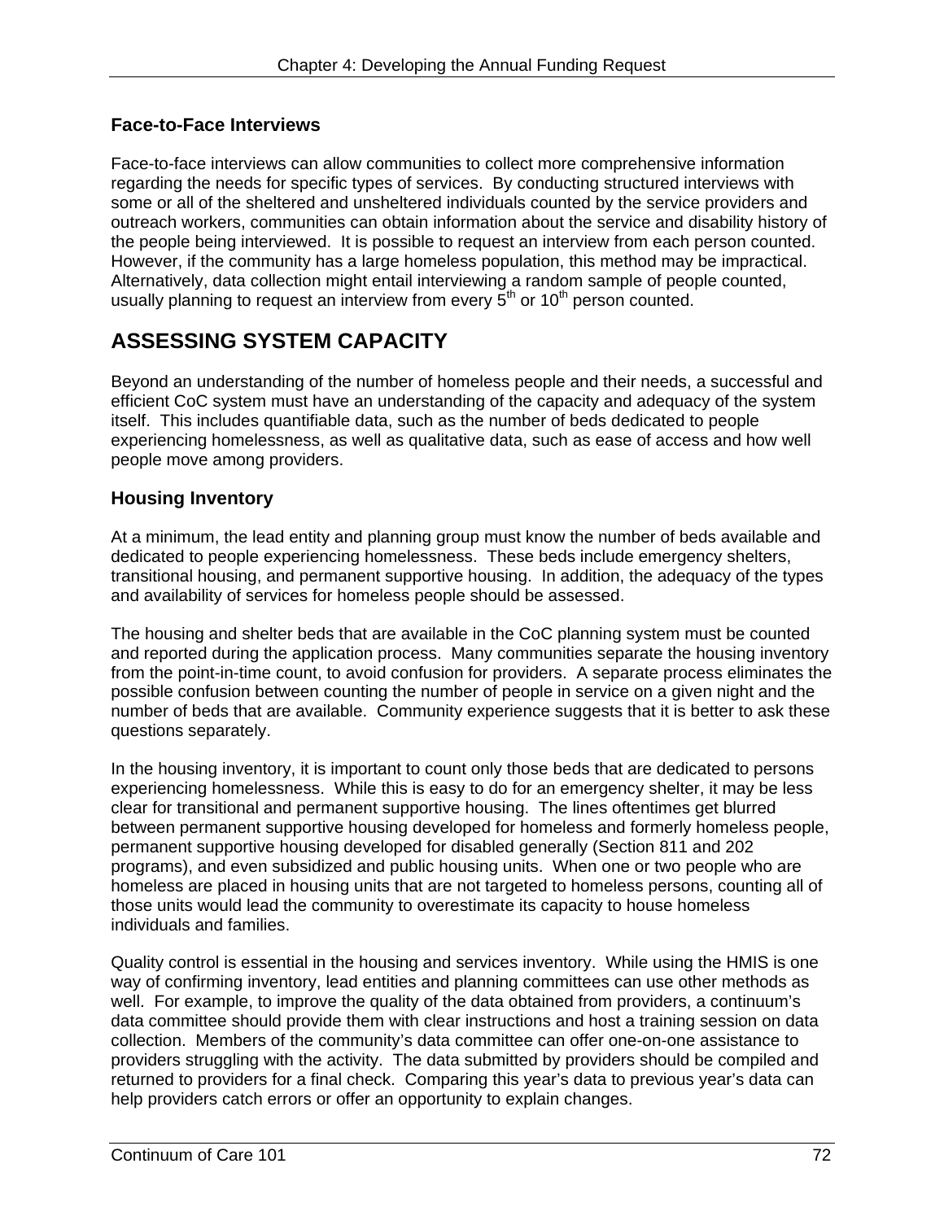### Face-to-Face Interviews

Face-to-face interviews can allow communities to collect more comprehensive information regarding the needs for specific types of services. By conducting structured interviews with some or all of the sheltered and unsheltered individuals counted by the service providers and outreach workers, communities can obtain information about the service and disability history of the people being interviewed. It is possible to request an interview from each person counted. However, if the community has a large homeless population, this method may be impractical. Alternatively, data collection might entail interviewing a random sample of people counted, usually planning to request an interview from every 5th or 10th person counted.

## ASSESSING SYSTEM CAPACITY

Beyond an understanding of the number of homeless people and their needs, a successful and efficient CoC system must have an understanding of the capacity and adequacy of the system itself. This includes quantifiable data, such as the number of beds dedicated to people experiencing homelessness, as well as qualitative data, such as ease of access and how well people move among providers.

### Housing Inventory

At a minimum, the lead entity and planning group must know the number of beds available and dedicated to people experiencing homelessness. These beds include emergency shelters, transitional housing, and permanent supportive housing. In addition, the adequacy of the types and availability of services for homeless people should be assessed.

The housing and shelter beds that are available in the CoC planning system must be counted and reported during the application process. Many communities separate the housing inventory from the point-in-time count, to avoid confusion for providers. A separate process eliminates the possible confusion between counting the number of people in service on a given night and the number of beds that are available. Community experience suggests that it is better to ask these questions separately.

In the housing inventory, it is important to count only those beds that are dedicated to persons experiencing homelessness. While this is easy to do for an emergency shelter, it may be less clear for transitional and permanent supportive housing. The lines oftentimes get blurred between permanent supportive housing developed for homeless and formerly homeless people, permanent supportive housing developed for disabled generally (Section 811 and 202 programs), and even subsidized and public housing units. When one or two people who are homeless are placed in housing units that are not targeted to homeless persons, counting all of those units would lead the community to overestimate its capacity to house homeless individuals and families.

Quality control is essential in the housing and services inventory. While using the HMIS is one way of confirming inventory, lead entities and planning committees can use other methods as well. For example, to improve the quality of the data obtained from providers, a continuum's data committee should provide them with clear instructions and host a training session on data collection. Members of the community's data committee can offer one-on-one assistance to providers struggling with the activity. The data submitted by providers should be compiled and returned to providers for a final check. Comparing this year's data to previous year's data can help providers catch errors or offer an opportunity to explain changes.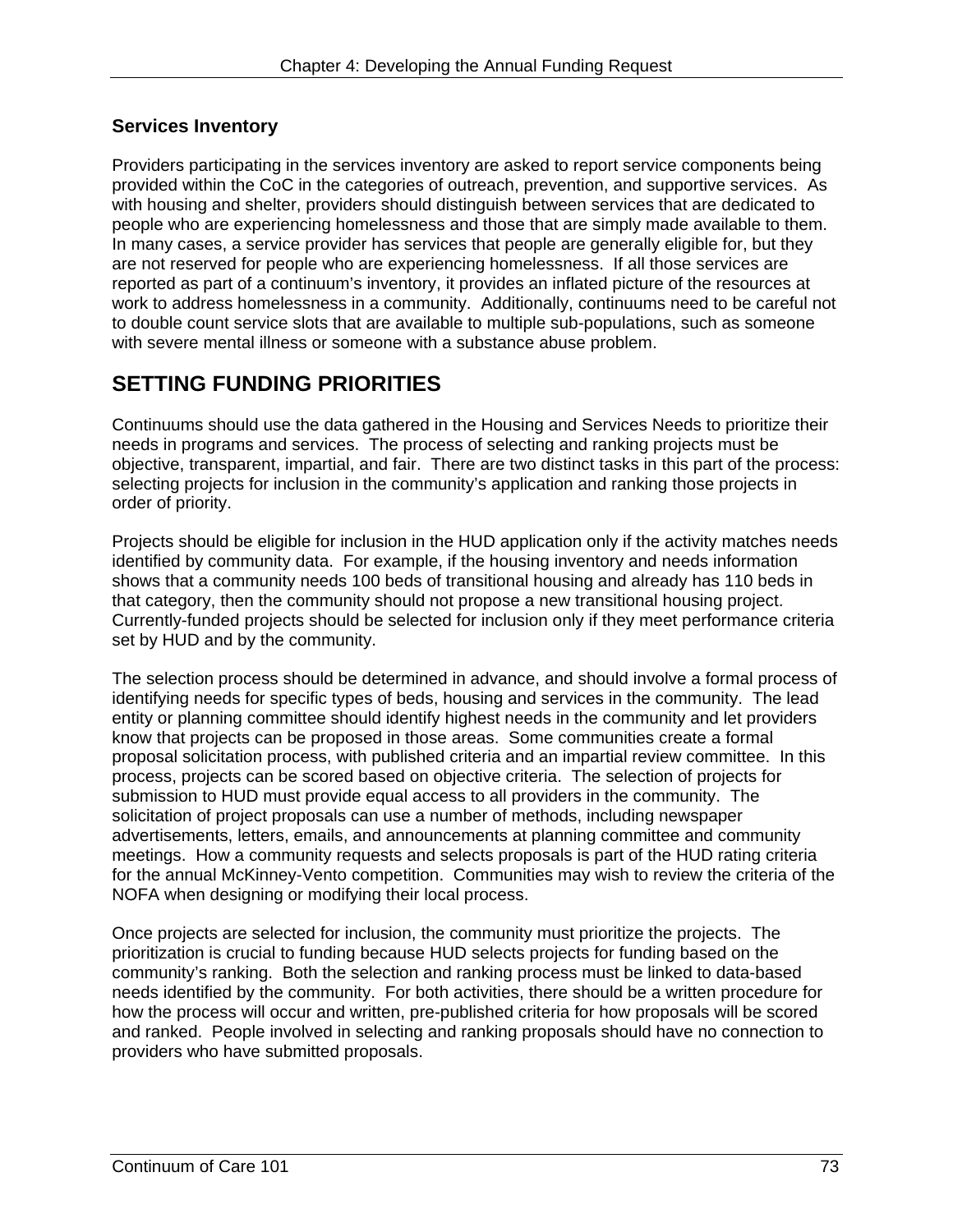### Services Inventory

Providers participating in the services inventory are asked to report service components being provided within the CoC in the categories of outreach, prevention, and supportive services. As with housing and shelter, providers should distinguish between services that are dedicated to people who are experiencing homelessness and those that are simply made available to them. In many cases, a service provider has services that people are generally eligible for, but they are not reserved for people who are experiencing homelessness. If all those services are reported as part of a continuum's inventory, it provides an inflated picture of the resources at work to address homelessness in a community. Additionally, continuums need to be careful not to double count service slots that are available to multiple sub-populations, such as someone with severe mental illness or someone with a substance abuse problem.

## SETTING FUNDING PRIORITIES

Continuums should use the data gathered in the Housing and Services Needs to prioritize their needs in programs and services. The process of selecting and ranking projects must be objective, transparent, impartial, and fair. There are two distinct tasks in this part of the process: selecting projects for inclusion in the community's application and ranking those projects in order of priority.

Projects should be eligible for inclusion in the HUD application only if the activity matches needs identified by community data. For example, if the housing inventory and needs information shows that a community needs 100 beds of transitional housing and already has 110 beds in that category, then the community should not propose a new transitional housing project. Currently-funded projects should be selected for inclusion only if they meet performance criteria set by HUD and by the community.

The selection process should be determined in advance, and should involve a formal process of identifying needs for specific types of beds, housing and services in the community. The lead entity or planning committee should identify highest needs in the community and let providers know that projects can be proposed in those areas. Some communities create a formal proposal solicitation process, with published criteria and an impartial review committee. In this process, projects can be scored based on objective criteria. The selection of projects for submission to HUD must provide equal access to all providers in the community. The solicitation of project proposals can use a number of methods, including newspaper advertisements, letters, emails, and announcements at planning committee and community meetings. How a community requests and selects proposals is part of the HUD rating criteria for the annual McKinney-Vento competition. Communities may wish to review the criteria of the NOFA when designing or modifying their local process.

Once projects are selected for inclusion, the community must prioritize the projects. The prioritization is crucial to funding because HUD selects projects for funding based on the community's ranking. Both the selection and ranking process must be linked to data-based needs identified by the community. For both activities, there should be a written procedure for how the process will occur and written, pre-published criteria for how proposals will be scored and ranked. People involved in selecting and ranking proposals should have no connection to providers who have submitted proposals.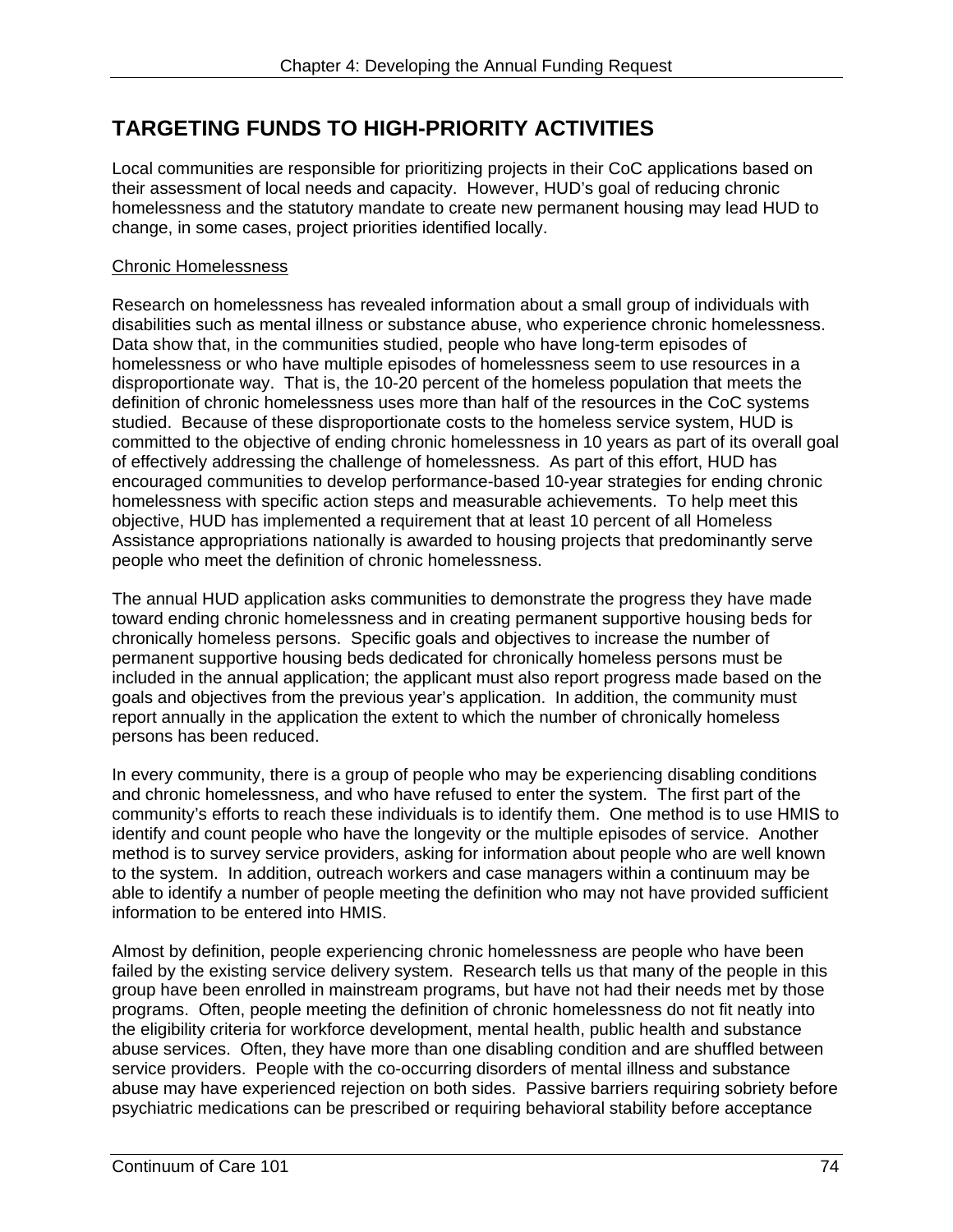## TARGETING FUNDS TO HIGH-PRIORITY ACTIVITIES

Local communities are responsible for prioritizing projects in their CoC applications based on their assessment of local needs and capacity. However, HUD's goal of reducing chronic homelessness and the statutory mandate to create new permanent housing may lead HUD to change, in some cases, project priorities identified locally.

Chronic Homelessness

Research on homelessness has revealed information about a small group of individuals with disabilities such as mental illness or substance abuse, who experience chronic homelessness. Data show that, in the communities studied, people who have long-term episodes of homelessness or who have multiple episodes of homelessness seem to use resources in a disproportionate way. That is, the 10-20 percent of the homeless population that meets the definition of chronic homelessness uses more than half of the resources in the CoC systems studied. Because of these disproportionate costs to the homeless service system, HUD is committed to the objective of ending chronic homelessness in 10 years as part of its overall goal of effectively addressing the challenge of homelessness. As part of this effort, HUD has encouraged communities to develop performance-based 10-year strategies for ending chronic homelessness with specific action steps and measurable achievements. To help meet this objective, HUD has implemented a requirement that at least 10 percent of all Homeless Assistance appropriations nationally is awarded to housing projects that predominantly serve people who meet the definition of chronic homelessness.

The annual HUD application asks communities to demonstrate the progress they have made toward ending chronic homelessness and in creating permanent supportive housing beds for chronically homeless persons. Specific goals and objectives to increase the number of permanent supportive housing beds dedicated for chronically homeless persons must be included in the annual application; the applicant must also report progress made based on the goals and objectives from the previous year's application. In addition, the community must report annually in the application the extent to which the number of chronically homeless persons has been reduced.

In every community, there is a group of people who may be experiencing disabling conditions and chronic homelessness, and who have refused to enter the system. The first part of the community's efforts to reach these individuals is to identify them. One method is to use HMIS to identify and count people who have the longevity or the multiple episodes of service. Another method is to survey service providers, asking for information about people who are well known to the system. In addition, outreach workers and case managers within a continuum may be able to identify a number of people meeting the definition who may not have provided sufficient information to be entered into HMIS.

Almost by definition, people experiencing chronic homelessness are people who have been failed by the existing service delivery system. Research tells us that many of the people in this group have been enrolled in mainstream programs, but have not had their needs met by those programs. Often, people meeting the definition of chronic homelessness do not fit neatly into the eligibility criteria for workforce development, mental health, public health and substance abuse services. Often, they have more than one disabling condition and are shuffled between service providers. People with the co-occurring disorders of mental illness and substance abuse may have experienced rejection on both sides. Passive barriers requiring sobriety before psychiatric medications can be prescribed or requiring behavioral stability before acceptance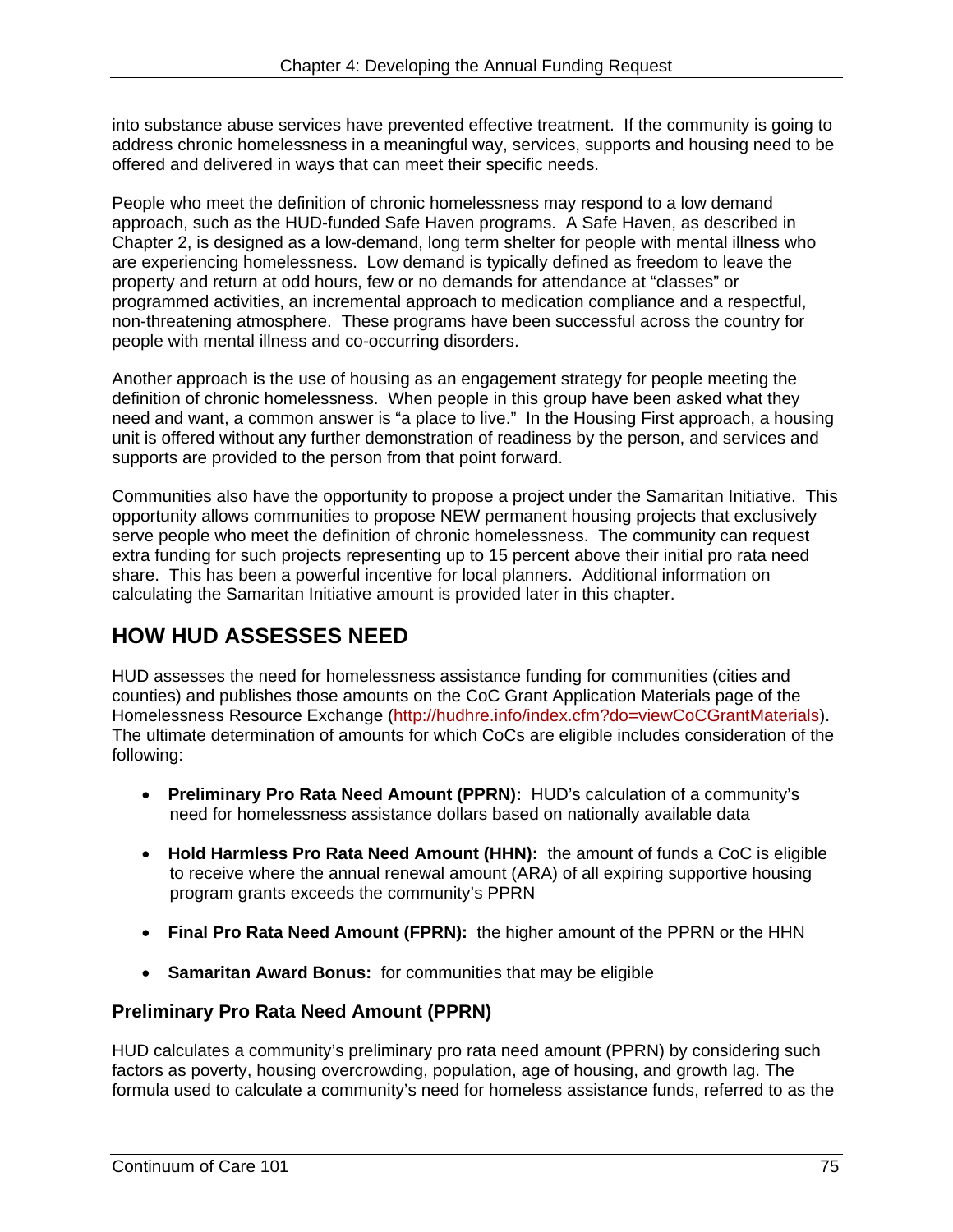into substance abuse services have prevented effective treatment. If the community is going to address chronic homelessness in a meaningful way, services, supports and housing need to be offered and delivered in ways that can meet their specific needs.

People who meet the definition of chronic homelessness may respond to a low demand approach, such as the HUD-funded Safe Haven programs. A Safe Haven, as described in Chapter 2, is designed as a low-demand, long term shelter for people with mental illness who are experiencing homelessness. Low demand is typically defined as freedom to leave the property and return at odd hours, few or no demands for attendance at "classes" or programmed activities, an incremental approach to medication compliance and a respectful, non-threatening atmosphere. These programs have been successful across the country for people with mental illness and co-occurring disorders.

Another approach is the use of housing as an engagement strategy for people meeting the definition of chronic homelessness. When people in this group have been asked what they need and want, a common answer is "a place to live." In the Housing First approach, a housing unit is offered without any further demonstration of readiness by the person, and services and supports are provided to the person from that point forward.

Communities also have the opportunity to propose a project under the Samaritan Initiative. This opportunity allows communities to propose NEW permanent housing projects that exclusively serve people who meet the definition of chronic homelessness. The community can request extra funding for such projects representing up to 15 percent above their initial pro rata need share. This has been a powerful incentive for local planners. Additional information on calculating the Samaritan Initiative amount is provided later in this chapter.

## HOW HUD ASSESSES NEED

HUD assesses the need for homelessness assistance funding for communities (cities and counties) and publishes those amounts on the CoC Grant Application Materials page of the Homelessness Resource Exchange (http://hudhre.info/index.cfm?do=viewCoCGrantMaterials). The ultimate determination of amounts for which CoCs are eligible includes consideration of the following:

- **Preliminary Pro Rata Need Amount (PPRN):** HUD's calculation of a community's need for homelessness assistance dollars based on nationally available data
- **Hold Harmless Pro Rata Need Amount (HHN):** the amount of funds a CoC is eligible to receive where the annual renewal amount (ARA) of all expiring supportive housing program grants exceeds the community's PPRN
- **Final Pro Rata Need Amount (FPRN):** the higher amount of the PPRN or the HHN
- **Samaritan Award Bonus:** for communities that may be eligible

### Preliminary Pro Rata Need Amount (PPRN)

HUD calculates a community's preliminary pro rata need amount (PPRN) by considering such factors as poverty, housing overcrowding, population, age of housing, and growth lag. The formula used to calculate a community's need for homeless assistance funds, referred to as the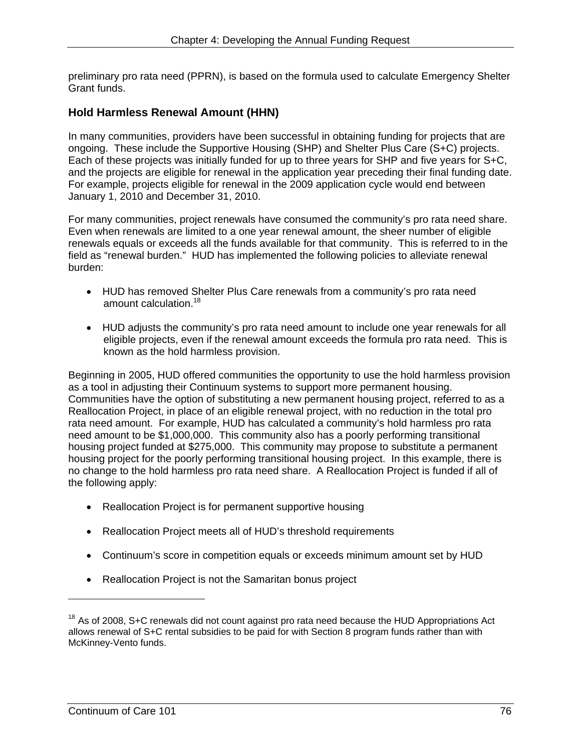preliminary pro rata need (PPRN), is based on the formula used to calculate Emergency Shelter Grant funds.

### Hold Harmless Renewal Amount (HHN)

In many communities, providers have been successful in obtaining funding for projects that are ongoing. These include the Supportive Housing (SHP) and Shelter Plus Care (S+C) projects. Each of these projects was initially funded for up to three years for SHP and five years for S+C, and the projects are eligible for renewal in the application year preceding their final funding date. For example, projects eligible for renewal in the 2009 application cycle would end between January 1, 2010 and December 31, 2010.

For many communities, project renewals have consumed the community's pro rata need share. Even when renewals are limited to a one year renewal amount, the sheer number of eligible renewals equals or exceeds all the funds available for that community. This is referred to in the field as "renewal burden." HUD has implemented the following policies to alleviate renewal burden:

- HUD has removed Shelter Plus Care renewals from a community's pro rata need amount calculation.[18]
- HUD adjusts the community's pro rata need amount to include one year renewals for all eligible projects, even if the renewal amount exceeds the formula pro rata need. This is known as the hold harmless provision.

Beginning in 2005, HUD offered communities the opportunity to use the hold harmless provision as a tool in adjusting their Continuum systems to support more permanent housing. Communities have the option of substituting a new permanent housing project, referred to as a Reallocation Project, in place of an eligible renewal project, with no reduction in the total pro rata need amount. For example, HUD has calculated a community's hold harmless pro rata need amount to be $1,000,000. This community also has a poorly performing transitional housing project funded at $275,000. This community may propose to substitute a permanent housing project for the poorly performing transitional housing project. In this example, there is no change to the hold harmless pro rata need share. A Reallocation Project is funded if all of the following apply:

- Reallocation Project is for permanent supportive housing
- Reallocation Project meets all of HUD's threshold requirements
- Continuum's score in competition equals or exceeds minimum amount set by HUD
- Reallocation Project is not the Samaritan bonus project

---

[18] As of 2008, S+C renewals did not count against pro rata need because the HUD Appropriations Act allows renewal of S+C rental subsidies to be paid for with Section 8 program funds rather than with McKinney-Vento funds.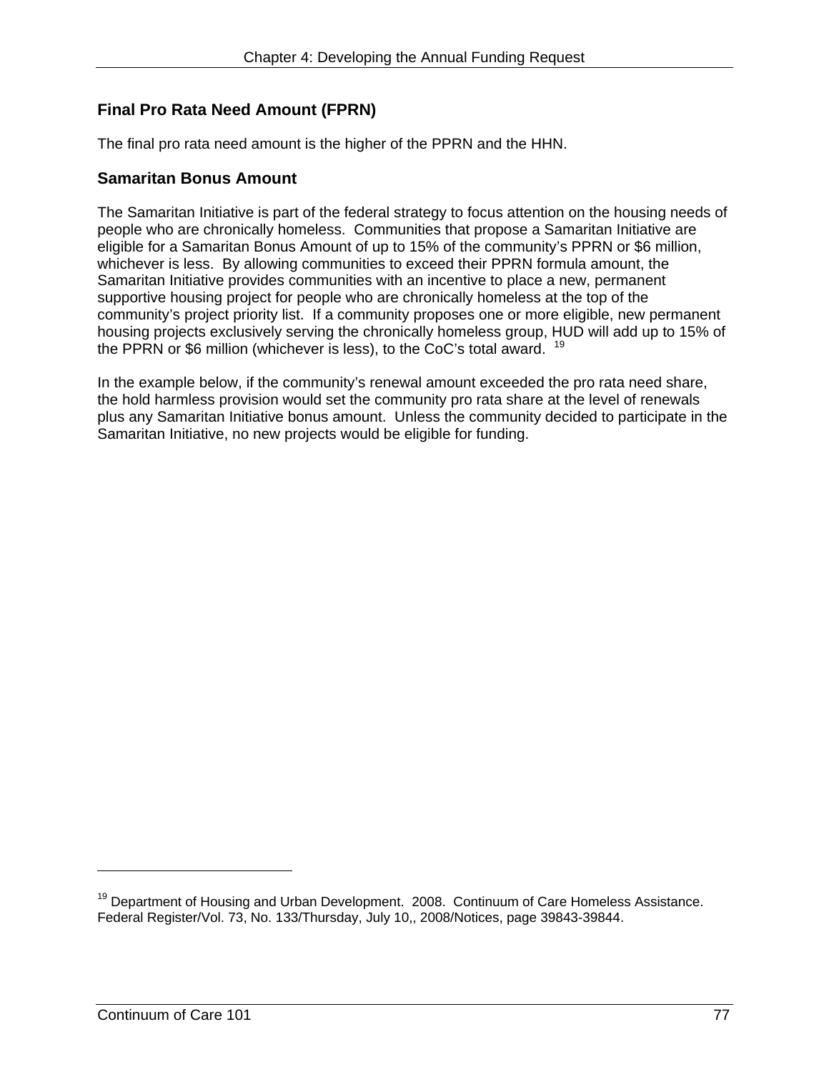## Final Pro Rata Need Amount (FPRN)

The final pro rata need amount is the higher of the PPRN and the HHN.

## Samaritan Bonus Amount

The Samaritan Initiative is part of the federal strategy to focus attention on the housing needs of people who are chronically homeless. Communities that propose a Samaritan Initiative are eligible for a Samaritan Bonus Amount of up to 15% of the community's PPRN or $6 million, whichever is less. By allowing communities to exceed their PPRN formula amount, the Samaritan Initiative provides communities with an incentive to place a new, permanent supportive housing project for people who are chronically homeless at the top of the community's project priority list. If a community proposes one or more eligible, new permanent housing projects exclusively serving the chronically homeless group, HUD will add up to 15% of the PPRN or $6 million (whichever is less), to the CoC's total award. [19]

In the example below, if the community's renewal amount exceeded the pro rata need share, the hold harmless provision would set the community pro rata share at the level of renewals plus any Samaritan Initiative bonus amount. Unless the community decided to participate in the Samaritan Initiative, no new projects would be eligible for funding.

---

[19] Department of Housing and Urban Development. 2008. Continuum of Care Homeless Assistance. Federal Register/Vol. 73, No. 133/Thursday, July 10,, 2008/Notices, page 39843-39844.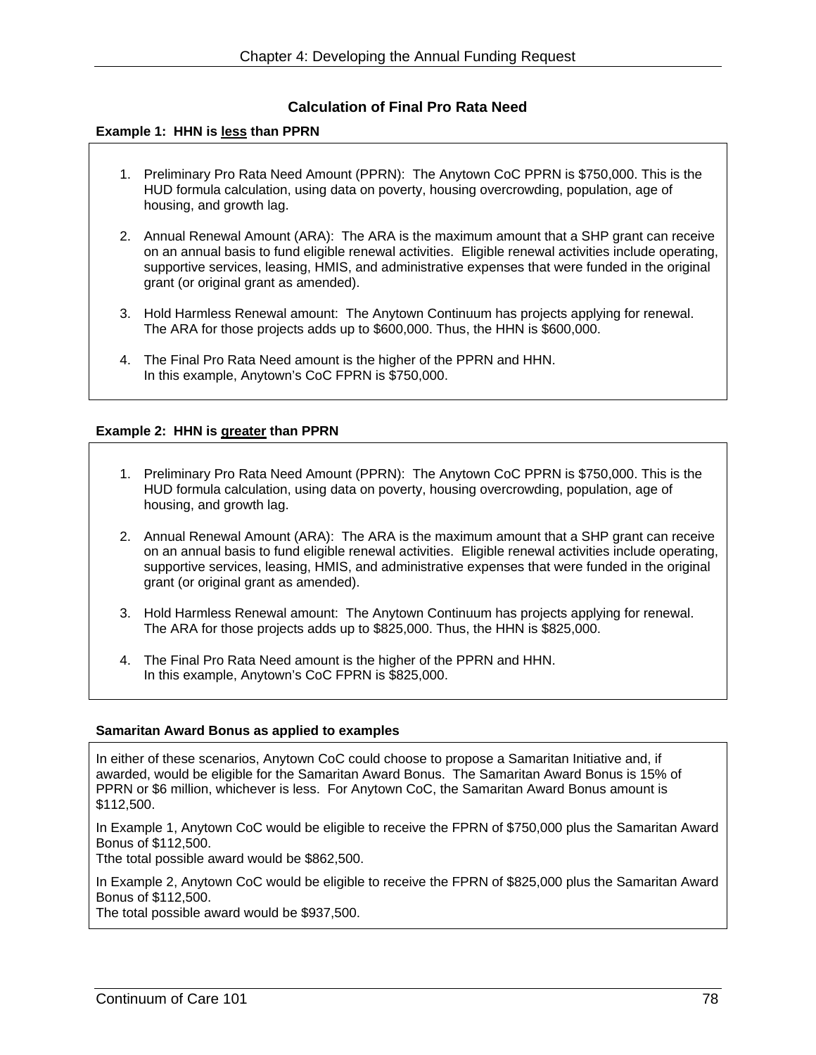## Calculation of Final Pro Rata Need

**Example 1: HHN is <u>less</u> than PPRN**

1. Preliminary Pro Rata Need Amount (PPRN): The Anytown CoC PPRN is $750,000. This is the HUD formula calculation, using data on poverty, housing overcrowding, population, age of housing, and growth lag.

2. Annual Renewal Amount (ARA): The ARA is the maximum amount that a SHP grant can receive on an annual basis to fund eligible renewal activities. Eligible renewal activities include operating, supportive services, leasing, HMIS, and administrative expenses that were funded in the original grant (or original grant as amended).

3. Hold Harmless Renewal amount: The Anytown Continuum has projects applying for renewal. The ARA for those projects adds up to $600,000. Thus, the HHN is $600,000.

4. The Final Pro Rata Need amount is the higher of the PPRN and HHN. In this example, Anytown's CoC FPRN is $750,000.

**Example 2: HHN is <u>greater</u> than PPRN**

1. Preliminary Pro Rata Need Amount (PPRN): The Anytown CoC PPRN is $750,000. This is the HUD formula calculation, using data on poverty, housing overcrowding, population, age of housing, and growth lag.

2. Annual Renewal Amount (ARA): The ARA is the maximum amount that a SHP grant can receive on an annual basis to fund eligible renewal activities. Eligible renewal activities include operating, supportive services, leasing, HMIS, and administrative expenses that were funded in the original grant (or original grant as amended).

3. Hold Harmless Renewal amount: The Anytown Continuum has projects applying for renewal. The ARA for those projects adds up to $825,000. Thus, the HHN is $825,000.

4. The Final Pro Rata Need amount is the higher of the PPRN and HHN. In this example, Anytown's CoC FPRN is $825,000.

**Samaritan Award Bonus as applied to examples**

In either of these scenarios, Anytown CoC could choose to propose a Samaritan Initiative and, if awarded, would be eligible for the Samaritan Award Bonus. The Samaritan Award Bonus is 15% of PPRN or $6 million, whichever is less. For Anytown CoC, the Samaritan Award Bonus amount is $112,500.

In Example 1, Anytown CoC would be eligible to receive the FPRN of $750,000 plus the Samaritan Award Bonus of $112,500.
Tthe total possible award would be $862,500.

In Example 2, Anytown CoC would be eligible to receive the FPRN of $825,000 plus the Samaritan Award Bonus of $112,500.
The total possible award would be $937,500.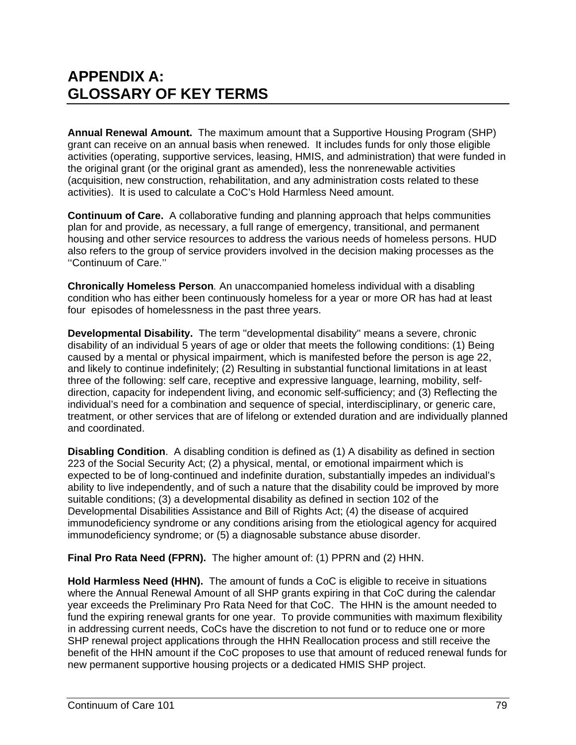# APPENDIX A: GLOSSARY OF KEY TERMS

**Annual Renewal Amount.** The maximum amount that a Supportive Housing Program (SHP) grant can receive on an annual basis when renewed. It includes funds for only those eligible activities (operating, supportive services, leasing, HMIS, and administration) that were funded in the original grant (or the original grant as amended), less the nonrenewable activities (acquisition, new construction, rehabilitation, and any administration costs related to these activities). It is used to calculate a CoC's Hold Harmless Need amount.

**Continuum of Care.** A collaborative funding and planning approach that helps communities plan for and provide, as necessary, a full range of emergency, transitional, and permanent housing and other service resources to address the various needs of homeless persons. HUD also refers to the group of service providers involved in the decision making processes as the ''Continuum of Care.''

**Chronically Homeless Person**. An unaccompanied homeless individual with a disabling condition who has either been continuously homeless for a year or more OR has had at least four episodes of homelessness in the past three years.

**Developmental Disability.** The term "developmental disability" means a severe, chronic disability of an individual 5 years of age or older that meets the following conditions: (1) Being caused by a mental or physical impairment, which is manifested before the person is age 22, and likely to continue indefinitely; (2) Resulting in substantial functional limitations in at least three of the following: self care, receptive and expressive language, learning, mobility, self-direction, capacity for independent living, and economic self-sufficiency; and (3) Reflecting the individual's need for a combination and sequence of special, interdisciplinary, or generic care, treatment, or other services that are of lifelong or extended duration and are individually planned and coordinated.

**Disabling Condition**. A disabling condition is defined as (1) A disability as defined in section 223 of the Social Security Act; (2) a physical, mental, or emotional impairment which is expected to be of long-continued and indefinite duration, substantially impedes an individual's ability to live independently, and of such a nature that the disability could be improved by more suitable conditions; (3) a developmental disability as defined in section 102 of the Developmental Disabilities Assistance and Bill of Rights Act; (4) the disease of acquired immunodeficiency syndrome or any conditions arising from the etiological agency for acquired immunodeficiency syndrome; or (5) a diagnosable substance abuse disorder.

**Final Pro Rata Need (FPRN).** The higher amount of: (1) PPRN and (2) HHN.

**Hold Harmless Need (HHN).** The amount of funds a CoC is eligible to receive in situations where the Annual Renewal Amount of all SHP grants expiring in that CoC during the calendar year exceeds the Preliminary Pro Rata Need for that CoC. The HHN is the amount needed to fund the expiring renewal grants for one year. To provide communities with maximum flexibility in addressing current needs, CoCs have the discretion to not fund or to reduce one or more SHP renewal project applications through the HHN Reallocation process and still receive the benefit of the HHN amount if the CoC proposes to use that amount of reduced renewal funds for new permanent supportive housing projects or a dedicated HMIS SHP project.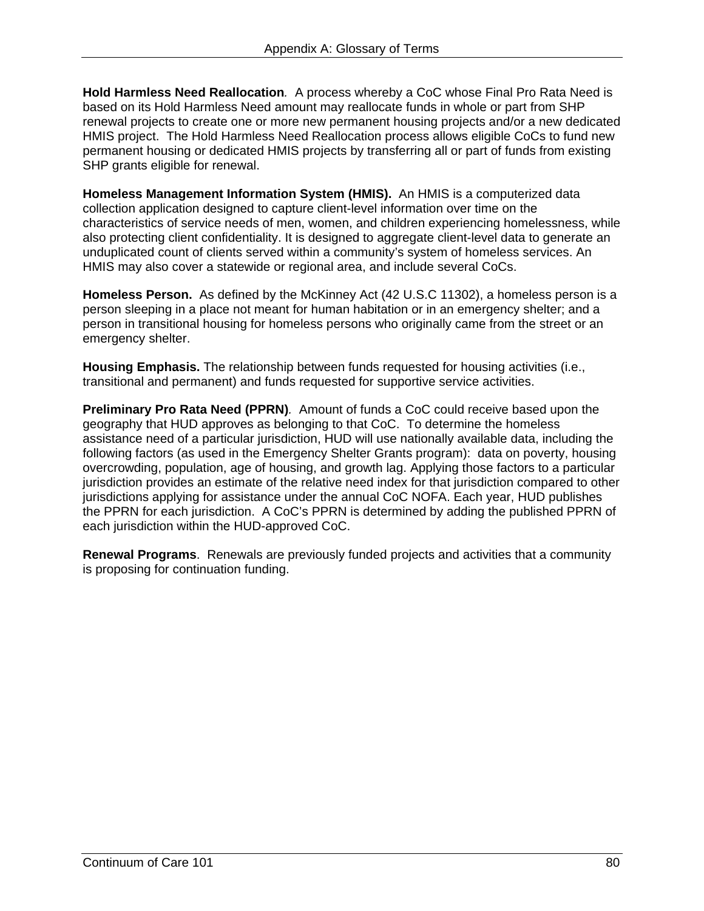**Hold Harmless Need Reallocation***.* A process whereby a CoC whose Final Pro Rata Need is based on its Hold Harmless Need amount may reallocate funds in whole or part from SHP renewal projects to create one or more new permanent housing projects and/or a new dedicated HMIS project. The Hold Harmless Need Reallocation process allows eligible CoCs to fund new permanent housing or dedicated HMIS projects by transferring all or part of funds from existing SHP grants eligible for renewal.

**Homeless Management Information System (HMIS).** An HMIS is a computerized data collection application designed to capture client-level information over time on the characteristics of service needs of men, women, and children experiencing homelessness, while also protecting client confidentiality. It is designed to aggregate client-level data to generate an unduplicated count of clients served within a community's system of homeless services. An HMIS may also cover a statewide or regional area, and include several CoCs.

**Homeless Person.** As defined by the McKinney Act (42 U.S.C 11302), a homeless person is a person sleeping in a place not meant for human habitation or in an emergency shelter; and a person in transitional housing for homeless persons who originally came from the street or an emergency shelter.

**Housing Emphasis.** The relationship between funds requested for housing activities (i.e., transitional and permanent) and funds requested for supportive service activities.

**Preliminary Pro Rata Need (PPRN)***.* Amount of funds a CoC could receive based upon the geography that HUD approves as belonging to that CoC. To determine the homeless assistance need of a particular jurisdiction, HUD will use nationally available data, including the following factors (as used in the Emergency Shelter Grants program): data on poverty, housing overcrowding, population, age of housing, and growth lag. Applying those factors to a particular jurisdiction provides an estimate of the relative need index for that jurisdiction compared to other jurisdictions applying for assistance under the annual CoC NOFA. Each year, HUD publishes the PPRN for each jurisdiction. A CoC's PPRN is determined by adding the published PPRN of each jurisdiction within the HUD-approved CoC.

**Renewal Programs**. Renewals are previously funded projects and activities that a community is proposing for continuation funding.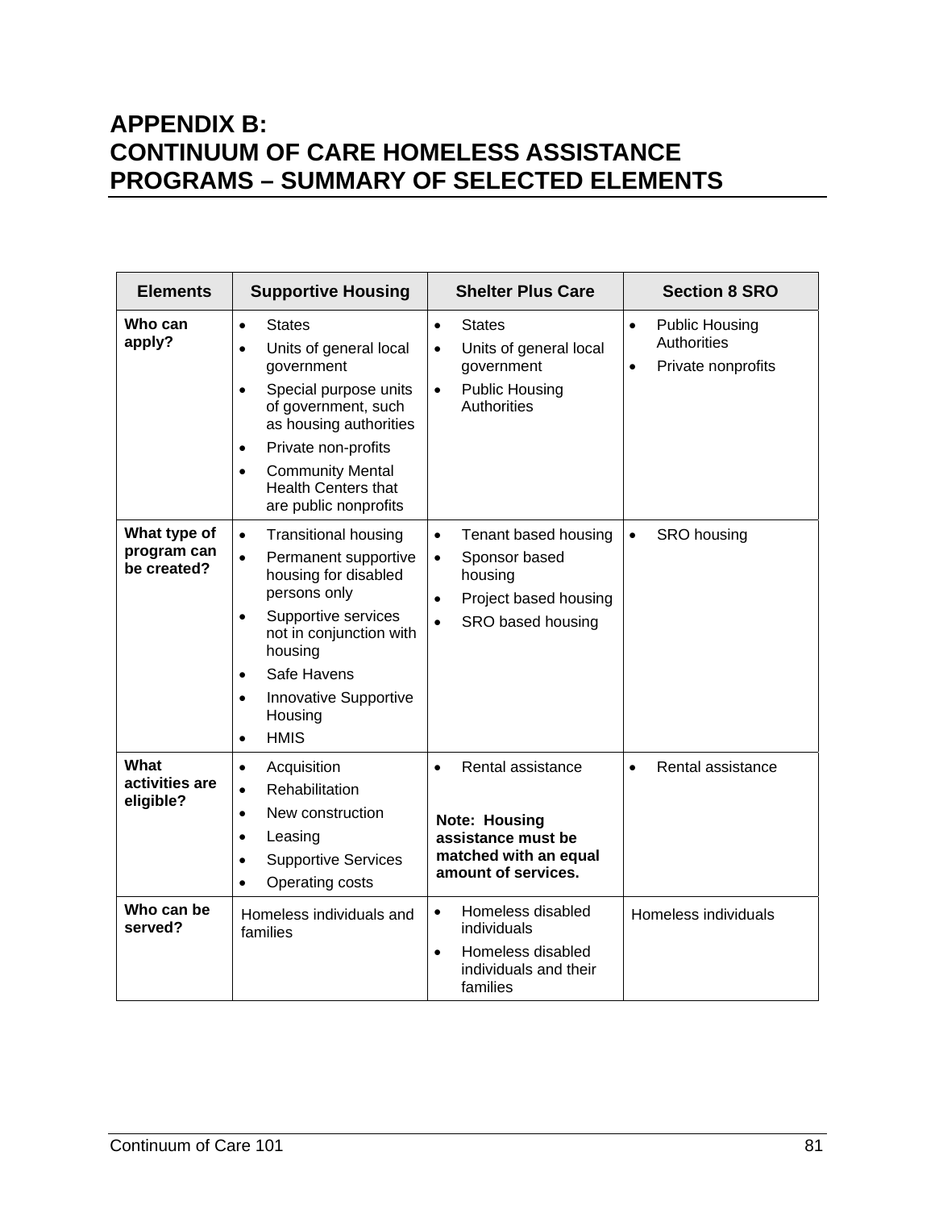# APPENDIX B: CONTINUUM OF CARE HOMELESS ASSISTANCE PROGRAMS – SUMMARY OF SELECTED ELEMENTS

| Elements | Supportive Housing | Shelter Plus Care | Section 8 SRO |
|---|---|---|---|
| **Who can apply?** | • States<br>• Units of general local government<br>• Special purpose units of government, such as housing authorities<br>• Private non-profits<br>• Community Mental Health Centers that are public nonprofits | • States<br>• Units of general local government<br>• Public Housing Authorities | • Public Housing Authorities<br>• Private nonprofits |
| **What type of program can be created?** | • Transitional housing<br>• Permanent supportive housing for disabled persons only<br>• Supportive services not in conjunction with housing<br>• Safe Havens<br>• Innovative Supportive Housing<br>• HMIS | • Tenant based housing<br>• Sponsor based housing<br>• Project based housing<br>• SRO based housing | • SRO housing |
| **What activities are eligible?** | • Acquisition<br>• Rehabilitation<br>• New construction<br>• Leasing<br>• Supportive Services<br>• Operating costs | • Rental assistance<br><br>**Note: Housing assistance must be matched with an equal amount of services.** | • Rental assistance |
| **Who can be served?** | Homeless individuals and families | • Homeless disabled individuals<br>• Homeless disabled individuals and their families | Homeless individuals |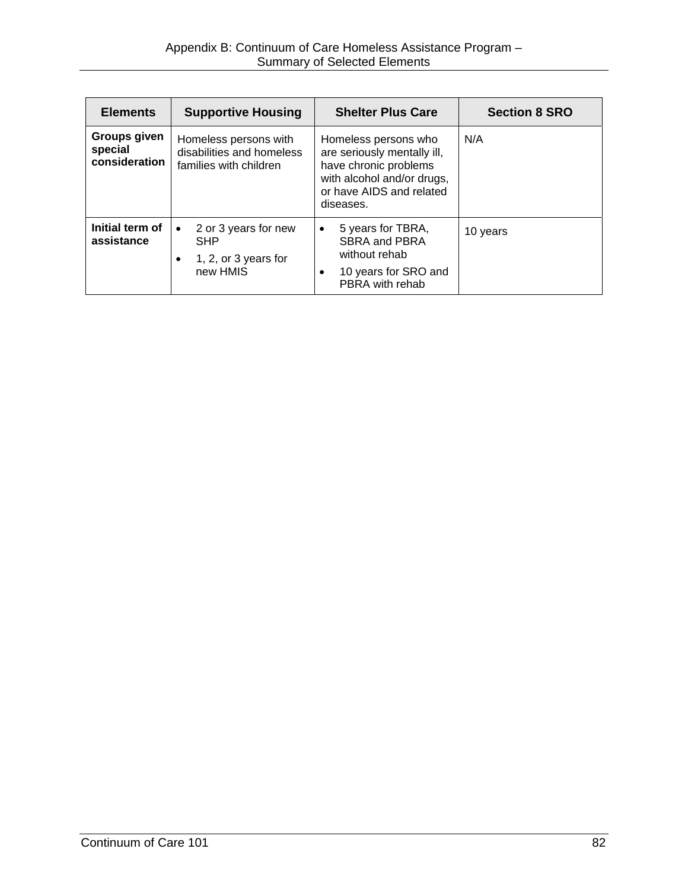| Elements | Supportive Housing | Shelter Plus Care | Section 8 SRO |
|---|---|---|---|
| **Groups given special consideration** | Homeless persons with disabilities and homeless families with children | Homeless persons who are seriously mentally ill, have chronic problems with alcohol and/or drugs, or have AIDS and related diseases. | N/A |
| **Initial term of assistance** | • 2 or 3 years for new SHP<br>• 1, 2, or 3 years for new HMIS | • 5 years for TBRA, SBRA and PBRA without rehab<br>• 10 years for SRO and PBRA with rehab | 10 years |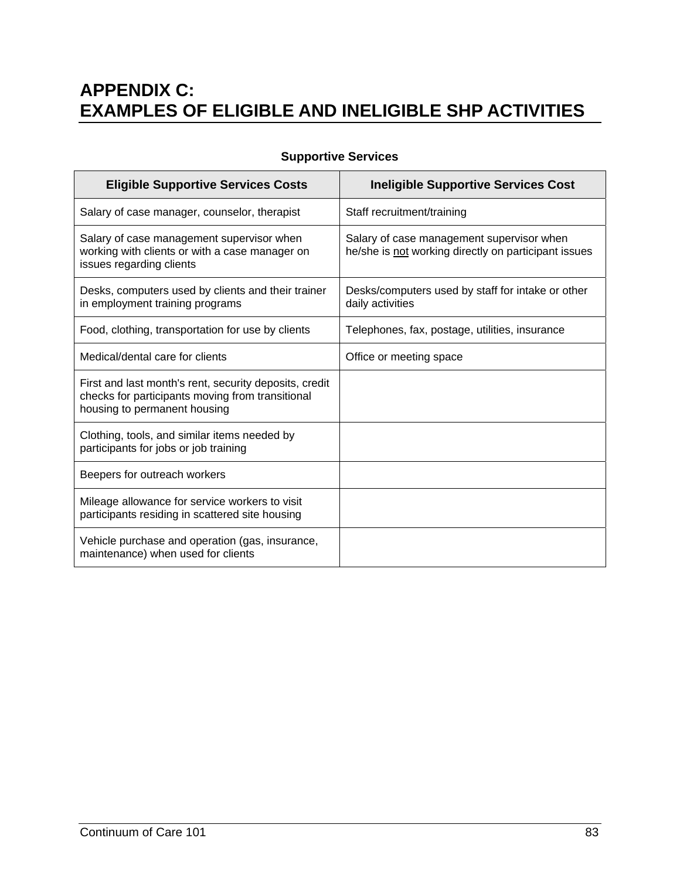# APPENDIX C:
# EXAMPLES OF ELIGIBLE AND INELIGIBLE SHP ACTIVITIES

**Supportive Services**

| Eligible Supportive Services Costs | Ineligible Supportive Services Cost |
|---|---|
| Salary of case manager, counselor, therapist | Staff recruitment/training |
| Salary of case management supervisor when working with clients or with a case manager on issues regarding clients | Salary of case management supervisor when he/she is not working directly on participant issues |
| Desks, computers used by clients and their trainer in employment training programs | Desks/computers used by staff for intake or other daily activities |
| Food, clothing, transportation for use by clients | Telephones, fax, postage, utilities, insurance |
| Medical/dental care for clients | Office or meeting space |
| First and last month's rent, security deposits, credit checks for participants moving from transitional housing to permanent housing | |
| Clothing, tools, and similar items needed by participants for jobs or job training | |
| Beepers for outreach workers | |
| Mileage allowance for service workers to visit participants residing in scattered site housing | |
| Vehicle purchase and operation (gas, insurance, maintenance) when used for clients | |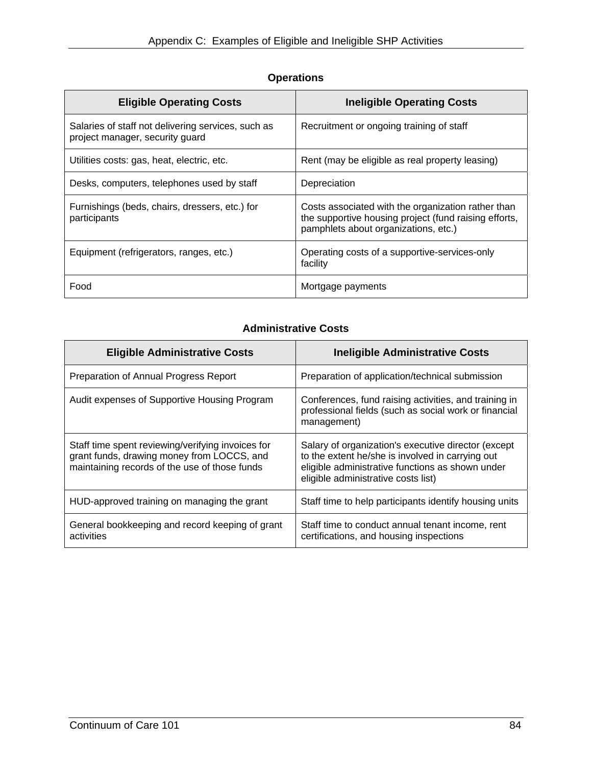### Operations

| Eligible Operating Costs | Ineligible Operating Costs |
| --- | --- |
| Salaries of staff not delivering services, such as project manager, security guard | Recruitment or ongoing training of staff |
| Utilities costs: gas, heat, electric, etc. | Rent (may be eligible as real property leasing) |
| Desks, computers, telephones used by staff | Depreciation |
| Furnishings (beds, chairs, dressers, etc.) for participants | Costs associated with the organization rather than the supportive housing project (fund raising efforts, pamphlets about organizations, etc.) |
| Equipment (refrigerators, ranges, etc.) | Operating costs of a supportive-services-only facility |
| Food | Mortgage payments |

### Administrative Costs

| Eligible Administrative Costs | Ineligible Administrative Costs |
| --- | --- |
| Preparation of Annual Progress Report | Preparation of application/technical submission |
| Audit expenses of Supportive Housing Program | Conferences, fund raising activities, and training in professional fields (such as social work or financial management) |
| Staff time spent reviewing/verifying invoices for grant funds, drawing money from LOCCS, and maintaining records of the use of those funds | Salary of organization's executive director (except to the extent he/she is involved in carrying out eligible administrative functions as shown under eligible administrative costs list) |
| HUD-approved training on managing the grant | Staff time to help participants identify housing units |
| General bookkeeping and record keeping of grant activities | Staff time to conduct annual tenant income, rent certifications, and housing inspections |